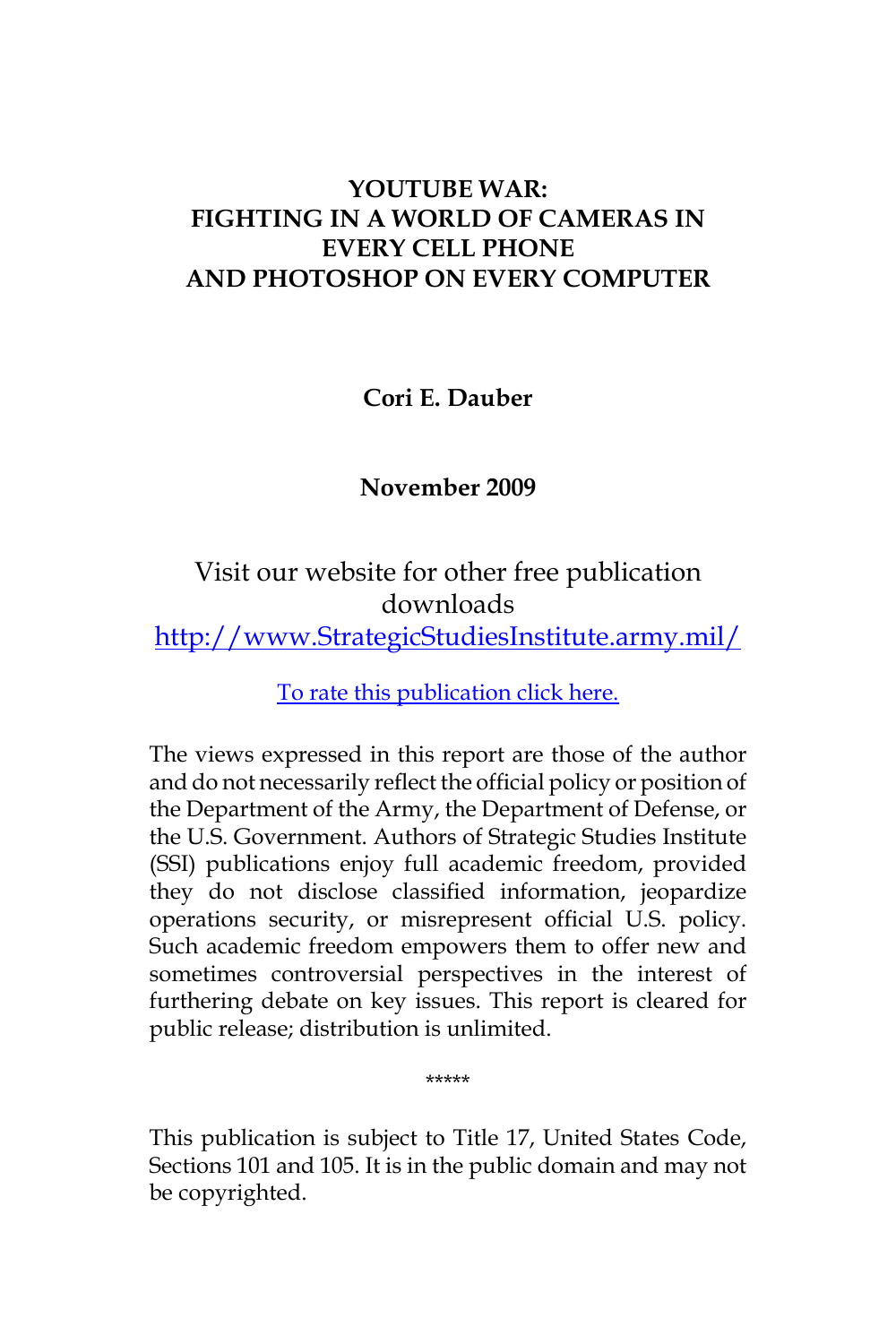# YOUTUBE WAR:
# FIGHTING IN A WORLD OF CAMERAS IN EVERY CELL PHONE AND PHOTOSHOP ON EVERY COMPUTER

**Cori E. Dauber**

**November 2009**

Visit our website for other free publication downloads
[http://www.StrategicStudiesInstitute.army.mil/](http://www.StrategicStudiesInstitute.army.mil/)

To rate this publication click here.

The views expressed in this report are those of the author and do not necessarily reflect the official policy or position of the Department of the Army, the Department of Defense, or the U.S. Government. Authors of Strategic Studies Institute (SSI) publications enjoy full academic freedom, provided they do not disclose classified information, jeopardize operations security, or misrepresent official U.S. policy. Such academic freedom empowers them to offer new and sometimes controversial perspectives in the interest of furthering debate on key issues. This report is cleared for public release; distribution is unlimited.

*****

This publication is subject to Title 17, United States Code, Sections 101 and 105. It is in the public domain and may not be copyrighted.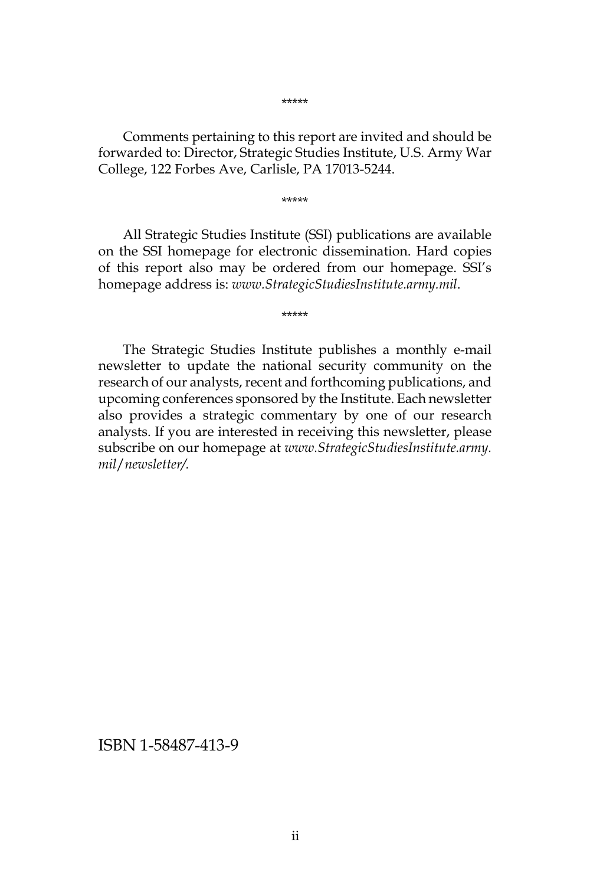*****

Comments pertaining to this report are invited and should be forwarded to: Director, Strategic Studies Institute, U.S. Army War College, 122 Forbes Ave, Carlisle, PA 17013-5244.

*****

All Strategic Studies Institute (SSI) publications are available on the SSI homepage for electronic dissemination. Hard copies of this report also may be ordered from our homepage. SSI's homepage address is: *www.StrategicStudiesInstitute.army.mil*.

*****

The Strategic Studies Institute publishes a monthly e-mail newsletter to update the national security community on the research of our analysts, recent and forthcoming publications, and upcoming conferences sponsored by the Institute. Each newsletter also provides a strategic commentary by one of our research analysts. If you are interested in receiving this newsletter, please subscribe on our homepage at *www.StrategicStudiesInstitute.army.mil/newsletter/.*

ISBN 1-58487-413-9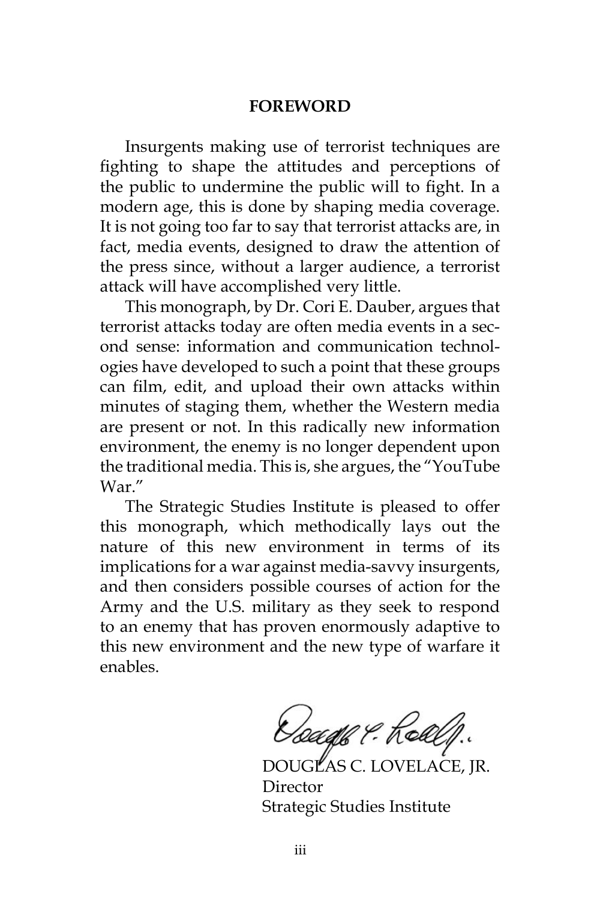## FOREWORD

Insurgents making use of terrorist techniques are fighting to shape the attitudes and perceptions of the public to undermine the public will to fight. In a modern age, this is done by shaping media coverage. It is not going too far to say that terrorist attacks are, in fact, media events, designed to draw the attention of the press since, without a larger audience, a terrorist attack will have accomplished very little.

This monograph, by Dr. Cori E. Dauber, argues that terrorist attacks today are often media events in a second sense: information and communication technologies have developed to such a point that these groups can film, edit, and upload their own attacks within minutes of staging them, whether the Western media are present or not. In this radically new information environment, the enemy is no longer dependent upon the traditional media. This is, she argues, the "YouTube War."

The Strategic Studies Institute is pleased to offer this monograph, which methodically lays out the nature of this new environment in terms of its implications for a war against media-savvy insurgents, and then considers possible courses of action for the Army and the U.S. military as they seek to respond to an enemy that has proven enormously adaptive to this new environment and the new type of warfare it enables.

DOUGLAS C. LOVELACE, JR.
Director
Strategic Studies Institute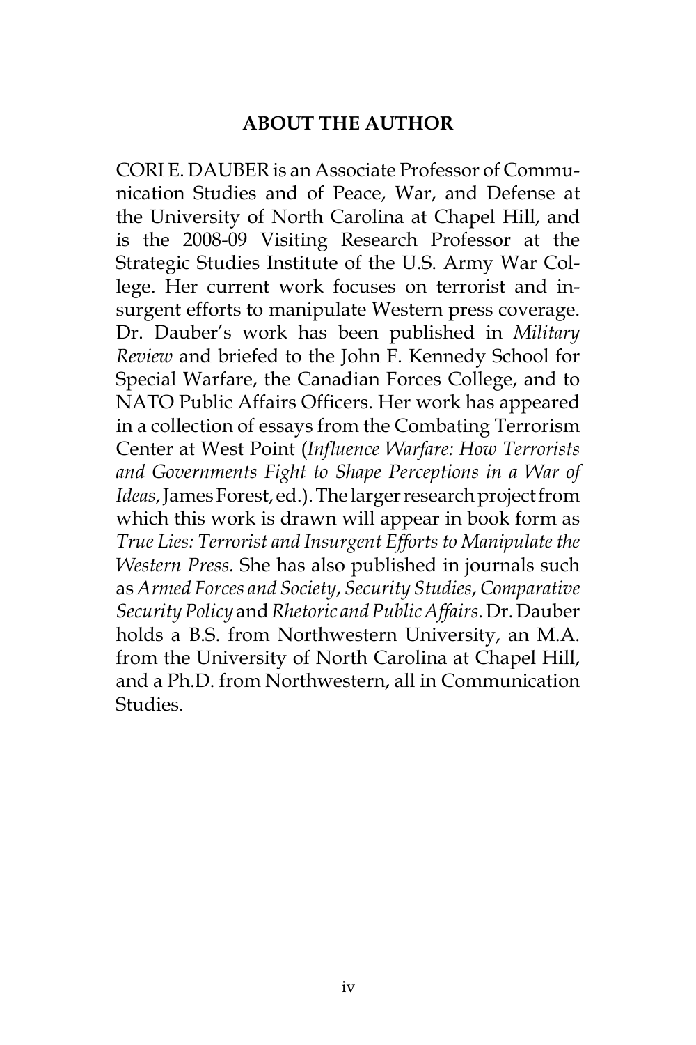## ABOUT THE AUTHOR

CORI E. DAUBER is an Associate Professor of Communication Studies and of Peace, War, and Defense at the University of North Carolina at Chapel Hill, and is the 2008-09 Visiting Research Professor at the Strategic Studies Institute of the U.S. Army War College. Her current work focuses on terrorist and insurgent efforts to manipulate Western press coverage. Dr. Dauber's work has been published in *Military Review* and briefed to the John F. Kennedy School for Special Warfare, the Canadian Forces College, and to NATO Public Affairs Officers. Her work has appeared in a collection of essays from the Combating Terrorism Center at West Point (*Influence Warfare: How Terrorists and Governments Fight to Shape Perceptions in a War of Ideas*, James Forest, ed.). The larger research project from which this work is drawn will appear in book form as *True Lies: Terrorist and Insurgent Efforts to Manipulate the Western Press.* She has also published in journals such as *Armed Forces and Society*, *Security Studies*, *Comparative Security Policy* and *Rhetoric and Public Affairs*. Dr. Dauber holds a B.S. from Northwestern University, an M.A. from the University of North Carolina at Chapel Hill, and a Ph.D. from Northwestern, all in Communication Studies.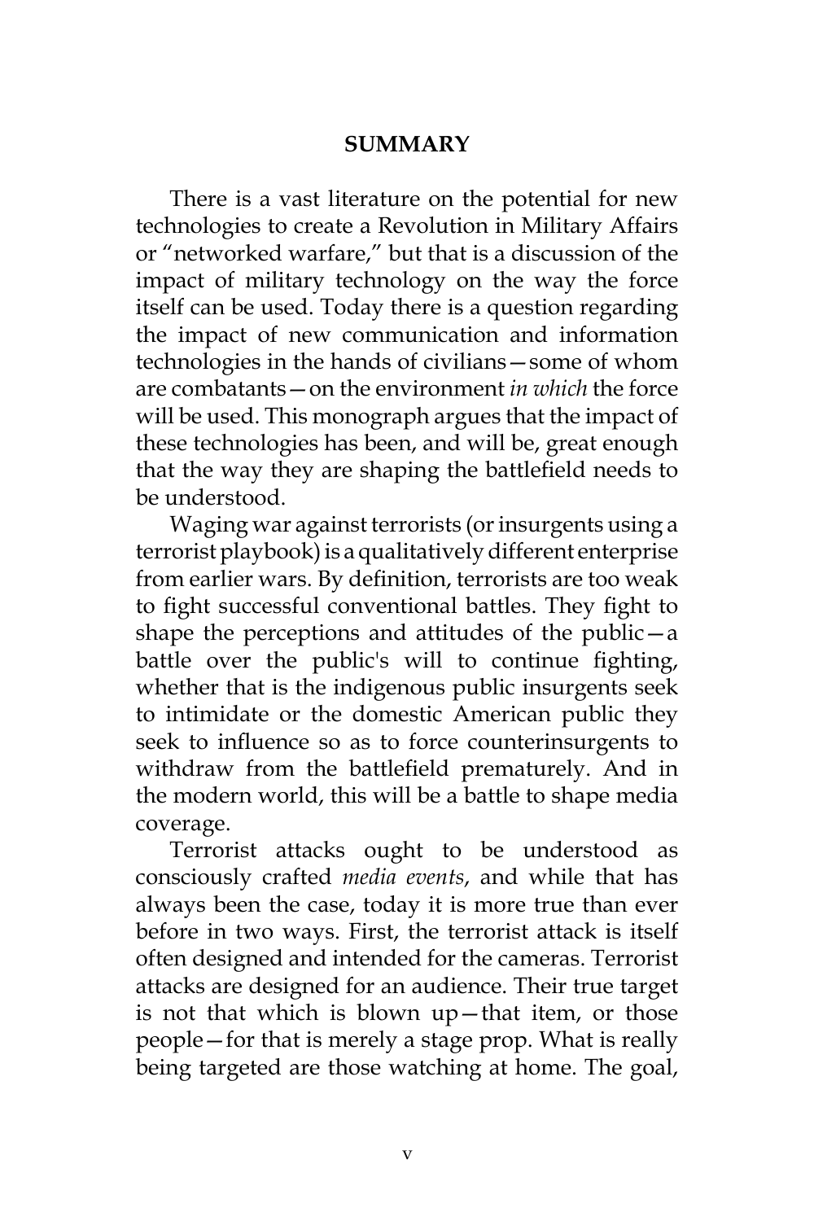## SUMMARY

There is a vast literature on the potential for new technologies to create a Revolution in Military Affairs or "networked warfare," but that is a discussion of the impact of military technology on the way the force itself can be used. Today there is a question regarding the impact of new communication and information technologies in the hands of civilians—some of whom are combatants—on the environment *in which* the force will be used. This monograph argues that the impact of these technologies has been, and will be, great enough that the way they are shaping the battlefield needs to be understood.

Waging war against terrorists (or insurgents using a terrorist playbook) is a qualitatively different enterprise from earlier wars. By definition, terrorists are too weak to fight successful conventional battles. They fight to shape the perceptions and attitudes of the public—a battle over the public's will to continue fighting, whether that is the indigenous public insurgents seek to intimidate or the domestic American public they seek to influence so as to force counterinsurgents to withdraw from the battlefield prematurely. And in the modern world, this will be a battle to shape media coverage.

Terrorist attacks ought to be understood as consciously crafted *media events*, and while that has always been the case, today it is more true than ever before in two ways. First, the terrorist attack is itself often designed and intended for the cameras. Terrorist attacks are designed for an audience. Their true target is not that which is blown up—that item, or those people—for that is merely a stage prop. What is really being targeted are those watching at home. The goal,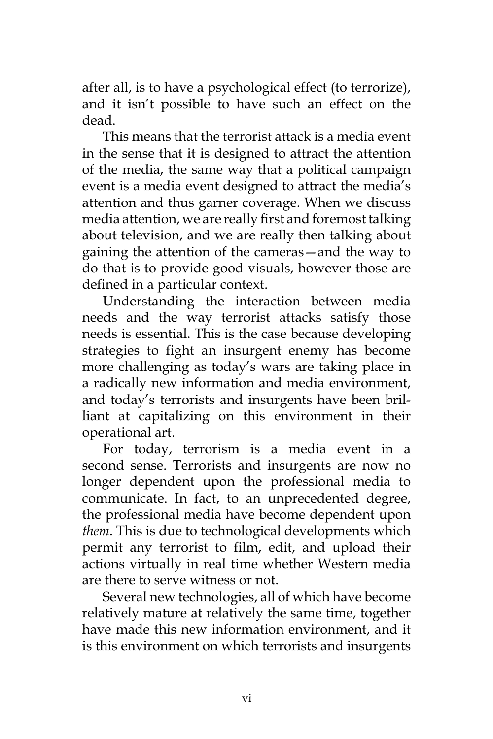after all, is to have a psychological effect (to terrorize), and it isn't possible to have such an effect on the dead.

This means that the terrorist attack is a media event in the sense that it is designed to attract the attention of the media, the same way that a political campaign event is a media event designed to attract the media's attention and thus garner coverage. When we discuss media attention, we are really first and foremost talking about television, and we are really then talking about gaining the attention of the cameras—and the way to do that is to provide good visuals, however those are defined in a particular context.

Understanding the interaction between media needs and the way terrorist attacks satisfy those needs is essential. This is the case because developing strategies to fight an insurgent enemy has become more challenging as today's wars are taking place in a radically new information and media environment, and today's terrorists and insurgents have been brilliant at capitalizing on this environment in their operational art.

For today, terrorism is a media event in a second sense. Terrorists and insurgents are now no longer dependent upon the professional media to communicate. In fact, to an unprecedented degree, the professional media have become dependent upon *them*. This is due to technological developments which permit any terrorist to film, edit, and upload their actions virtually in real time whether Western media are there to serve witness or not.

Several new technologies, all of which have become relatively mature at relatively the same time, together have made this new information environment, and it is this environment on which terrorists and insurgents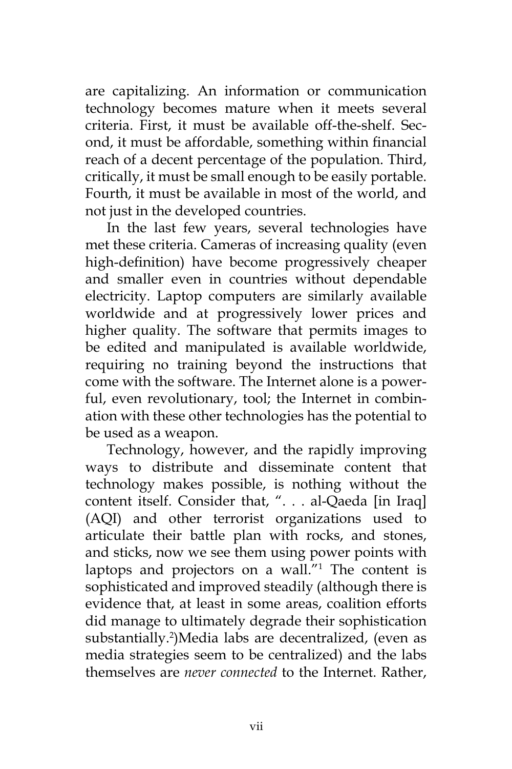are capitalizing. An information or communication technology becomes mature when it meets several criteria. First, it must be available off-the-shelf. Second, it must be affordable, something within financial reach of a decent percentage of the population. Third, critically, it must be small enough to be easily portable. Fourth, it must be available in most of the world, and not just in the developed countries.

In the last few years, several technologies have met these criteria. Cameras of increasing quality (even high-definition) have become progressively cheaper and smaller even in countries without dependable electricity. Laptop computers are similarly available worldwide and at progressively lower prices and higher quality. The software that permits images to be edited and manipulated is available worldwide, requiring no training beyond the instructions that come with the software. The Internet alone is a powerful, even revolutionary, tool; the Internet in combination with these other technologies has the potential to be used as a weapon.

Technology, however, and the rapidly improving ways to distribute and disseminate content that technology makes possible, is nothing without the content itself. Consider that, ". . . al-Qaeda [in Iraq] (AQI) and other terrorist organizations used to articulate their battle plan with rocks, and stones, and sticks, now we see them using power points with laptops and projectors on a wall."[1] The content is sophisticated and improved steadily (although there is evidence that, at least in some areas, coalition efforts did manage to ultimately degrade their sophistication substantially.[2])Media labs are decentralized, (even as media strategies seem to be centralized) and the labs themselves are *never connected* to the Internet. Rather,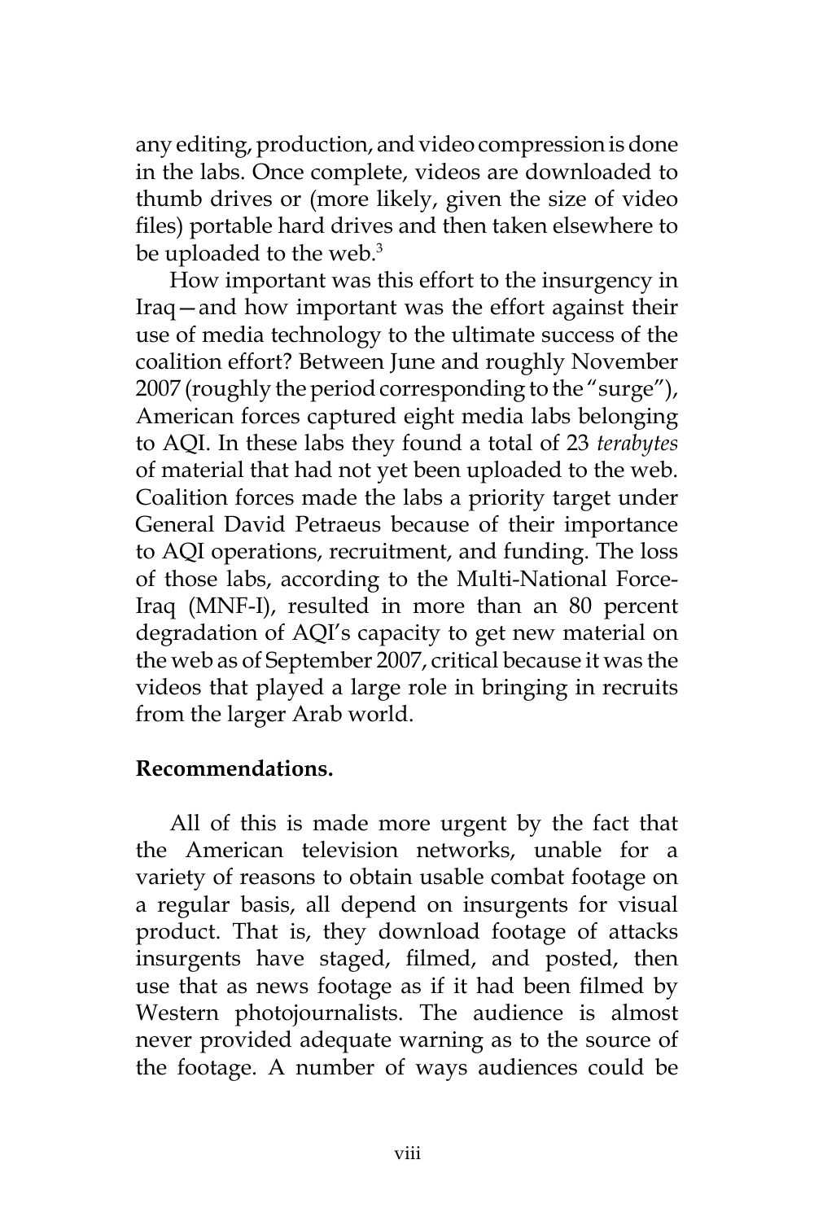any editing, production, and video compression is done in the labs. Once complete, videos are downloaded to thumb drives or (more likely, given the size of video files) portable hard drives and then taken elsewhere to be uploaded to the web.[3]

How important was this effort to the insurgency in Iraq—and how important was the effort against their use of media technology to the ultimate success of the coalition effort? Between June and roughly November 2007 (roughly the period corresponding to the "surge"), American forces captured eight media labs belonging to AQI. In these labs they found a total of 23 *terabytes* of material that had not yet been uploaded to the web. Coalition forces made the labs a priority target under General David Petraeus because of their importance to AQI operations, recruitment, and funding. The loss of those labs, according to the Multi-National Force-Iraq (MNF-I), resulted in more than an 80 percent degradation of AQI's capacity to get new material on the web as of September 2007, critical because it was the videos that played a large role in bringing in recruits from the larger Arab world.

**Recommendations.**

All of this is made more urgent by the fact that the American television networks, unable for a variety of reasons to obtain usable combat footage on a regular basis, all depend on insurgents for visual product. That is, they download footage of attacks insurgents have staged, filmed, and posted, then use that as news footage as if it had been filmed by Western photojournalists. The audience is almost never provided adequate warning as to the source of the footage. A number of ways audiences could be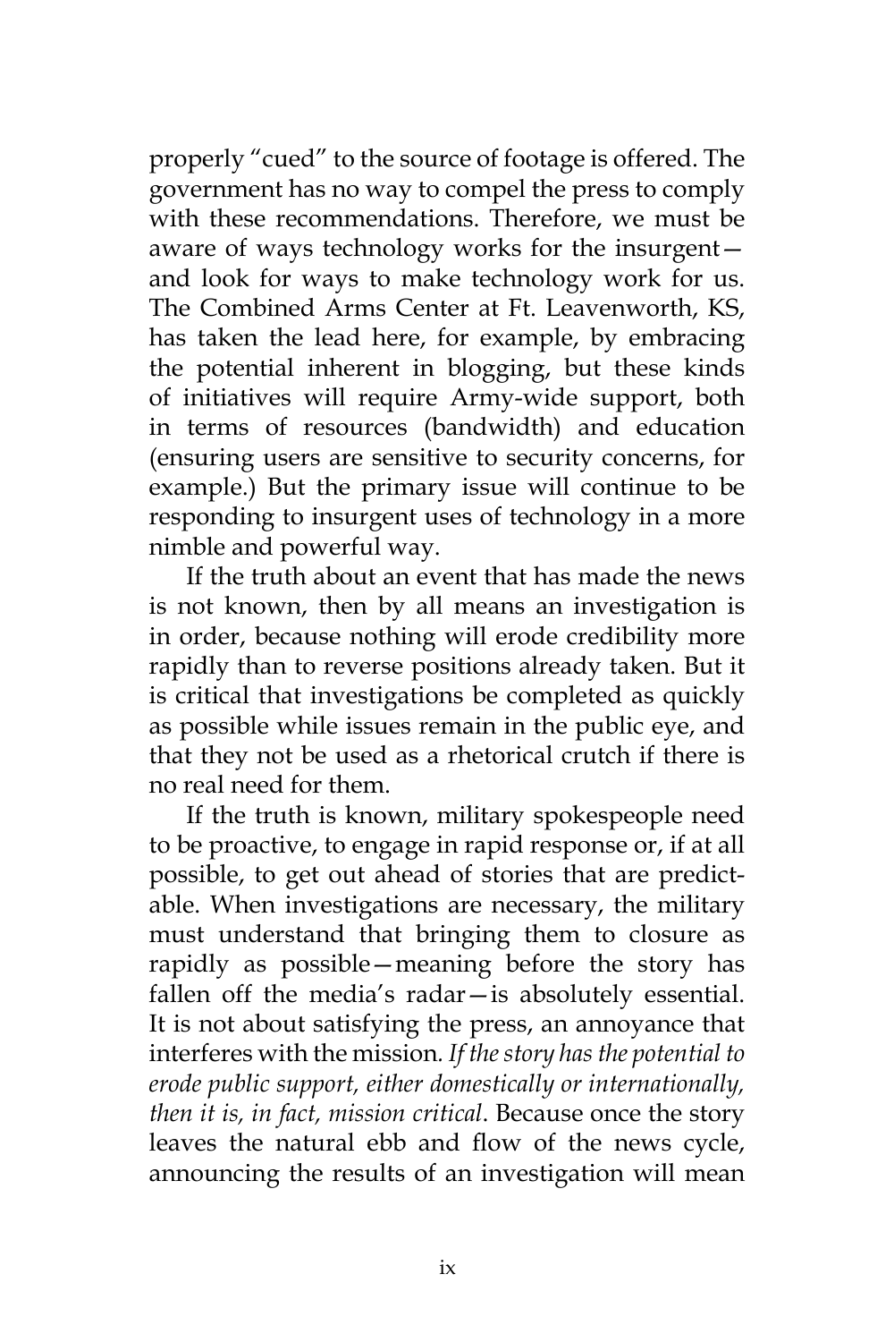properly "cued" to the source of footage is offered. The government has no way to compel the press to comply with these recommendations. Therefore, we must be aware of ways technology works for the insurgent—and look for ways to make technology work for us. The Combined Arms Center at Ft. Leavenworth, KS, has taken the lead here, for example, by embracing the potential inherent in blogging, but these kinds of initiatives will require Army-wide support, both in terms of resources (bandwidth) and education (ensuring users are sensitive to security concerns, for example.) But the primary issue will continue to be responding to insurgent uses of technology in a more nimble and powerful way.

If the truth about an event that has made the news is not known, then by all means an investigation is in order, because nothing will erode credibility more rapidly than to reverse positions already taken. But it is critical that investigations be completed as quickly as possible while issues remain in the public eye, and that they not be used as a rhetorical crutch if there is no real need for them.

If the truth is known, military spokespeople need to be proactive, to engage in rapid response or, if at all possible, to get out ahead of stories that are predictable. When investigations are necessary, the military must understand that bringing them to closure as rapidly as possible—meaning before the story has fallen off the media's radar—is absolutely essential. It is not about satisfying the press, an annoyance that interferes with the mission. *If the story has the potential to erode public support, either domestically or internationally, then it is, in fact, mission critical*. Because once the story leaves the natural ebb and flow of the news cycle, announcing the results of an investigation will mean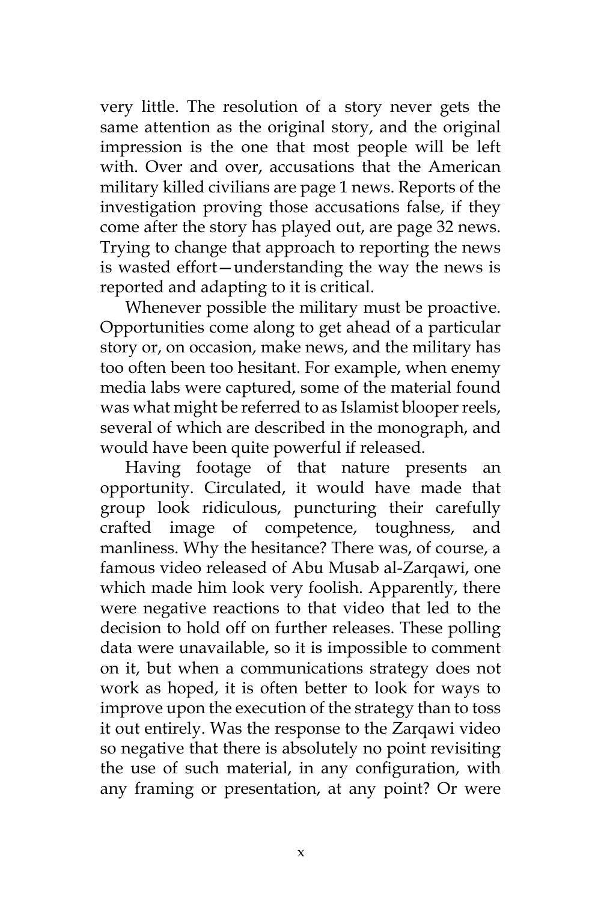very little. The resolution of a story never gets the same attention as the original story, and the original impression is the one that most people will be left with. Over and over, accusations that the American military killed civilians are page 1 news. Reports of the investigation proving those accusations false, if they come after the story has played out, are page 32 news. Trying to change that approach to reporting the news is wasted effort—understanding the way the news is reported and adapting to it is critical.

Whenever possible the military must be proactive. Opportunities come along to get ahead of a particular story or, on occasion, make news, and the military has too often been too hesitant. For example, when enemy media labs were captured, some of the material found was what might be referred to as Islamist blooper reels, several of which are described in the monograph, and would have been quite powerful if released.

Having footage of that nature presents an opportunity. Circulated, it would have made that group look ridiculous, puncturing their carefully crafted image of competence, toughness, and manliness. Why the hesitance? There was, of course, a famous video released of Abu Musab al-Zarqawi, one which made him look very foolish. Apparently, there were negative reactions to that video that led to the decision to hold off on further releases. These polling data were unavailable, so it is impossible to comment on it, but when a communications strategy does not work as hoped, it is often better to look for ways to improve upon the execution of the strategy than to toss it out entirely. Was the response to the Zarqawi video so negative that there is absolutely no point revisiting the use of such material, in any configuration, with any framing or presentation, at any point? Or were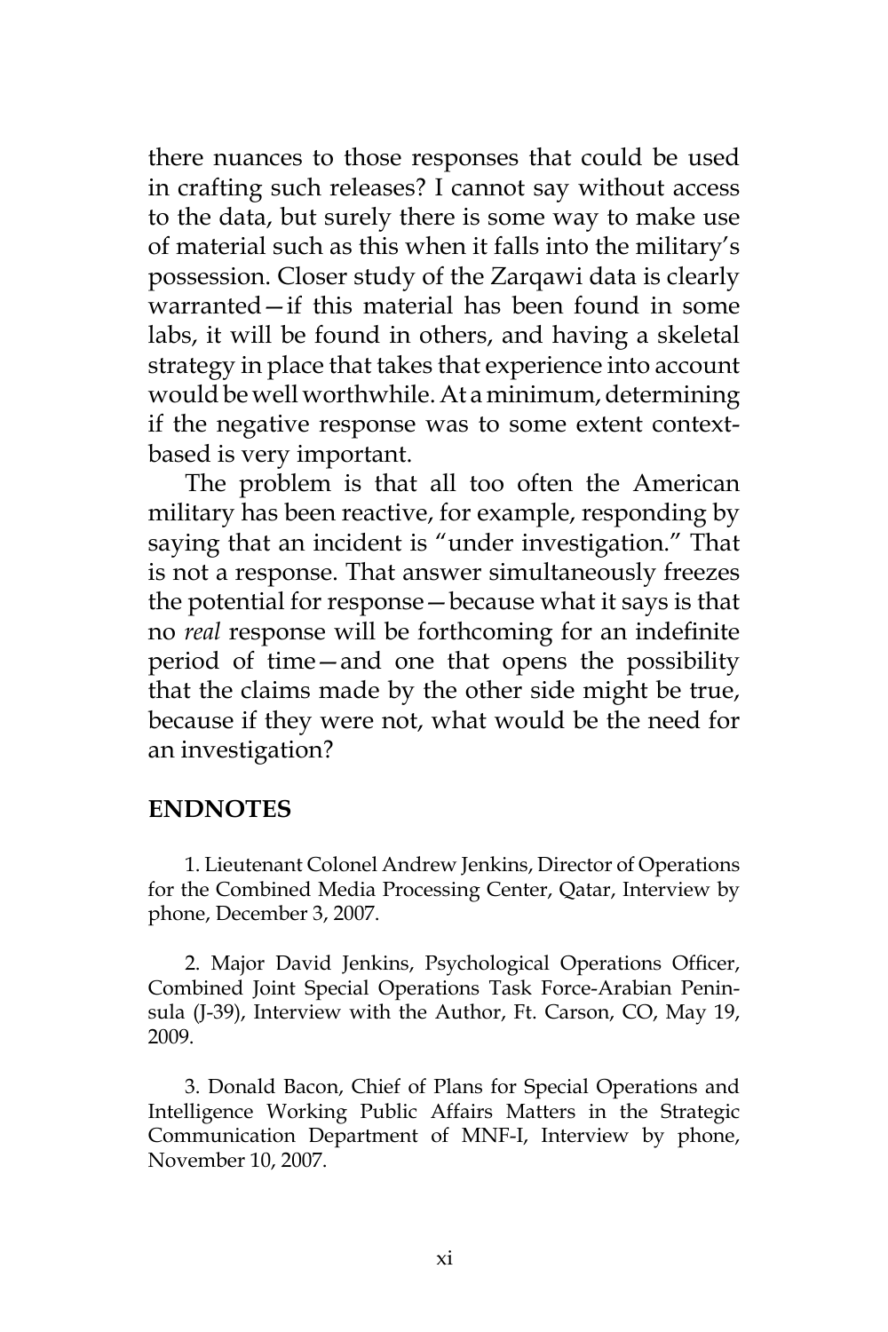there nuances to those responses that could be used in crafting such releases? I cannot say without access to the data, but surely there is some way to make use of material such as this when it falls into the military's possession. Closer study of the Zarqawi data is clearly warranted—if this material has been found in some labs, it will be found in others, and having a skeletal strategy in place that takes that experience into account would be well worthwhile. At a minimum, determining if the negative response was to some extent context-based is very important.

The problem is that all too often the American military has been reactive, for example, responding by saying that an incident is "under investigation." That is not a response. That answer simultaneously freezes the potential for response—because what it says is that no *real* response will be forthcoming for an indefinite period of time—and one that opens the possibility that the claims made by the other side might be true, because if they were not, what would be the need for an investigation?

## ENDNOTES

1. Lieutenant Colonel Andrew Jenkins, Director of Operations for the Combined Media Processing Center, Qatar, Interview by phone, December 3, 2007.

2. Major David Jenkins, Psychological Operations Officer, Combined Joint Special Operations Task Force-Arabian Peninsula (J-39), Interview with the Author, Ft. Carson, CO, May 19, 2009.

3. Donald Bacon, Chief of Plans for Special Operations and Intelligence Working Public Affairs Matters in the Strategic Communication Department of MNF-I, Interview by phone, November 10, 2007.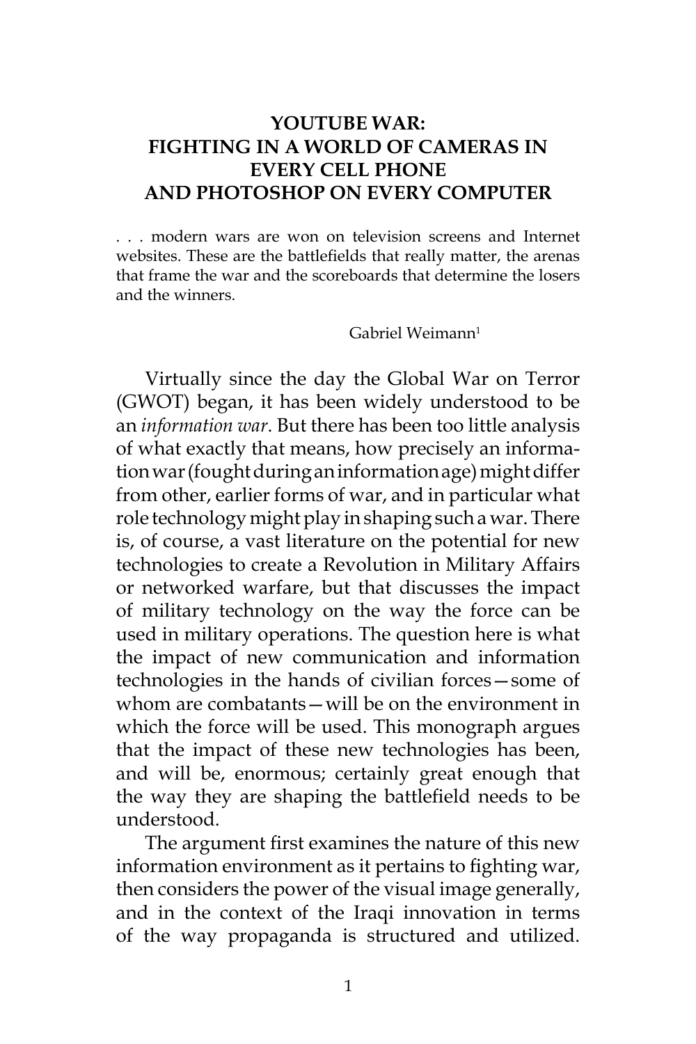# YOUTUBE WAR: FIGHTING IN A WORLD OF CAMERAS IN EVERY CELL PHONE AND PHOTOSHOP ON EVERY COMPUTER

> . . . modern wars are won on television screens and Internet websites. These are the battlefields that really matter, the arenas that frame the war and the scoreboards that determine the losers and the winners.
>
> Gabriel Weimann[1]

Virtually since the day the Global War on Terror (GWOT) began, it has been widely understood to be an *information war*. But there has been too little analysis of what exactly that means, how precisely an information war (fought during an information age) might differ from other, earlier forms of war, and in particular what role technology might play in shaping such a war. There is, of course, a vast literature on the potential for new technologies to create a Revolution in Military Affairs or networked warfare, but that discusses the impact of military technology on the way the force can be used in military operations. The question here is what the impact of new communication and information technologies in the hands of civilian forces—some of whom are combatants—will be on the environment in which the force will be used. This monograph argues that the impact of these new technologies has been, and will be, enormous; certainly great enough that the way they are shaping the battlefield needs to be understood.

The argument first examines the nature of this new information environment as it pertains to fighting war, then considers the power of the visual image generally, and in the context of the Iraqi innovation in terms of the way propaganda is structured and utilized.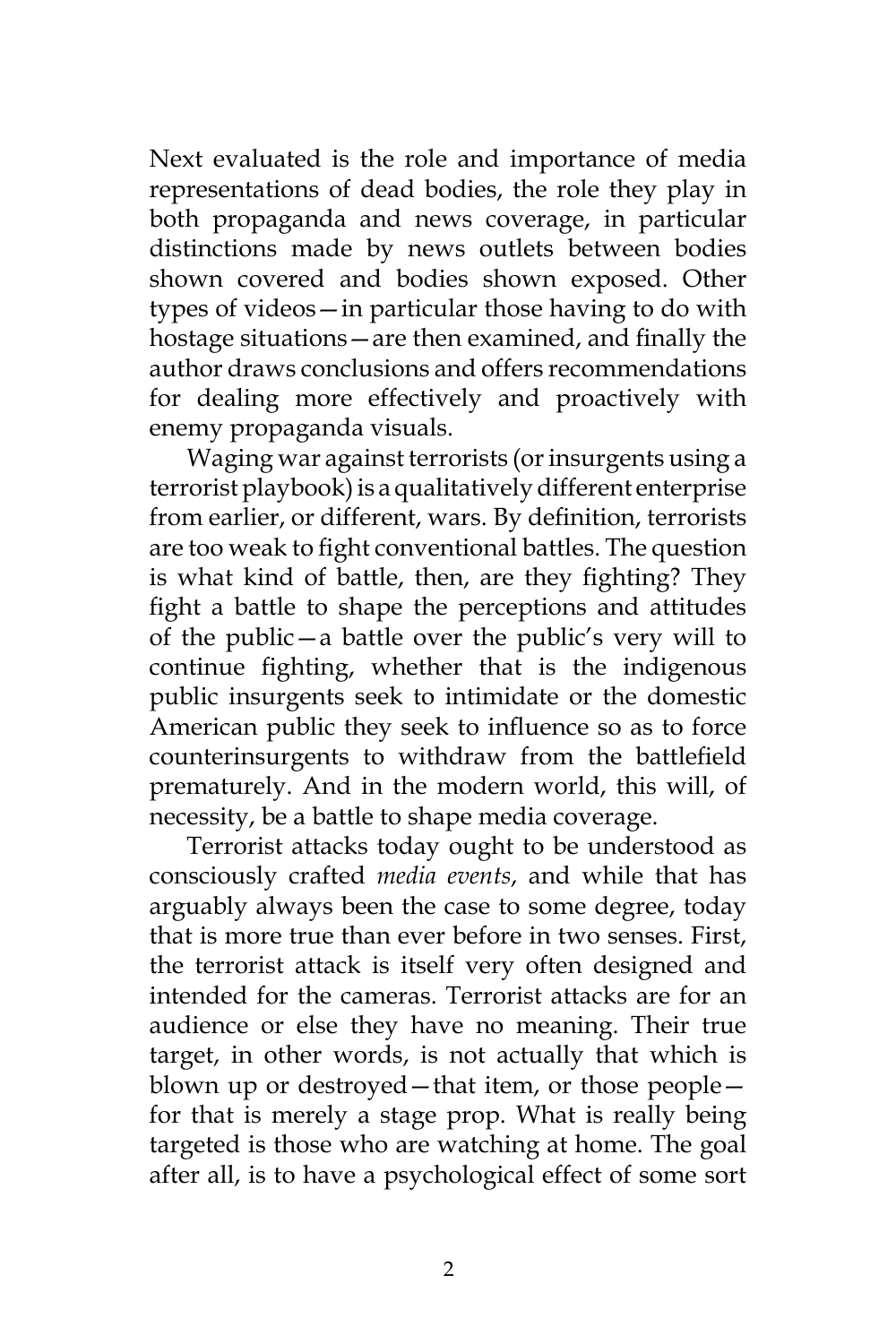Next evaluated is the role and importance of media representations of dead bodies, the role they play in both propaganda and news coverage, in particular distinctions made by news outlets between bodies shown covered and bodies shown exposed. Other types of videos—in particular those having to do with hostage situations—are then examined, and finally the author draws conclusions and offers recommendations for dealing more effectively and proactively with enemy propaganda visuals.

Waging war against terrorists (or insurgents using a terrorist playbook) is a qualitatively different enterprise from earlier, or different, wars. By definition, terrorists are too weak to fight conventional battles. The question is what kind of battle, then, are they fighting? They fight a battle to shape the perceptions and attitudes of the public—a battle over the public's very will to continue fighting, whether that is the indigenous public insurgents seek to intimidate or the domestic American public they seek to influence so as to force counterinsurgents to withdraw from the battlefield prematurely. And in the modern world, this will, of necessity, be a battle to shape media coverage.

Terrorist attacks today ought to be understood as consciously crafted *media events*, and while that has arguably always been the case to some degree, today that is more true than ever before in two senses. First, the terrorist attack is itself very often designed and intended for the cameras. Terrorist attacks are for an audience or else they have no meaning. Their true target, in other words, is not actually that which is blown up or destroyed—that item, or those people—for that is merely a stage prop. What is really being targeted is those who are watching at home. The goal after all, is to have a psychological effect of some sort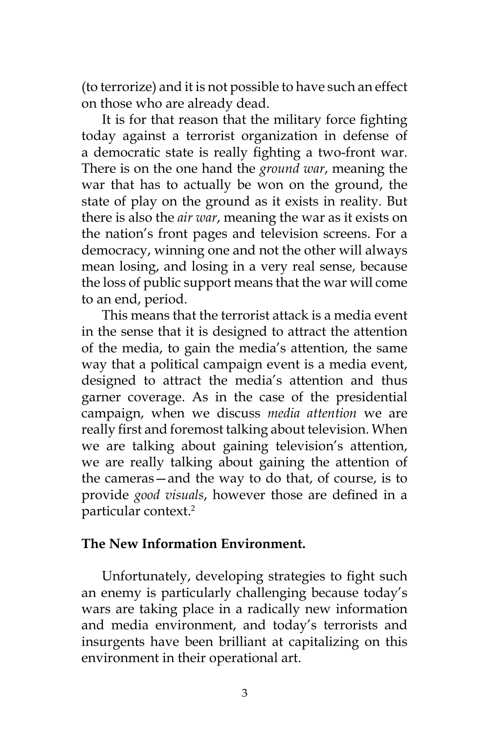(to terrorize) and it is not possible to have such an effect on those who are already dead.

It is for that reason that the military force fighting today against a terrorist organization in defense of a democratic state is really fighting a two-front war. There is on the one hand the *ground war*, meaning the war that has to actually be won on the ground, the state of play on the ground as it exists in reality. But there is also the *air war*, meaning the war as it exists on the nation's front pages and television screens. For a democracy, winning one and not the other will always mean losing, and losing in a very real sense, because the loss of public support means that the war will come to an end, period.

This means that the terrorist attack is a media event in the sense that it is designed to attract the attention of the media, to gain the media's attention, the same way that a political campaign event is a media event, designed to attract the media's attention and thus garner coverage. As in the case of the presidential campaign, when we discuss *media attention* we are really first and foremost talking about television. When we are talking about gaining television's attention, we are really talking about gaining the attention of the cameras—and the way to do that, of course, is to provide *good visuals*, however those are defined in a particular context.[2]

**The New Information Environment.**

Unfortunately, developing strategies to fight such an enemy is particularly challenging because today's wars are taking place in a radically new information and media environment, and today's terrorists and insurgents have been brilliant at capitalizing on this environment in their operational art.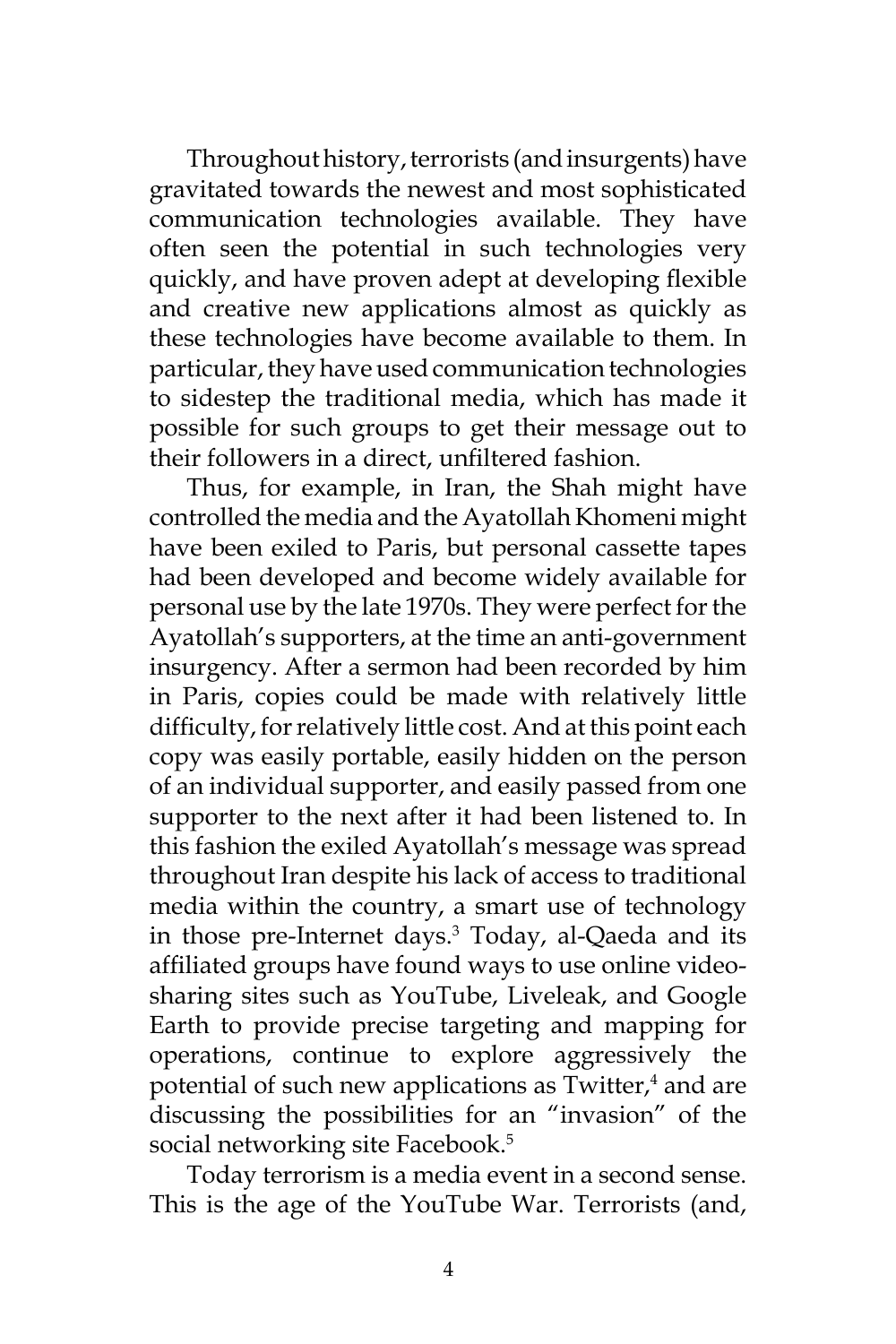Throughout history, terrorists (and insurgents) have gravitated towards the newest and most sophisticated communication technologies available. They have often seen the potential in such technologies very quickly, and have proven adept at developing flexible and creative new applications almost as quickly as these technologies have become available to them. In particular, they have used communication technologies to sidestep the traditional media, which has made it possible for such groups to get their message out to their followers in a direct, unfiltered fashion.

Thus, for example, in Iran, the Shah might have controlled the media and the Ayatollah Khomeni might have been exiled to Paris, but personal cassette tapes had been developed and become widely available for personal use by the late 1970s. They were perfect for the Ayatollah's supporters, at the time an anti-government insurgency. After a sermon had been recorded by him in Paris, copies could be made with relatively little difficulty, for relatively little cost. And at this point each copy was easily portable, easily hidden on the person of an individual supporter, and easily passed from one supporter to the next after it had been listened to. In this fashion the exiled Ayatollah's message was spread throughout Iran despite his lack of access to traditional media within the country, a smart use of technology in those pre-Internet days.[3] Today, al-Qaeda and its affiliated groups have found ways to use online video-sharing sites such as YouTube, Liveleak, and Google Earth to provide precise targeting and mapping for operations, continue to explore aggressively the potential of such new applications as Twitter,[4] and are discussing the possibilities for an "invasion" of the social networking site Facebook.[5]

Today terrorism is a media event in a second sense. This is the age of the YouTube War. Terrorists (and,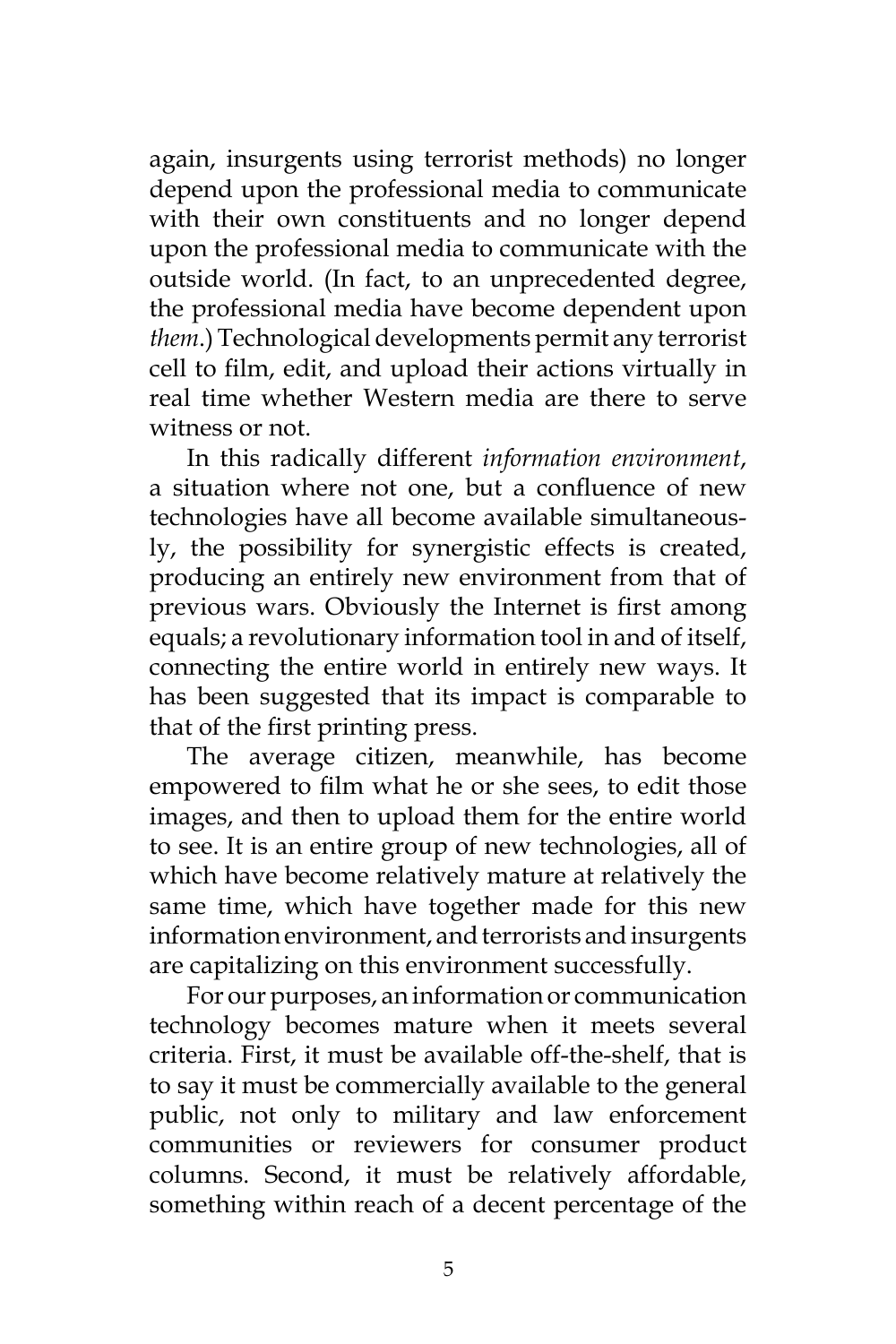again, insurgents using terrorist methods) no longer depend upon the professional media to communicate with their own constituents and no longer depend upon the professional media to communicate with the outside world. (In fact, to an unprecedented degree, the professional media have become dependent upon *them*.) Technological developments permit any terrorist cell to film, edit, and upload their actions virtually in real time whether Western media are there to serve witness or not.

In this radically different *information environment*, a situation where not one, but a confluence of new technologies have all become available simultaneously, the possibility for synergistic effects is created, producing an entirely new environment from that of previous wars. Obviously the Internet is first among equals; a revolutionary information tool in and of itself, connecting the entire world in entirely new ways. It has been suggested that its impact is comparable to that of the first printing press.

The average citizen, meanwhile, has become empowered to film what he or she sees, to edit those images, and then to upload them for the entire world to see. It is an entire group of new technologies, all of which have become relatively mature at relatively the same time, which have together made for this new information environment, and terrorists and insurgents are capitalizing on this environment successfully.

For our purposes, an information or communication technology becomes mature when it meets several criteria. First, it must be available off-the-shelf, that is to say it must be commercially available to the general public, not only to military and law enforcement communities or reviewers for consumer product columns. Second, it must be relatively affordable, something within reach of a decent percentage of the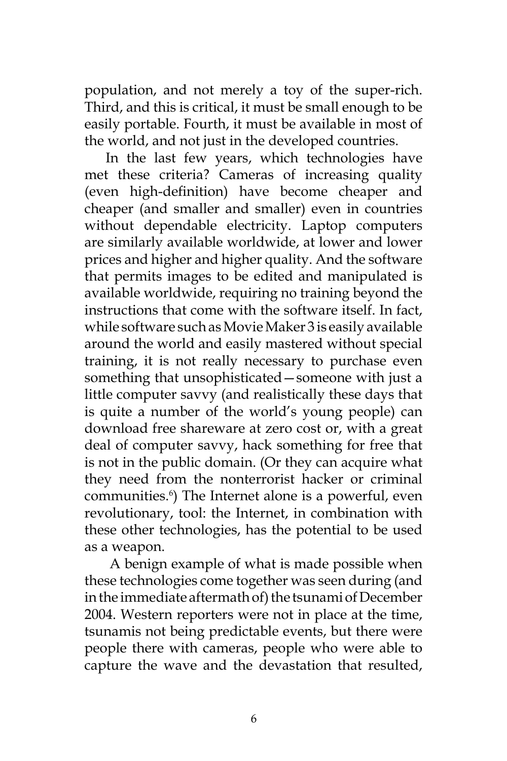population, and not merely a toy of the super-rich. Third, and this is critical, it must be small enough to be easily portable. Fourth, it must be available in most of the world, and not just in the developed countries.

In the last few years, which technologies have met these criteria? Cameras of increasing quality (even high-definition) have become cheaper and cheaper (and smaller and smaller) even in countries without dependable electricity. Laptop computers are similarly available worldwide, at lower and lower prices and higher and higher quality. And the software that permits images to be edited and manipulated is available worldwide, requiring no training beyond the instructions that come with the software itself. In fact, while software such as Movie Maker 3 is easily available around the world and easily mastered without special training, it is not really necessary to purchase even something that unsophisticated—someone with just a little computer savvy (and realistically these days that is quite a number of the world's young people) can download free shareware at zero cost or, with a great deal of computer savvy, hack something for free that is not in the public domain. (Or they can acquire what they need from the nonterrorist hacker or criminal communities.[6]) The Internet alone is a powerful, even revolutionary, tool: the Internet, in combination with these other technologies, has the potential to be used as a weapon.

A benign example of what is made possible when these technologies come together was seen during (and in the immediate aftermath of) the tsunami of December 2004. Western reporters were not in place at the time, tsunamis not being predictable events, but there were people there with cameras, people who were able to capture the wave and the devastation that resulted,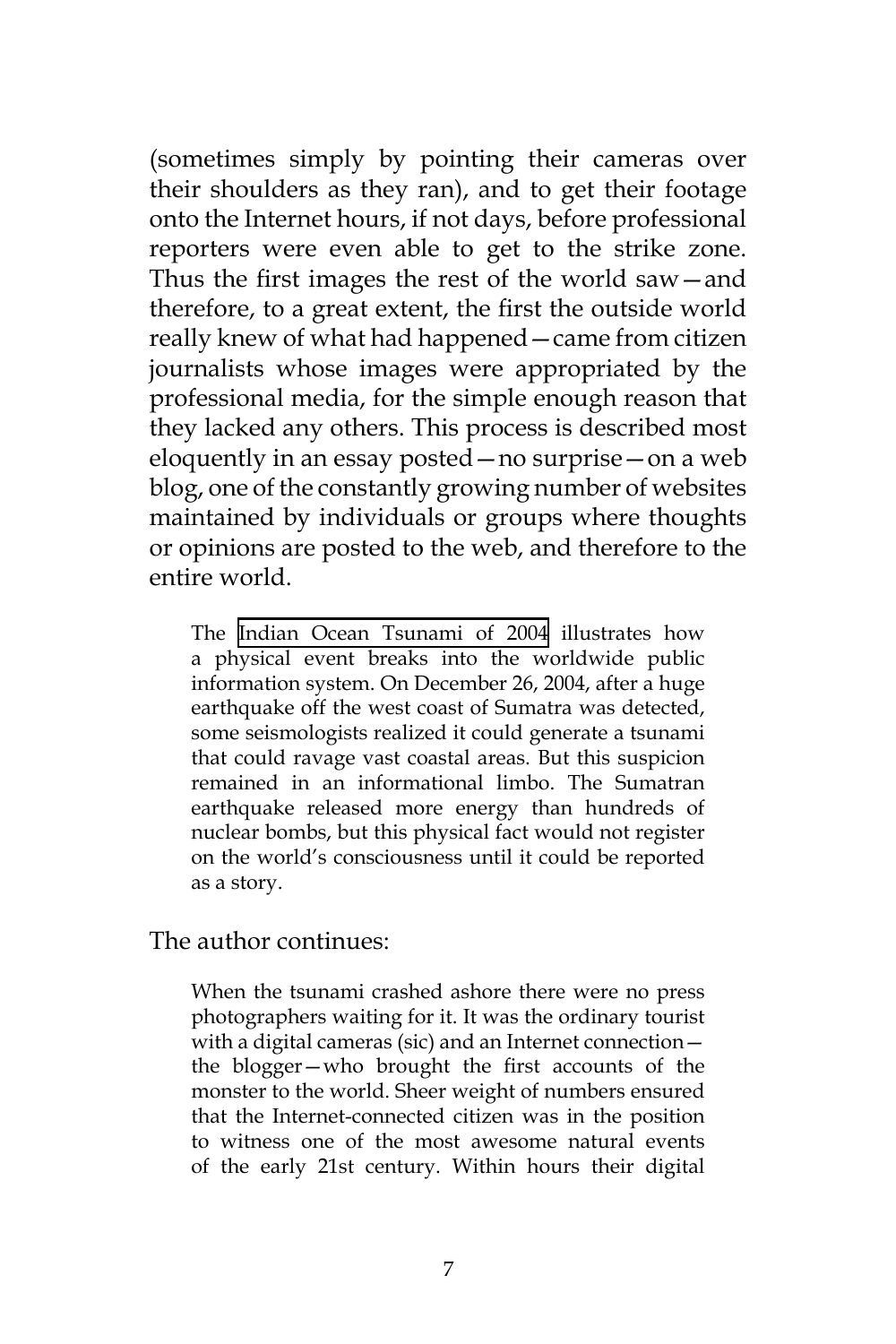(sometimes simply by pointing their cameras over their shoulders as they ran), and to get their footage onto the Internet hours, if not days, before professional reporters were even able to get to the strike zone. Thus the first images the rest of the world saw—and therefore, to a great extent, the first the outside world really knew of what had happened—came from citizen journalists whose images were appropriated by the professional media, for the simple enough reason that they lacked any others. This process is described most eloquently in an essay posted—no surprise—on a web blog, one of the constantly growing number of websites maintained by individuals or groups where thoughts or opinions are posted to the web, and therefore to the entire world.

> The Indian Ocean Tsunami of 2004 illustrates how a physical event breaks into the worldwide public information system. On December 26, 2004, after a huge earthquake off the west coast of Sumatra was detected, some seismologists realized it could generate a tsunami that could ravage vast coastal areas. But this suspicion remained in an informational limbo. The Sumatran earthquake released more energy than hundreds of nuclear bombs, but this physical fact would not register on the world's consciousness until it could be reported as a story.

The author continues:

> When the tsunami crashed ashore there were no press photographers waiting for it. It was the ordinary tourist with a digital cameras (sic) and an Internet connection—the blogger—who brought the first accounts of the monster to the world. Sheer weight of numbers ensured that the Internet-connected citizen was in the position to witness one of the most awesome natural events of the early 21st century. Within hours their digital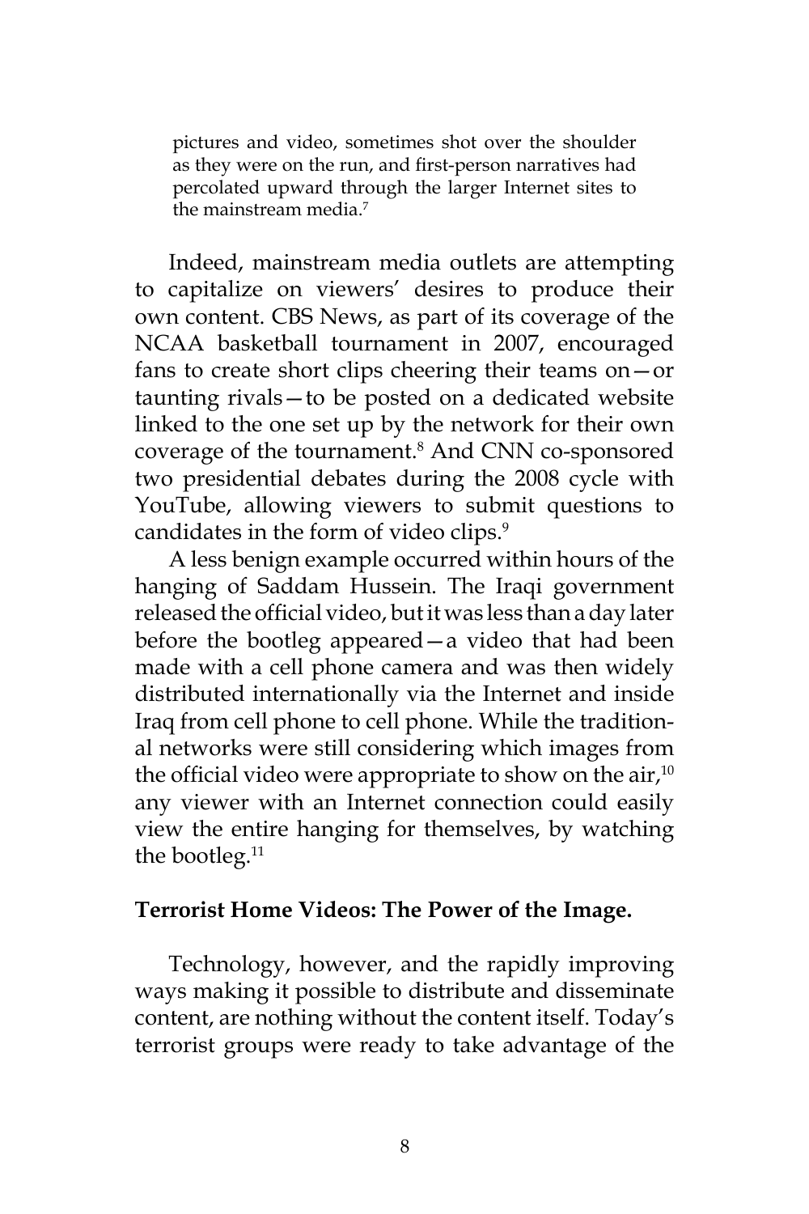> pictures and video, sometimes shot over the shoulder as they were on the run, and first-person narratives had percolated upward through the larger Internet sites to the mainstream media.[7]

Indeed, mainstream media outlets are attempting to capitalize on viewers' desires to produce their own content. CBS News, as part of its coverage of the NCAA basketball tournament in 2007, encouraged fans to create short clips cheering their teams on—or taunting rivals—to be posted on a dedicated website linked to the one set up by the network for their own coverage of the tournament.[8] And CNN co-sponsored two presidential debates during the 2008 cycle with YouTube, allowing viewers to submit questions to candidates in the form of video clips.[9]

A less benign example occurred within hours of the hanging of Saddam Hussein. The Iraqi government released the official video, but it was less than a day later before the bootleg appeared—a video that had been made with a cell phone camera and was then widely distributed internationally via the Internet and inside Iraq from cell phone to cell phone. While the traditional networks were still considering which images from the official video were appropriate to show on the air,[10] any viewer with an Internet connection could easily view the entire hanging for themselves, by watching the bootleg.[11]

**Terrorist Home Videos: The Power of the Image.**

Technology, however, and the rapidly improving ways making it possible to distribute and disseminate content, are nothing without the content itself. Today's terrorist groups were ready to take advantage of the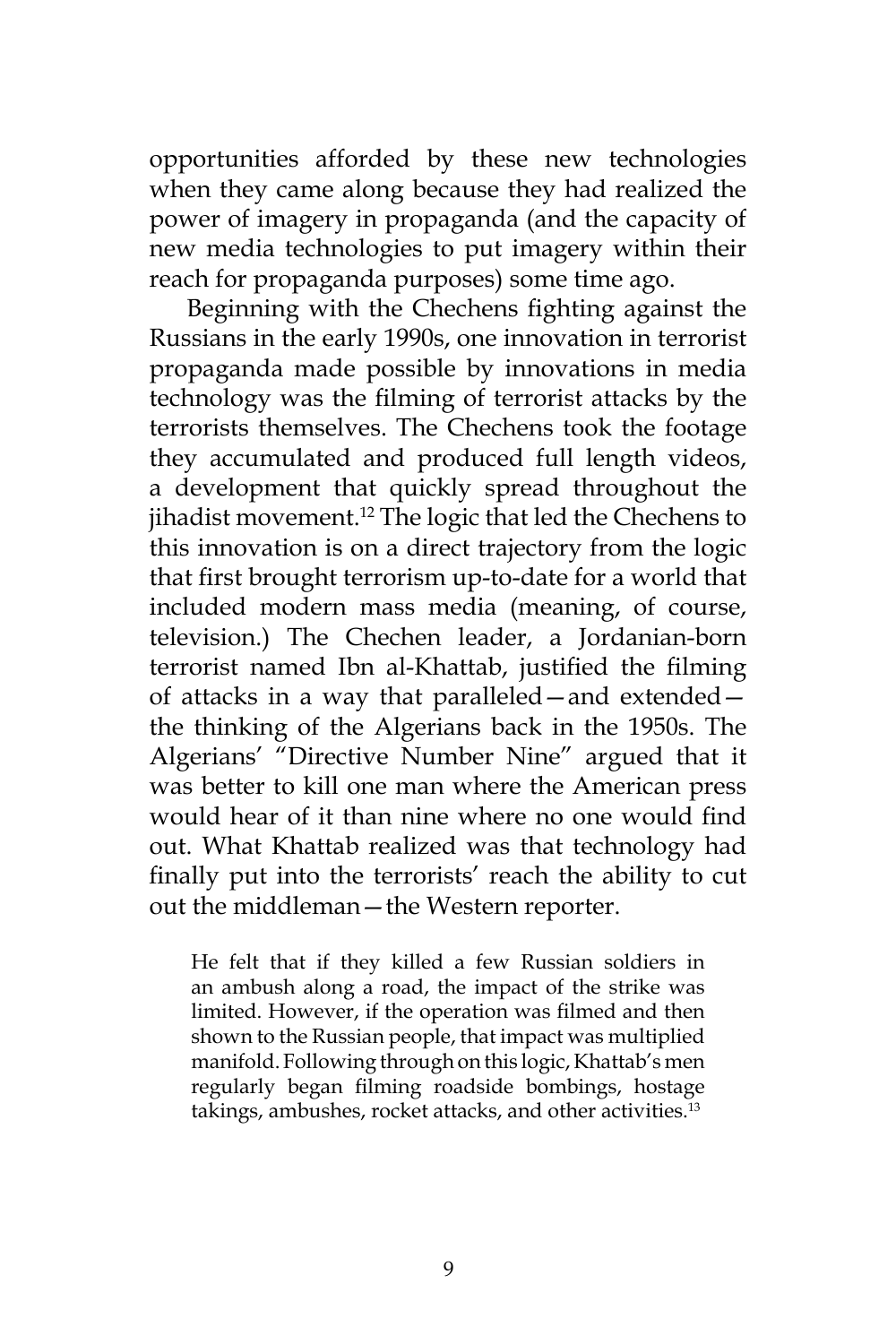opportunities afforded by these new technologies when they came along because they had realized the power of imagery in propaganda (and the capacity of new media technologies to put imagery within their reach for propaganda purposes) some time ago.

Beginning with the Chechens fighting against the Russians in the early 1990s, one innovation in terrorist propaganda made possible by innovations in media technology was the filming of terrorist attacks by the terrorists themselves. The Chechens took the footage they accumulated and produced full length videos, a development that quickly spread throughout the jihadist movement.[12] The logic that led the Chechens to this innovation is on a direct trajectory from the logic that first brought terrorism up-to-date for a world that included modern mass media (meaning, of course, television.) The Chechen leader, a Jordanian-born terrorist named Ibn al-Khattab, justified the filming of attacks in a way that paralleled—and extended—the thinking of the Algerians back in the 1950s. The Algerians' "Directive Number Nine" argued that it was better to kill one man where the American press would hear of it than nine where no one would find out. What Khattab realized was that technology had finally put into the terrorists' reach the ability to cut out the middleman—the Western reporter.

> He felt that if they killed a few Russian soldiers in an ambush along a road, the impact of the strike was limited. However, if the operation was filmed and then shown to the Russian people, that impact was multiplied manifold. Following through on this logic, Khattab's men regularly began filming roadside bombings, hostage takings, ambushes, rocket attacks, and other activities.[13]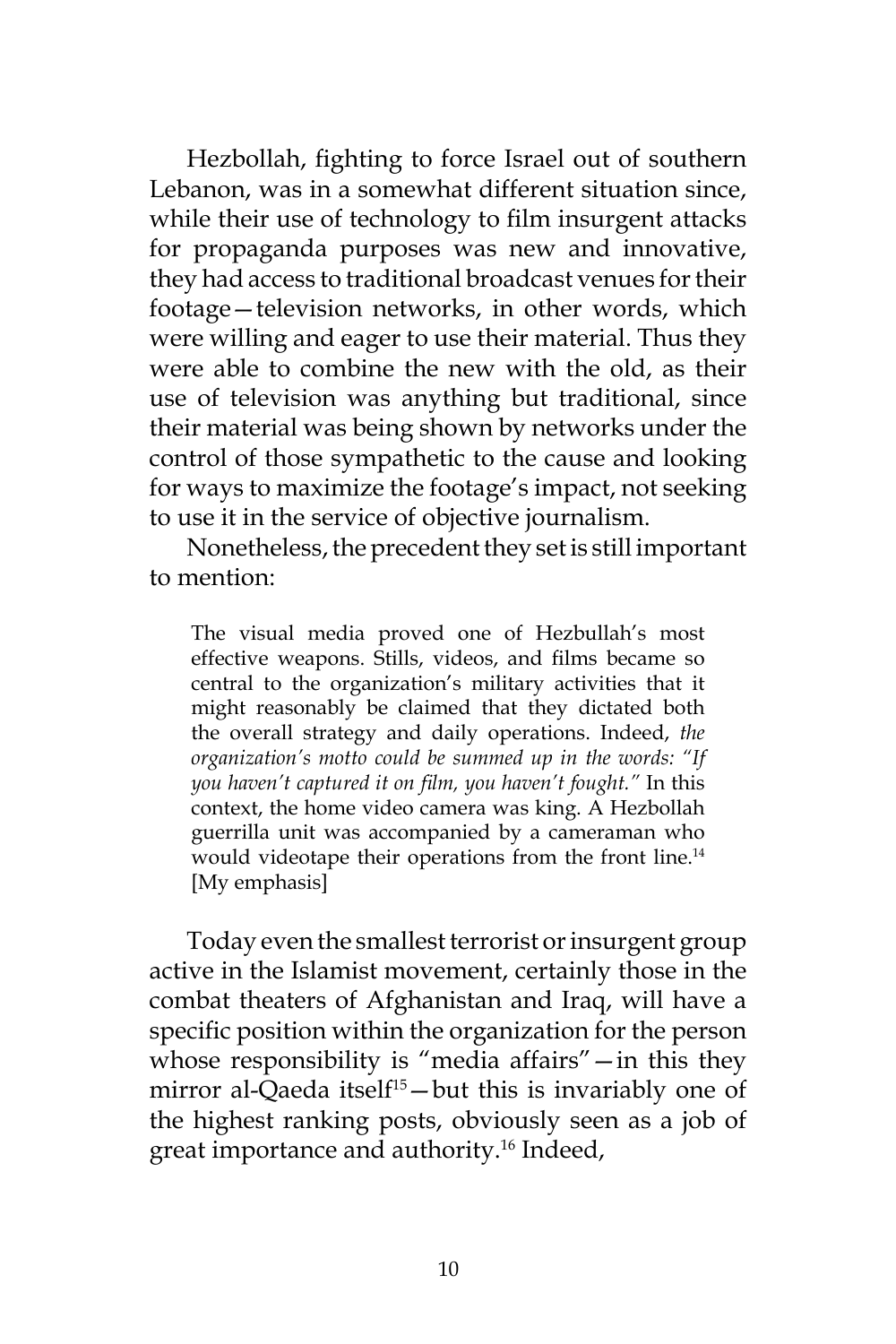Hezbollah, fighting to force Israel out of southern Lebanon, was in a somewhat different situation since, while their use of technology to film insurgent attacks for propaganda purposes was new and innovative, they had access to traditional broadcast venues for their footage—television networks, in other words, which were willing and eager to use their material. Thus they were able to combine the new with the old, as their use of television was anything but traditional, since their material was being shown by networks under the control of those sympathetic to the cause and looking for ways to maximize the footage's impact, not seeking to use it in the service of objective journalism.

Nonetheless, the precedent they set is still important to mention:

> The visual media proved one of Hezbullah's most effective weapons. Stills, videos, and films became so central to the organization's military activities that it might reasonably be claimed that they dictated both the overall strategy and daily operations. Indeed, *the organization's motto could be summed up in the words: "If you haven't captured it on film, you haven't fought."* In this context, the home video camera was king. A Hezbollah guerrilla unit was accompanied by a cameraman who would videotape their operations from the front line.[14] [My emphasis]

Today even the smallest terrorist or insurgent group active in the Islamist movement, certainly those in the combat theaters of Afghanistan and Iraq, will have a specific position within the organization for the person whose responsibility is "media affairs"—in this they mirror al-Qaeda itself[15]—but this is invariably one of the highest ranking posts, obviously seen as a job of great importance and authority.[16] Indeed,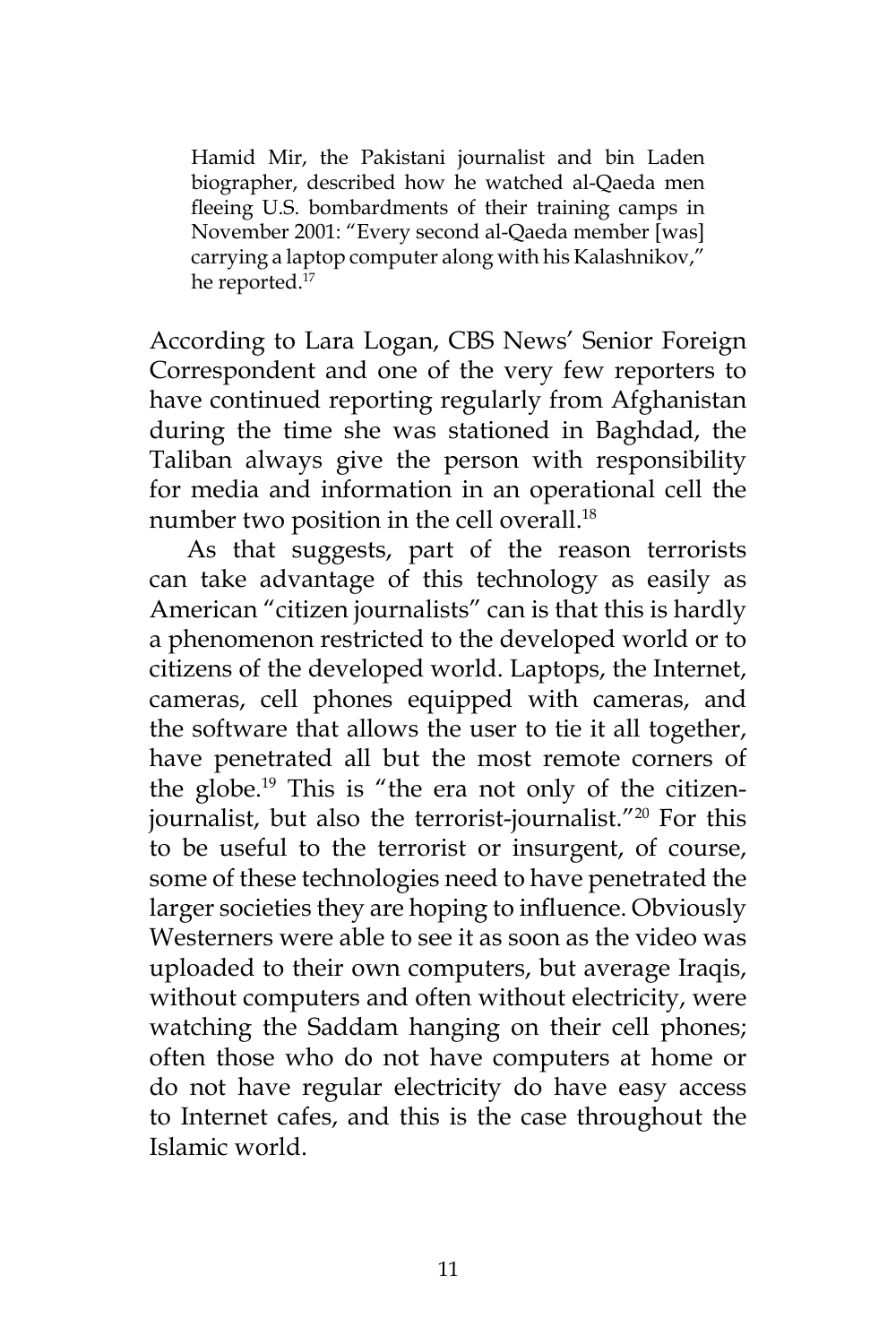> Hamid Mir, the Pakistani journalist and bin Laden biographer, described how he watched al-Qaeda men fleeing U.S. bombardments of their training camps in November 2001: "Every second al-Qaeda member [was] carrying a laptop computer along with his Kalashnikov," he reported.[17]

According to Lara Logan, CBS News' Senior Foreign Correspondent and one of the very few reporters to have continued reporting regularly from Afghanistan during the time she was stationed in Baghdad, the Taliban always give the person with responsibility for media and information in an operational cell the number two position in the cell overall.[18]

As that suggests, part of the reason terrorists can take advantage of this technology as easily as American "citizen journalists" can is that this is hardly a phenomenon restricted to the developed world or to citizens of the developed world. Laptops, the Internet, cameras, cell phones equipped with cameras, and the software that allows the user to tie it all together, have penetrated all but the most remote corners of the globe.[19] This is "the era not only of the citizen-journalist, but also the terrorist-journalist."[20] For this to be useful to the terrorist or insurgent, of course, some of these technologies need to have penetrated the larger societies they are hoping to influence. Obviously Westerners were able to see it as soon as the video was uploaded to their own computers, but average Iraqis, without computers and often without electricity, were watching the Saddam hanging on their cell phones; often those who do not have computers at home or do not have regular electricity do have easy access to Internet cafes, and this is the case throughout the Islamic world.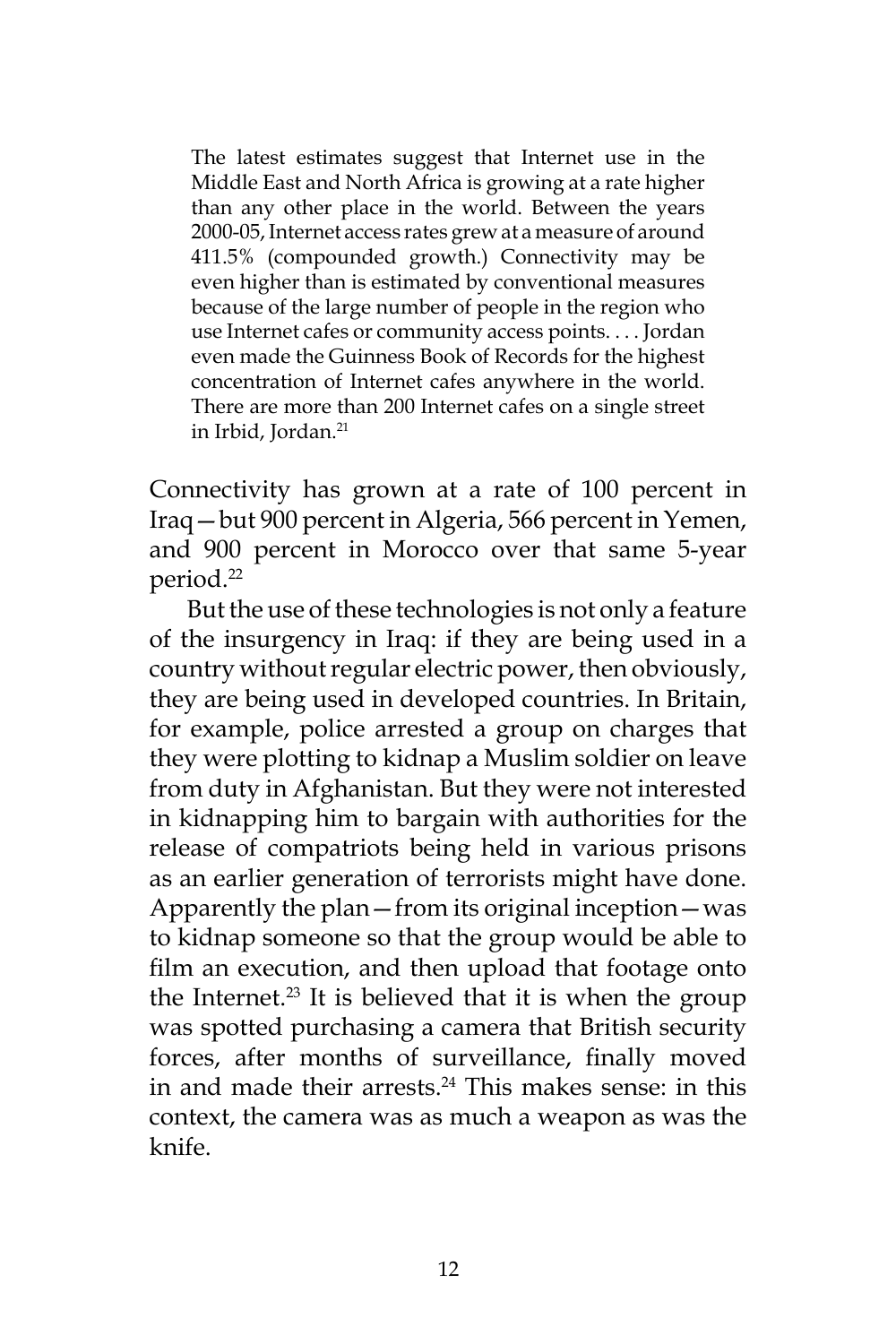> The latest estimates suggest that Internet use in the Middle East and North Africa is growing at a rate higher than any other place in the world. Between the years 2000-05, Internet access rates grew at a measure of around 411.5% (compounded growth.) Connectivity may be even higher than is estimated by conventional measures because of the large number of people in the region who use Internet cafes or community access points. . . . Jordan even made the Guinness Book of Records for the highest concentration of Internet cafes anywhere in the world. There are more than 200 Internet cafes on a single street in Irbid, Jordan.[21]

Connectivity has grown at a rate of 100 percent in Iraq—but 900 percent in Algeria, 566 percent in Yemen, and 900 percent in Morocco over that same 5-year period.[22]

But the use of these technologies is not only a feature of the insurgency in Iraq: if they are being used in a country without regular electric power, then obviously, they are being used in developed countries. In Britain, for example, police arrested a group on charges that they were plotting to kidnap a Muslim soldier on leave from duty in Afghanistan. But they were not interested in kidnapping him to bargain with authorities for the release of compatriots being held in various prisons as an earlier generation of terrorists might have done. Apparently the plan—from its original inception—was to kidnap someone so that the group would be able to film an execution, and then upload that footage onto the Internet.[23] It is believed that it is when the group was spotted purchasing a camera that British security forces, after months of surveillance, finally moved in and made their arrests.[24] This makes sense: in this context, the camera was as much a weapon as was the knife.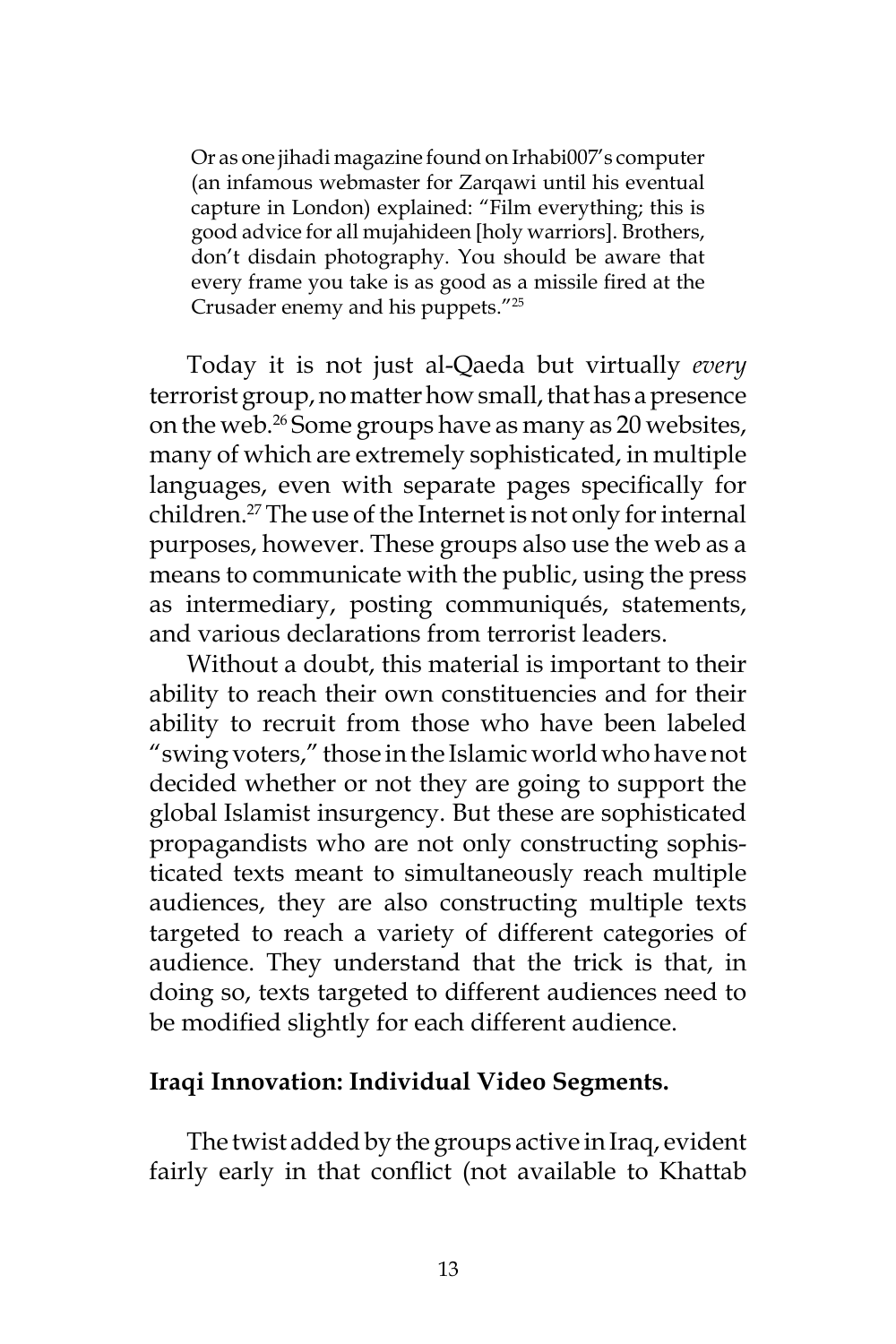> Or as one jihadi magazine found on Irhabi007's computer (an infamous webmaster for Zarqawi until his eventual capture in London) explained: "Film everything; this is good advice for all mujahideen [holy warriors]. Brothers, don't disdain photography. You should be aware that every frame you take is as good as a missile fired at the Crusader enemy and his puppets."[25]

Today it is not just al-Qaeda but virtually *every* terrorist group, no matter how small, that has a presence on the web.[26] Some groups have as many as 20 websites, many of which are extremely sophisticated, in multiple languages, even with separate pages specifically for children.[27] The use of the Internet is not only for internal purposes, however. These groups also use the web as a means to communicate with the public, using the press as intermediary, posting communiqués, statements, and various declarations from terrorist leaders.

Without a doubt, this material is important to their ability to reach their own constituencies and for their ability to recruit from those who have been labeled "swing voters," those in the Islamic world who have not decided whether or not they are going to support the global Islamist insurgency. But these are sophisticated propagandists who are not only constructing sophisticated texts meant to simultaneously reach multiple audiences, they are also constructing multiple texts targeted to reach a variety of different categories of audience. They understand that the trick is that, in doing so, texts targeted to different audiences need to be modified slightly for each different audience.

**Iraqi Innovation: Individual Video Segments.**

The twist added by the groups active in Iraq, evident fairly early in that conflict (not available to Khattab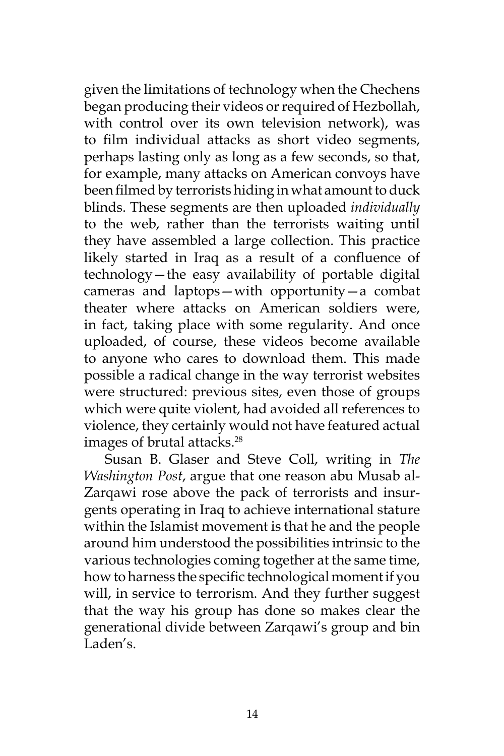given the limitations of technology when the Chechens began producing their videos or required of Hezbollah, with control over its own television network), was to film individual attacks as short video segments, perhaps lasting only as long as a few seconds, so that, for example, many attacks on American convoys have been filmed by terrorists hiding in what amount to duck blinds. These segments are then uploaded *individually* to the web, rather than the terrorists waiting until they have assembled a large collection. This practice likely started in Iraq as a result of a confluence of technology—the easy availability of portable digital cameras and laptops—with opportunity—a combat theater where attacks on American soldiers were, in fact, taking place with some regularity. And once uploaded, of course, these videos become available to anyone who cares to download them. This made possible a radical change in the way terrorist websites were structured: previous sites, even those of groups which were quite violent, had avoided all references to violence, they certainly would not have featured actual images of brutal attacks.[28]

Susan B. Glaser and Steve Coll, writing in *The Washington Post*, argue that one reason abu Musab al-Zarqawi rose above the pack of terrorists and insurgents operating in Iraq to achieve international stature within the Islamist movement is that he and the people around him understood the possibilities intrinsic to the various technologies coming together at the same time, how to harness the specific technological moment if you will, in service to terrorism. And they further suggest that the way his group has done so makes clear the generational divide between Zarqawi's group and bin Laden's.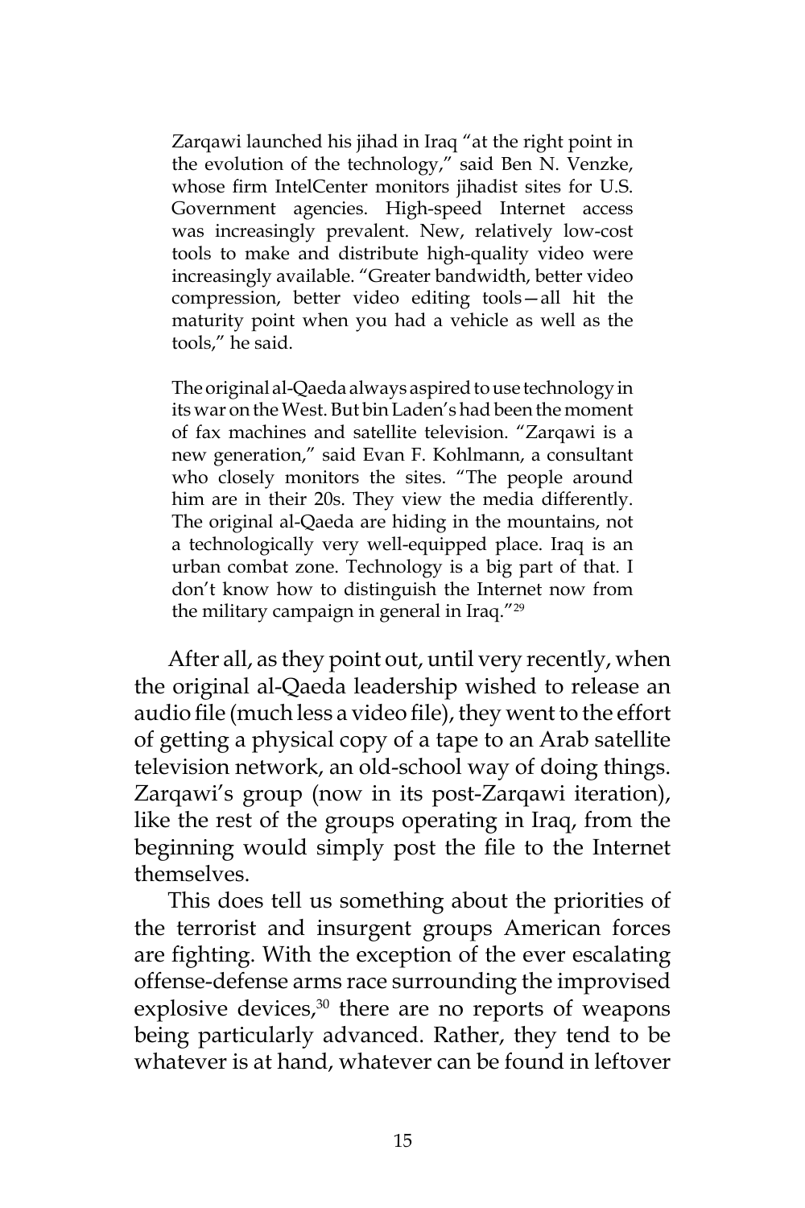> Zarqawi launched his jihad in Iraq "at the right point in the evolution of the technology," said Ben N. Venzke, whose firm IntelCenter monitors jihadist sites for U.S. Government agencies. High-speed Internet access was increasingly prevalent. New, relatively low-cost tools to make and distribute high-quality video were increasingly available. "Greater bandwidth, better video compression, better video editing tools—all hit the maturity point when you had a vehicle as well as the tools," he said.
>
> The original al-Qaeda always aspired to use technology in its war on the West. But bin Laden's had been the moment of fax machines and satellite television. "Zarqawi is a new generation," said Evan F. Kohlmann, a consultant who closely monitors the sites. "The people around him are in their 20s. They view the media differently. The original al-Qaeda are hiding in the mountains, not a technologically very well-equipped place. Iraq is an urban combat zone. Technology is a big part of that. I don't know how to distinguish the Internet now from the military campaign in general in Iraq."[29]

After all, as they point out, until very recently, when the original al-Qaeda leadership wished to release an audio file (much less a video file), they went to the effort of getting a physical copy of a tape to an Arab satellite television network, an old-school way of doing things. Zarqawi's group (now in its post-Zarqawi iteration), like the rest of the groups operating in Iraq, from the beginning would simply post the file to the Internet themselves.

This does tell us something about the priorities of the terrorist and insurgent groups American forces are fighting. With the exception of the ever escalating offense-defense arms race surrounding the improvised explosive devices,[30] there are no reports of weapons being particularly advanced. Rather, they tend to be whatever is at hand, whatever can be found in leftover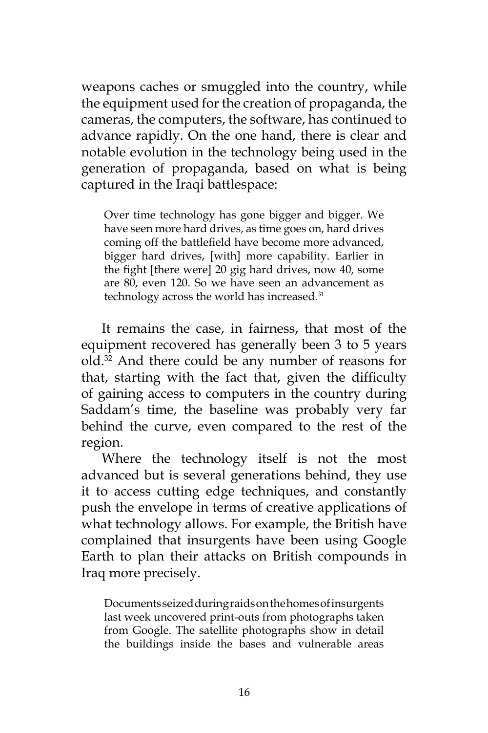weapons caches or smuggled into the country, while the equipment used for the creation of propaganda, the cameras, the computers, the software, has continued to advance rapidly. On the one hand, there is clear and notable evolution in the technology being used in the generation of propaganda, based on what is being captured in the Iraqi battlespace:

> Over time technology has gone bigger and bigger. We have seen more hard drives, as time goes on, hard drives coming off the battlefield have become more advanced, bigger hard drives, [with] more capability. Earlier in the fight [there were] 20 gig hard drives, now 40, some are 80, even 120. So we have seen an advancement as technology across the world has increased.[31]

It remains the case, in fairness, that most of the equipment recovered has generally been 3 to 5 years old.[32] And there could be any number of reasons for that, starting with the fact that, given the difficulty of gaining access to computers in the country during Saddam's time, the baseline was probably very far behind the curve, even compared to the rest of the region.

Where the technology itself is not the most advanced but is several generations behind, they use it to access cutting edge techniques, and constantly push the envelope in terms of creative applications of what technology allows. For example, the British have complained that insurgents have been using Google Earth to plan their attacks on British compounds in Iraq more precisely.

> Documents seized during raids on the homes of insurgents last week uncovered print-outs from photographs taken from Google. The satellite photographs show in detail the buildings inside the bases and vulnerable areas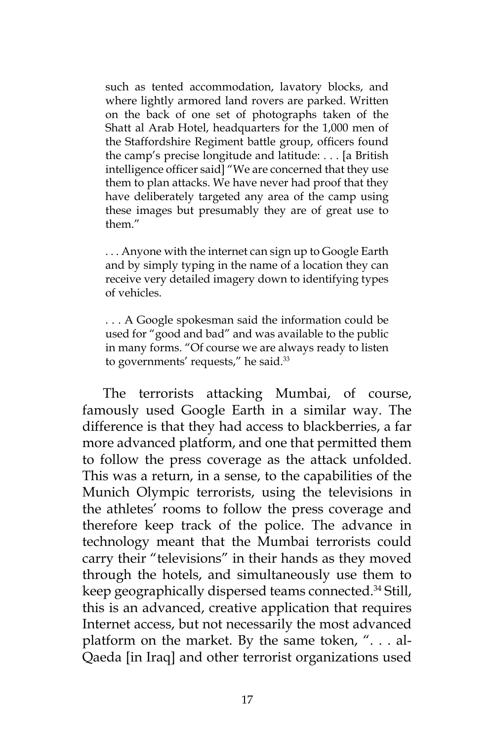> such as tented accommodation, lavatory blocks, and where lightly armored land rovers are parked. Written on the back of one set of photographs taken of the Shatt al Arab Hotel, headquarters for the 1,000 men of the Staffordshire Regiment battle group, officers found the camp's precise longitude and latitude: . . . [a British intelligence officer said] "We are concerned that they use them to plan attacks. We have never had proof that they have deliberately targeted any area of the camp using these images but presumably they are of great use to them."
>
> . . . Anyone with the internet can sign up to Google Earth and by simply typing in the name of a location they can receive very detailed imagery down to identifying types of vehicles.
>
> . . . A Google spokesman said the information could be used for "good and bad" and was available to the public in many forms. "Of course we are always ready to listen to governments' requests," he said.[33]

The terrorists attacking Mumbai, of course, famously used Google Earth in a similar way. The difference is that they had access to blackberries, a far more advanced platform, and one that permitted them to follow the press coverage as the attack unfolded. This was a return, in a sense, to the capabilities of the Munich Olympic terrorists, using the televisions in the athletes' rooms to follow the press coverage and therefore keep track of the police. The advance in technology meant that the Mumbai terrorists could carry their "televisions" in their hands as they moved through the hotels, and simultaneously use them to keep geographically dispersed teams connected.[34] Still, this is an advanced, creative application that requires Internet access, but not necessarily the most advanced platform on the market. By the same token, ". . . al-Qaeda [in Iraq] and other terrorist organizations used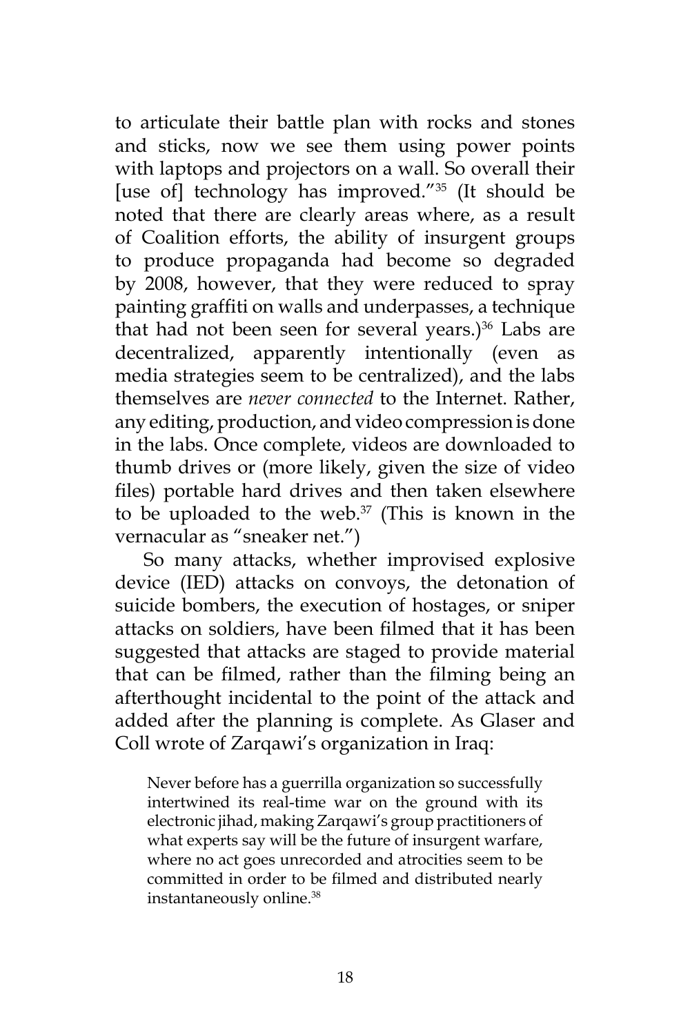to articulate their battle plan with rocks and stones and sticks, now we see them using power points with laptops and projectors on a wall. So overall their [use of] technology has improved."[35] (It should be noted that there are clearly areas where, as a result of Coalition efforts, the ability of insurgent groups to produce propaganda had become so degraded by 2008, however, that they were reduced to spray painting graffiti on walls and underpasses, a technique that had not been seen for several years.)[36] Labs are decentralized, apparently intentionally (even as media strategies seem to be centralized), and the labs themselves are *never connected* to the Internet. Rather, any editing, production, and video compression is done in the labs. Once complete, videos are downloaded to thumb drives or (more likely, given the size of video files) portable hard drives and then taken elsewhere to be uploaded to the web.[37] (This is known in the vernacular as "sneaker net.")

So many attacks, whether improvised explosive device (IED) attacks on convoys, the detonation of suicide bombers, the execution of hostages, or sniper attacks on soldiers, have been filmed that it has been suggested that attacks are staged to provide material that can be filmed, rather than the filming being an afterthought incidental to the point of the attack and added after the planning is complete. As Glaser and Coll wrote of Zarqawi's organization in Iraq:

> Never before has a guerrilla organization so successfully intertwined its real-time war on the ground with its electronic jihad, making Zarqawi's group practitioners of what experts say will be the future of insurgent warfare, where no act goes unrecorded and atrocities seem to be committed in order to be filmed and distributed nearly instantaneously online.[38]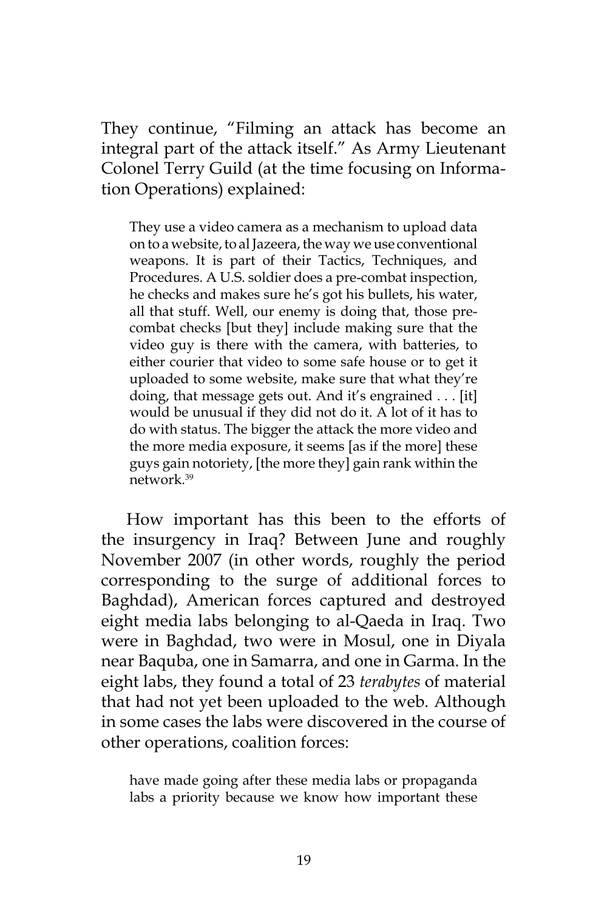They continue, "Filming an attack has become an integral part of the attack itself." As Army Lieutenant Colonel Terry Guild (at the time focusing on Information Operations) explained:

> They use a video camera as a mechanism to upload data on to a website, to al Jazeera, the way we use conventional weapons. It is part of their Tactics, Techniques, and Procedures. A U.S. soldier does a pre-combat inspection, he checks and makes sure he's got his bullets, his water, all that stuff. Well, our enemy is doing that, those pre-combat checks [but they] include making sure that the video guy is there with the camera, with batteries, to either courier that video to some safe house or to get it uploaded to some website, make sure that what they're doing, that message gets out. And it's engrained . . . [it] would be unusual if they did not do it. A lot of it has to do with status. The bigger the attack the more video and the more media exposure, it seems [as if the more] these guys gain notoriety, [the more they] gain rank within the network.[39]

How important has this been to the efforts of the insurgency in Iraq? Between June and roughly November 2007 (in other words, roughly the period corresponding to the surge of additional forces to Baghdad), American forces captured and destroyed eight media labs belonging to al-Qaeda in Iraq. Two were in Baghdad, two were in Mosul, one in Diyala near Baquba, one in Samarra, and one in Garma. In the eight labs, they found a total of 23 *terabytes* of material that had not yet been uploaded to the web. Although in some cases the labs were discovered in the course of other operations, coalition forces:

> have made going after these media labs or propaganda labs a priority because we know how important these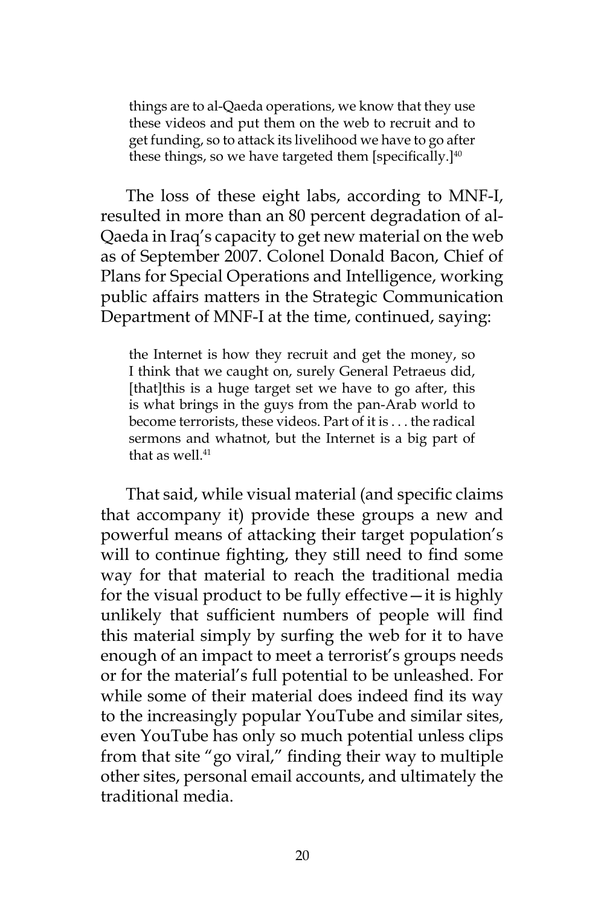> things are to al-Qaeda operations, we know that they use these videos and put them on the web to recruit and to get funding, so to attack its livelihood we have to go after these things, so we have targeted them [specifically.][40]

The loss of these eight labs, according to MNF-I, resulted in more than an 80 percent degradation of al-Qaeda in Iraq's capacity to get new material on the web as of September 2007. Colonel Donald Bacon, Chief of Plans for Special Operations and Intelligence, working public affairs matters in the Strategic Communication Department of MNF-I at the time, continued, saying:

> the Internet is how they recruit and get the money, so I think that we caught on, surely General Petraeus did, [that]this is a huge target set we have to go after, this is what brings in the guys from the pan-Arab world to become terrorists, these videos. Part of it is . . . the radical sermons and whatnot, but the Internet is a big part of that as well.[41]

That said, while visual material (and specific claims that accompany it) provide these groups a new and powerful means of attacking their target population's will to continue fighting, they still need to find some way for that material to reach the traditional media for the visual product to be fully effective—it is highly unlikely that sufficient numbers of people will find this material simply by surfing the web for it to have enough of an impact to meet a terrorist's groups needs or for the material's full potential to be unleashed. For while some of their material does indeed find its way to the increasingly popular YouTube and similar sites, even YouTube has only so much potential unless clips from that site "go viral," finding their way to multiple other sites, personal email accounts, and ultimately the traditional media.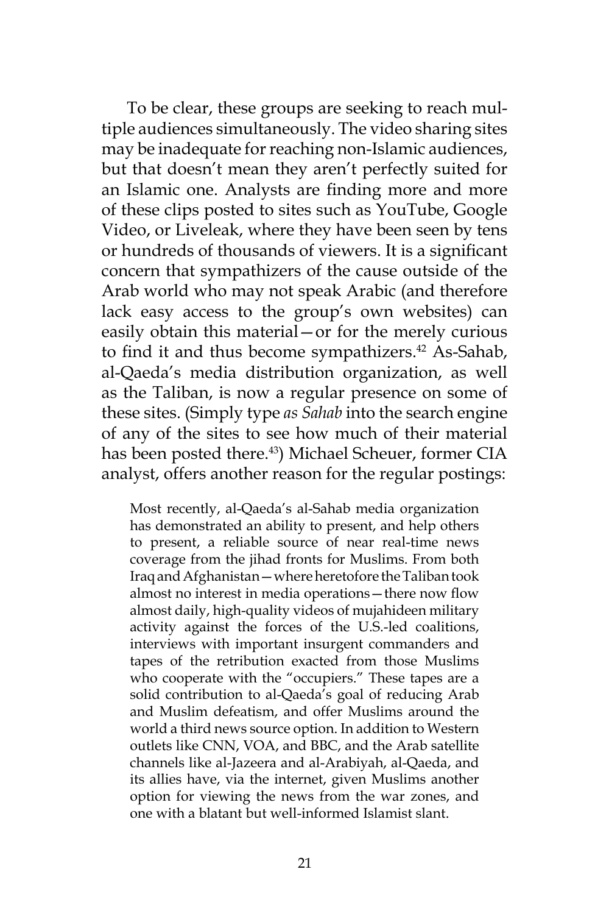To be clear, these groups are seeking to reach multiple audiences simultaneously. The video sharing sites may be inadequate for reaching non-Islamic audiences, but that doesn't mean they aren't perfectly suited for an Islamic one. Analysts are finding more and more of these clips posted to sites such as YouTube, Google Video, or Liveleak, where they have been seen by tens or hundreds of thousands of viewers. It is a significant concern that sympathizers of the cause outside of the Arab world who may not speak Arabic (and therefore lack easy access to the group's own websites) can easily obtain this material—or for the merely curious to find it and thus become sympathizers.[42] As-Sahab, al-Qaeda's media distribution organization, as well as the Taliban, is now a regular presence on some of these sites. (Simply type *as Sahab* into the search engine of any of the sites to see how much of their material has been posted there.[43]) Michael Scheuer, former CIA analyst, offers another reason for the regular postings:

> Most recently, al-Qaeda's al-Sahab media organization has demonstrated an ability to present, and help others to present, a reliable source of near real-time news coverage from the jihad fronts for Muslims. From both Iraq and Afghanistan—where heretofore the Taliban took almost no interest in media operations—there now flow almost daily, high-quality videos of mujahideen military activity against the forces of the U.S.-led coalitions, interviews with important insurgent commanders and tapes of the retribution exacted from those Muslims who cooperate with the "occupiers." These tapes are a solid contribution to al-Qaeda's goal of reducing Arab and Muslim defeatism, and offer Muslims around the world a third news source option. In addition to Western outlets like CNN, VOA, and BBC, and the Arab satellite channels like al-Jazeera and al-Arabiyah, al-Qaeda, and its allies have, via the internet, given Muslims another option for viewing the news from the war zones, and one with a blatant but well-informed Islamist slant.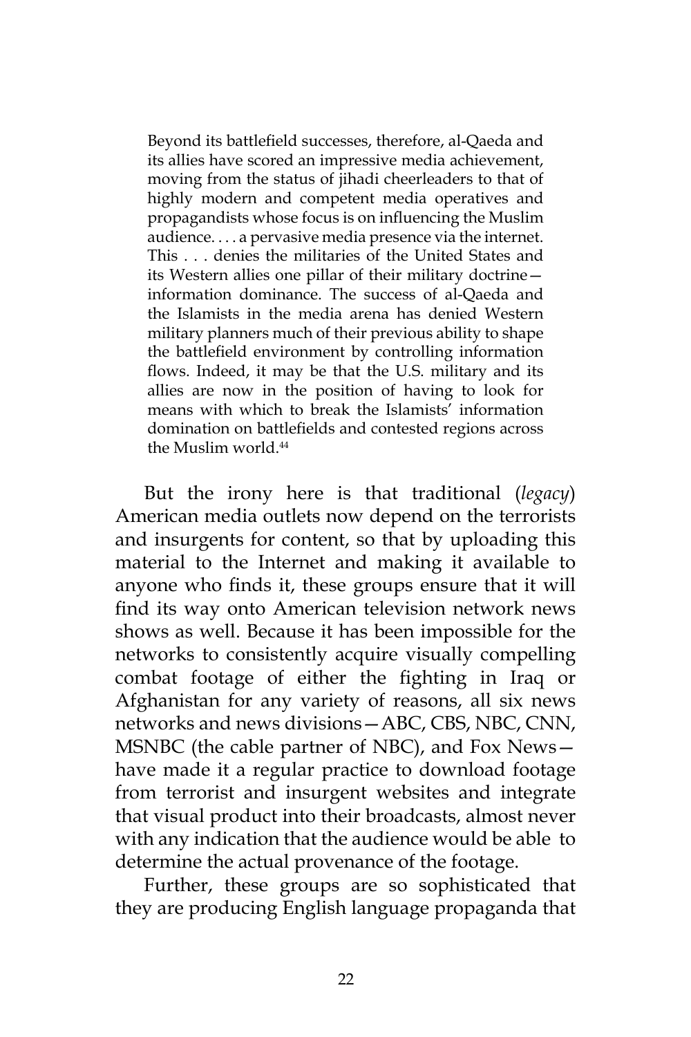> Beyond its battlefield successes, therefore, al-Qaeda and its allies have scored an impressive media achievement, moving from the status of jihadi cheerleaders to that of highly modern and competent media operatives and propagandists whose focus is on influencing the Muslim audience. . . . a pervasive media presence via the internet. This . . . denies the militaries of the United States and its Western allies one pillar of their military doctrine—information dominance. The success of al-Qaeda and the Islamists in the media arena has denied Western military planners much of their previous ability to shape the battlefield environment by controlling information flows. Indeed, it may be that the U.S. military and its allies are now in the position of having to look for means with which to break the Islamists' information domination on battlefields and contested regions across the Muslim world.[44]

But the irony here is that traditional (*legacy*) American media outlets now depend on the terrorists and insurgents for content, so that by uploading this material to the Internet and making it available to anyone who finds it, these groups ensure that it will find its way onto American television network news shows as well. Because it has been impossible for the networks to consistently acquire visually compelling combat footage of either the fighting in Iraq or Afghanistan for any variety of reasons, all six news networks and news divisions—ABC, CBS, NBC, CNN, MSNBC (the cable partner of NBC), and Fox News—have made it a regular practice to download footage from terrorist and insurgent websites and integrate that visual product into their broadcasts, almost never with any indication that the audience would be able to determine the actual provenance of the footage.

Further, these groups are so sophisticated that they are producing English language propaganda that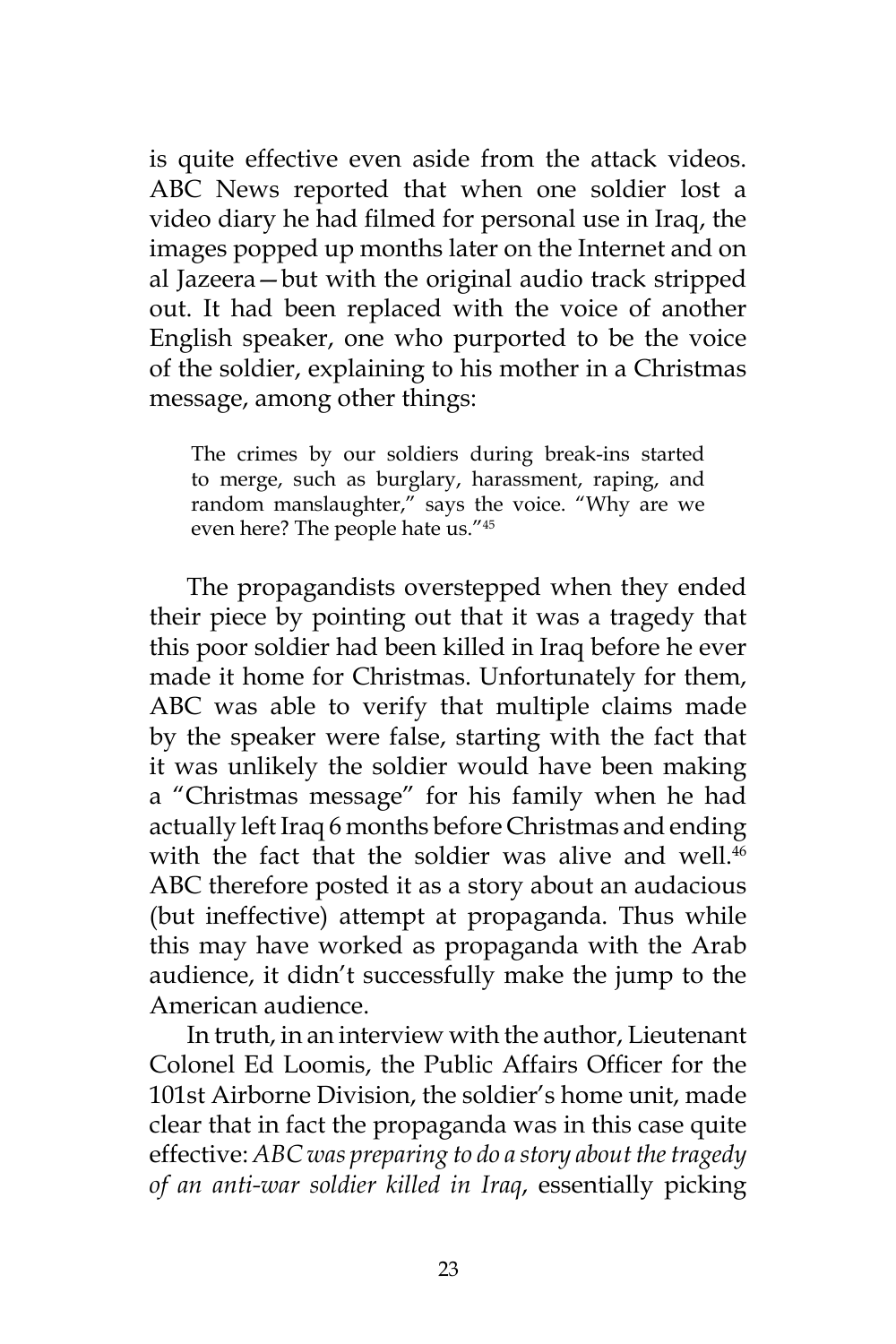is quite effective even aside from the attack videos. ABC News reported that when one soldier lost a video diary he had filmed for personal use in Iraq, the images popped up months later on the Internet and on al Jazeera—but with the original audio track stripped out. It had been replaced with the voice of another English speaker, one who purported to be the voice of the soldier, explaining to his mother in a Christmas message, among other things:

> The crimes by our soldiers during break-ins started to merge, such as burglary, harassment, raping, and random manslaughter," says the voice. "Why are we even here? The people hate us."[45]

The propagandists overstepped when they ended their piece by pointing out that it was a tragedy that this poor soldier had been killed in Iraq before he ever made it home for Christmas. Unfortunately for them, ABC was able to verify that multiple claims made by the speaker were false, starting with the fact that it was unlikely the soldier would have been making a "Christmas message" for his family when he had actually left Iraq 6 months before Christmas and ending with the fact that the soldier was alive and well.[46] ABC therefore posted it as a story about an audacious (but ineffective) attempt at propaganda. Thus while this may have worked as propaganda with the Arab audience, it didn't successfully make the jump to the American audience.

In truth, in an interview with the author, Lieutenant Colonel Ed Loomis, the Public Affairs Officer for the 101st Airborne Division, the soldier's home unit, made clear that in fact the propaganda was in this case quite effective: *ABC was preparing to do a story about the tragedy of an anti-war soldier killed in Iraq*, essentially picking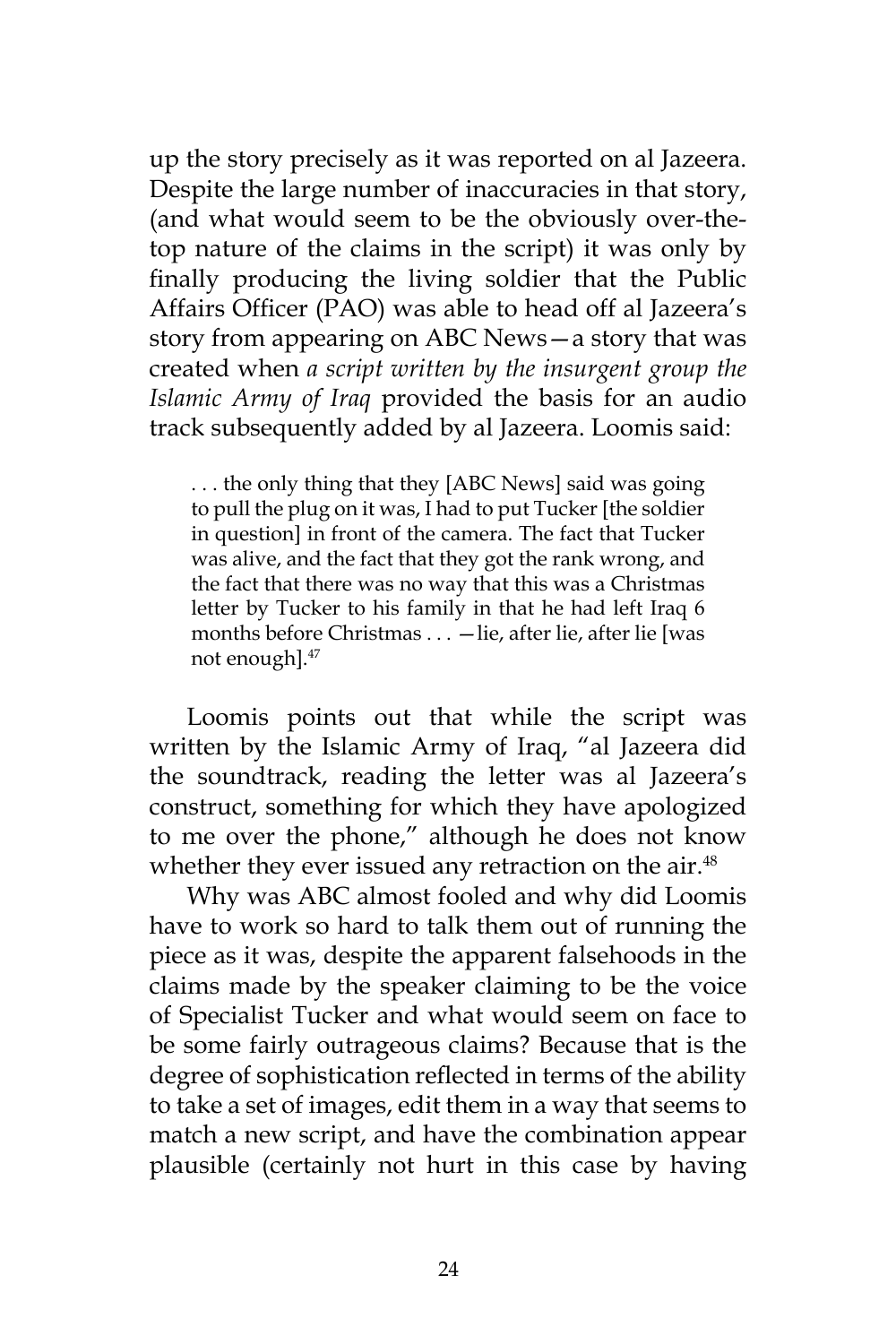up the story precisely as it was reported on al Jazeera. Despite the large number of inaccuracies in that story, (and what would seem to be the obviously over-the-top nature of the claims in the script) it was only by finally producing the living soldier that the Public Affairs Officer (PAO) was able to head off al Jazeera's story from appearing on ABC News—a story that was created when *a script written by the insurgent group the Islamic Army of Iraq* provided the basis for an audio track subsequently added by al Jazeera. Loomis said:

> . . . the only thing that they [ABC News] said was going to pull the plug on it was, I had to put Tucker [the soldier in question] in front of the camera. The fact that Tucker was alive, and the fact that they got the rank wrong, and the fact that there was no way that this was a Christmas letter by Tucker to his family in that he had left Iraq 6 months before Christmas . . . —lie, after lie, after lie [was not enough].[47]

Loomis points out that while the script was written by the Islamic Army of Iraq, "al Jazeera did the soundtrack, reading the letter was al Jazeera's construct, something for which they have apologized to me over the phone," although he does not know whether they ever issued any retraction on the air.[48]

Why was ABC almost fooled and why did Loomis have to work so hard to talk them out of running the piece as it was, despite the apparent falsehoods in the claims made by the speaker claiming to be the voice of Specialist Tucker and what would seem on face to be some fairly outrageous claims? Because that is the degree of sophistication reflected in terms of the ability to take a set of images, edit them in a way that seems to match a new script, and have the combination appear plausible (certainly not hurt in this case by having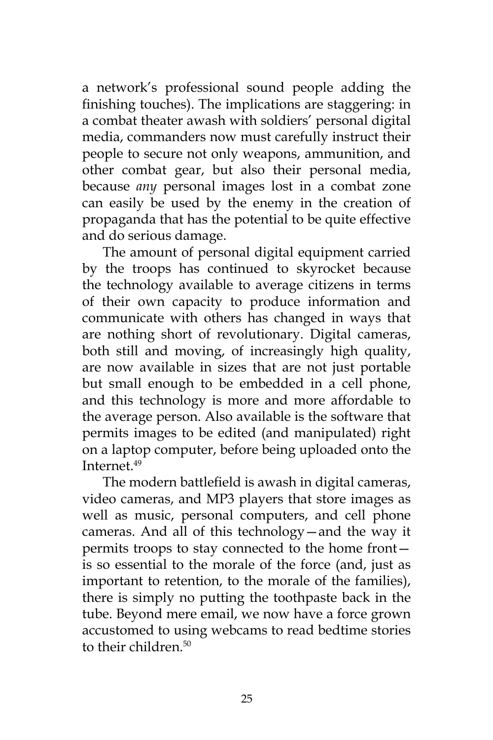a network's professional sound people adding the finishing touches). The implications are staggering: in a combat theater awash with soldiers' personal digital media, commanders now must carefully instruct their people to secure not only weapons, ammunition, and other combat gear, but also their personal media, because *any* personal images lost in a combat zone can easily be used by the enemy in the creation of propaganda that has the potential to be quite effective and do serious damage.

The amount of personal digital equipment carried by the troops has continued to skyrocket because the technology available to average citizens in terms of their own capacity to produce information and communicate with others has changed in ways that are nothing short of revolutionary. Digital cameras, both still and moving, of increasingly high quality, are now available in sizes that are not just portable but small enough to be embedded in a cell phone, and this technology is more and more affordable to the average person. Also available is the software that permits images to be edited (and manipulated) right on a laptop computer, before being uploaded onto the Internet.[49]

The modern battlefield is awash in digital cameras, video cameras, and MP3 players that store images as well as music, personal computers, and cell phone cameras. And all of this technology—and the way it permits troops to stay connected to the home front—is so essential to the morale of the force (and, just as important to retention, to the morale of the families), there is simply no putting the toothpaste back in the tube. Beyond mere email, we now have a force grown accustomed to using webcams to read bedtime stories to their children.[50]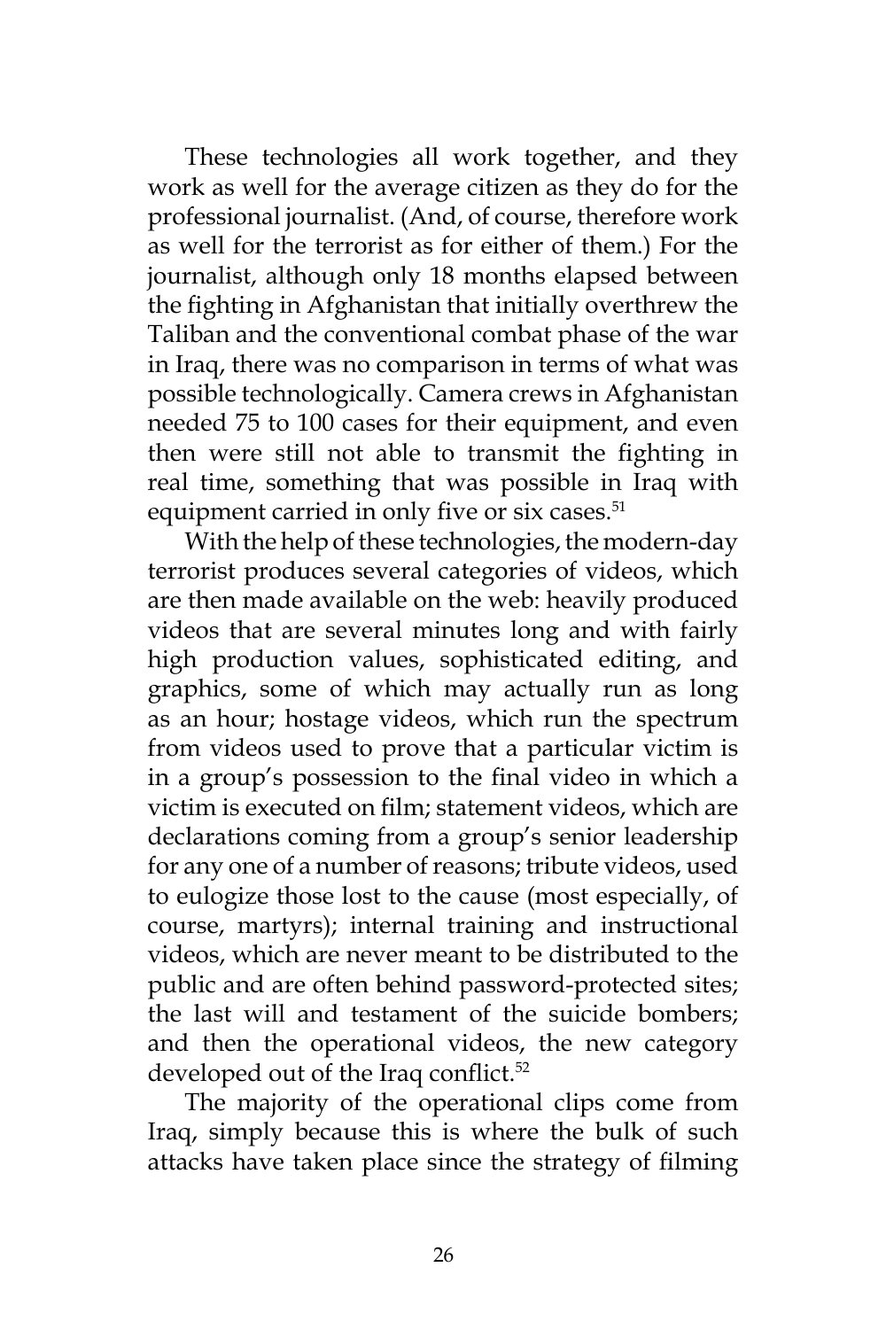These technologies all work together, and they work as well for the average citizen as they do for the professional journalist. (And, of course, therefore work as well for the terrorist as for either of them.) For the journalist, although only 18 months elapsed between the fighting in Afghanistan that initially overthrew the Taliban and the conventional combat phase of the war in Iraq, there was no comparison in terms of what was possible technologically. Camera crews in Afghanistan needed 75 to 100 cases for their equipment, and even then were still not able to transmit the fighting in real time, something that was possible in Iraq with equipment carried in only five or six cases.[51]

With the help of these technologies, the modern-day terrorist produces several categories of videos, which are then made available on the web: heavily produced videos that are several minutes long and with fairly high production values, sophisticated editing, and graphics, some of which may actually run as long as an hour; hostage videos, which run the spectrum from videos used to prove that a particular victim is in a group's possession to the final video in which a victim is executed on film; statement videos, which are declarations coming from a group's senior leadership for any one of a number of reasons; tribute videos, used to eulogize those lost to the cause (most especially, of course, martyrs); internal training and instructional videos, which are never meant to be distributed to the public and are often behind password-protected sites; the last will and testament of the suicide bombers; and then the operational videos, the new category developed out of the Iraq conflict.[52]

The majority of the operational clips come from Iraq, simply because this is where the bulk of such attacks have taken place since the strategy of filming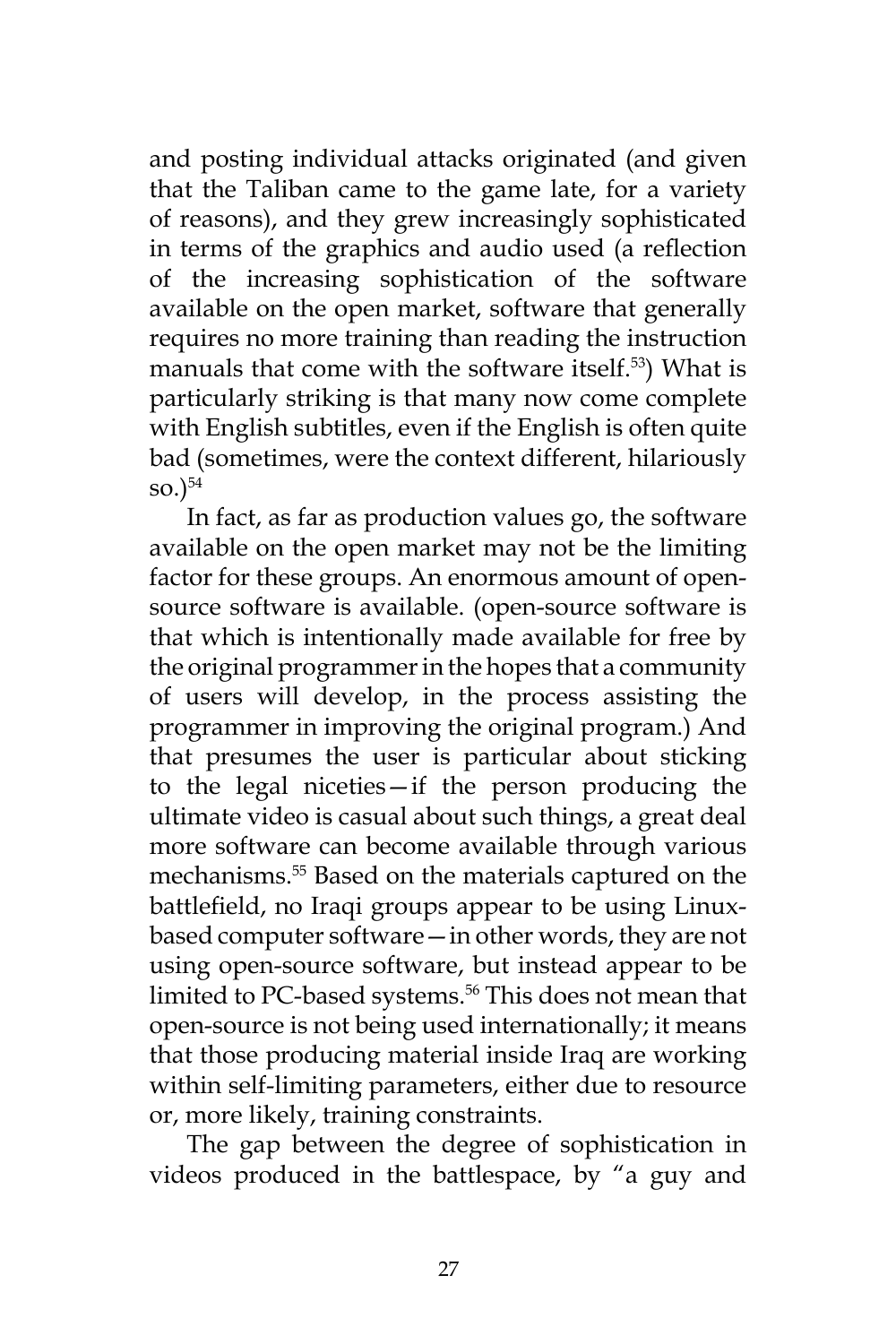and posting individual attacks originated (and given that the Taliban came to the game late, for a variety of reasons), and they grew increasingly sophisticated in terms of the graphics and audio used (a reflection of the increasing sophistication of the software available on the open market, software that generally requires no more training than reading the instruction manuals that come with the software itself.[53]) What is particularly striking is that many now come complete with English subtitles, even if the English is often quite bad (sometimes, were the context different, hilariously so.)[54]

In fact, as far as production values go, the software available on the open market may not be the limiting factor for these groups. An enormous amount of open-source software is available. (open-source software is that which is intentionally made available for free by the original programmer in the hopes that a community of users will develop, in the process assisting the programmer in improving the original program.) And that presumes the user is particular about sticking to the legal niceties—if the person producing the ultimate video is casual about such things, a great deal more software can become available through various mechanisms.[55] Based on the materials captured on the battlefield, no Iraqi groups appear to be using Linux-based computer software—in other words, they are not using open-source software, but instead appear to be limited to PC-based systems.[56] This does not mean that open-source is not being used internationally; it means that those producing material inside Iraq are working within self-limiting parameters, either due to resource or, more likely, training constraints.

The gap between the degree of sophistication in videos produced in the battlespace, by "a guy and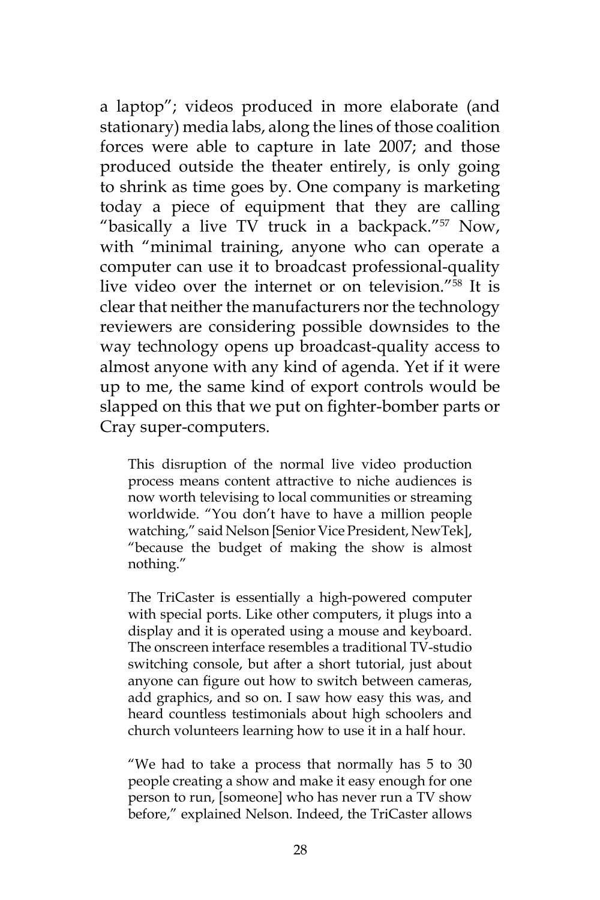a laptop"; videos produced in more elaborate (and stationary) media labs, along the lines of those coalition forces were able to capture in late 2007; and those produced outside the theater entirely, is only going to shrink as time goes by. One company is marketing today a piece of equipment that they are calling "basically a live TV truck in a backpack."[57] Now, with "minimal training, anyone who can operate a computer can use it to broadcast professional-quality live video over the internet or on television."[58] It is clear that neither the manufacturers nor the technology reviewers are considering possible downsides to the way technology opens up broadcast-quality access to almost anyone with any kind of agenda. Yet if it were up to me, the same kind of export controls would be slapped on this that we put on fighter-bomber parts or Cray super-computers.

> This disruption of the normal live video production process means content attractive to niche audiences is now worth televising to local communities or streaming worldwide. "You don't have to have a million people watching," said Nelson [Senior Vice President, NewTek], "because the budget of making the show is almost nothing."
>
> The TriCaster is essentially a high-powered computer with special ports. Like other computers, it plugs into a display and it is operated using a mouse and keyboard. The onscreen interface resembles a traditional TV-studio switching console, but after a short tutorial, just about anyone can figure out how to switch between cameras, add graphics, and so on. I saw how easy this was, and heard countless testimonials about high schoolers and church volunteers learning how to use it in a half hour.
>
> "We had to take a process that normally has 5 to 30 people creating a show and make it easy enough for one person to run, [someone] who has never run a TV show before," explained Nelson. Indeed, the TriCaster allows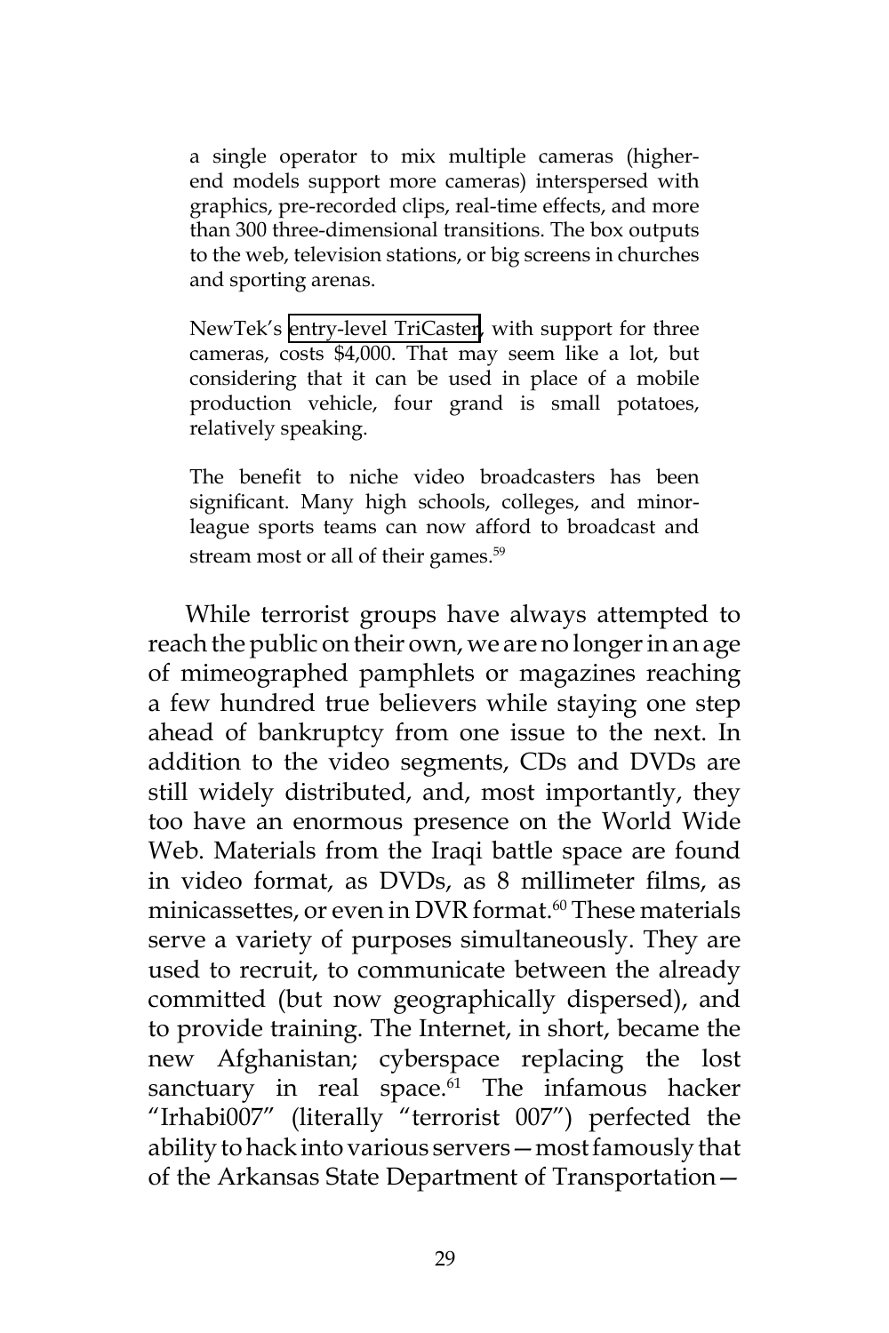> a single operator to mix multiple cameras (higher-end models support more cameras) interspersed with graphics, pre-recorded clips, real-time effects, and more than 300 three-dimensional transitions. The box outputs to the web, television stations, or big screens in churches and sporting arenas.
>
> NewTek's entry-level TriCaster, with support for three cameras, costs $4,000. That may seem like a lot, but considering that it can be used in place of a mobile production vehicle, four grand is small potatoes, relatively speaking.
>
> The benefit to niche video broadcasters has been significant. Many high schools, colleges, and minor-league sports teams can now afford to broadcast and stream most or all of their games.[59]

While terrorist groups have always attempted to reach the public on their own, we are no longer in an age of mimeographed pamphlets or magazines reaching a few hundred true believers while staying one step ahead of bankruptcy from one issue to the next. In addition to the video segments, CDs and DVDs are still widely distributed, and, most importantly, they too have an enormous presence on the World Wide Web. Materials from the Iraqi battle space are found in video format, as DVDs, as 8 millimeter films, as minicassettes, or even in DVR format.[60] These materials serve a variety of purposes simultaneously. They are used to recruit, to communicate between the already committed (but now geographically dispersed), and to provide training. The Internet, in short, became the new Afghanistan; cyberspace replacing the lost sanctuary in real space.[61] The infamous hacker "Irhabi007" (literally "terrorist 007") perfected the ability to hack into various servers—most famously that of the Arkansas State Department of Transportation—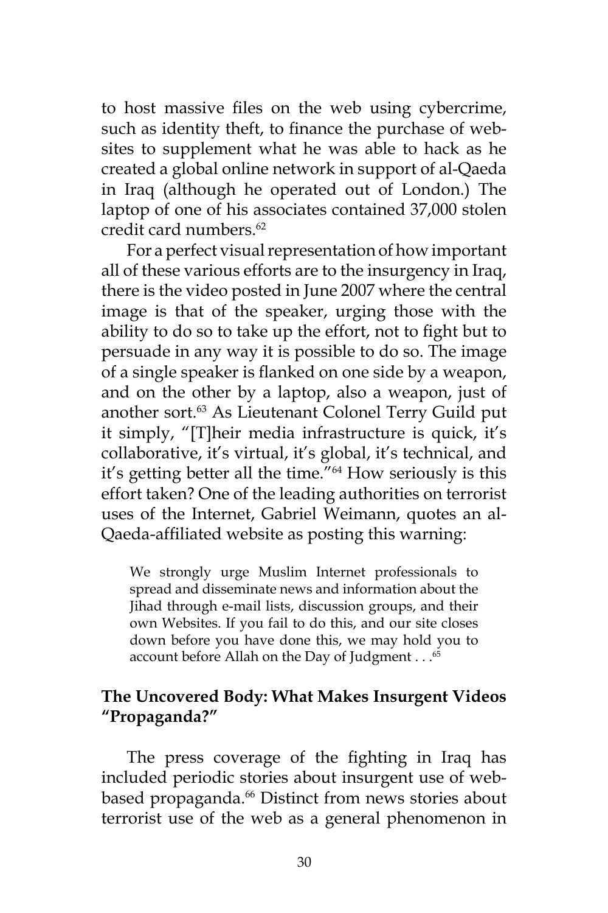to host massive files on the web using cybercrime, such as identity theft, to finance the purchase of websites to supplement what he was able to hack as he created a global online network in support of al-Qaeda in Iraq (although he operated out of London.) The laptop of one of his associates contained 37,000 stolen credit card numbers.[62]

For a perfect visual representation of how important all of these various efforts are to the insurgency in Iraq, there is the video posted in June 2007 where the central image is that of the speaker, urging those with the ability to do so to take up the effort, not to fight but to persuade in any way it is possible to do so. The image of a single speaker is flanked on one side by a weapon, and on the other by a laptop, also a weapon, just of another sort.[63] As Lieutenant Colonel Terry Guild put it simply, "[T]heir media infrastructure is quick, it's collaborative, it's virtual, it's global, it's technical, and it's getting better all the time."[64] How seriously is this effort taken? One of the leading authorities on terrorist uses of the Internet, Gabriel Weimann, quotes an al-Qaeda-affiliated website as posting this warning:

> We strongly urge Muslim Internet professionals to spread and disseminate news and information about the Jihad through e-mail lists, discussion groups, and their own Websites. If you fail to do this, and our site closes down before you have done this, we may hold you to account before Allah on the Day of Judgment . . .[65]

### The Uncovered Body: What Makes Insurgent Videos "Propaganda?"

The press coverage of the fighting in Iraq has included periodic stories about insurgent use of web-based propaganda.[66] Distinct from news stories about terrorist use of the web as a general phenomenon in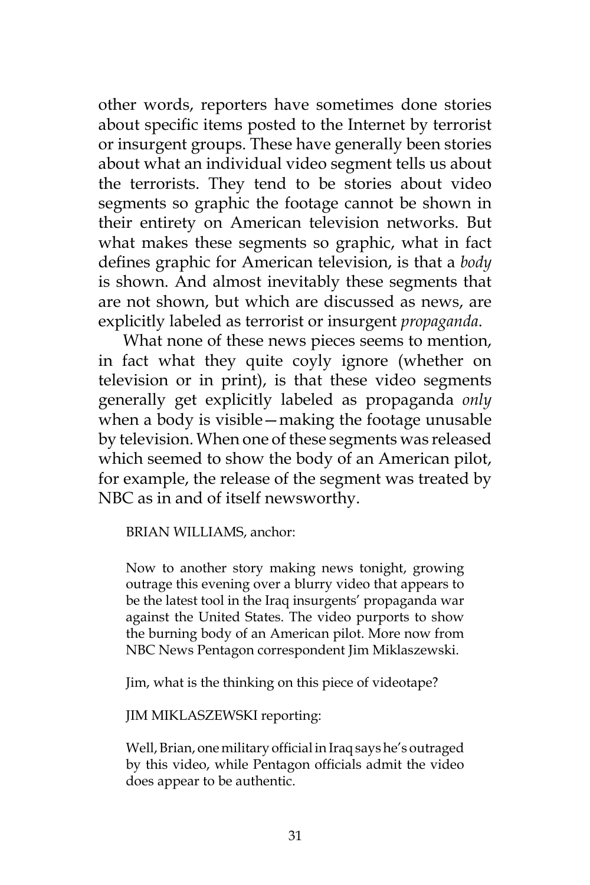other words, reporters have sometimes done stories about specific items posted to the Internet by terrorist or insurgent groups. These have generally been stories about what an individual video segment tells us about the terrorists. They tend to be stories about video segments so graphic the footage cannot be shown in their entirety on American television networks. But what makes these segments so graphic, what in fact defines graphic for American television, is that a *body* is shown. And almost inevitably these segments that are not shown, but which are discussed as news, are explicitly labeled as terrorist or insurgent *propaganda*.

What none of these news pieces seems to mention, in fact what they quite coyly ignore (whether on television or in print), is that these video segments generally get explicitly labeled as propaganda *only* when a body is visible—making the footage unusable by television. When one of these segments was released which seemed to show the body of an American pilot, for example, the release of the segment was treated by NBC as in and of itself newsworthy.

> BRIAN WILLIAMS, anchor:
>
> Now to another story making news tonight, growing outrage this evening over a blurry video that appears to be the latest tool in the Iraq insurgents' propaganda war against the United States. The video purports to show the burning body of an American pilot. More now from NBC News Pentagon correspondent Jim Miklaszewski.
>
> Jim, what is the thinking on this piece of videotape?
>
> JIM MIKLASZEWSKI reporting:
>
> Well, Brian, one military official in Iraq says he's outraged by this video, while Pentagon officials admit the video does appear to be authentic.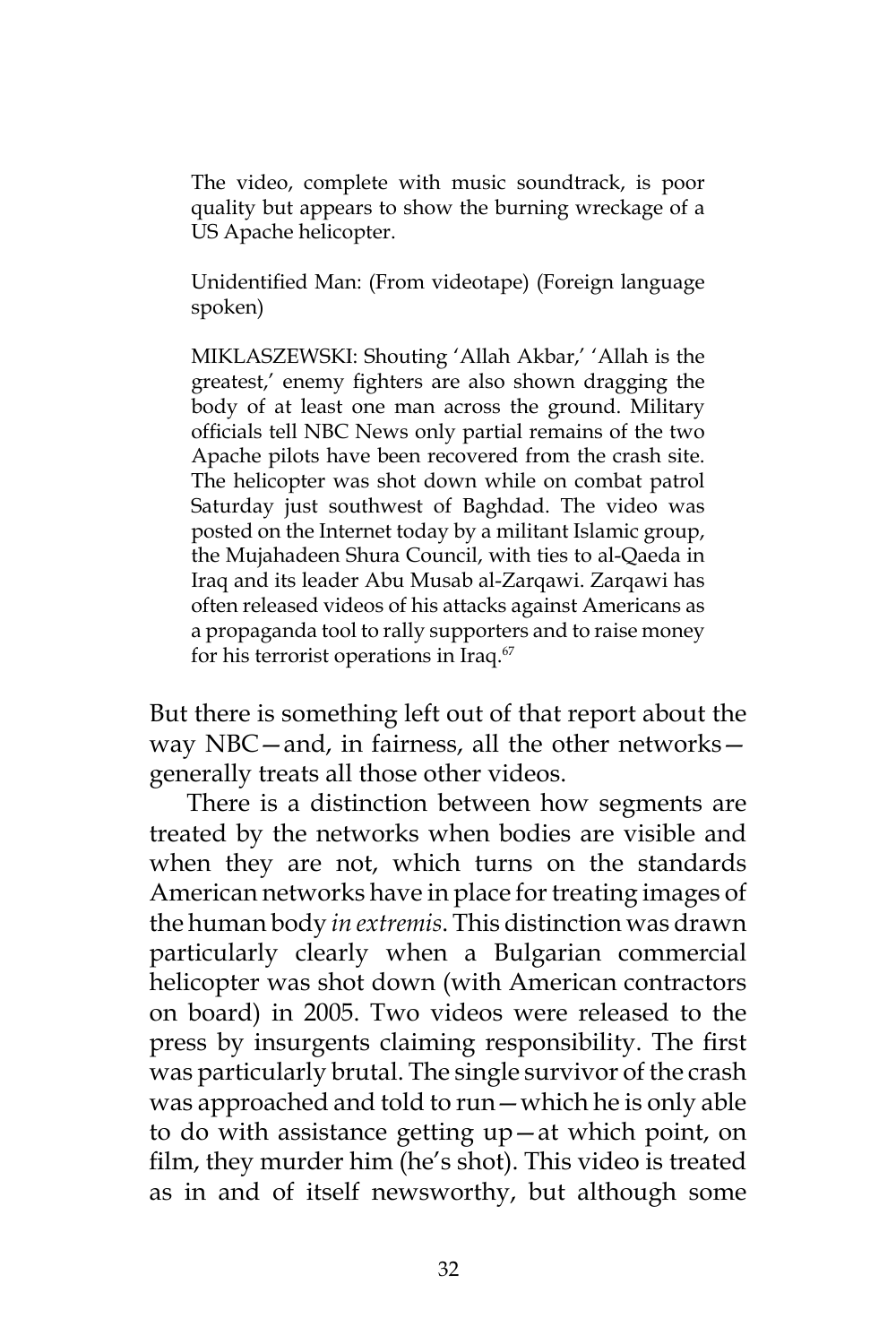> The video, complete with music soundtrack, is poor quality but appears to show the burning wreckage of a US Apache helicopter.
>
> Unidentified Man: (From videotape) (Foreign language spoken)
>
> MIKLASZEWSKI: Shouting 'Allah Akbar,' 'Allah is the greatest,' enemy fighters are also shown dragging the body of at least one man across the ground. Military officials tell NBC News only partial remains of the two Apache pilots have been recovered from the crash site. The helicopter was shot down while on combat patrol Saturday just southwest of Baghdad. The video was posted on the Internet today by a militant Islamic group, the Mujahadeen Shura Council, with ties to al-Qaeda in Iraq and its leader Abu Musab al-Zarqawi. Zarqawi has often released videos of his attacks against Americans as a propaganda tool to rally supporters and to raise money for his terrorist operations in Iraq.[67]

But there is something left out of that report about the way NBC—and, in fairness, all the other networks—generally treats all those other videos.

There is a distinction between how segments are treated by the networks when bodies are visible and when they are not, which turns on the standards American networks have in place for treating images of the human body *in extremis*. This distinction was drawn particularly clearly when a Bulgarian commercial helicopter was shot down (with American contractors on board) in 2005. Two videos were released to the press by insurgents claiming responsibility. The first was particularly brutal. The single survivor of the crash was approached and told to run—which he is only able to do with assistance getting up—at which point, on film, they murder him (he's shot). This video is treated as in and of itself newsworthy, but although some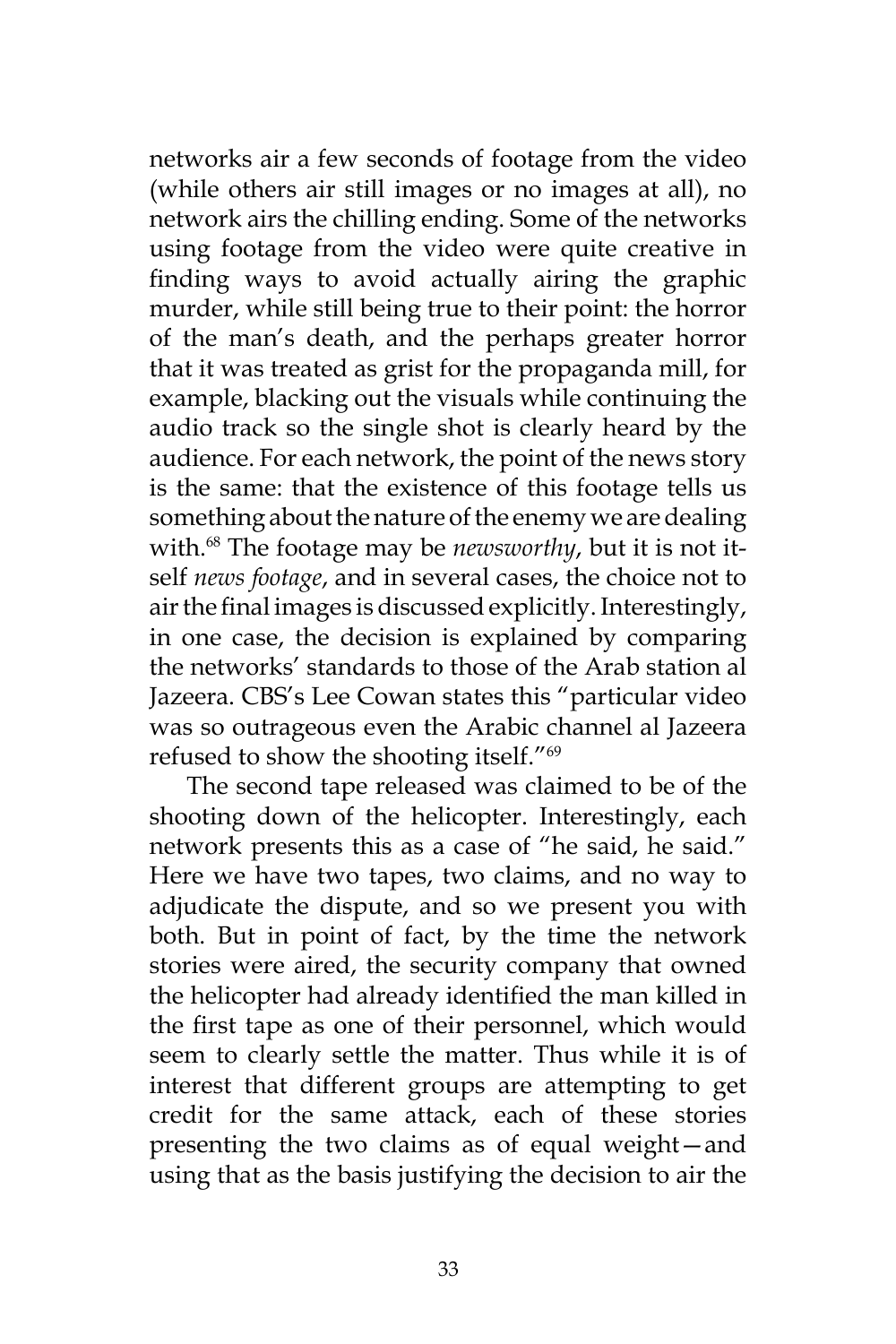networks air a few seconds of footage from the video (while others air still images or no images at all), no network airs the chilling ending. Some of the networks using footage from the video were quite creative in finding ways to avoid actually airing the graphic murder, while still being true to their point: the horror of the man's death, and the perhaps greater horror that it was treated as grist for the propaganda mill, for example, blacking out the visuals while continuing the audio track so the single shot is clearly heard by the audience. For each network, the point of the news story is the same: that the existence of this footage tells us something about the nature of the enemy we are dealing with.[68] The footage may be *newsworthy*, but it is not itself *news footage*, and in several cases, the choice not to air the final images is discussed explicitly. Interestingly, in one case, the decision is explained by comparing the networks' standards to those of the Arab station al Jazeera. CBS's Lee Cowan states this "particular video was so outrageous even the Arabic channel al Jazeera refused to show the shooting itself."[69]

The second tape released was claimed to be of the shooting down of the helicopter. Interestingly, each network presents this as a case of "he said, he said." Here we have two tapes, two claims, and no way to adjudicate the dispute, and so we present you with both. But in point of fact, by the time the network stories were aired, the security company that owned the helicopter had already identified the man killed in the first tape as one of their personnel, which would seem to clearly settle the matter. Thus while it is of interest that different groups are attempting to get credit for the same attack, each of these stories presenting the two claims as of equal weight—and using that as the basis justifying the decision to air the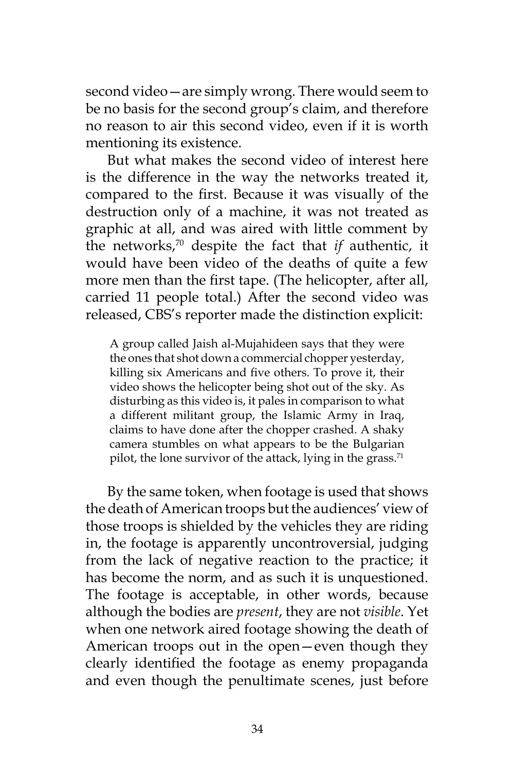second video—are simply wrong. There would seem to be no basis for the second group's claim, and therefore no reason to air this second video, even if it is worth mentioning its existence.

But what makes the second video of interest here is the difference in the way the networks treated it, compared to the first. Because it was visually of the destruction only of a machine, it was not treated as graphic at all, and was aired with little comment by the networks,[70] despite the fact that *if* authentic, it would have been video of the deaths of quite a few more men than the first tape. (The helicopter, after all, carried 11 people total.) After the second video was released, CBS's reporter made the distinction explicit:

> A group called Jaish al-Mujahideen says that they were the ones that shot down a commercial chopper yesterday, killing six Americans and five others. To prove it, their video shows the helicopter being shot out of the sky. As disturbing as this video is, it pales in comparison to what a different militant group, the Islamic Army in Iraq, claims to have done after the chopper crashed. A shaky camera stumbles on what appears to be the Bulgarian pilot, the lone survivor of the attack, lying in the grass.[71]

By the same token, when footage is used that shows the death of American troops but the audiences' view of those troops is shielded by the vehicles they are riding in, the footage is apparently uncontroversial, judging from the lack of negative reaction to the practice; it has become the norm, and as such it is unquestioned. The footage is acceptable, in other words, because although the bodies are *present*, they are not *visible*. Yet when one network aired footage showing the death of American troops out in the open—even though they clearly identified the footage as enemy propaganda and even though the penultimate scenes, just before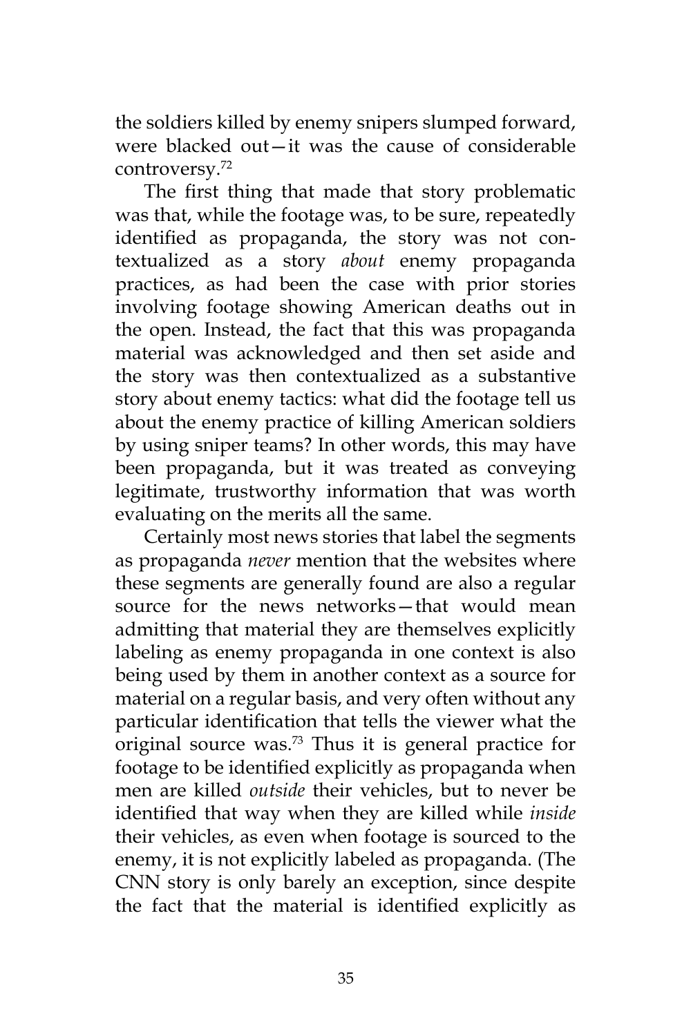the soldiers killed by enemy snipers slumped forward, were blacked out—it was the cause of considerable controversy.[72]

The first thing that made that story problematic was that, while the footage was, to be sure, repeatedly identified as propaganda, the story was not contextualized as a story *about* enemy propaganda practices, as had been the case with prior stories involving footage showing American deaths out in the open. Instead, the fact that this was propaganda material was acknowledged and then set aside and the story was then contextualized as a substantive story about enemy tactics: what did the footage tell us about the enemy practice of killing American soldiers by using sniper teams? In other words, this may have been propaganda, but it was treated as conveying legitimate, trustworthy information that was worth evaluating on the merits all the same.

Certainly most news stories that label the segments as propaganda *never* mention that the websites where these segments are generally found are also a regular source for the news networks—that would mean admitting that material they are themselves explicitly labeling as enemy propaganda in one context is also being used by them in another context as a source for material on a regular basis, and very often without any particular identification that tells the viewer what the original source was.[73] Thus it is general practice for footage to be identified explicitly as propaganda when men are killed *outside* their vehicles, but to never be identified that way when they are killed while *inside* their vehicles, as even when footage is sourced to the enemy, it is not explicitly labeled as propaganda. (The CNN story is only barely an exception, since despite the fact that the material is identified explicitly as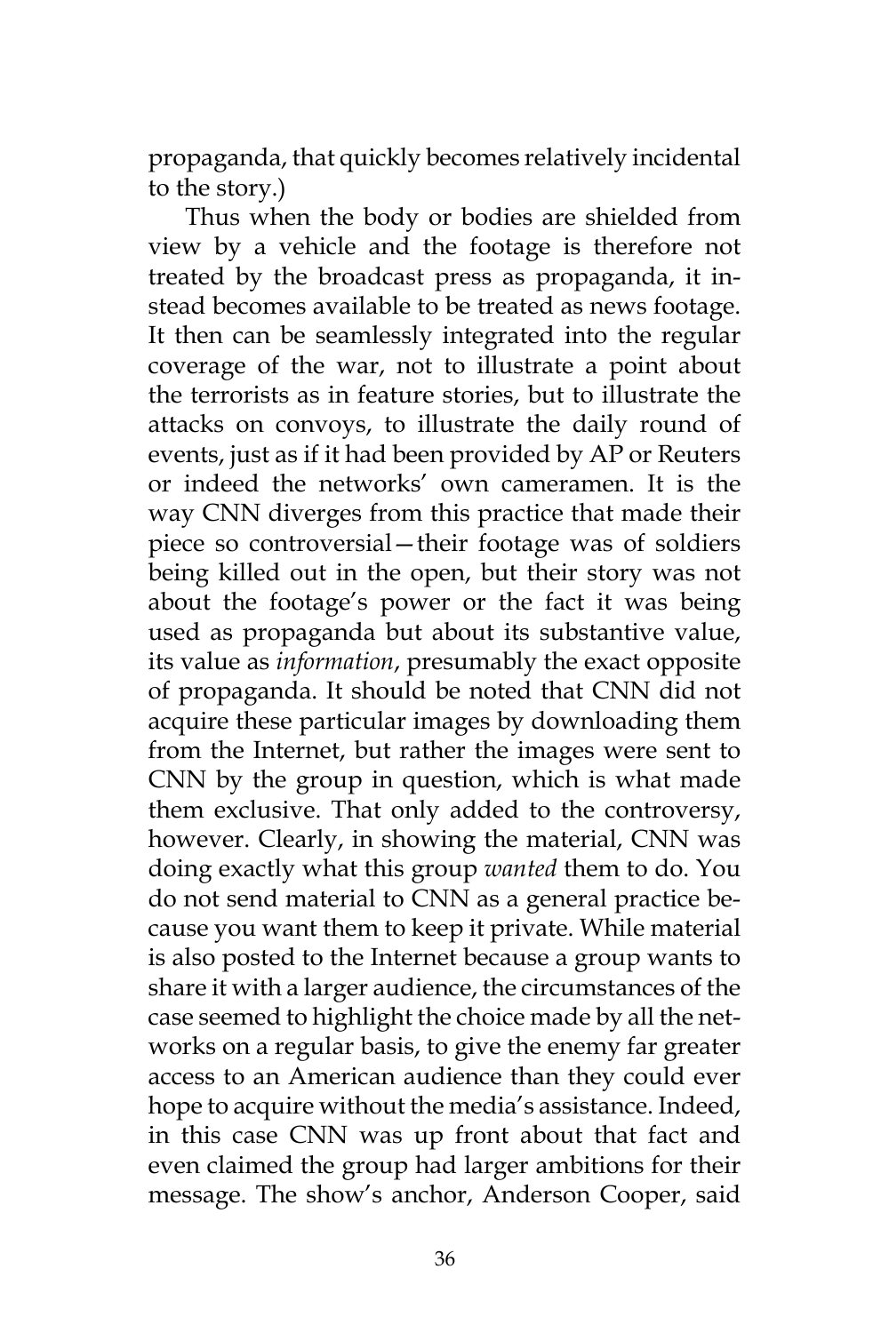propaganda, that quickly becomes relatively incidental to the story.)

Thus when the body or bodies are shielded from view by a vehicle and the footage is therefore not treated by the broadcast press as propaganda, it instead becomes available to be treated as news footage. It then can be seamlessly integrated into the regular coverage of the war, not to illustrate a point about the terrorists as in feature stories, but to illustrate the attacks on convoys, to illustrate the daily round of events, just as if it had been provided by AP or Reuters or indeed the networks' own cameramen. It is the way CNN diverges from this practice that made their piece so controversial—their footage was of soldiers being killed out in the open, but their story was not about the footage's power or the fact it was being used as propaganda but about its substantive value, its value as *information*, presumably the exact opposite of propaganda. It should be noted that CNN did not acquire these particular images by downloading them from the Internet, but rather the images were sent to CNN by the group in question, which is what made them exclusive. That only added to the controversy, however. Clearly, in showing the material, CNN was doing exactly what this group *wanted* them to do. You do not send material to CNN as a general practice because you want them to keep it private. While material is also posted to the Internet because a group wants to share it with a larger audience, the circumstances of the case seemed to highlight the choice made by all the networks on a regular basis, to give the enemy far greater access to an American audience than they could ever hope to acquire without the media's assistance. Indeed, in this case CNN was up front about that fact and even claimed the group had larger ambitions for their message. The show's anchor, Anderson Cooper, said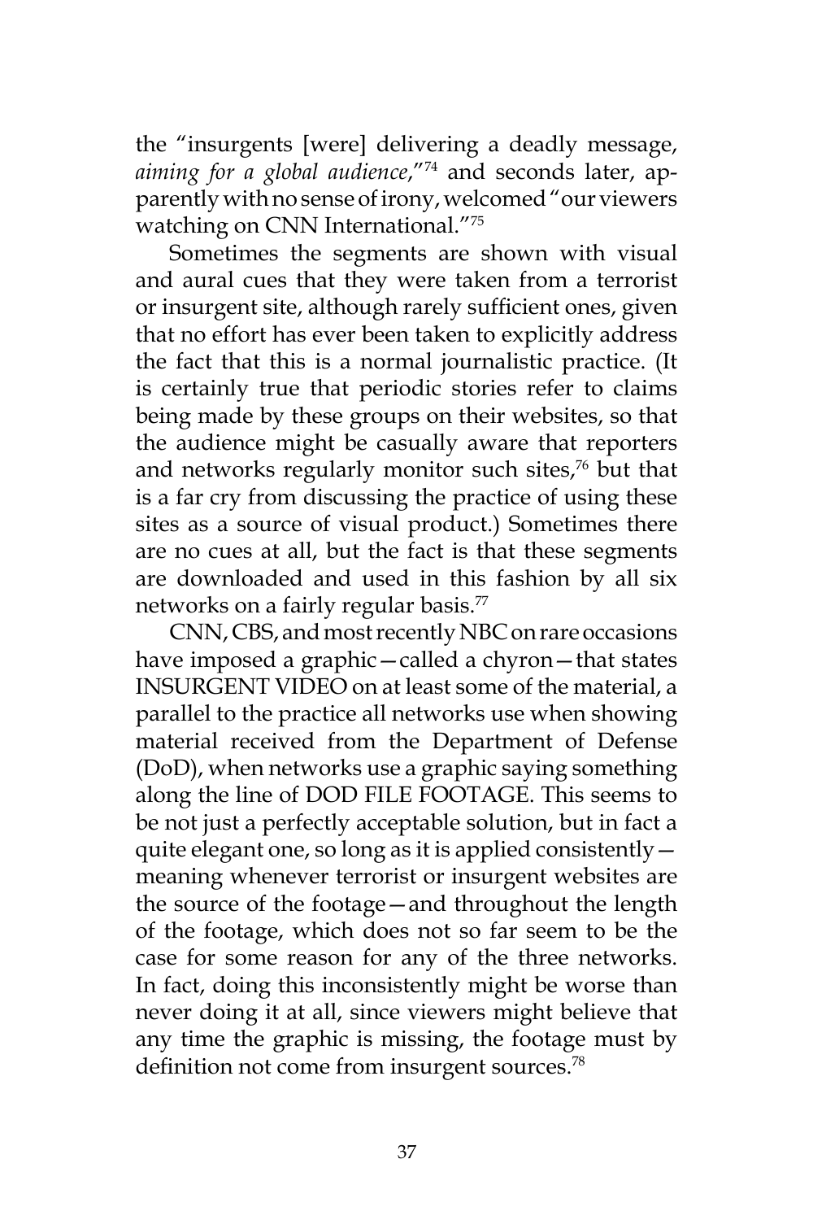the "insurgents [were] delivering a deadly message, *aiming for a global audience*,"[74] and seconds later, apparently with no sense of irony, welcomed "our viewers watching on CNN International."[75]

Sometimes the segments are shown with visual and aural cues that they were taken from a terrorist or insurgent site, although rarely sufficient ones, given that no effort has ever been taken to explicitly address the fact that this is a normal journalistic practice. (It is certainly true that periodic stories refer to claims being made by these groups on their websites, so that the audience might be casually aware that reporters and networks regularly monitor such sites,[76] but that is a far cry from discussing the practice of using these sites as a source of visual product.) Sometimes there are no cues at all, but the fact is that these segments are downloaded and used in this fashion by all six networks on a fairly regular basis.[77]

CNN, CBS, and most recently NBC on rare occasions have imposed a graphic—called a chyron—that states INSURGENT VIDEO on at least some of the material, a parallel to the practice all networks use when showing material received from the Department of Defense (DoD), when networks use a graphic saying something along the line of DOD FILE FOOTAGE. This seems to be not just a perfectly acceptable solution, but in fact a quite elegant one, so long as it is applied consistently—meaning whenever terrorist or insurgent websites are the source of the footage—and throughout the length of the footage, which does not so far seem to be the case for some reason for any of the three networks. In fact, doing this inconsistently might be worse than never doing it at all, since viewers might believe that any time the graphic is missing, the footage must by definition not come from insurgent sources.[78]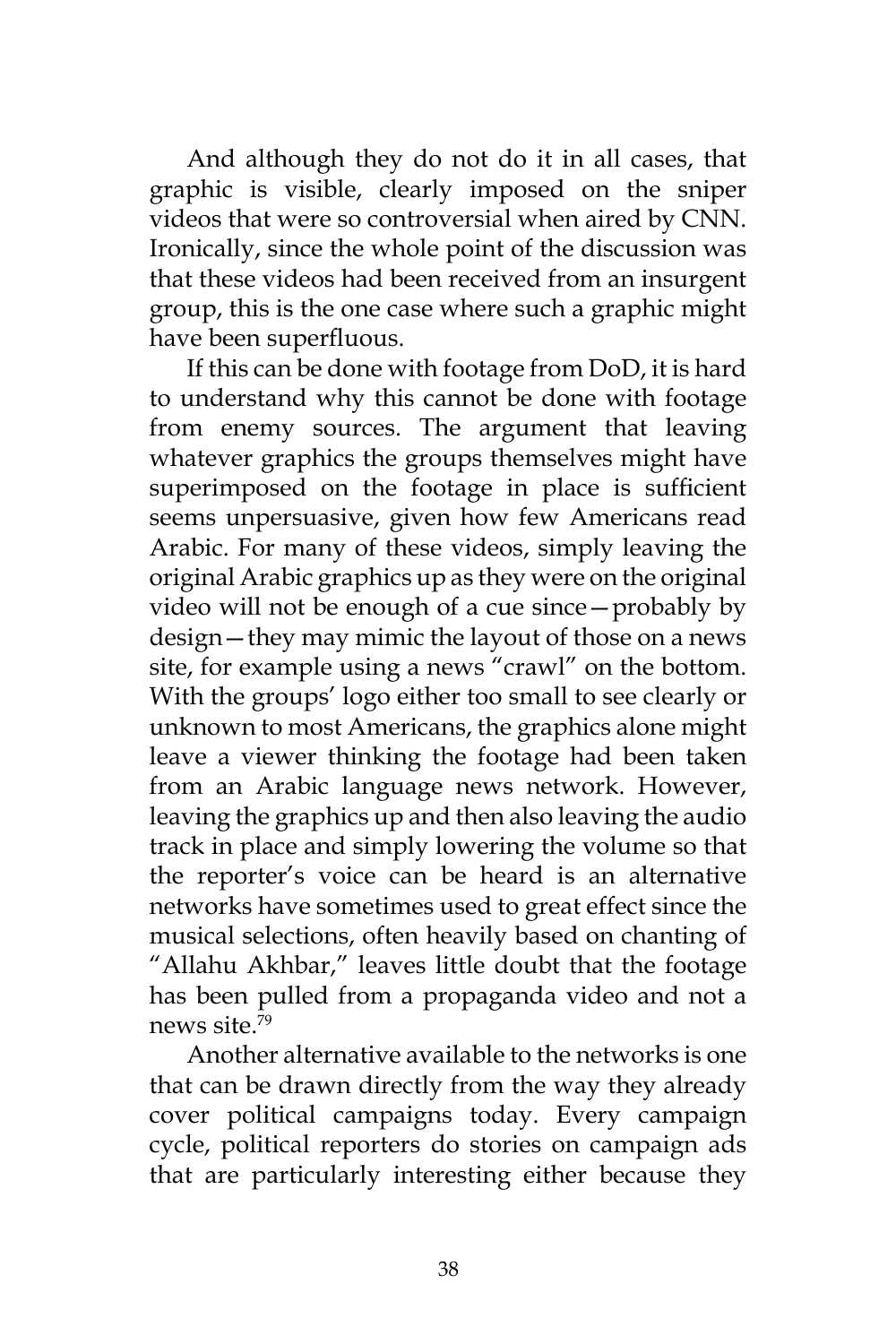And although they do not do it in all cases, that graphic is visible, clearly imposed on the sniper videos that were so controversial when aired by CNN. Ironically, since the whole point of the discussion was that these videos had been received from an insurgent group, this is the one case where such a graphic might have been superfluous.

If this can be done with footage from DoD, it is hard to understand why this cannot be done with footage from enemy sources. The argument that leaving whatever graphics the groups themselves might have superimposed on the footage in place is sufficient seems unpersuasive, given how few Americans read Arabic. For many of these videos, simply leaving the original Arabic graphics up as they were on the original video will not be enough of a cue since—probably by design—they may mimic the layout of those on a news site, for example using a news "crawl" on the bottom. With the groups' logo either too small to see clearly or unknown to most Americans, the graphics alone might leave a viewer thinking the footage had been taken from an Arabic language news network. However, leaving the graphics up and then also leaving the audio track in place and simply lowering the volume so that the reporter's voice can be heard is an alternative networks have sometimes used to great effect since the musical selections, often heavily based on chanting of "Allahu Akhbar," leaves little doubt that the footage has been pulled from a propaganda video and not a news site.[79]

Another alternative available to the networks is one that can be drawn directly from the way they already cover political campaigns today. Every campaign cycle, political reporters do stories on campaign ads that are particularly interesting either because they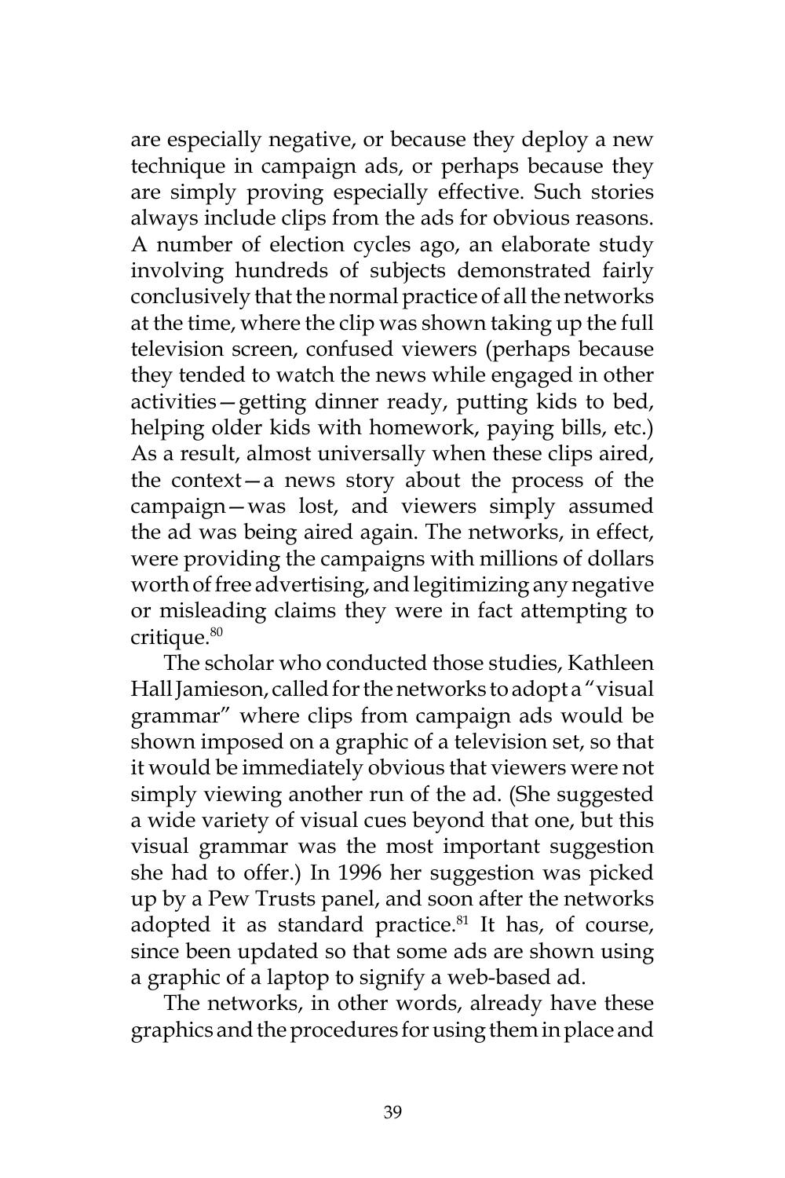are especially negative, or because they deploy a new technique in campaign ads, or perhaps because they are simply proving especially effective. Such stories always include clips from the ads for obvious reasons. A number of election cycles ago, an elaborate study involving hundreds of subjects demonstrated fairly conclusively that the normal practice of all the networks at the time, where the clip was shown taking up the full television screen, confused viewers (perhaps because they tended to watch the news while engaged in other activities—getting dinner ready, putting kids to bed, helping older kids with homework, paying bills, etc.) As a result, almost universally when these clips aired, the context—a news story about the process of the campaign—was lost, and viewers simply assumed the ad was being aired again. The networks, in effect, were providing the campaigns with millions of dollars worth of free advertising, and legitimizing any negative or misleading claims they were in fact attempting to critique.[80]

The scholar who conducted those studies, Kathleen Hall Jamieson, called for the networks to adopt a "visual grammar" where clips from campaign ads would be shown imposed on a graphic of a television set, so that it would be immediately obvious that viewers were not simply viewing another run of the ad. (She suggested a wide variety of visual cues beyond that one, but this visual grammar was the most important suggestion she had to offer.) In 1996 her suggestion was picked up by a Pew Trusts panel, and soon after the networks adopted it as standard practice.[81] It has, of course, since been updated so that some ads are shown using a graphic of a laptop to signify a web-based ad.

The networks, in other words, already have these graphics and the procedures for using them in place and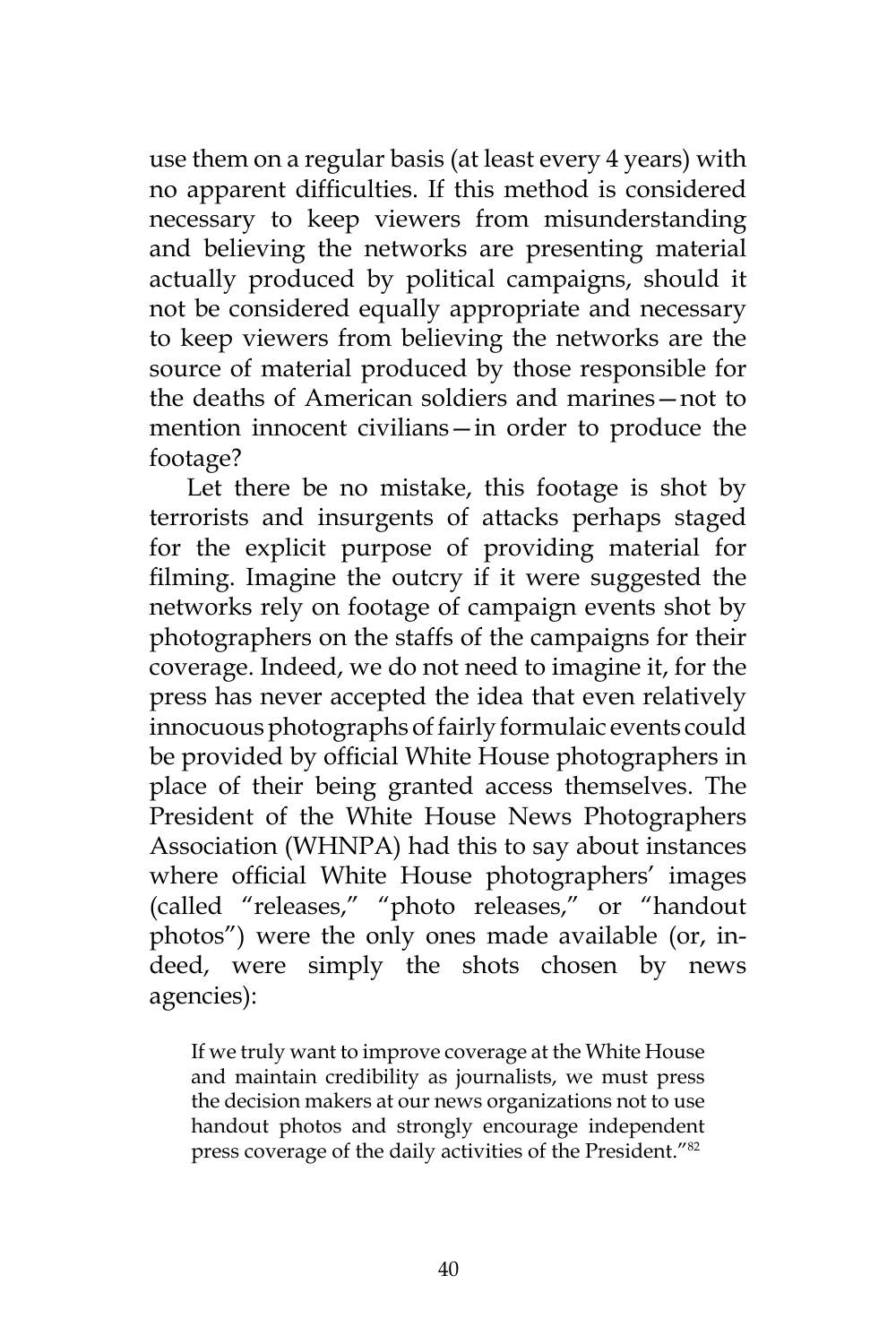use them on a regular basis (at least every 4 years) with no apparent difficulties. If this method is considered necessary to keep viewers from misunderstanding and believing the networks are presenting material actually produced by political campaigns, should it not be considered equally appropriate and necessary to keep viewers from believing the networks are the source of material produced by those responsible for the deaths of American soldiers and marines—not to mention innocent civilians—in order to produce the footage?

Let there be no mistake, this footage is shot by terrorists and insurgents of attacks perhaps staged for the explicit purpose of providing material for filming. Imagine the outcry if it were suggested the networks rely on footage of campaign events shot by photographers on the staffs of the campaigns for their coverage. Indeed, we do not need to imagine it, for the press has never accepted the idea that even relatively innocuous photographs of fairly formulaic events could be provided by official White House photographers in place of their being granted access themselves. The President of the White House News Photographers Association (WHNPA) had this to say about instances where official White House photographers' images (called "releases," "photo releases," or "handout photos") were the only ones made available (or, indeed, were simply the shots chosen by news agencies):

> If we truly want to improve coverage at the White House and maintain credibility as journalists, we must press the decision makers at our news organizations not to use handout photos and strongly encourage independent press coverage of the daily activities of the President."[82]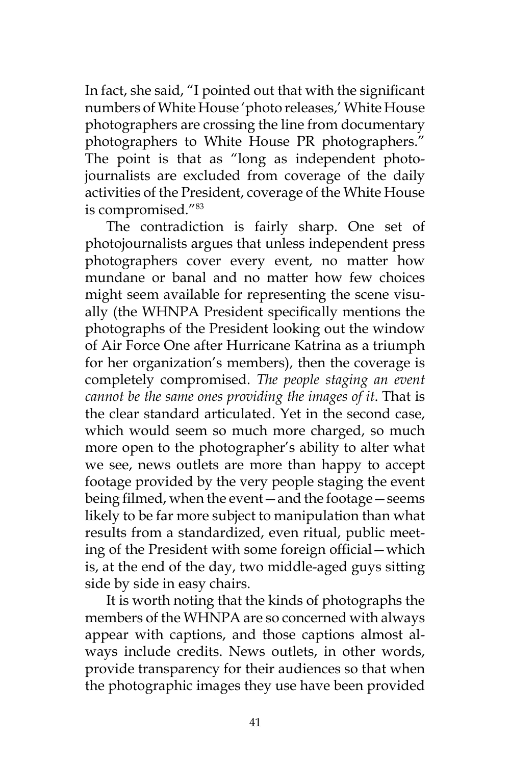In fact, she said, "I pointed out that with the significant numbers of White House 'photo releases,' White House photographers are crossing the line from documentary photographers to White House PR photographers." The point is that as "long as independent photojournalists are excluded from coverage of the daily activities of the President, coverage of the White House is compromised."[83]

The contradiction is fairly sharp. One set of photojournalists argues that unless independent press photographers cover every event, no matter how mundane or banal and no matter how few choices might seem available for representing the scene visually (the WHNPA President specifically mentions the photographs of the President looking out the window of Air Force One after Hurricane Katrina as a triumph for her organization's members), then the coverage is completely compromised. *The people staging an event cannot be the same ones providing the images of it.* That is the clear standard articulated. Yet in the second case, which would seem so much more charged, so much more open to the photographer's ability to alter what we see, news outlets are more than happy to accept footage provided by the very people staging the event being filmed, when the event—and the footage—seems likely to be far more subject to manipulation than what results from a standardized, even ritual, public meeting of the President with some foreign official—which is, at the end of the day, two middle-aged guys sitting side by side in easy chairs.

It is worth noting that the kinds of photographs the members of the WHNPA are so concerned with always appear with captions, and those captions almost always include credits. News outlets, in other words, provide transparency for their audiences so that when the photographic images they use have been provided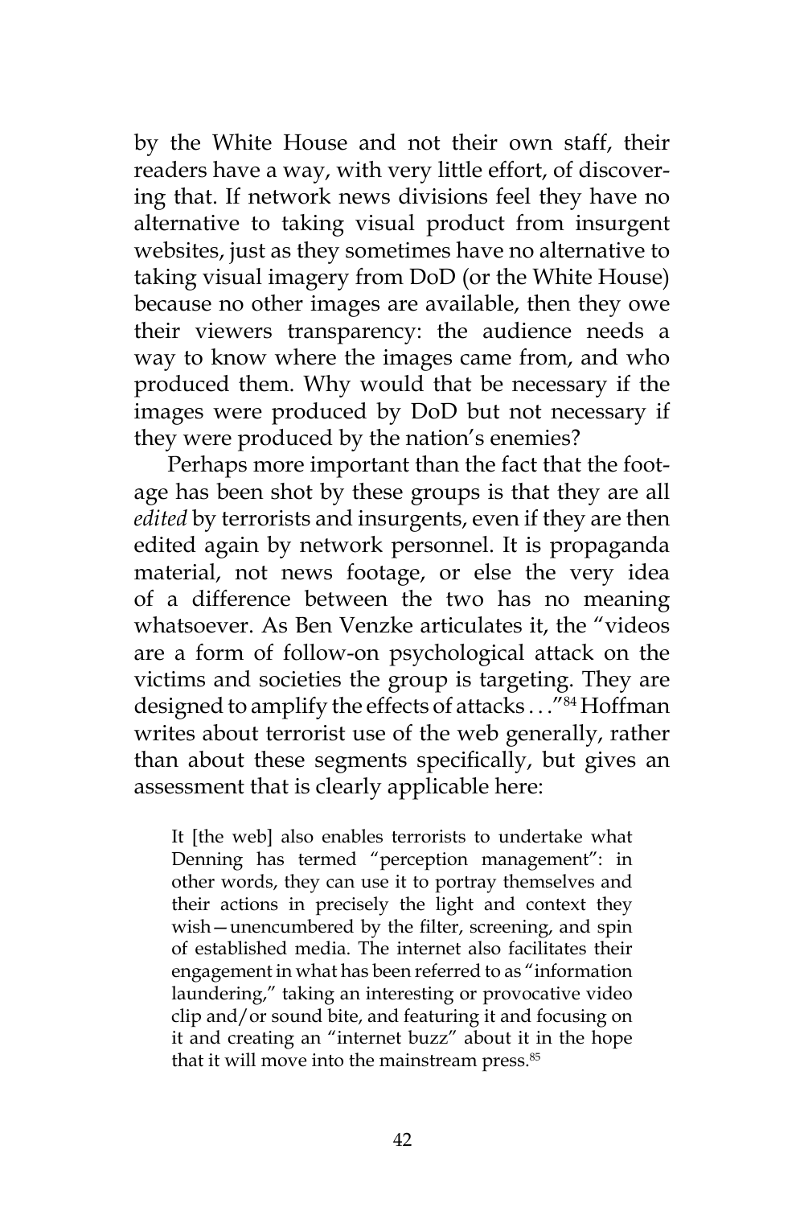by the White House and not their own staff, their readers have a way, with very little effort, of discovering that. If network news divisions feel they have no alternative to taking visual product from insurgent websites, just as they sometimes have no alternative to taking visual imagery from DoD (or the White House) because no other images are available, then they owe their viewers transparency: the audience needs a way to know where the images came from, and who produced them. Why would that be necessary if the images were produced by DoD but not necessary if they were produced by the nation's enemies?

Perhaps more important than the fact that the footage has been shot by these groups is that they are all *edited* by terrorists and insurgents, even if they are then edited again by network personnel. It is propaganda material, not news footage, or else the very idea of a difference between the two has no meaning whatsoever. As Ben Venzke articulates it, the "videos are a form of follow-on psychological attack on the victims and societies the group is targeting. They are designed to amplify the effects of attacks . . ."[84] Hoffman writes about terrorist use of the web generally, rather than about these segments specifically, but gives an assessment that is clearly applicable here:

> It [the web] also enables terrorists to undertake what Denning has termed "perception management": in other words, they can use it to portray themselves and their actions in precisely the light and context they wish—unencumbered by the filter, screening, and spin of established media. The internet also facilitates their engagement in what has been referred to as "information laundering," taking an interesting or provocative video clip and/or sound bite, and featuring it and focusing on it and creating an "internet buzz" about it in the hope that it will move into the mainstream press.[85]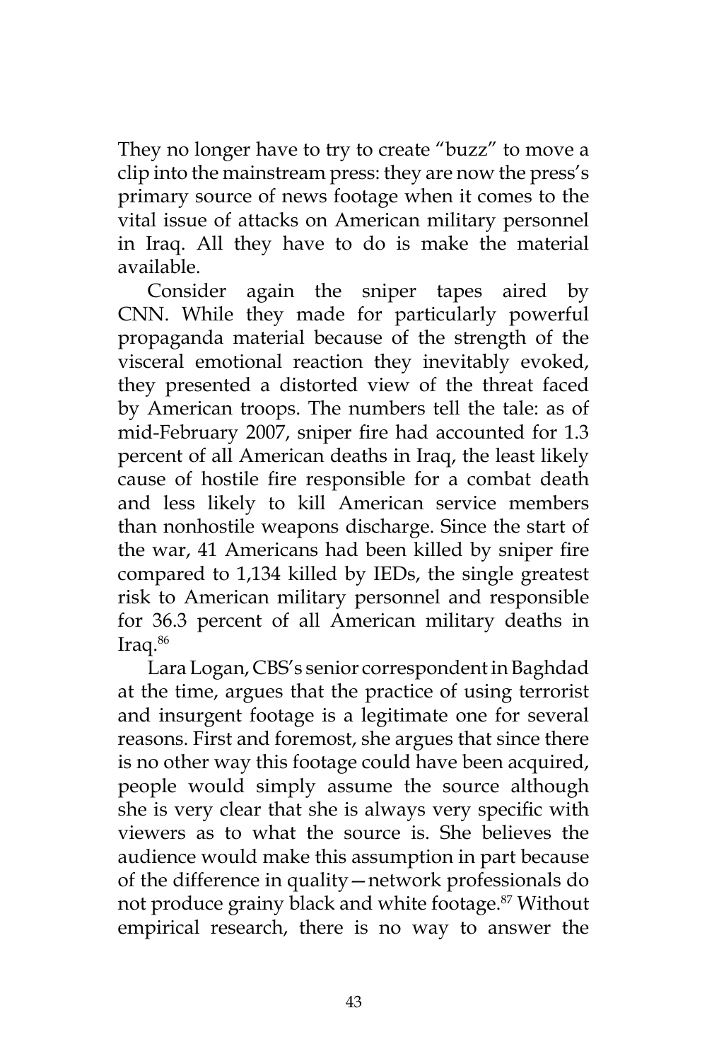They no longer have to try to create "buzz" to move a clip into the mainstream press: they are now the press's primary source of news footage when it comes to the vital issue of attacks on American military personnel in Iraq. All they have to do is make the material available.

Consider again the sniper tapes aired by CNN. While they made for particularly powerful propaganda material because of the strength of the visceral emotional reaction they inevitably evoked, they presented a distorted view of the threat faced by American troops. The numbers tell the tale: as of mid-February 2007, sniper fire had accounted for 1.3 percent of all American deaths in Iraq, the least likely cause of hostile fire responsible for a combat death and less likely to kill American service members than nonhostile weapons discharge. Since the start of the war, 41 Americans had been killed by sniper fire compared to 1,134 killed by IEDs, the single greatest risk to American military personnel and responsible for 36.3 percent of all American military deaths in Iraq.[86]

Lara Logan, CBS's senior correspondent in Baghdad at the time, argues that the practice of using terrorist and insurgent footage is a legitimate one for several reasons. First and foremost, she argues that since there is no other way this footage could have been acquired, people would simply assume the source although she is very clear that she is always very specific with viewers as to what the source is. She believes the audience would make this assumption in part because of the difference in quality—network professionals do not produce grainy black and white footage.[87] Without empirical research, there is no way to answer the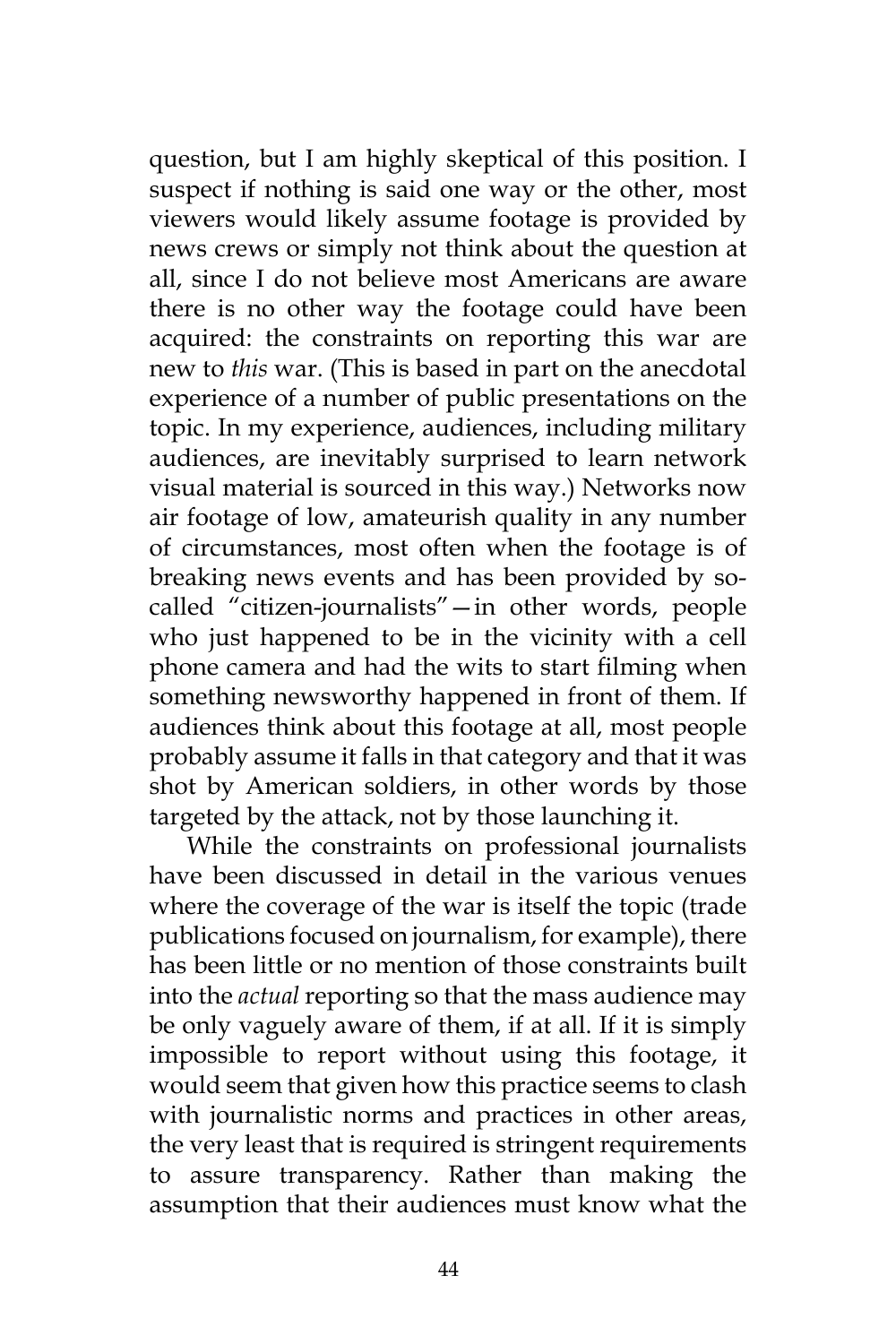question, but I am highly skeptical of this position. I suspect if nothing is said one way or the other, most viewers would likely assume footage is provided by news crews or simply not think about the question at all, since I do not believe most Americans are aware there is no other way the footage could have been acquired: the constraints on reporting this war are new to *this* war. (This is based in part on the anecdotal experience of a number of public presentations on the topic. In my experience, audiences, including military audiences, are inevitably surprised to learn network visual material is sourced in this way.) Networks now air footage of low, amateurish quality in any number of circumstances, most often when the footage is of breaking news events and has been provided by so-called "citizen-journalists"—in other words, people who just happened to be in the vicinity with a cell phone camera and had the wits to start filming when something newsworthy happened in front of them. If audiences think about this footage at all, most people probably assume it falls in that category and that it was shot by American soldiers, in other words by those targeted by the attack, not by those launching it.

While the constraints on professional journalists have been discussed in detail in the various venues where the coverage of the war is itself the topic (trade publications focused on journalism, for example), there has been little or no mention of those constraints built into the *actual* reporting so that the mass audience may be only vaguely aware of them, if at all. If it is simply impossible to report without using this footage, it would seem that given how this practice seems to clash with journalistic norms and practices in other areas, the very least that is required is stringent requirements to assure transparency. Rather than making the assumption that their audiences must know what the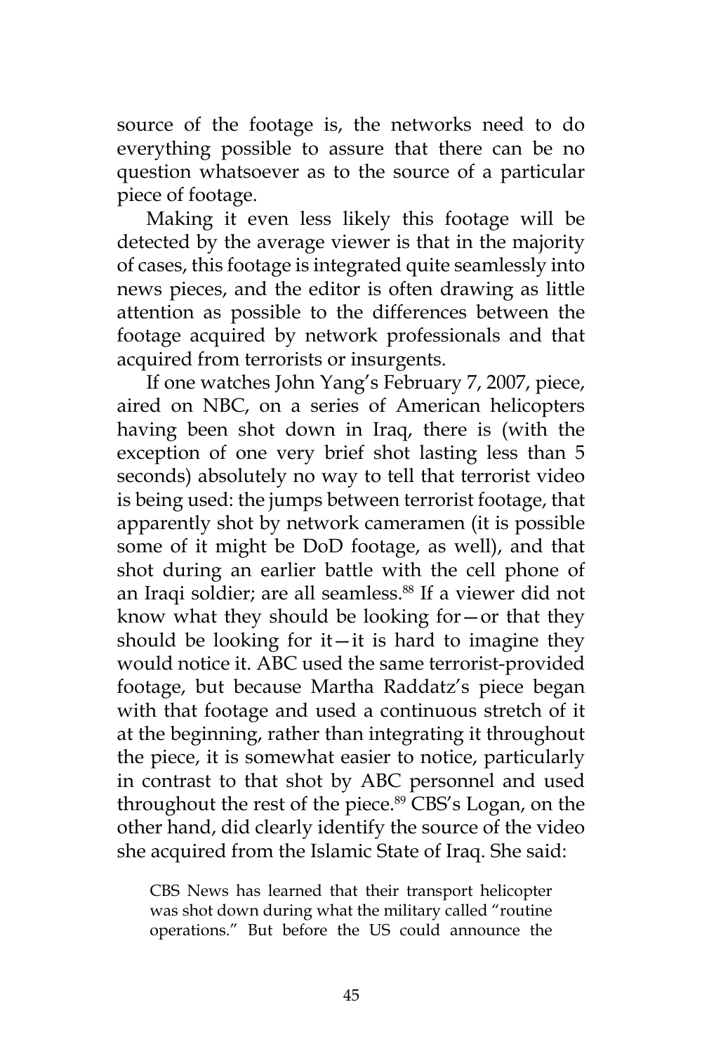source of the footage is, the networks need to do everything possible to assure that there can be no question whatsoever as to the source of a particular piece of footage.

Making it even less likely this footage will be detected by the average viewer is that in the majority of cases, this footage is integrated quite seamlessly into news pieces, and the editor is often drawing as little attention as possible to the differences between the footage acquired by network professionals and that acquired from terrorists or insurgents.

If one watches John Yang's February 7, 2007, piece, aired on NBC, on a series of American helicopters having been shot down in Iraq, there is (with the exception of one very brief shot lasting less than 5 seconds) absolutely no way to tell that terrorist video is being used: the jumps between terrorist footage, that apparently shot by network cameramen (it is possible some of it might be DoD footage, as well), and that shot during an earlier battle with the cell phone of an Iraqi soldier; are all seamless.[88] If a viewer did not know what they should be looking for—or that they should be looking for it—it is hard to imagine they would notice it. ABC used the same terrorist-provided footage, but because Martha Raddatz's piece began with that footage and used a continuous stretch of it at the beginning, rather than integrating it throughout the piece, it is somewhat easier to notice, particularly in contrast to that shot by ABC personnel and used throughout the rest of the piece.[89] CBS's Logan, on the other hand, did clearly identify the source of the video she acquired from the Islamic State of Iraq. She said:

> CBS News has learned that their transport helicopter was shot down during what the military called "routine operations." But before the US could announce the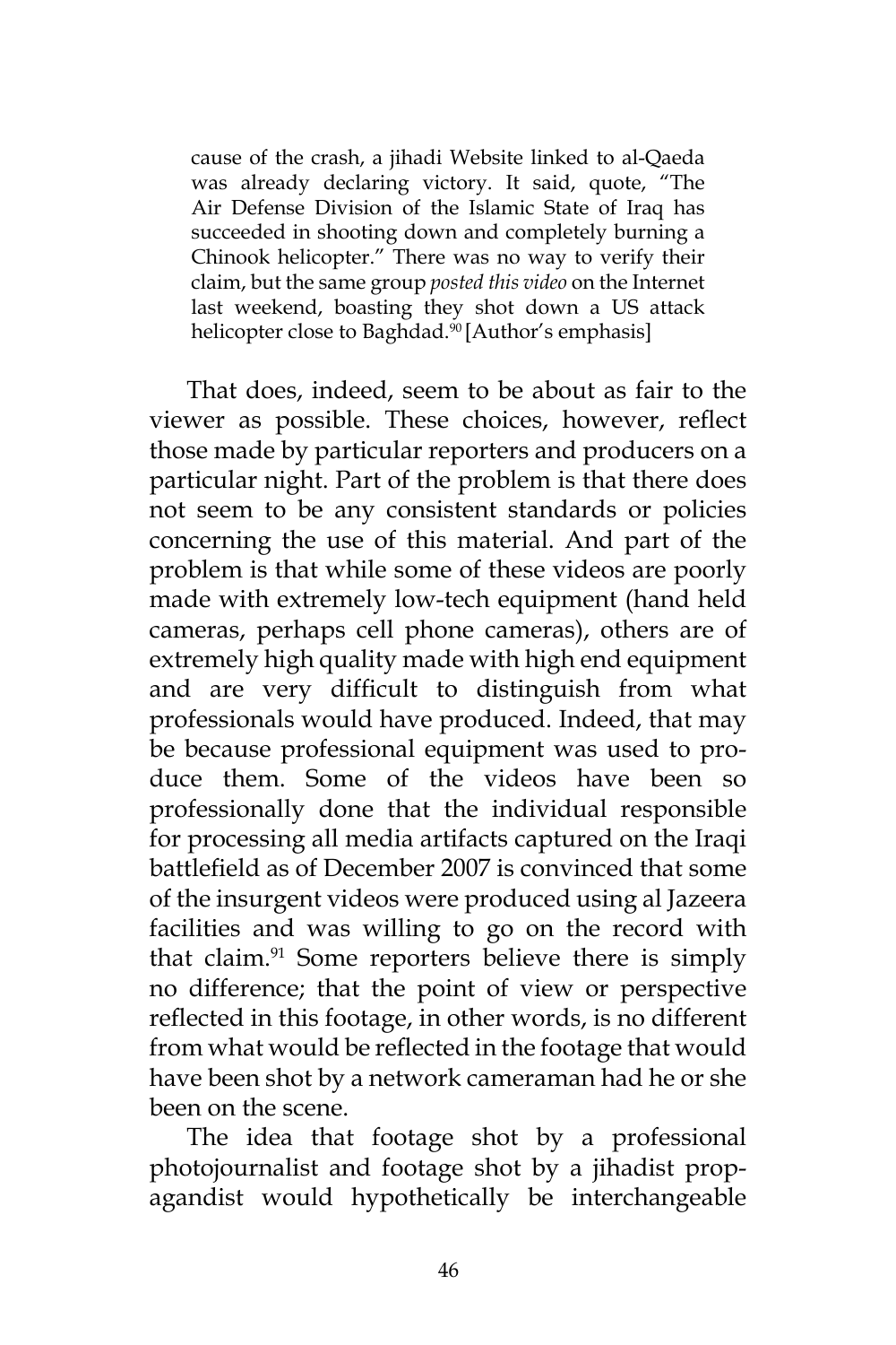> cause of the crash, a jihadi Website linked to al-Qaeda was already declaring victory. It said, quote, "The Air Defense Division of the Islamic State of Iraq has succeeded in shooting down and completely burning a Chinook helicopter." There was no way to verify their claim, but the same group *posted this video* on the Internet last weekend, boasting they shot down a US attack helicopter close to Baghdad.[90] [Author's emphasis]

That does, indeed, seem to be about as fair to the viewer as possible. These choices, however, reflect those made by particular reporters and producers on a particular night. Part of the problem is that there does not seem to be any consistent standards or policies concerning the use of this material. And part of the problem is that while some of these videos are poorly made with extremely low-tech equipment (hand held cameras, perhaps cell phone cameras), others are of extremely high quality made with high end equipment and are very difficult to distinguish from what professionals would have produced. Indeed, that may be because professional equipment was used to produce them. Some of the videos have been so professionally done that the individual responsible for processing all media artifacts captured on the Iraqi battlefield as of December 2007 is convinced that some of the insurgent videos were produced using al Jazeera facilities and was willing to go on the record with that claim.[91] Some reporters believe there is simply no difference; that the point of view or perspective reflected in this footage, in other words, is no different from what would be reflected in the footage that would have been shot by a network cameraman had he or she been on the scene.

The idea that footage shot by a professional photojournalist and footage shot by a jihadist propagandist would hypothetically be interchangeable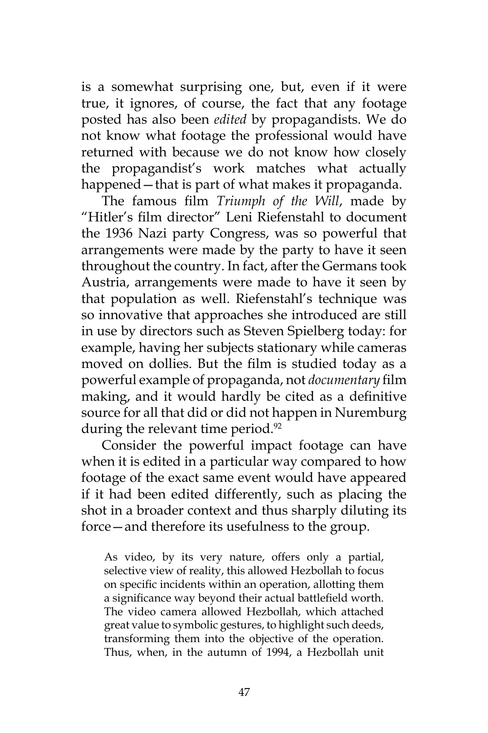is a somewhat surprising one, but, even if it were true, it ignores, of course, the fact that any footage posted has also been *edited* by propagandists. We do not know what footage the professional would have returned with because we do not know how closely the propagandist's work matches what actually happened—that is part of what makes it propaganda.

The famous film *Triumph of the Will*, made by "Hitler's film director" Leni Riefenstahl to document the 1936 Nazi party Congress, was so powerful that arrangements were made by the party to have it seen throughout the country. In fact, after the Germans took Austria, arrangements were made to have it seen by that population as well. Riefenstahl's technique was so innovative that approaches she introduced are still in use by directors such as Steven Spielberg today: for example, having her subjects stationary while cameras moved on dollies. But the film is studied today as a powerful example of propaganda, not *documentary* film making, and it would hardly be cited as a definitive source for all that did or did not happen in Nuremburg during the relevant time period.[92]

Consider the powerful impact footage can have when it is edited in a particular way compared to how footage of the exact same event would have appeared if it had been edited differently, such as placing the shot in a broader context and thus sharply diluting its force—and therefore its usefulness to the group.

> As video, by its very nature, offers only a partial, selective view of reality, this allowed Hezbollah to focus on specific incidents within an operation, allotting them a significance way beyond their actual battlefield worth. The video camera allowed Hezbollah, which attached great value to symbolic gestures, to highlight such deeds, transforming them into the objective of the operation. Thus, when, in the autumn of 1994, a Hezbollah unit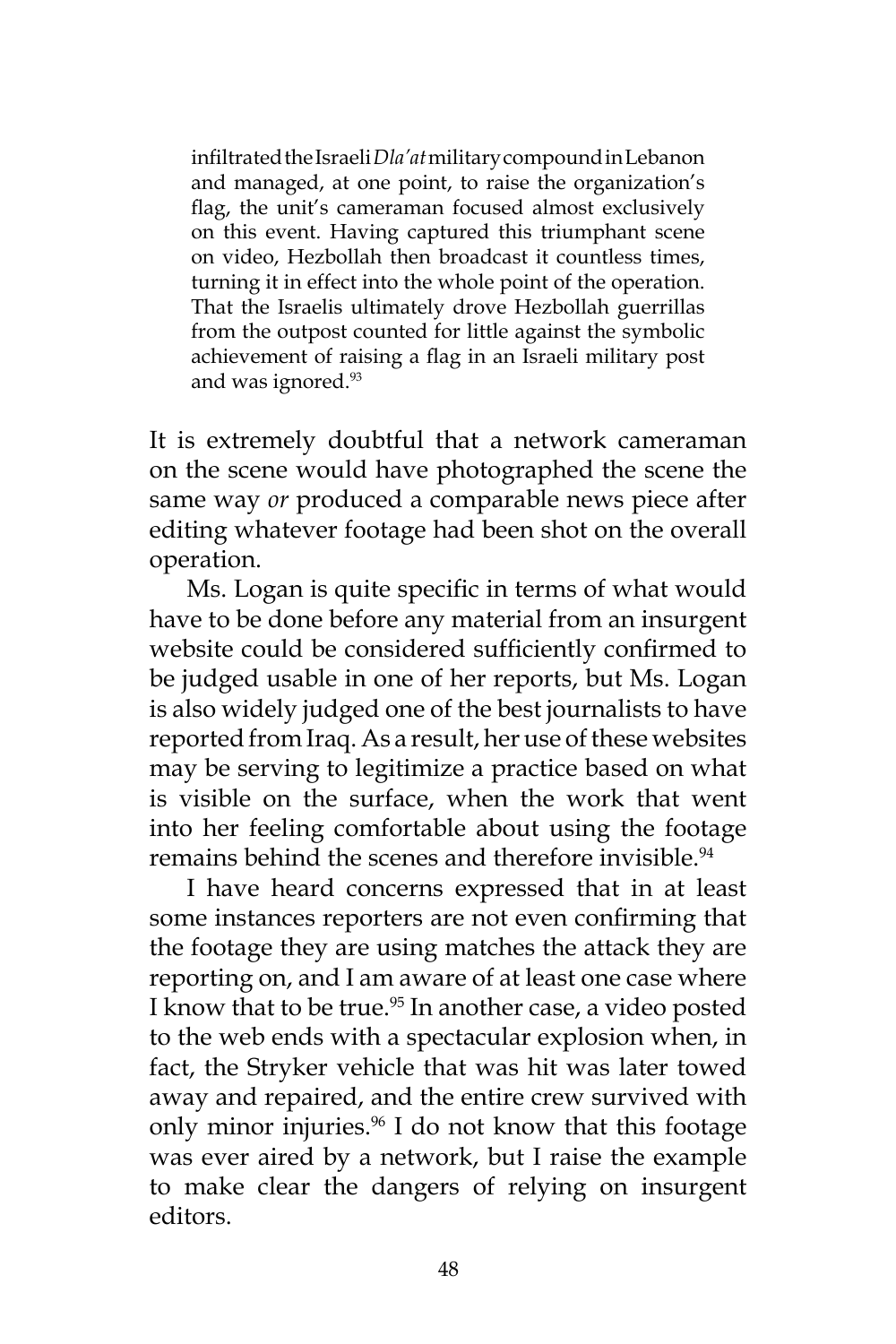> infiltrated the Israeli *Dla'at* military compound in Lebanon and managed, at one point, to raise the organization's flag, the unit's cameraman focused almost exclusively on this event. Having captured this triumphant scene on video, Hezbollah then broadcast it countless times, turning it in effect into the whole point of the operation. That the Israelis ultimately drove Hezbollah guerrillas from the outpost counted for little against the symbolic achievement of raising a flag in an Israeli military post and was ignored.[93]

It is extremely doubtful that a network cameraman on the scene would have photographed the scene the same way *or* produced a comparable news piece after editing whatever footage had been shot on the overall operation.

Ms. Logan is quite specific in terms of what would have to be done before any material from an insurgent website could be considered sufficiently confirmed to be judged usable in one of her reports, but Ms. Logan is also widely judged one of the best journalists to have reported from Iraq. As a result, her use of these websites may be serving to legitimize a practice based on what is visible on the surface, when the work that went into her feeling comfortable about using the footage remains behind the scenes and therefore invisible.[94]

I have heard concerns expressed that in at least some instances reporters are not even confirming that the footage they are using matches the attack they are reporting on, and I am aware of at least one case where I know that to be true.[95] In another case, a video posted to the web ends with a spectacular explosion when, in fact, the Stryker vehicle that was hit was later towed away and repaired, and the entire crew survived with only minor injuries.[96] I do not know that this footage was ever aired by a network, but I raise the example to make clear the dangers of relying on insurgent editors.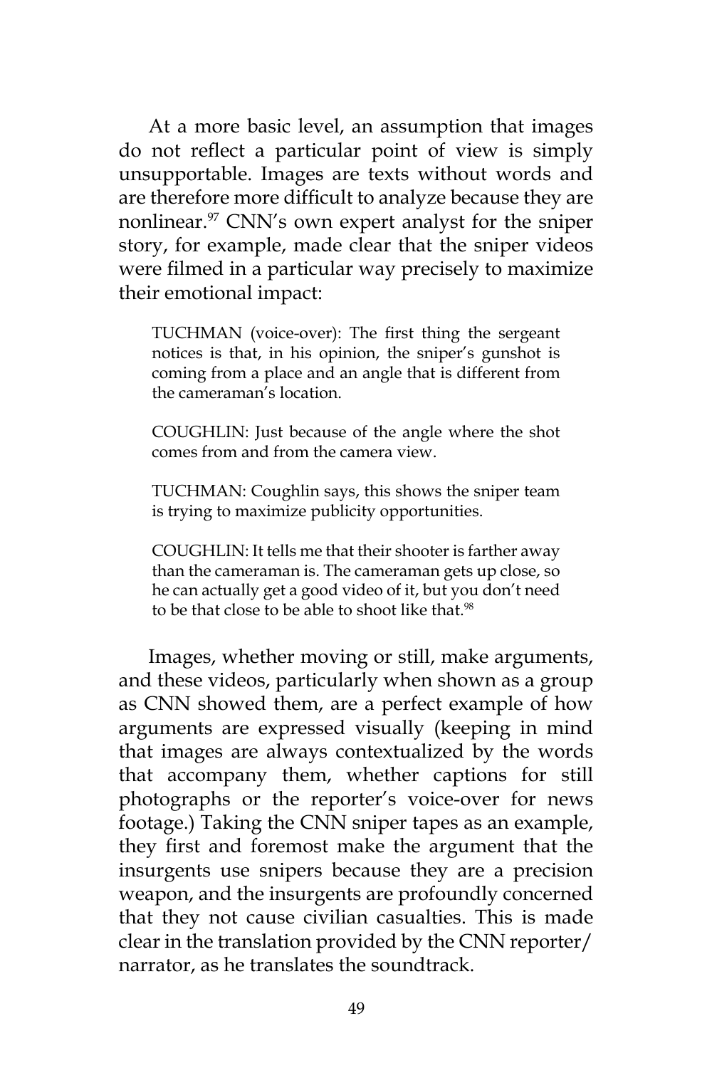At a more basic level, an assumption that images do not reflect a particular point of view is simply unsupportable. Images are texts without words and are therefore more difficult to analyze because they are nonlinear.[97] CNN's own expert analyst for the sniper story, for example, made clear that the sniper videos were filmed in a particular way precisely to maximize their emotional impact:

> TUCHMAN (voice-over): The first thing the sergeant notices is that, in his opinion, the sniper's gunshot is coming from a place and an angle that is different from the cameraman's location.
>
> COUGHLIN: Just because of the angle where the shot comes from and from the camera view.
>
> TUCHMAN: Coughlin says, this shows the sniper team is trying to maximize publicity opportunities.
>
> COUGHLIN: It tells me that their shooter is farther away than the cameraman is. The cameraman gets up close, so he can actually get a good video of it, but you don't need to be that close to be able to shoot like that.[98]

Images, whether moving or still, make arguments, and these videos, particularly when shown as a group as CNN showed them, are a perfect example of how arguments are expressed visually (keeping in mind that images are always contextualized by the words that accompany them, whether captions for still photographs or the reporter's voice-over for news footage.) Taking the CNN sniper tapes as an example, they first and foremost make the argument that the insurgents use snipers because they are a precision weapon, and the insurgents are profoundly concerned that they not cause civilian casualties. This is made clear in the translation provided by the CNN reporter/narrator, as he translates the soundtrack.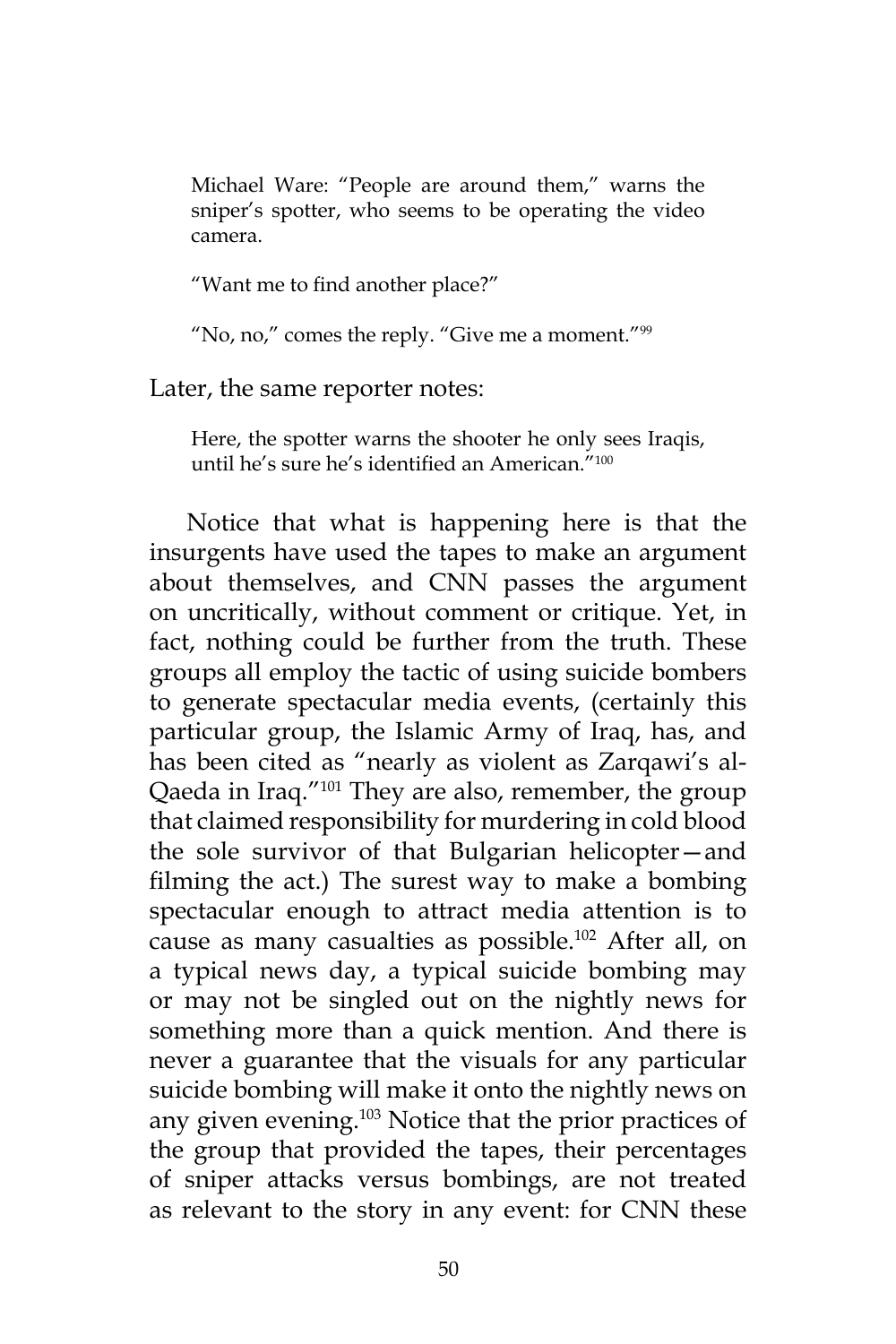> Michael Ware: "People are around them," warns the sniper's spotter, who seems to be operating the video camera.
>
> "Want me to find another place?"
>
> "No, no," comes the reply. "Give me a moment."[99]

Later, the same reporter notes:

> Here, the spotter warns the shooter he only sees Iraqis, until he's sure he's identified an American."[100]

Notice that what is happening here is that the insurgents have used the tapes to make an argument about themselves, and CNN passes the argument on uncritically, without comment or critique. Yet, in fact, nothing could be further from the truth. These groups all employ the tactic of using suicide bombers to generate spectacular media events, (certainly this particular group, the Islamic Army of Iraq, has, and has been cited as "nearly as violent as Zarqawi's al-Qaeda in Iraq."[101] They are also, remember, the group that claimed responsibility for murdering in cold blood the sole survivor of that Bulgarian helicopter—and filming the act.) The surest way to make a bombing spectacular enough to attract media attention is to cause as many casualties as possible.[102] After all, on a typical news day, a typical suicide bombing may or may not be singled out on the nightly news for something more than a quick mention. And there is never a guarantee that the visuals for any particular suicide bombing will make it onto the nightly news on any given evening.[103] Notice that the prior practices of the group that provided the tapes, their percentages of sniper attacks versus bombings, are not treated as relevant to the story in any event: for CNN these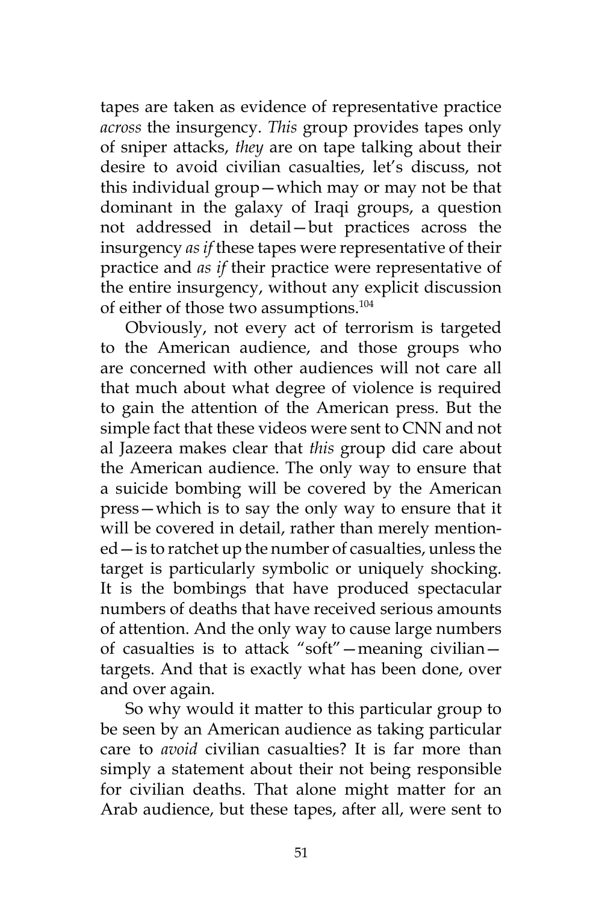tapes are taken as evidence of representative practice *across* the insurgency. *This* group provides tapes only of sniper attacks, *they* are on tape talking about their desire to avoid civilian casualties, let's discuss, not this individual group—which may or may not be that dominant in the galaxy of Iraqi groups, a question not addressed in detail—but practices across the insurgency *as if* these tapes were representative of their practice and *as if* their practice were representative of the entire insurgency, without any explicit discussion of either of those two assumptions.[104]

Obviously, not every act of terrorism is targeted to the American audience, and those groups who are concerned with other audiences will not care all that much about what degree of violence is required to gain the attention of the American press. But the simple fact that these videos were sent to CNN and not al Jazeera makes clear that *this* group did care about the American audience. The only way to ensure that a suicide bombing will be covered by the American press—which is to say the only way to ensure that it will be covered in detail, rather than merely mentioned—is to ratchet up the number of casualties, unless the target is particularly symbolic or uniquely shocking. It is the bombings that have produced spectacular numbers of deaths that have received serious amounts of attention. And the only way to cause large numbers of casualties is to attack "soft"—meaning civilian—targets. And that is exactly what has been done, over and over again.

So why would it matter to this particular group to be seen by an American audience as taking particular care to *avoid* civilian casualties? It is far more than simply a statement about their not being responsible for civilian deaths. That alone might matter for an Arab audience, but these tapes, after all, were sent to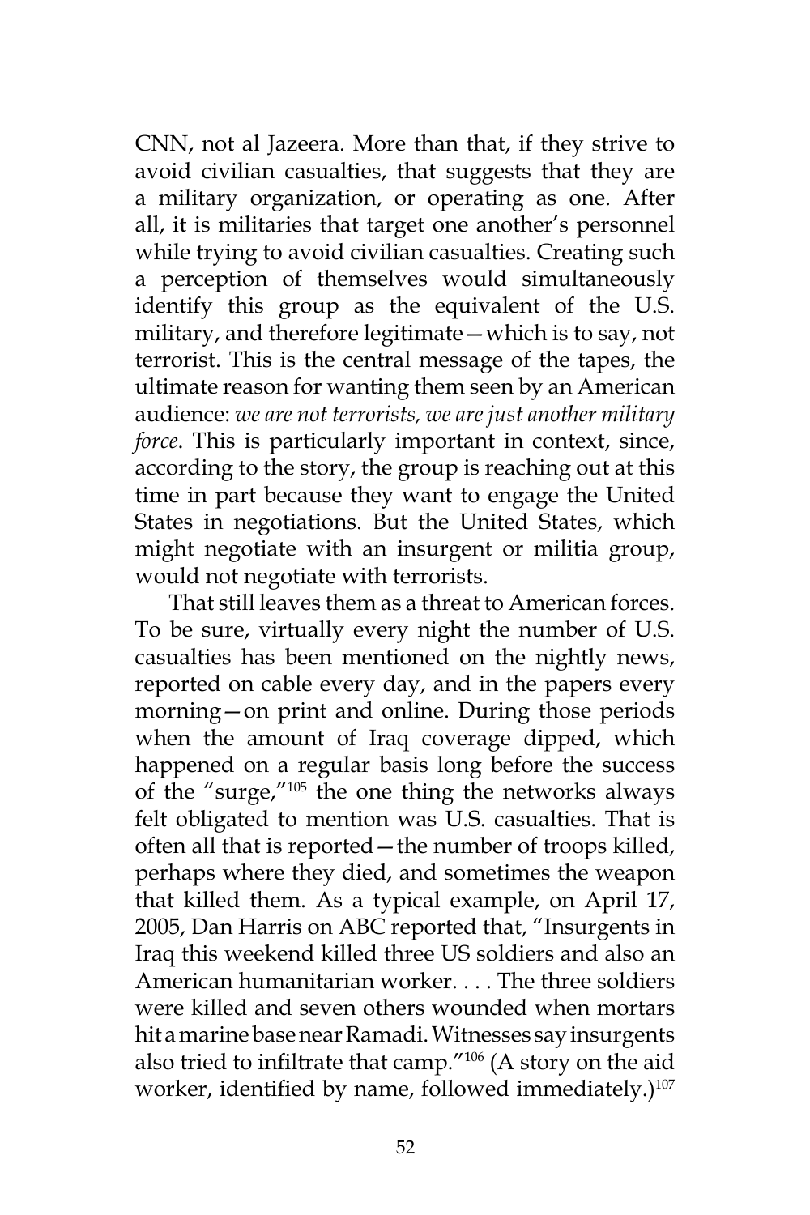CNN, not al Jazeera. More than that, if they strive to avoid civilian casualties, that suggests that they are a military organization, or operating as one. After all, it is militaries that target one another's personnel while trying to avoid civilian casualties. Creating such a perception of themselves would simultaneously identify this group as the equivalent of the U.S. military, and therefore legitimate—which is to say, not terrorist. This is the central message of the tapes, the ultimate reason for wanting them seen by an American audience: *we are not terrorists, we are just another military force*. This is particularly important in context, since, according to the story, the group is reaching out at this time in part because they want to engage the United States in negotiations. But the United States, which might negotiate with an insurgent or militia group, would not negotiate with terrorists.

That still leaves them as a threat to American forces. To be sure, virtually every night the number of U.S. casualties has been mentioned on the nightly news, reported on cable every day, and in the papers every morning—on print and online. During those periods when the amount of Iraq coverage dipped, which happened on a regular basis long before the success of the "surge,"[105] the one thing the networks always felt obligated to mention was U.S. casualties. That is often all that is reported—the number of troops killed, perhaps where they died, and sometimes the weapon that killed them. As a typical example, on April 17, 2005, Dan Harris on ABC reported that, "Insurgents in Iraq this weekend killed three US soldiers and also an American humanitarian worker. . . . The three soldiers were killed and seven others wounded when mortars hit a marine base near Ramadi. Witnesses say insurgents also tried to infiltrate that camp."[106] (A story on the aid worker, identified by name, followed immediately.)[107]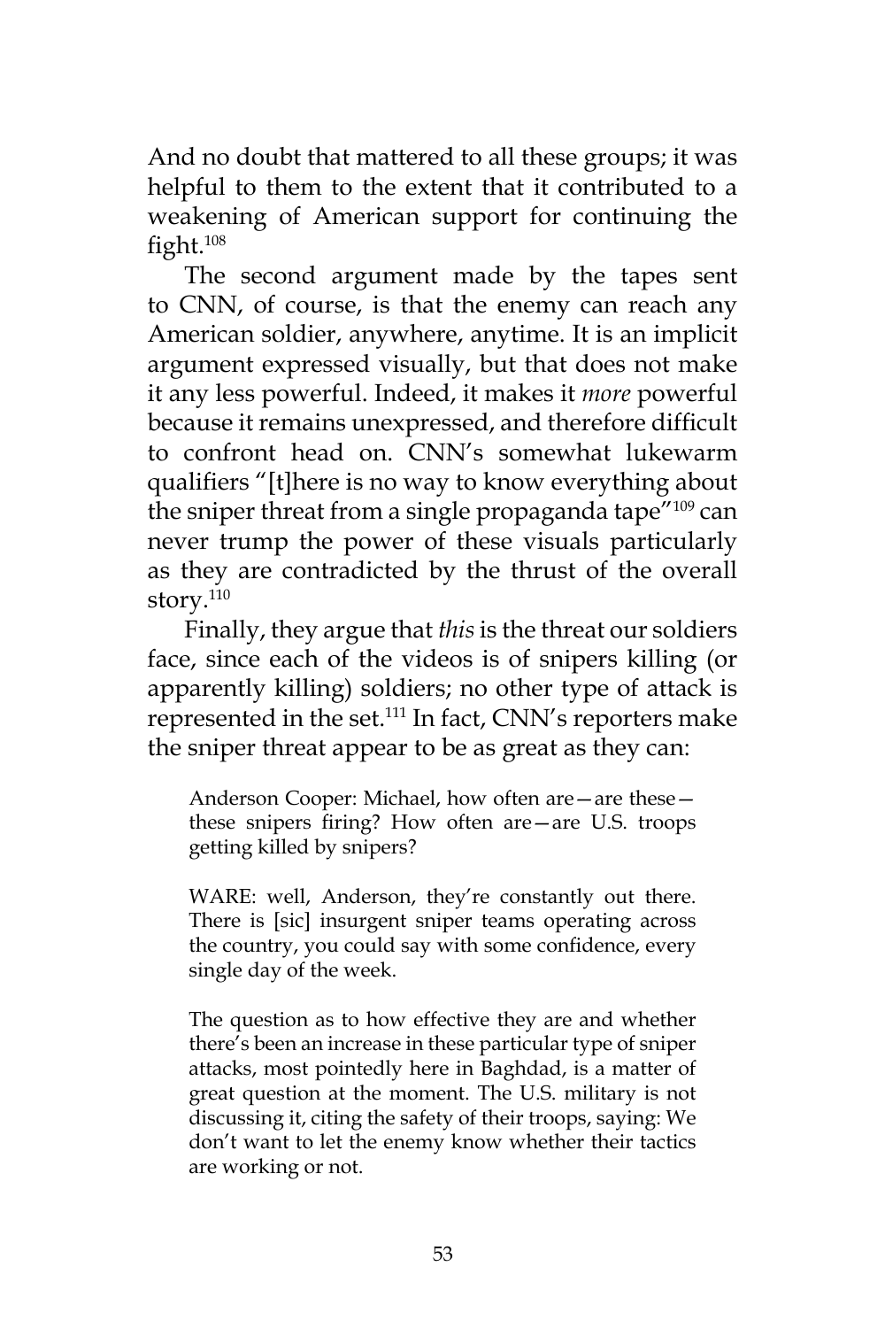And no doubt that mattered to all these groups; it was helpful to them to the extent that it contributed to a weakening of American support for continuing the fight.[108]

The second argument made by the tapes sent to CNN, of course, is that the enemy can reach any American soldier, anywhere, anytime. It is an implicit argument expressed visually, but that does not make it any less powerful. Indeed, it makes it *more* powerful because it remains unexpressed, and therefore difficult to confront head on. CNN's somewhat lukewarm qualifiers "[t]here is no way to know everything about the sniper threat from a single propaganda tape"[109] can never trump the power of these visuals particularly as they are contradicted by the thrust of the overall story.[110]

Finally, they argue that *this* is the threat our soldiers face, since each of the videos is of snipers killing (or apparently killing) soldiers; no other type of attack is represented in the set.[111] In fact, CNN's reporters make the sniper threat appear to be as great as they can:

> Anderson Cooper: Michael, how often are—are these—these snipers firing? How often are—are U.S. troops getting killed by snipers?
>
> WARE: well, Anderson, they're constantly out there. There is [sic] insurgent sniper teams operating across the country, you could say with some confidence, every single day of the week.
>
> The question as to how effective they are and whether there's been an increase in these particular type of sniper attacks, most pointedly here in Baghdad, is a matter of great question at the moment. The U.S. military is not discussing it, citing the safety of their troops, saying: We don't want to let the enemy know whether their tactics are working or not.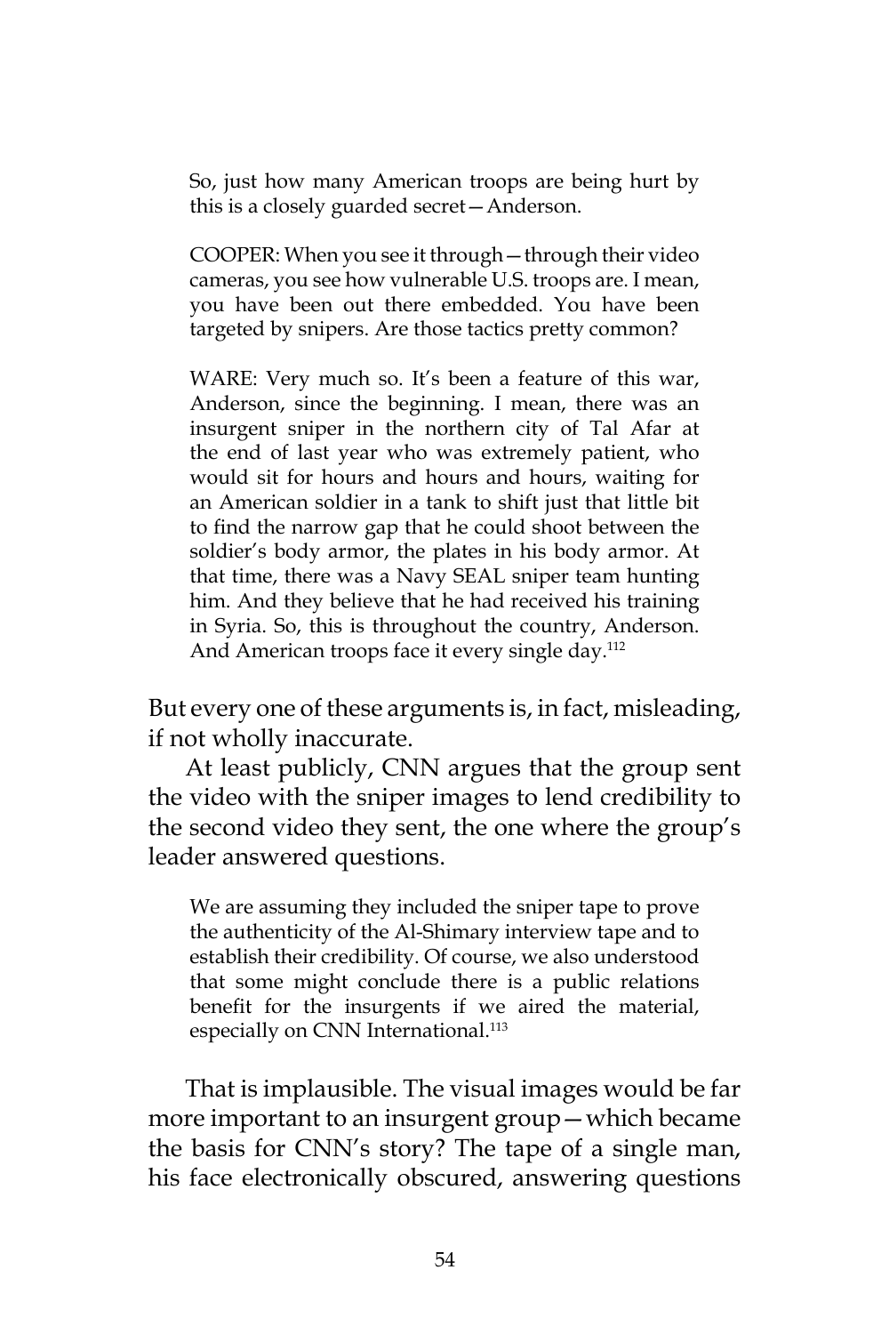> So, just how many American troops are being hurt by this is a closely guarded secret—Anderson.
>
> COOPER: When you see it through—through their video cameras, you see how vulnerable U.S. troops are. I mean, you have been out there embedded. You have been targeted by snipers. Are those tactics pretty common?
>
> WARE: Very much so. It's been a feature of this war, Anderson, since the beginning. I mean, there was an insurgent sniper in the northern city of Tal Afar at the end of last year who was extremely patient, who would sit for hours and hours and hours, waiting for an American soldier in a tank to shift just that little bit to find the narrow gap that he could shoot between the soldier's body armor, the plates in his body armor. At that time, there was a Navy SEAL sniper team hunting him. And they believe that he had received his training in Syria. So, this is throughout the country, Anderson. And American troops face it every single day.[112]

But every one of these arguments is, in fact, misleading, if not wholly inaccurate.

At least publicly, CNN argues that the group sent the video with the sniper images to lend credibility to the second video they sent, the one where the group's leader answered questions.

> We are assuming they included the sniper tape to prove the authenticity of the Al-Shimary interview tape and to establish their credibility. Of course, we also understood that some might conclude there is a public relations benefit for the insurgents if we aired the material, especially on CNN International.[113]

That is implausible. The visual images would be far more important to an insurgent group—which became the basis for CNN's story? The tape of a single man, his face electronically obscured, answering questions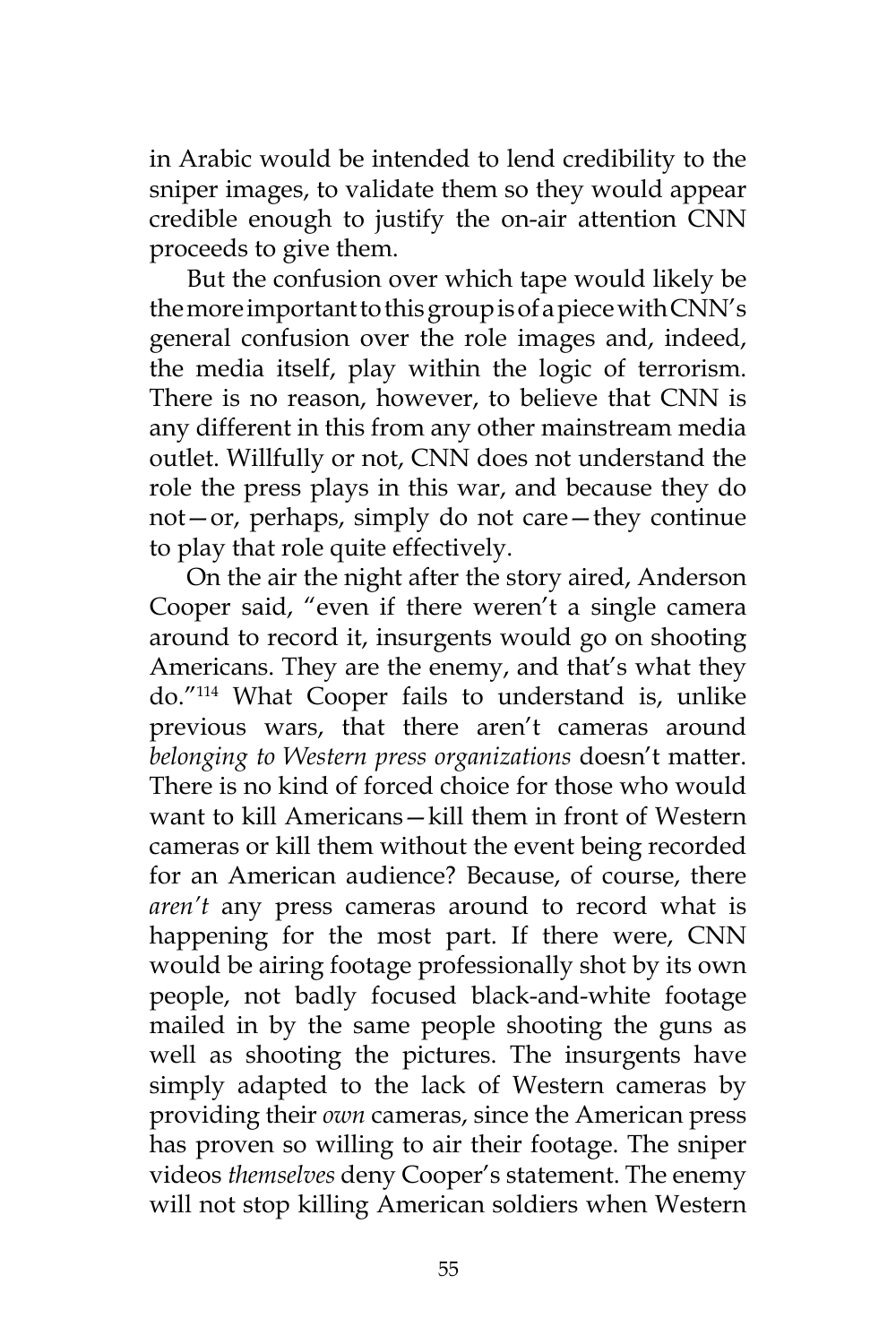in Arabic would be intended to lend credibility to the sniper images, to validate them so they would appear credible enough to justify the on-air attention CNN proceeds to give them.

But the confusion over which tape would likely be the more important to this group is of a piece with CNN's general confusion over the role images and, indeed, the media itself, play within the logic of terrorism. There is no reason, however, to believe that CNN is any different in this from any other mainstream media outlet. Willfully or not, CNN does not understand the role the press plays in this war, and because they do not—or, perhaps, simply do not care—they continue to play that role quite effectively.

On the air the night after the story aired, Anderson Cooper said, "even if there weren't a single camera around to record it, insurgents would go on shooting Americans. They are the enemy, and that's what they do."[114] What Cooper fails to understand is, unlike previous wars, that there aren't cameras around *belonging to Western press organizations* doesn't matter. There is no kind of forced choice for those who would want to kill Americans—kill them in front of Western cameras or kill them without the event being recorded for an American audience? Because, of course, there *aren't* any press cameras around to record what is happening for the most part. If there were, CNN would be airing footage professionally shot by its own people, not badly focused black-and-white footage mailed in by the same people shooting the guns as well as shooting the pictures. The insurgents have simply adapted to the lack of Western cameras by providing their *own* cameras, since the American press has proven so willing to air their footage. The sniper videos *themselves* deny Cooper's statement. The enemy will not stop killing American soldiers when Western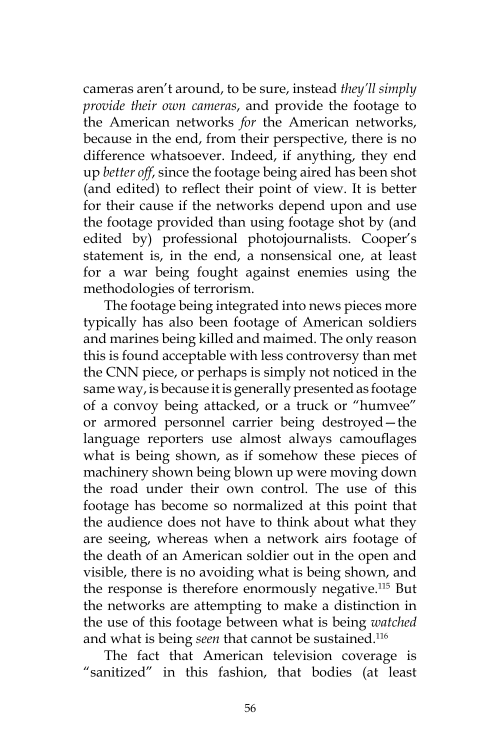cameras aren't around, to be sure, instead *they'll simply provide their own cameras*, and provide the footage to the American networks *for* the American networks, because in the end, from their perspective, there is no difference whatsoever. Indeed, if anything, they end up *better off*, since the footage being aired has been shot (and edited) to reflect their point of view. It is better for their cause if the networks depend upon and use the footage provided than using footage shot by (and edited by) professional photojournalists. Cooper's statement is, in the end, a nonsensical one, at least for a war being fought against enemies using the methodologies of terrorism.

The footage being integrated into news pieces more typically has also been footage of American soldiers and marines being killed and maimed. The only reason this is found acceptable with less controversy than met the CNN piece, or perhaps is simply not noticed in the same way, is because it is generally presented as footage of a convoy being attacked, or a truck or "humvee" or armored personnel carrier being destroyed—the language reporters use almost always camouflages what is being shown, as if somehow these pieces of machinery shown being blown up were moving down the road under their own control. The use of this footage has become so normalized at this point that the audience does not have to think about what they are seeing, whereas when a network airs footage of the death of an American soldier out in the open and visible, there is no avoiding what is being shown, and the response is therefore enormously negative.[115] But the networks are attempting to make a distinction in the use of this footage between what is being *watched* and what is being *seen* that cannot be sustained.[116]

The fact that American television coverage is "sanitized" in this fashion, that bodies (at least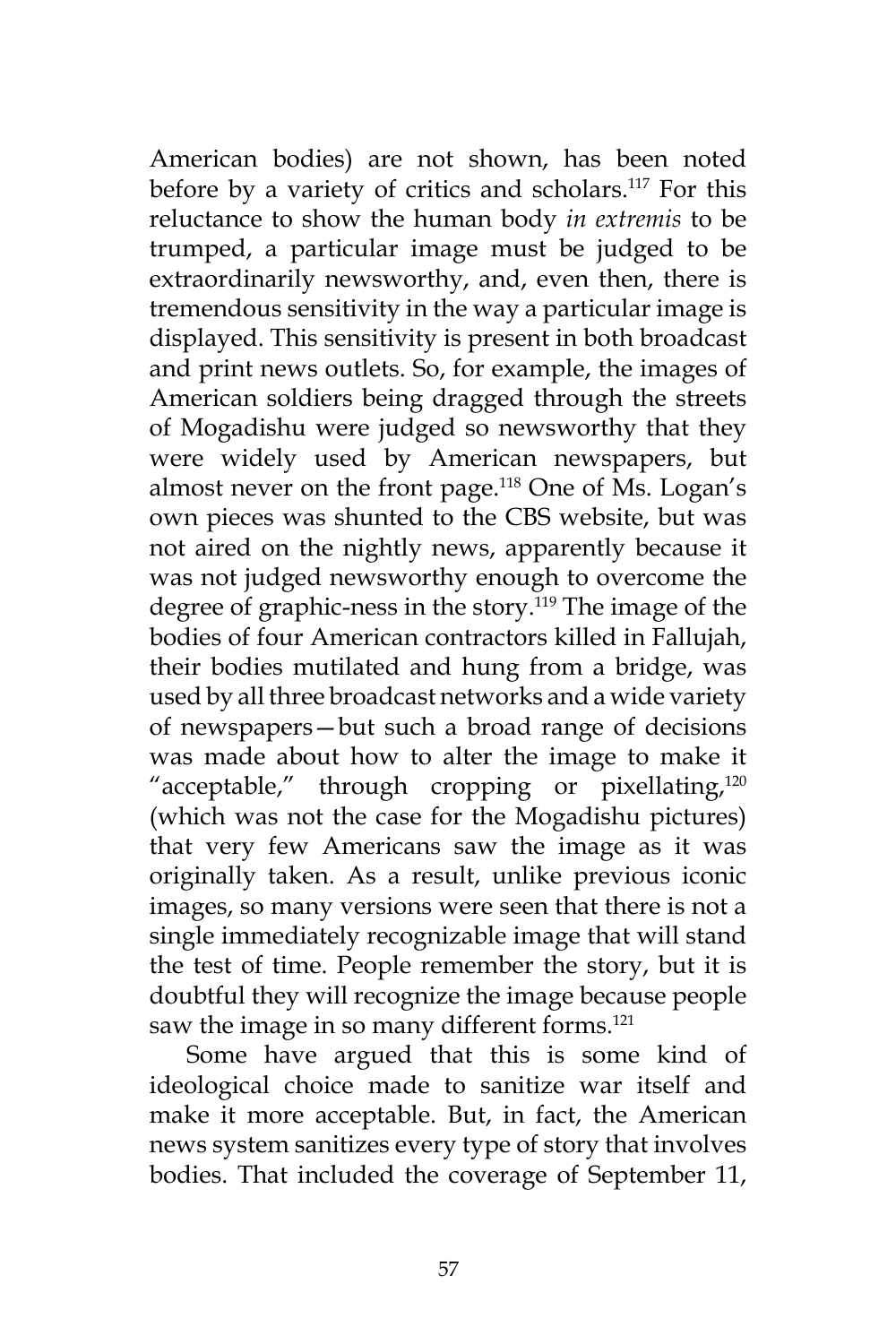American bodies) are not shown, has been noted before by a variety of critics and scholars.[117] For this reluctance to show the human body *in extremis* to be trumped, a particular image must be judged to be extraordinarily newsworthy, and, even then, there is tremendous sensitivity in the way a particular image is displayed. This sensitivity is present in both broadcast and print news outlets. So, for example, the images of American soldiers being dragged through the streets of Mogadishu were judged so newsworthy that they were widely used by American newspapers, but almost never on the front page.[118] One of Ms. Logan's own pieces was shunted to the CBS website, but was not aired on the nightly news, apparently because it was not judged newsworthy enough to overcome the degree of graphic-ness in the story.[119] The image of the bodies of four American contractors killed in Fallujah, their bodies mutilated and hung from a bridge, was used by all three broadcast networks and a wide variety of newspapers—but such a broad range of decisions was made about how to alter the image to make it "acceptable," through cropping or pixellating,[120] (which was not the case for the Mogadishu pictures) that very few Americans saw the image as it was originally taken. As a result, unlike previous iconic images, so many versions were seen that there is not a single immediately recognizable image that will stand the test of time. People remember the story, but it is doubtful they will recognize the image because people saw the image in so many different forms.[121]

Some have argued that this is some kind of ideological choice made to sanitize war itself and make it more acceptable. But, in fact, the American news system sanitizes every type of story that involves bodies. That included the coverage of September 11,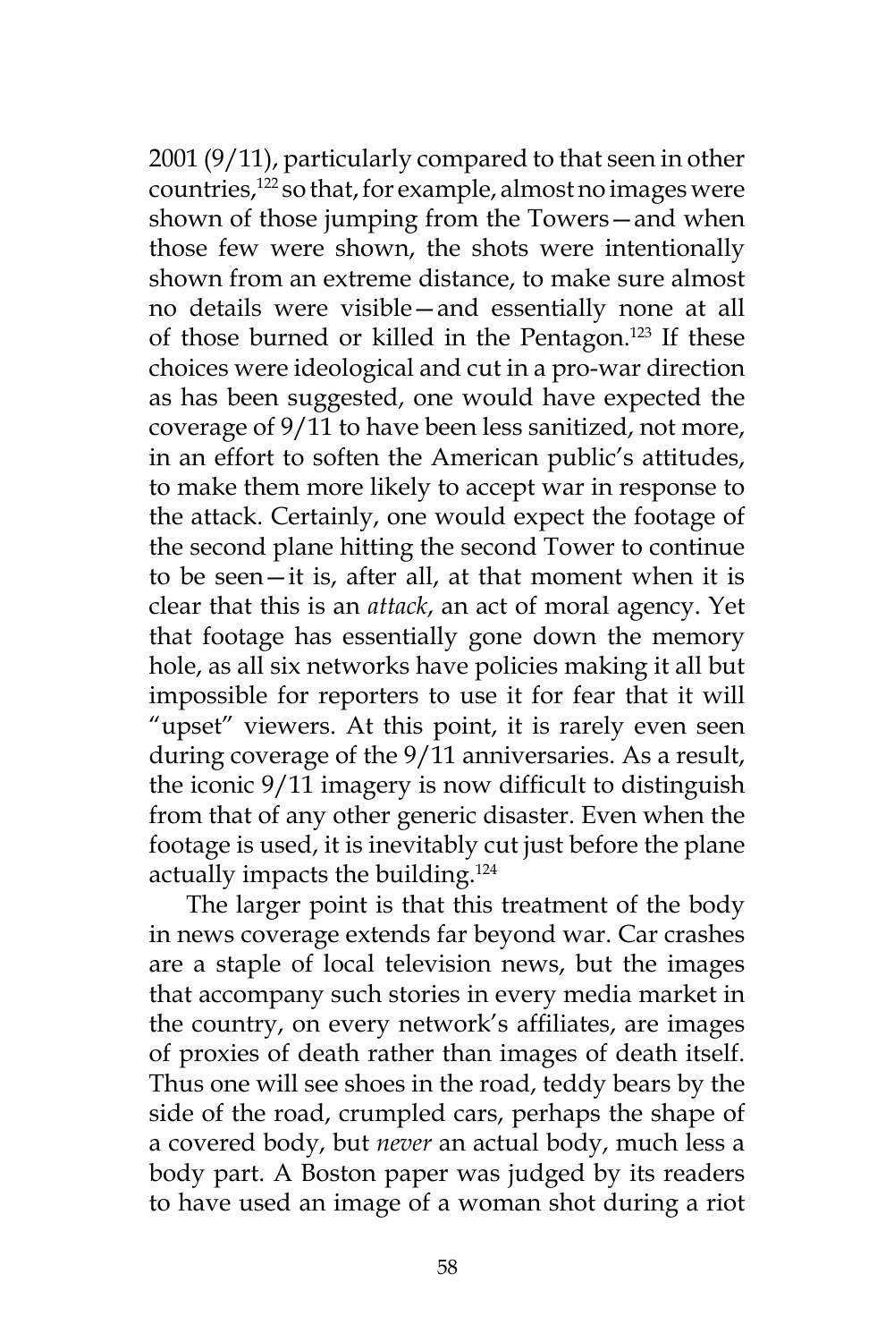2001 (9/11), particularly compared to that seen in other countries,[122] so that, for example, almost no images were shown of those jumping from the Towers—and when those few were shown, the shots were intentionally shown from an extreme distance, to make sure almost no details were visible—and essentially none at all of those burned or killed in the Pentagon.[123] If these choices were ideological and cut in a pro-war direction as has been suggested, one would have expected the coverage of 9/11 to have been less sanitized, not more, in an effort to soften the American public's attitudes, to make them more likely to accept war in response to the attack. Certainly, one would expect the footage of the second plane hitting the second Tower to continue to be seen—it is, after all, at that moment when it is clear that this is an *attack*, an act of moral agency. Yet that footage has essentially gone down the memory hole, as all six networks have policies making it all but impossible for reporters to use it for fear that it will "upset" viewers. At this point, it is rarely even seen during coverage of the 9/11 anniversaries. As a result, the iconic 9/11 imagery is now difficult to distinguish from that of any other generic disaster. Even when the footage is used, it is inevitably cut just before the plane actually impacts the building.[124]

The larger point is that this treatment of the body in news coverage extends far beyond war. Car crashes are a staple of local television news, but the images that accompany such stories in every media market in the country, on every network's affiliates, are images of proxies of death rather than images of death itself. Thus one will see shoes in the road, teddy bears by the side of the road, crumpled cars, perhaps the shape of a covered body, but *never* an actual body, much less a body part. A Boston paper was judged by its readers to have used an image of a woman shot during a riot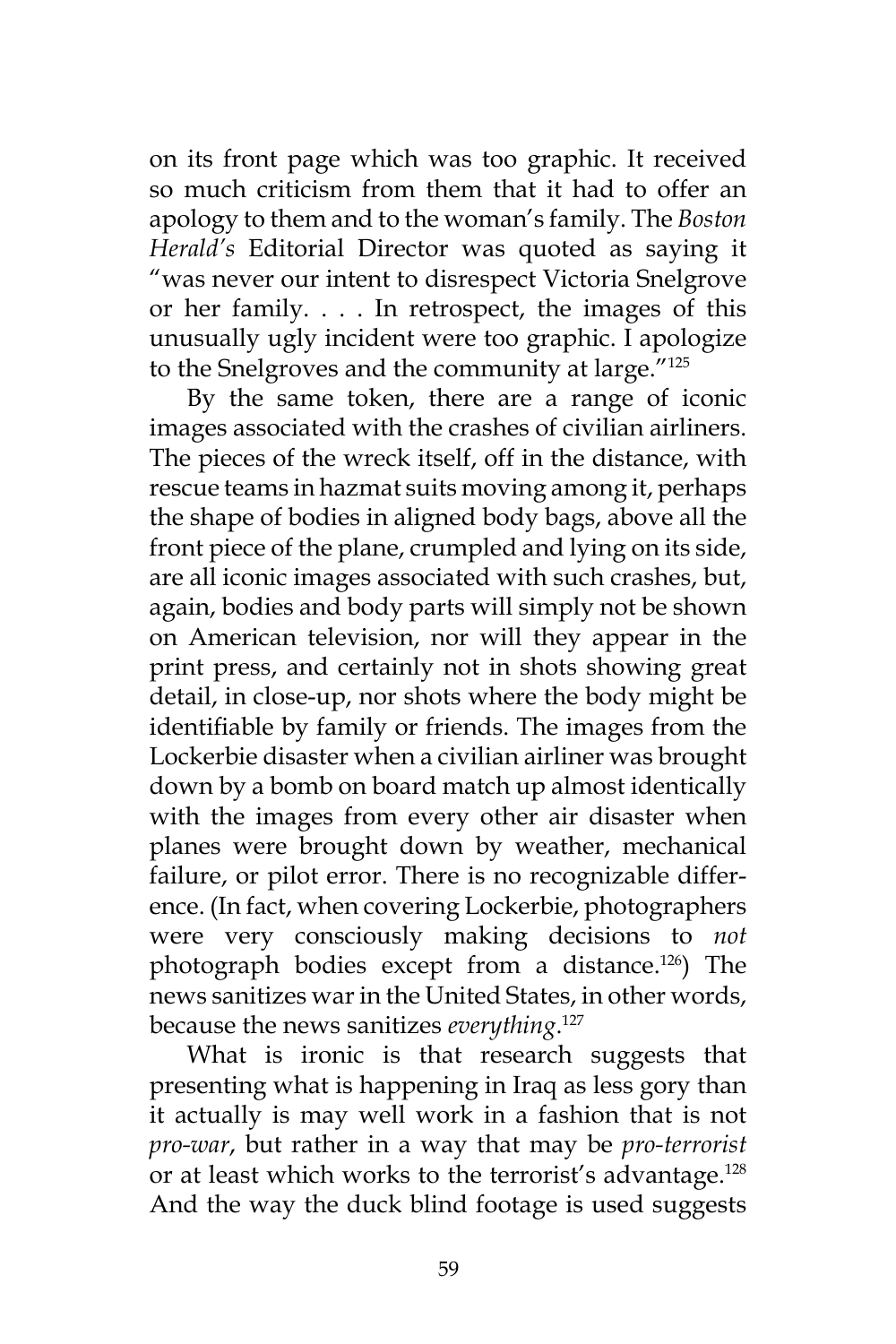on its front page which was too graphic. It received so much criticism from them that it had to offer an apology to them and to the woman's family. The *Boston Herald's* Editorial Director was quoted as saying it "was never our intent to disrespect Victoria Snelgrove or her family. . . . In retrospect, the images of this unusually ugly incident were too graphic. I apologize to the Snelgroves and the community at large."[125]

By the same token, there are a range of iconic images associated with the crashes of civilian airliners. The pieces of the wreck itself, off in the distance, with rescue teams in hazmat suits moving among it, perhaps the shape of bodies in aligned body bags, above all the front piece of the plane, crumpled and lying on its side, are all iconic images associated with such crashes, but, again, bodies and body parts will simply not be shown on American television, nor will they appear in the print press, and certainly not in shots showing great detail, in close-up, nor shots where the body might be identifiable by family or friends. The images from the Lockerbie disaster when a civilian airliner was brought down by a bomb on board match up almost identically with the images from every other air disaster when planes were brought down by weather, mechanical failure, or pilot error. There is no recognizable difference. (In fact, when covering Lockerbie, photographers were very consciously making decisions to *not* photograph bodies except from a distance.[126]) The news sanitizes war in the United States, in other words, because the news sanitizes *everything*.[127]

What is ironic is that research suggests that presenting what is happening in Iraq as less gory than it actually is may well work in a fashion that is not *pro-war*, but rather in a way that may be *pro-terrorist* or at least which works to the terrorist's advantage.[128] And the way the duck blind footage is used suggests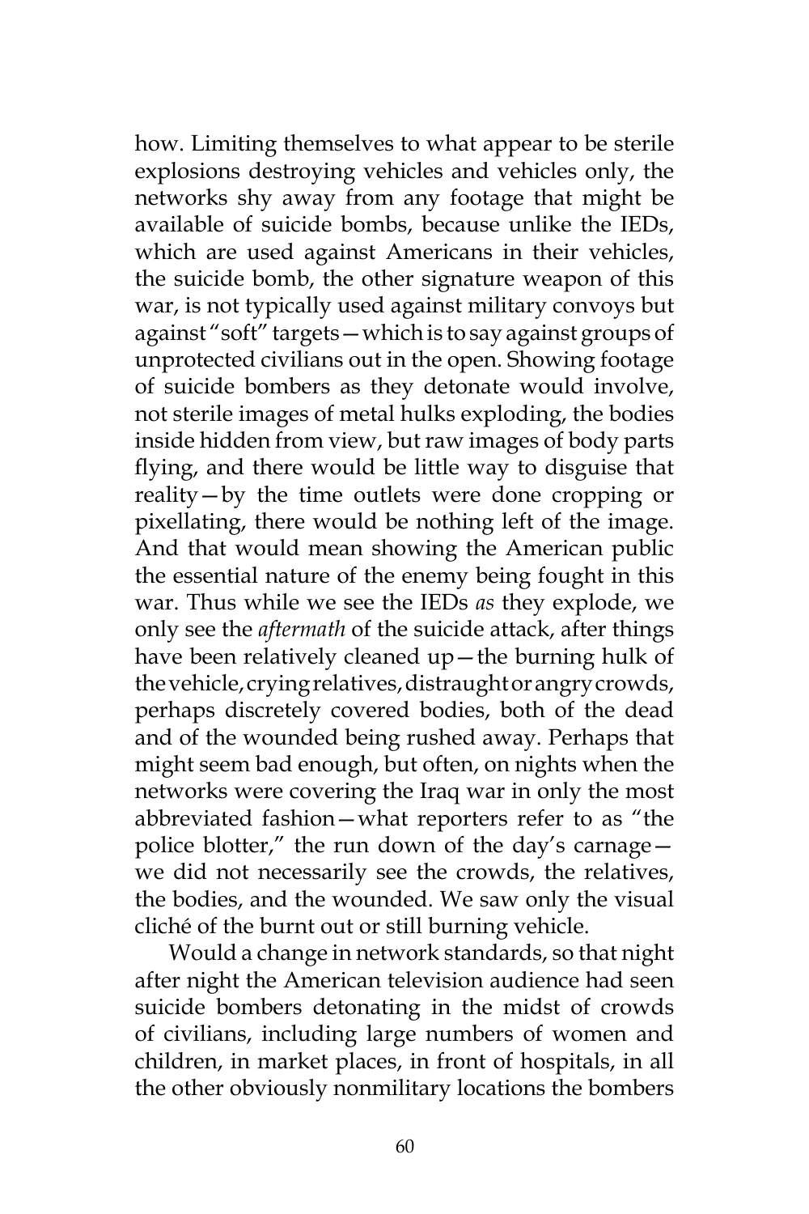how. Limiting themselves to what appear to be sterile explosions destroying vehicles and vehicles only, the networks shy away from any footage that might be available of suicide bombs, because unlike the IEDs, which are used against Americans in their vehicles, the suicide bomb, the other signature weapon of this war, is not typically used against military convoys but against "soft" targets—which is to say against groups of unprotected civilians out in the open. Showing footage of suicide bombers as they detonate would involve, not sterile images of metal hulks exploding, the bodies inside hidden from view, but raw images of body parts flying, and there would be little way to disguise that reality—by the time outlets were done cropping or pixellating, there would be nothing left of the image. And that would mean showing the American public the essential nature of the enemy being fought in this war. Thus while we see the IEDs *as* they explode, we only see the *aftermath* of the suicide attack, after things have been relatively cleaned up—the burning hulk of the vehicle, crying relatives, distraught or angry crowds, perhaps discretely covered bodies, both of the dead and of the wounded being rushed away. Perhaps that might seem bad enough, but often, on nights when the networks were covering the Iraq war in only the most abbreviated fashion—what reporters refer to as "the police blotter," the run down of the day's carnage—we did not necessarily see the crowds, the relatives, the bodies, and the wounded. We saw only the visual cliché of the burnt out or still burning vehicle.

Would a change in network standards, so that night after night the American television audience had seen suicide bombers detonating in the midst of crowds of civilians, including large numbers of women and children, in market places, in front of hospitals, in all the other obviously nonmilitary locations the bombers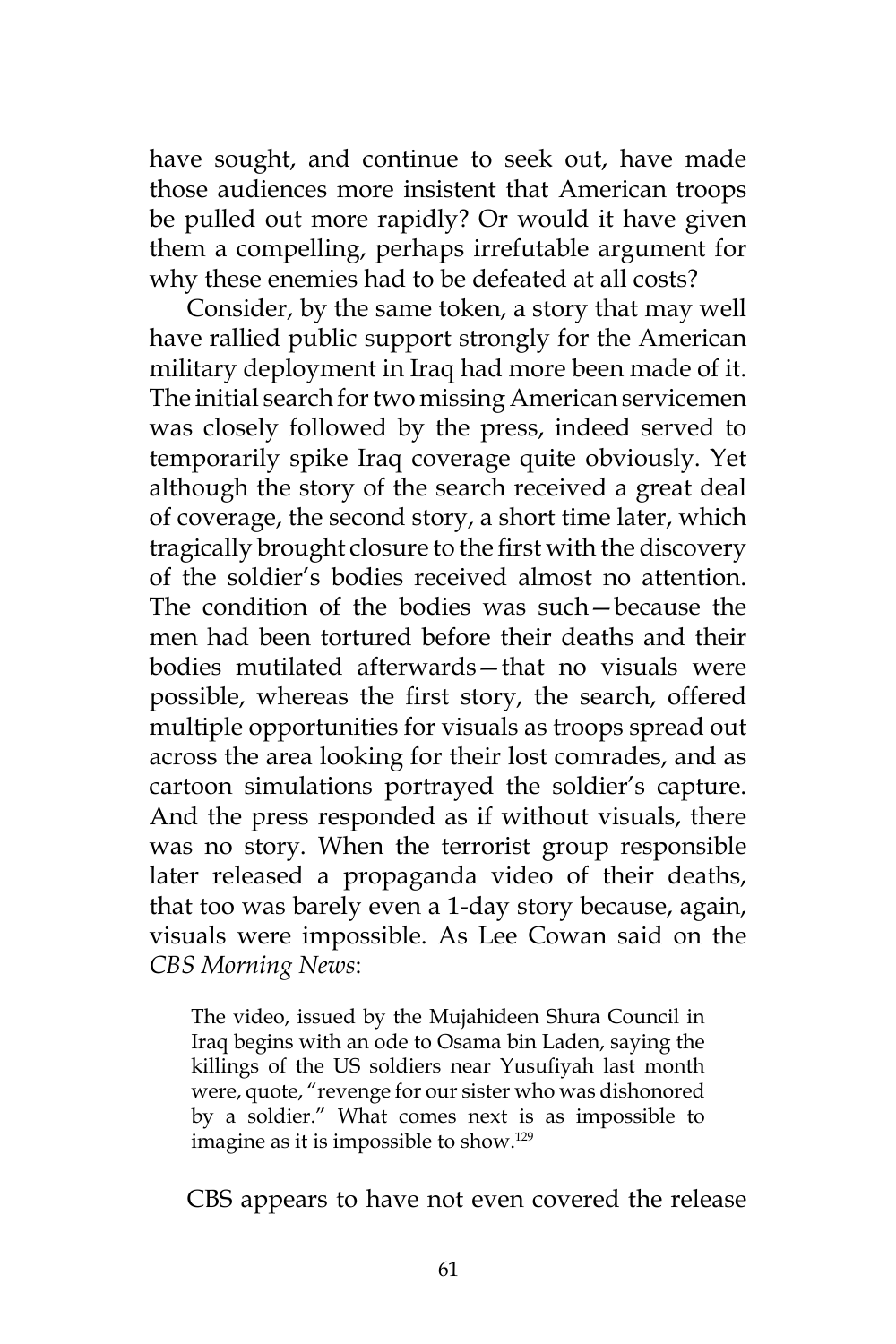have sought, and continue to seek out, have made those audiences more insistent that American troops be pulled out more rapidly? Or would it have given them a compelling, perhaps irrefutable argument for why these enemies had to be defeated at all costs?

Consider, by the same token, a story that may well have rallied public support strongly for the American military deployment in Iraq had more been made of it. The initial search for two missing American servicemen was closely followed by the press, indeed served to temporarily spike Iraq coverage quite obviously. Yet although the story of the search received a great deal of coverage, the second story, a short time later, which tragically brought closure to the first with the discovery of the soldier's bodies received almost no attention. The condition of the bodies was such—because the men had been tortured before their deaths and their bodies mutilated afterwards—that no visuals were possible, whereas the first story, the search, offered multiple opportunities for visuals as troops spread out across the area looking for their lost comrades, and as cartoon simulations portrayed the soldier's capture. And the press responded as if without visuals, there was no story. When the terrorist group responsible later released a propaganda video of their deaths, that too was barely even a 1-day story because, again, visuals were impossible. As Lee Cowan said on the *CBS Morning News*:

> The video, issued by the Mujahideen Shura Council in Iraq begins with an ode to Osama bin Laden, saying the killings of the US soldiers near Yusufiyah last month were, quote, "revenge for our sister who was dishonored by a soldier." What comes next is as impossible to imagine as it is impossible to show.[129]

CBS appears to have not even covered the release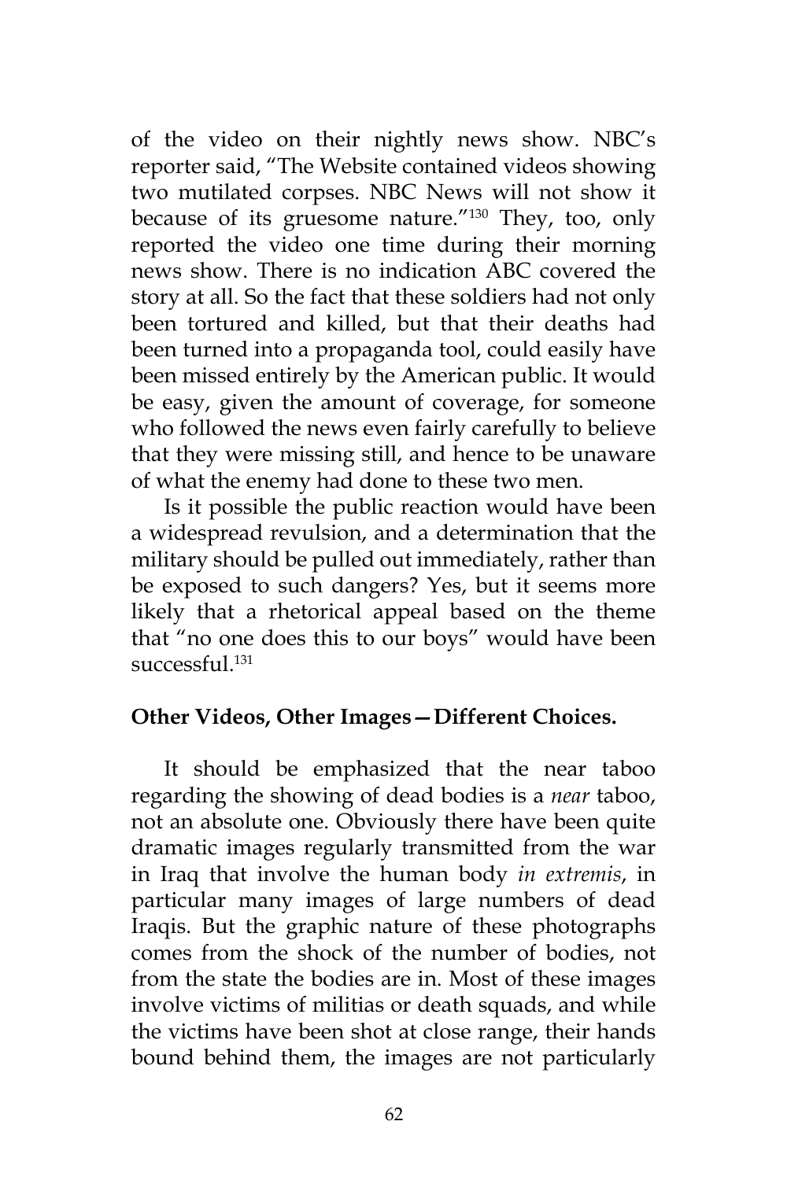of the video on their nightly news show. NBC's reporter said, "The Website contained videos showing two mutilated corpses. NBC News will not show it because of its gruesome nature."[130] They, too, only reported the video one time during their morning news show. There is no indication ABC covered the story at all. So the fact that these soldiers had not only been tortured and killed, but that their deaths had been turned into a propaganda tool, could easily have been missed entirely by the American public. It would be easy, given the amount of coverage, for someone who followed the news even fairly carefully to believe that they were missing still, and hence to be unaware of what the enemy had done to these two men.

Is it possible the public reaction would have been a widespread revulsion, and a determination that the military should be pulled out immediately, rather than be exposed to such dangers? Yes, but it seems more likely that a rhetorical appeal based on the theme that "no one does this to our boys" would have been successful.[131]

**Other Videos, Other Images—Different Choices.**

It should be emphasized that the near taboo regarding the showing of dead bodies is a *near* taboo, not an absolute one. Obviously there have been quite dramatic images regularly transmitted from the war in Iraq that involve the human body *in extremis*, in particular many images of large numbers of dead Iraqis. But the graphic nature of these photographs comes from the shock of the number of bodies, not from the state the bodies are in. Most of these images involve victims of militias or death squads, and while the victims have been shot at close range, their hands bound behind them, the images are not particularly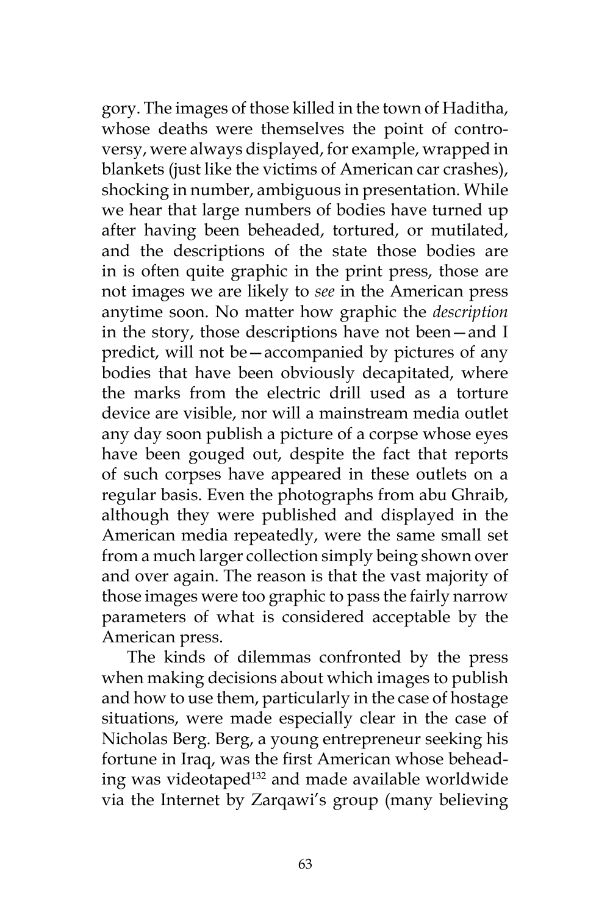gory. The images of those killed in the town of Haditha, whose deaths were themselves the point of controversy, were always displayed, for example, wrapped in blankets (just like the victims of American car crashes), shocking in number, ambiguous in presentation. While we hear that large numbers of bodies have turned up after having been beheaded, tortured, or mutilated, and the descriptions of the state those bodies are in is often quite graphic in the print press, those are not images we are likely to *see* in the American press anytime soon. No matter how graphic the *description* in the story, those descriptions have not been—and I predict, will not be—accompanied by pictures of any bodies that have been obviously decapitated, where the marks from the electric drill used as a torture device are visible, nor will a mainstream media outlet any day soon publish a picture of a corpse whose eyes have been gouged out, despite the fact that reports of such corpses have appeared in these outlets on a regular basis. Even the photographs from abu Ghraib, although they were published and displayed in the American media repeatedly, were the same small set from a much larger collection simply being shown over and over again. The reason is that the vast majority of those images were too graphic to pass the fairly narrow parameters of what is considered acceptable by the American press.

The kinds of dilemmas confronted by the press when making decisions about which images to publish and how to use them, particularly in the case of hostage situations, were made especially clear in the case of Nicholas Berg. Berg, a young entrepreneur seeking his fortune in Iraq, was the first American whose beheading was videotaped[132] and made available worldwide via the Internet by Zarqawi's group (many believing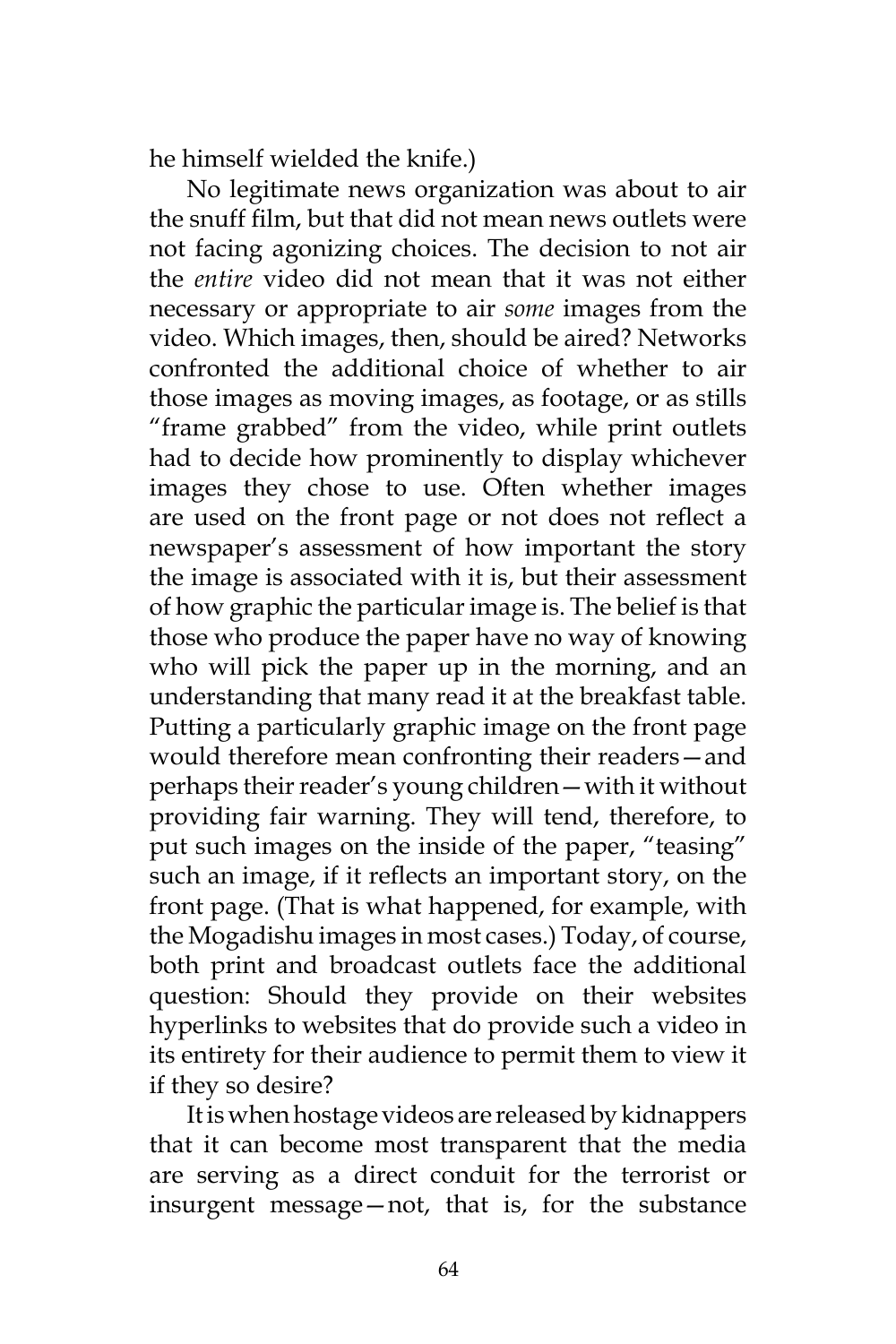he himself wielded the knife.)

No legitimate news organization was about to air the snuff film, but that did not mean news outlets were not facing agonizing choices. The decision to not air the *entire* video did not mean that it was not either necessary or appropriate to air *some* images from the video. Which images, then, should be aired? Networks confronted the additional choice of whether to air those images as moving images, as footage, or as stills "frame grabbed" from the video, while print outlets had to decide how prominently to display whichever images they chose to use. Often whether images are used on the front page or not does not reflect a newspaper's assessment of how important the story the image is associated with it is, but their assessment of how graphic the particular image is. The belief is that those who produce the paper have no way of knowing who will pick the paper up in the morning, and an understanding that many read it at the breakfast table. Putting a particularly graphic image on the front page would therefore mean confronting their readers—and perhaps their reader's young children—with it without providing fair warning. They will tend, therefore, to put such images on the inside of the paper, "teasing" such an image, if it reflects an important story, on the front page. (That is what happened, for example, with the Mogadishu images in most cases.) Today, of course, both print and broadcast outlets face the additional question: Should they provide on their websites hyperlinks to websites that do provide such a video in its entirety for their audience to permit them to view it if they so desire?

It is when hostage videos are released by kidnappers that it can become most transparent that the media are serving as a direct conduit for the terrorist or insurgent message—not, that is, for the substance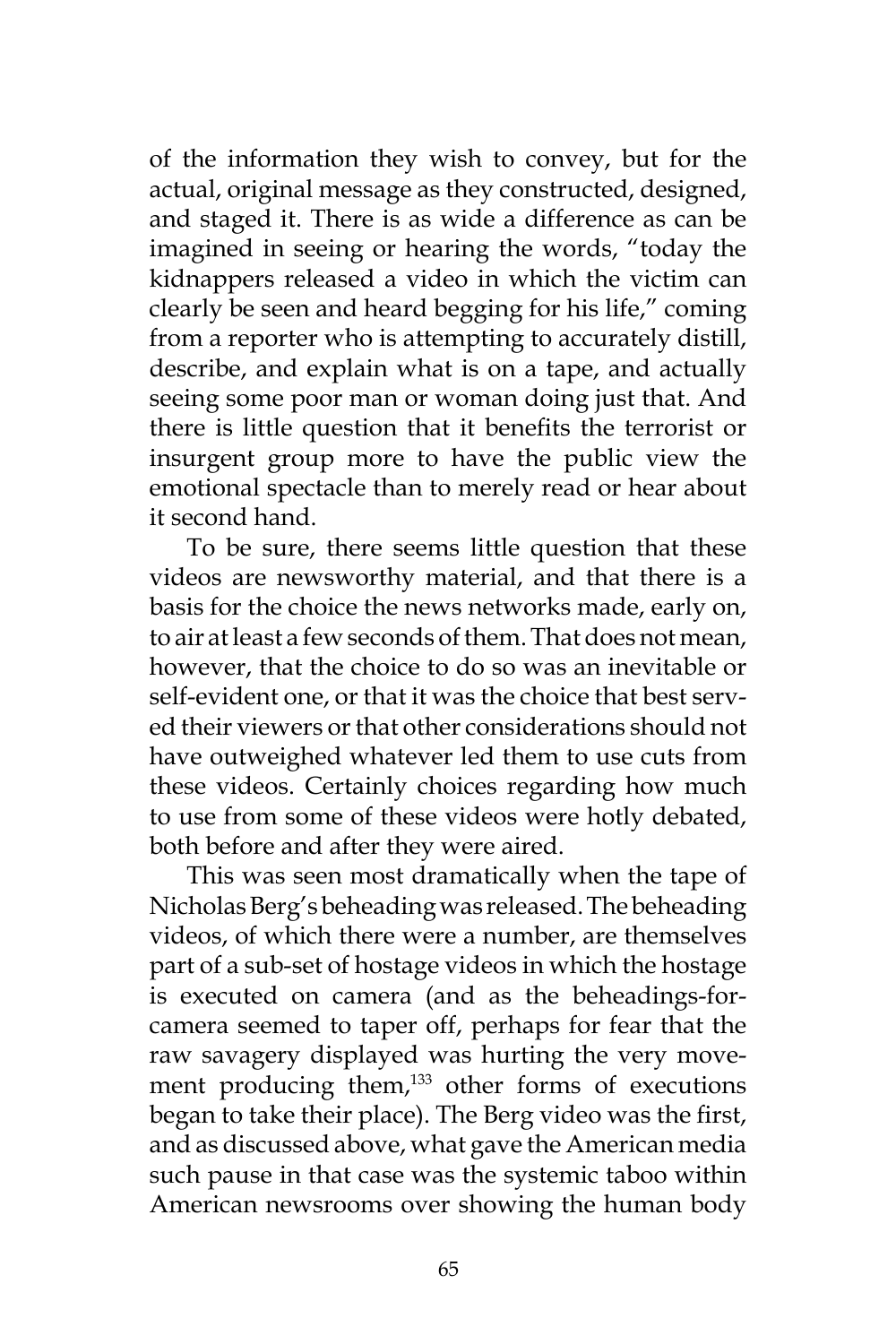of the information they wish to convey, but for the actual, original message as they constructed, designed, and staged it. There is as wide a difference as can be imagined in seeing or hearing the words, "today the kidnappers released a video in which the victim can clearly be seen and heard begging for his life," coming from a reporter who is attempting to accurately distill, describe, and explain what is on a tape, and actually seeing some poor man or woman doing just that. And there is little question that it benefits the terrorist or insurgent group more to have the public view the emotional spectacle than to merely read or hear about it second hand.

To be sure, there seems little question that these videos are newsworthy material, and that there is a basis for the choice the news networks made, early on, to air at least a few seconds of them. That does not mean, however, that the choice to do so was an inevitable or self-evident one, or that it was the choice that best served their viewers or that other considerations should not have outweighed whatever led them to use cuts from these videos. Certainly choices regarding how much to use from some of these videos were hotly debated, both before and after they were aired.

This was seen most dramatically when the tape of Nicholas Berg's beheading was released. The beheading videos, of which there were a number, are themselves part of a sub-set of hostage videos in which the hostage is executed on camera (and as the beheadings-for-camera seemed to taper off, perhaps for fear that the raw savagery displayed was hurting the very movement producing them,[133] other forms of executions began to take their place). The Berg video was the first, and as discussed above, what gave the American media such pause in that case was the systemic taboo within American newsrooms over showing the human body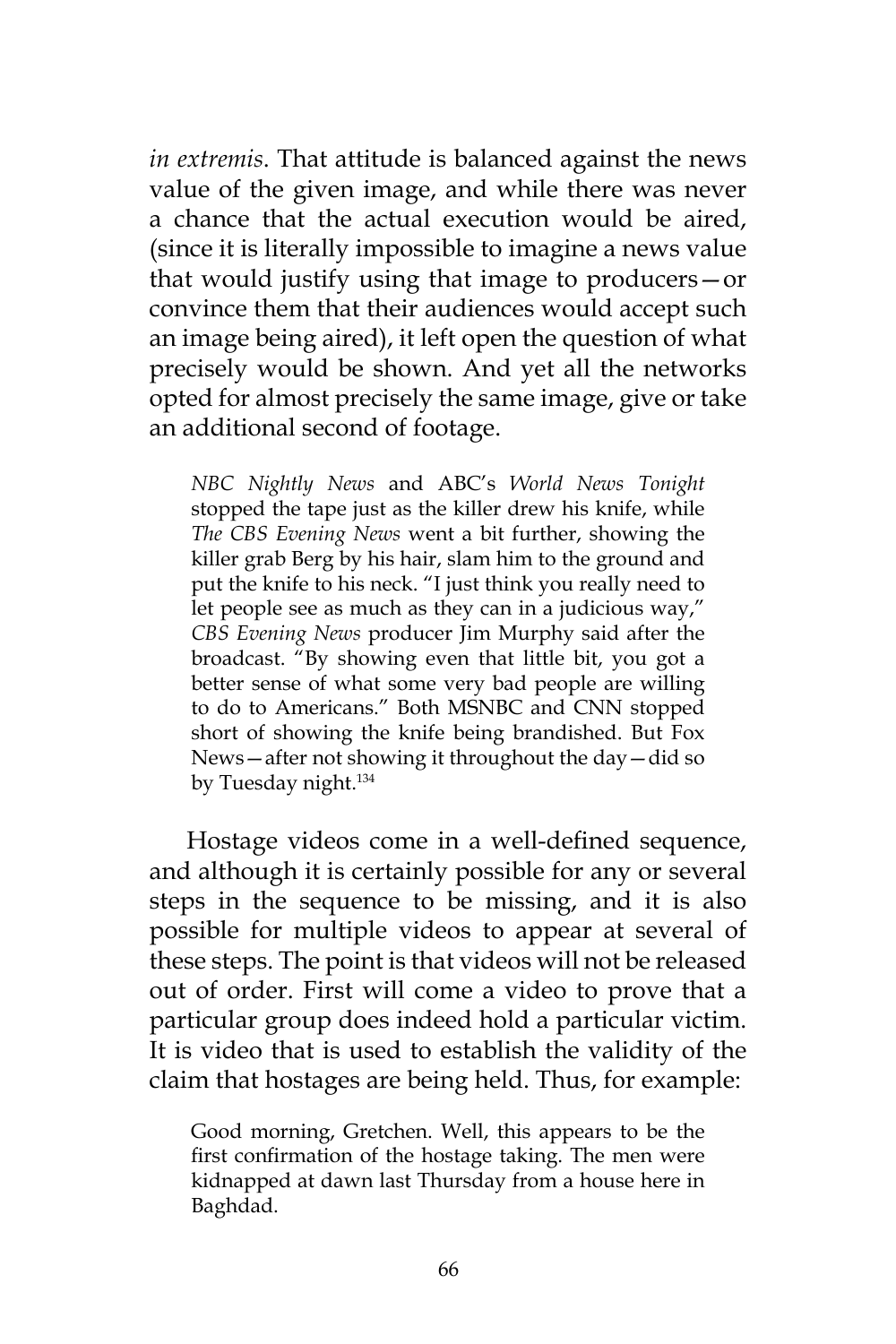*in extremis*. That attitude is balanced against the news value of the given image, and while there was never a chance that the actual execution would be aired, (since it is literally impossible to imagine a news value that would justify using that image to producers—or convince them that their audiences would accept such an image being aired), it left open the question of what precisely would be shown. And yet all the networks opted for almost precisely the same image, give or take an additional second of footage.

> *NBC Nightly News* and ABC's *World News Tonight* stopped the tape just as the killer drew his knife, while *The CBS Evening News* went a bit further, showing the killer grab Berg by his hair, slam him to the ground and put the knife to his neck. "I just think you really need to let people see as much as they can in a judicious way," *CBS Evening News* producer Jim Murphy said after the broadcast. "By showing even that little bit, you got a better sense of what some very bad people are willing to do to Americans." Both MSNBC and CNN stopped short of showing the knife being brandished. But Fox News—after not showing it throughout the day—did so by Tuesday night.[134]

Hostage videos come in a well-defined sequence, and although it is certainly possible for any or several steps in the sequence to be missing, and it is also possible for multiple videos to appear at several of these steps. The point is that videos will not be released out of order. First will come a video to prove that a particular group does indeed hold a particular victim. It is video that is used to establish the validity of the claim that hostages are being held. Thus, for example:

> Good morning, Gretchen. Well, this appears to be the first confirmation of the hostage taking. The men were kidnapped at dawn last Thursday from a house here in Baghdad.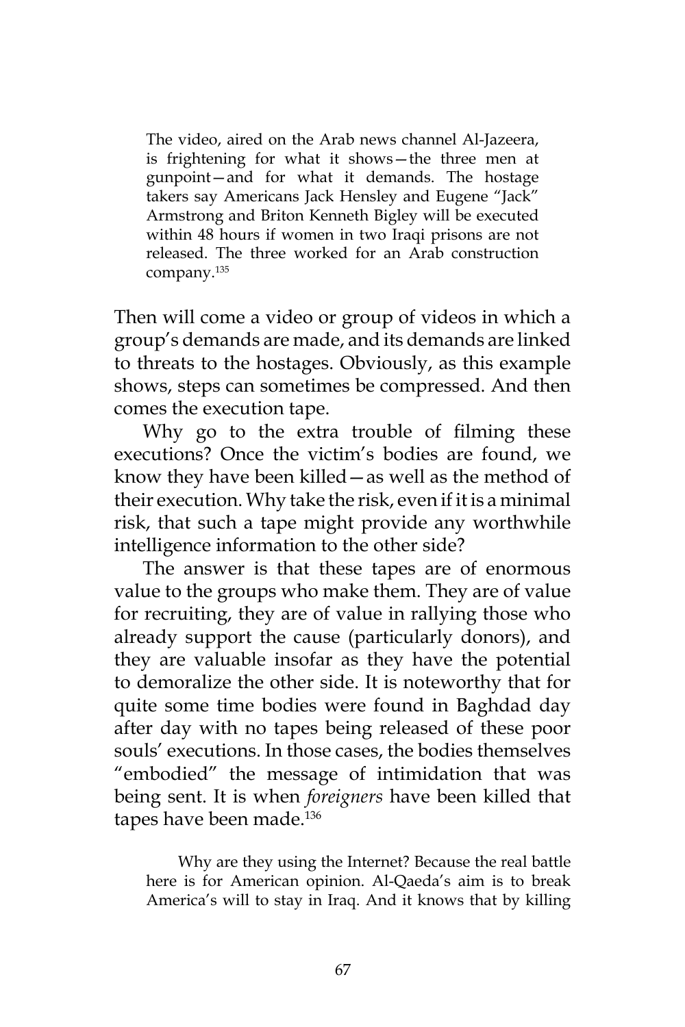> The video, aired on the Arab news channel Al-Jazeera, is frightening for what it shows—the three men at gunpoint—and for what it demands. The hostage takers say Americans Jack Hensley and Eugene "Jack" Armstrong and Briton Kenneth Bigley will be executed within 48 hours if women in two Iraqi prisons are not released. The three worked for an Arab construction company.[135]

Then will come a video or group of videos in which a group's demands are made, and its demands are linked to threats to the hostages. Obviously, as this example shows, steps can sometimes be compressed. And then comes the execution tape.

Why go to the extra trouble of filming these executions? Once the victim's bodies are found, we know they have been killed—as well as the method of their execution. Why take the risk, even if it is a minimal risk, that such a tape might provide any worthwhile intelligence information to the other side?

The answer is that these tapes are of enormous value to the groups who make them. They are of value for recruiting, they are of value in rallying those who already support the cause (particularly donors), and they are valuable insofar as they have the potential to demoralize the other side. It is noteworthy that for quite some time bodies were found in Baghdad day after day with no tapes being released of these poor souls' executions. In those cases, the bodies themselves "embodied" the message of intimidation that was being sent. It is when *foreigners* have been killed that tapes have been made.[136]

> Why are they using the Internet? Because the real battle here is for American opinion. Al-Qaeda's aim is to break America's will to stay in Iraq. And it knows that by killing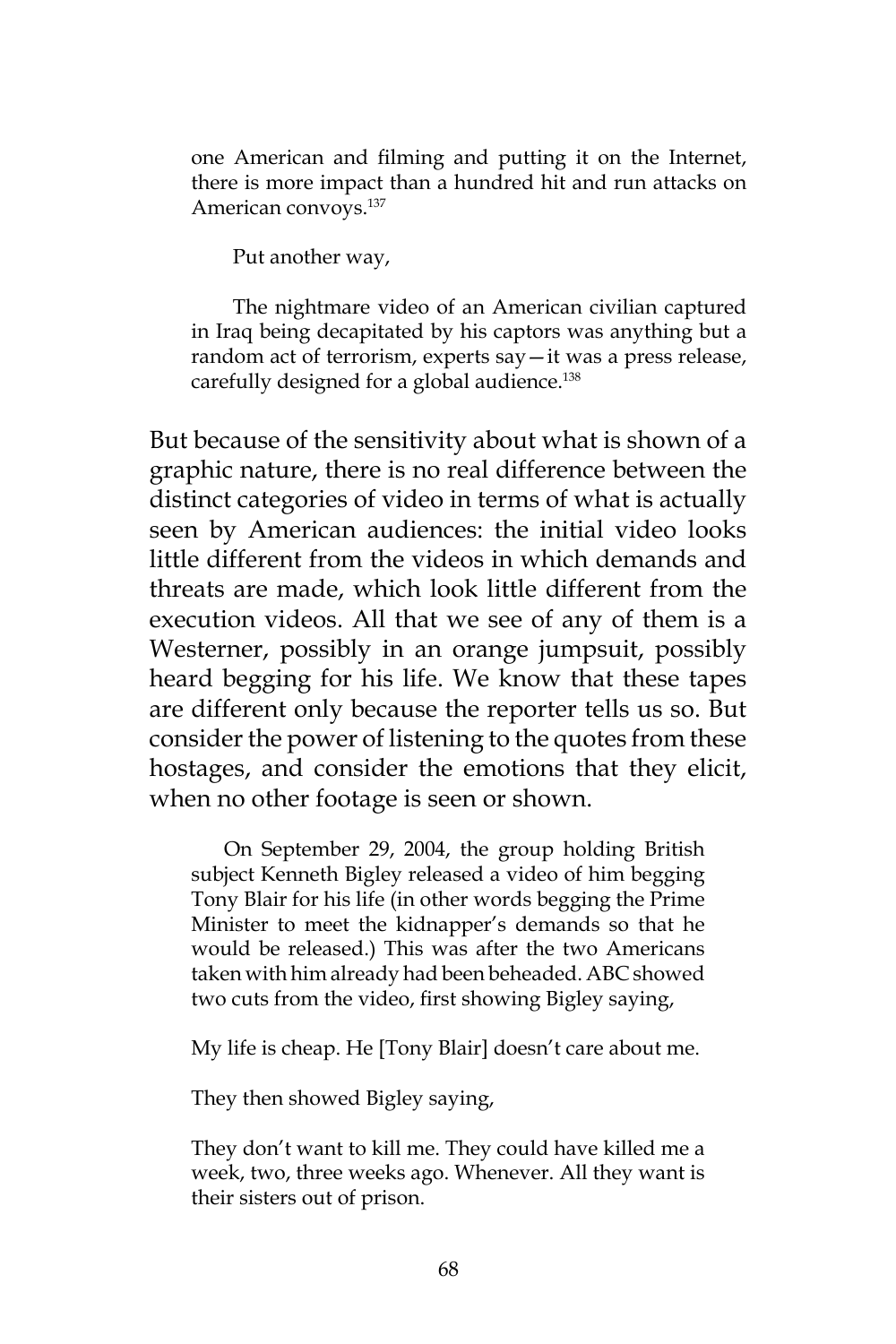one American and filming and putting it on the Internet, there is more impact than a hundred hit and run attacks on American convoys.[137]

Put another way,

> The nightmare video of an American civilian captured in Iraq being decapitated by his captors was anything but a random act of terrorism, experts say—it was a press release, carefully designed for a global audience.[138]

But because of the sensitivity about what is shown of a graphic nature, there is no real difference between the distinct categories of video in terms of what is actually seen by American audiences: the initial video looks little different from the videos in which demands and threats are made, which look little different from the execution videos. All that we see of any of them is a Westerner, possibly in an orange jumpsuit, possibly heard begging for his life. We know that these tapes are different only because the reporter tells us so. But consider the power of listening to the quotes from these hostages, and consider the emotions that they elicit, when no other footage is seen or shown.

> On September 29, 2004, the group holding British subject Kenneth Bigley released a video of him begging Tony Blair for his life (in other words begging the Prime Minister to meet the kidnapper's demands so that he would be released.) This was after the two Americans taken with him already had been beheaded. ABC showed two cuts from the video, first showing Bigley saying,
>
> My life is cheap. He [Tony Blair] doesn't care about me.
>
> They then showed Bigley saying,
>
> They don't want to kill me. They could have killed me a week, two, three weeks ago. Whenever. All they want is their sisters out of prison.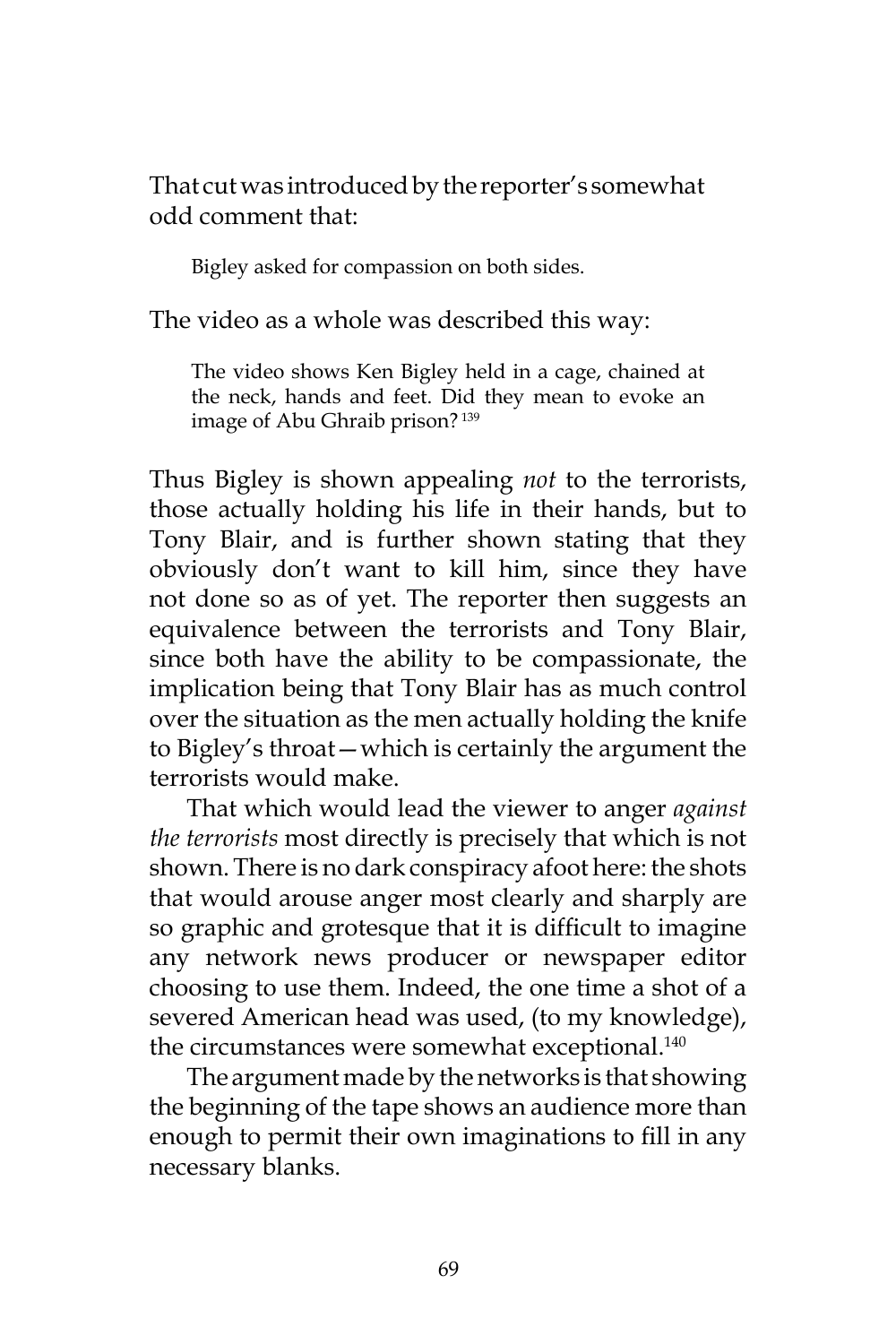That cut was introduced by the reporter's somewhat odd comment that:

> Bigley asked for compassion on both sides.

The video as a whole was described this way:

> The video shows Ken Bigley held in a cage, chained at the neck, hands and feet. Did they mean to evoke an image of Abu Ghraib prison? [139]

Thus Bigley is shown appealing *not* to the terrorists, those actually holding his life in their hands, but to Tony Blair, and is further shown stating that they obviously don't want to kill him, since they have not done so as of yet. The reporter then suggests an equivalence between the terrorists and Tony Blair, since both have the ability to be compassionate, the implication being that Tony Blair has as much control over the situation as the men actually holding the knife to Bigley's throat—which is certainly the argument the terrorists would make.

That which would lead the viewer to anger *against the terrorists* most directly is precisely that which is not shown. There is no dark conspiracy afoot here: the shots that would arouse anger most clearly and sharply are so graphic and grotesque that it is difficult to imagine any network news producer or newspaper editor choosing to use them. Indeed, the one time a shot of a severed American head was used, (to my knowledge), the circumstances were somewhat exceptional.[140]

The argument made by the networks is that showing the beginning of the tape shows an audience more than enough to permit their own imaginations to fill in any necessary blanks.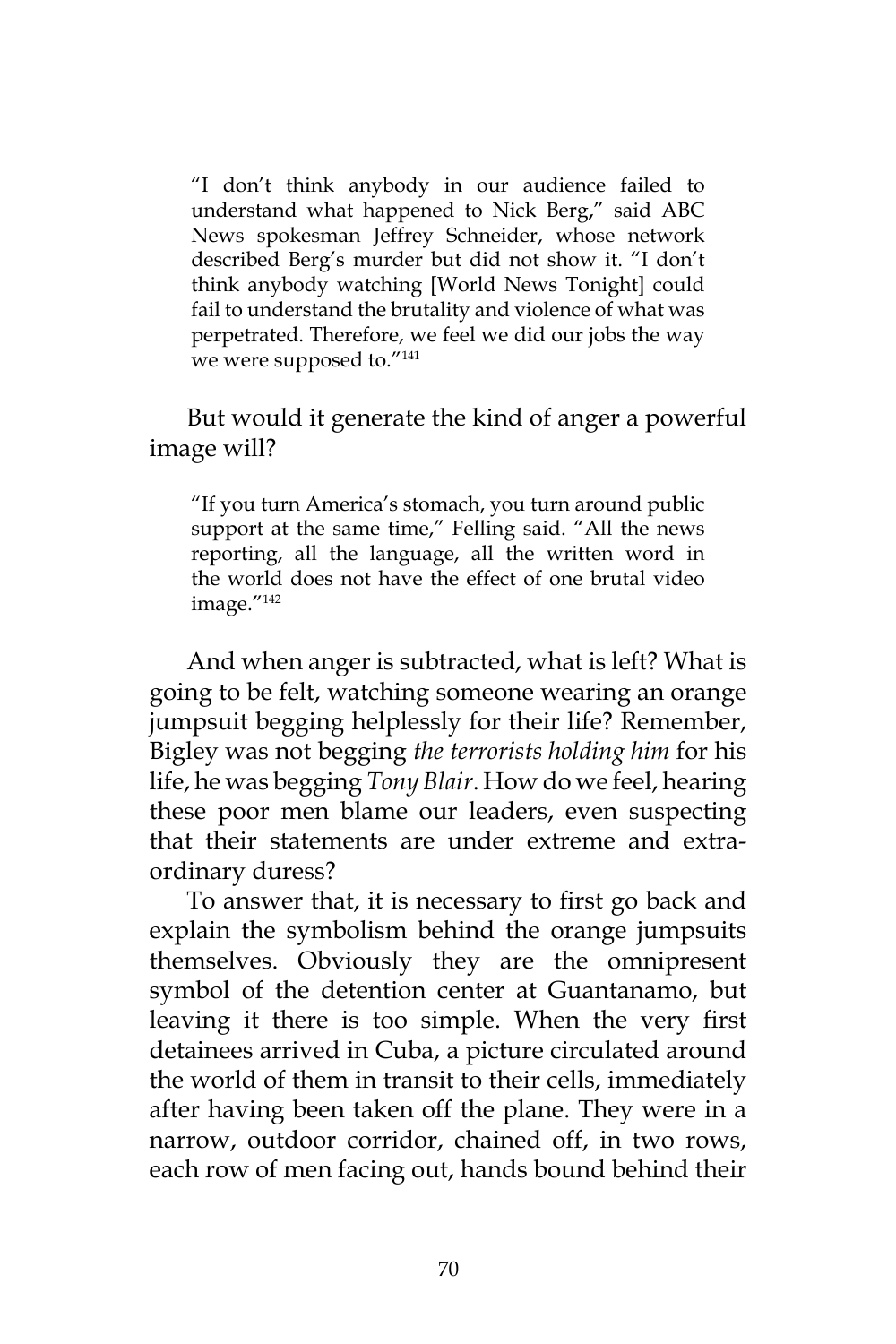> "I don't think anybody in our audience failed to understand what happened to Nick Berg," said ABC News spokesman Jeffrey Schneider, whose network described Berg's murder but did not show it. "I don't think anybody watching [World News Tonight] could fail to understand the brutality and violence of what was perpetrated. Therefore, we feel we did our jobs the way we were supposed to."[141]

But would it generate the kind of anger a powerful image will?

> "If you turn America's stomach, you turn around public support at the same time," Felling said. "All the news reporting, all the language, all the written word in the world does not have the effect of one brutal video image."[142]

And when anger is subtracted, what is left? What is going to be felt, watching someone wearing an orange jumpsuit begging helplessly for their life? Remember, Bigley was not begging *the terrorists holding him* for his life, he was begging *Tony Blair*. How do we feel, hearing these poor men blame our leaders, even suspecting that their statements are under extreme and extraordinary duress?

To answer that, it is necessary to first go back and explain the symbolism behind the orange jumpsuits themselves. Obviously they are the omnipresent symbol of the detention center at Guantanamo, but leaving it there is too simple. When the very first detainees arrived in Cuba, a picture circulated around the world of them in transit to their cells, immediately after having been taken off the plane. They were in a narrow, outdoor corridor, chained off, in two rows, each row of men facing out, hands bound behind their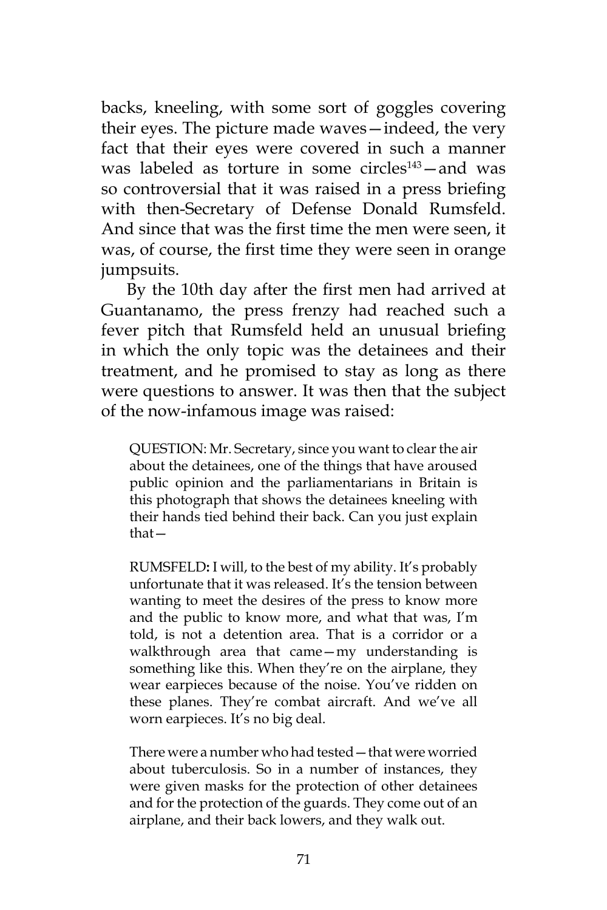backs, kneeling, with some sort of goggles covering their eyes. The picture made waves—indeed, the very fact that their eyes were covered in such a manner was labeled as torture in some circles[143]—and was so controversial that it was raised in a press briefing with then-Secretary of Defense Donald Rumsfeld. And since that was the first time the men were seen, it was, of course, the first time they were seen in orange jumpsuits.

By the 10th day after the first men had arrived at Guantanamo, the press frenzy had reached such a fever pitch that Rumsfeld held an unusual briefing in which the only topic was the detainees and their treatment, and he promised to stay as long as there were questions to answer. It was then that the subject of the now-infamous image was raised:

> QUESTION: Mr. Secretary, since you want to clear the air about the detainees, one of the things that have aroused public opinion and the parliamentarians in Britain is this photograph that shows the detainees kneeling with their hands tied behind their back. Can you just explain that—
>
> RUMSFELD**:** I will, to the best of my ability. It's probably unfortunate that it was released. It's the tension between wanting to meet the desires of the press to know more and the public to know more, and what that was, I'm told, is not a detention area. That is a corridor or a walkthrough area that came—my understanding is something like this. When they're on the airplane, they wear earpieces because of the noise. You've ridden on these planes. They're combat aircraft. And we've all worn earpieces. It's no big deal.
>
> There were a number who had tested—that were worried about tuberculosis. So in a number of instances, they were given masks for the protection of other detainees and for the protection of the guards. They come out of an airplane, and their back lowers, and they walk out.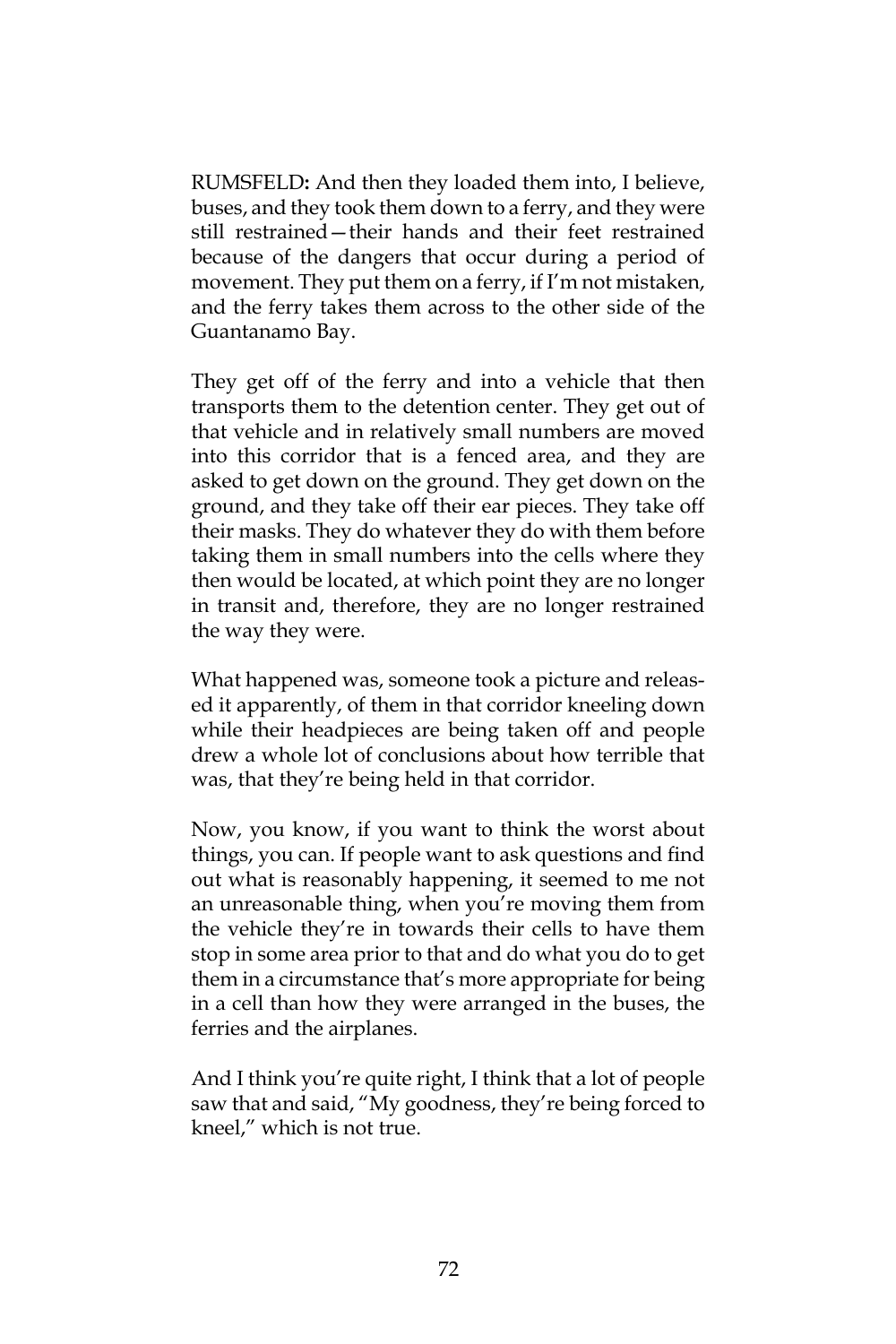RUMSFELD**:** And then they loaded them into, I believe, buses, and they took them down to a ferry, and they were still restrained—their hands and their feet restrained because of the dangers that occur during a period of movement. They put them on a ferry, if I'm not mistaken, and the ferry takes them across to the other side of the Guantanamo Bay.

They get off of the ferry and into a vehicle that then transports them to the detention center. They get out of that vehicle and in relatively small numbers are moved into this corridor that is a fenced area, and they are asked to get down on the ground. They get down on the ground, and they take off their ear pieces. They take off their masks. They do whatever they do with them before taking them in small numbers into the cells where they then would be located, at which point they are no longer in transit and, therefore, they are no longer restrained the way they were.

What happened was, someone took a picture and released it apparently, of them in that corridor kneeling down while their headpieces are being taken off and people drew a whole lot of conclusions about how terrible that was, that they're being held in that corridor.

Now, you know, if you want to think the worst about things, you can. If people want to ask questions and find out what is reasonably happening, it seemed to me not an unreasonable thing, when you're moving them from the vehicle they're in towards their cells to have them stop in some area prior to that and do what you do to get them in a circumstance that's more appropriate for being in a cell than how they were arranged in the buses, the ferries and the airplanes.

And I think you're quite right, I think that a lot of people saw that and said, "My goodness, they're being forced to kneel," which is not true.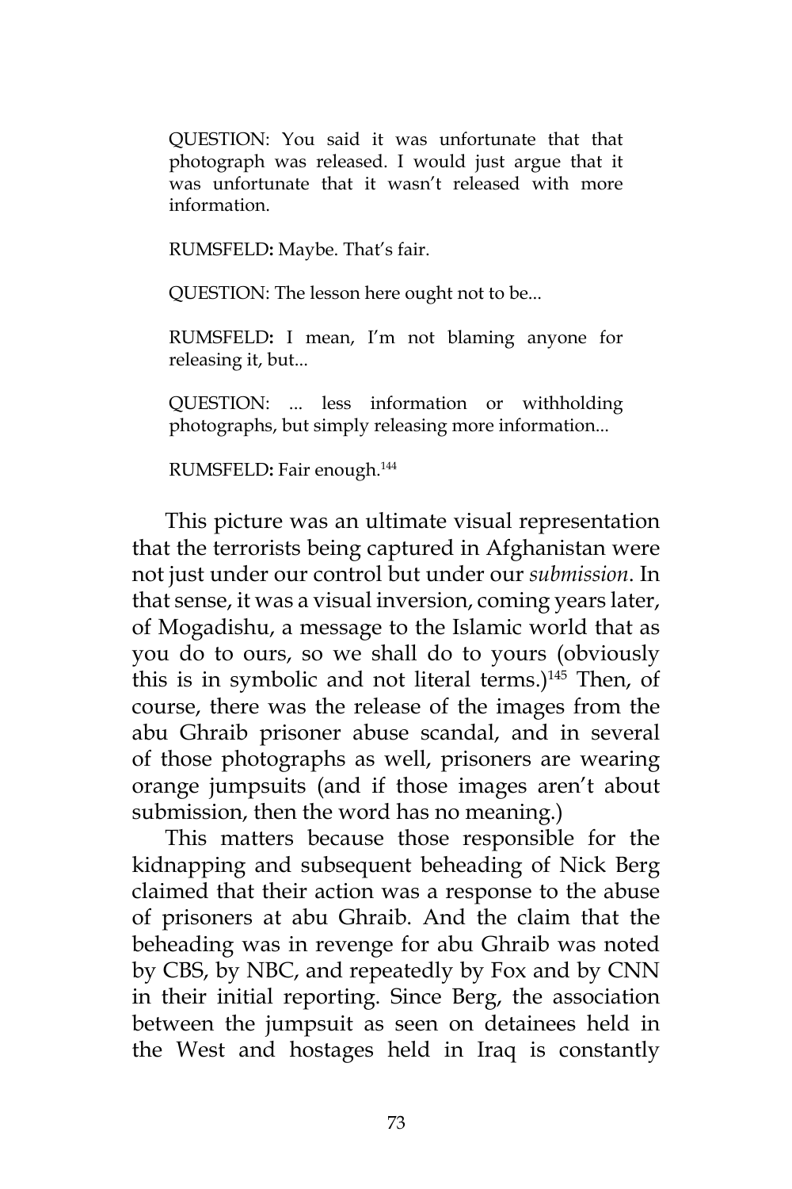QUESTION: You said it was unfortunate that that photograph was released. I would just argue that it was unfortunate that it wasn't released with more information.

RUMSFELD**:** Maybe. That's fair.

QUESTION: The lesson here ought not to be...

RUMSFELD**:** I mean, I'm not blaming anyone for releasing it, but...

QUESTION: ... less information or withholding photographs, but simply releasing more information...

RUMSFELD**:** Fair enough.[144]

This picture was an ultimate visual representation that the terrorists being captured in Afghanistan were not just under our control but under our *submission*. In that sense, it was a visual inversion, coming years later, of Mogadishu, a message to the Islamic world that as you do to ours, so we shall do to yours (obviously this is in symbolic and not literal terms.)[145] Then, of course, there was the release of the images from the abu Ghraib prisoner abuse scandal, and in several of those photographs as well, prisoners are wearing orange jumpsuits (and if those images aren't about submission, then the word has no meaning.)

This matters because those responsible for the kidnapping and subsequent beheading of Nick Berg claimed that their action was a response to the abuse of prisoners at abu Ghraib. And the claim that the beheading was in revenge for abu Ghraib was noted by CBS, by NBC, and repeatedly by Fox and by CNN in their initial reporting. Since Berg, the association between the jumpsuit as seen on detainees held in the West and hostages held in Iraq is constantly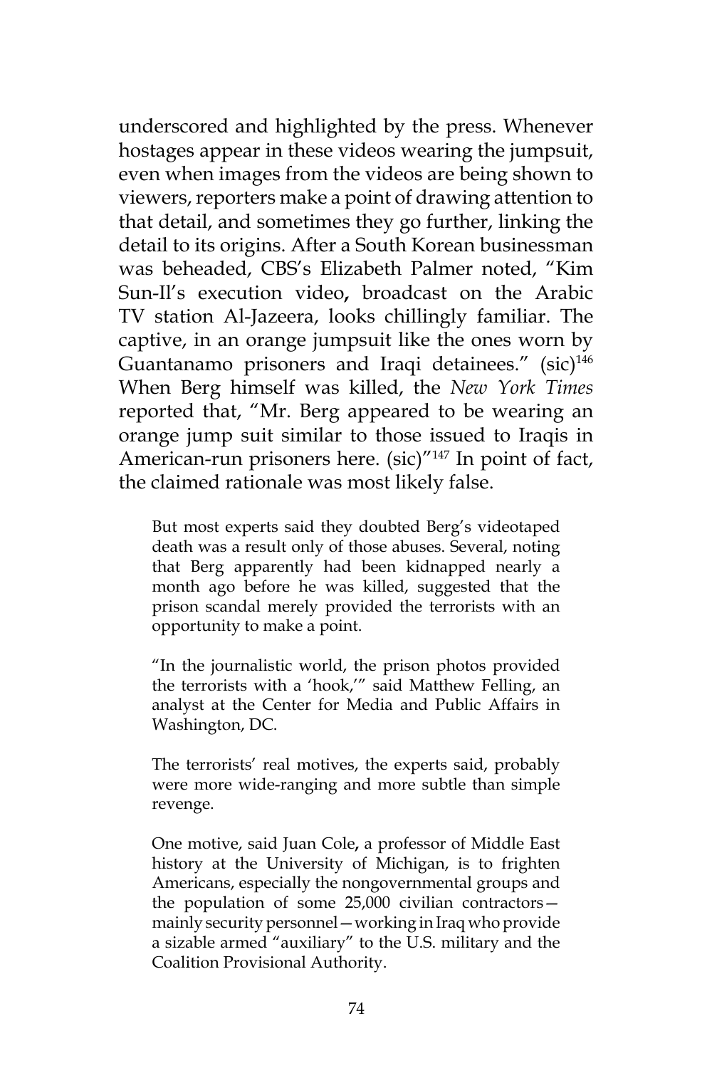underscored and highlighted by the press. Whenever hostages appear in these videos wearing the jumpsuit, even when images from the videos are being shown to viewers, reporters make a point of drawing attention to that detail, and sometimes they go further, linking the detail to its origins. After a South Korean businessman was beheaded, CBS's Elizabeth Palmer noted, "Kim Sun-Il's execution video, broadcast on the Arabic TV station Al-Jazeera, looks chillingly familiar. The captive, in an orange jumpsuit like the ones worn by Guantanamo prisoners and Iraqi detainees." (sic)[146] When Berg himself was killed, the *New York Times* reported that, "Mr. Berg appeared to be wearing an orange jump suit similar to those issued to Iraqis in American-run prisoners here. (sic)"[147] In point of fact, the claimed rationale was most likely false.

> But most experts said they doubted Berg's videotaped death was a result only of those abuses. Several, noting that Berg apparently had been kidnapped nearly a month ago before he was killed, suggested that the prison scandal merely provided the terrorists with an opportunity to make a point.
>
> "In the journalistic world, the prison photos provided the terrorists with a 'hook,'" said Matthew Felling, an analyst at the Center for Media and Public Affairs in Washington, DC.
>
> The terrorists' real motives, the experts said, probably were more wide-ranging and more subtle than simple revenge.
>
> One motive, said Juan Cole, a professor of Middle East history at the University of Michigan, is to frighten Americans, especially the nongovernmental groups and the population of some 25,000 civilian contractors—mainly security personnel—working in Iraq who provide a sizable armed "auxiliary" to the U.S. military and the Coalition Provisional Authority.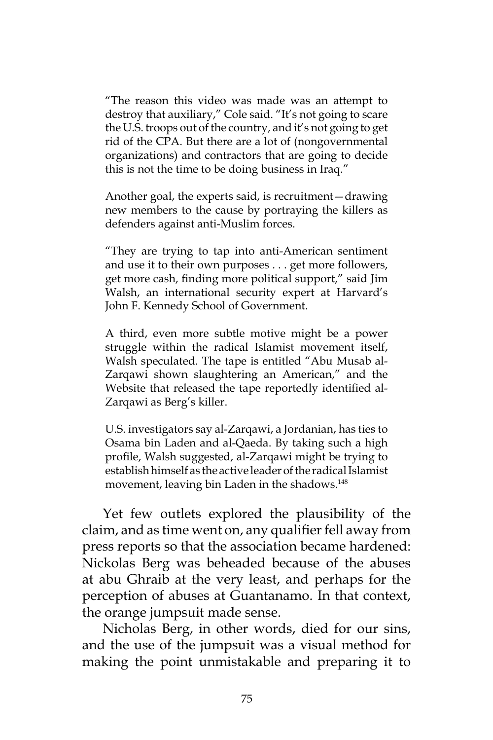> “The reason this video was made was an attempt to destroy that auxiliary,” Cole said. “It’s not going to scare the U.S. troops out of the country, and it’s not going to get rid of the CPA. But there are a lot of (nongovernmental organizations) and contractors that are going to decide this is not the time to be doing business in Iraq.”
>
> Another goal, the experts said, is recruitment—drawing new members to the cause by portraying the killers as defenders against anti-Muslim forces.
>
> “They are trying to tap into anti-American sentiment and use it to their own purposes . . . get more followers, get more cash, finding more political support,” said Jim Walsh, an international security expert at Harvard’s John F. Kennedy School of Government.
>
> A third, even more subtle motive might be a power struggle within the radical Islamist movement itself, Walsh speculated. The tape is entitled “Abu Musab al-Zarqawi shown slaughtering an American,” and the Website that released the tape reportedly identified al-Zarqawi as Berg’s killer.
>
> U.S. investigators say al-Zarqawi, a Jordanian, has ties to Osama bin Laden and al-Qaeda. By taking such a high profile, Walsh suggested, al-Zarqawi might be trying to establish himself as the active leader of the radical Islamist movement, leaving bin Laden in the shadows.[148]

Yet few outlets explored the plausibility of the claim, and as time went on, any qualifier fell away from press reports so that the association became hardened: Nickolas Berg was beheaded because of the abuses at abu Ghraib at the very least, and perhaps for the perception of abuses at Guantanamo. In that context, the orange jumpsuit made sense.

Nicholas Berg, in other words, died for our sins, and the use of the jumpsuit was a visual method for making the point unmistakable and preparing it to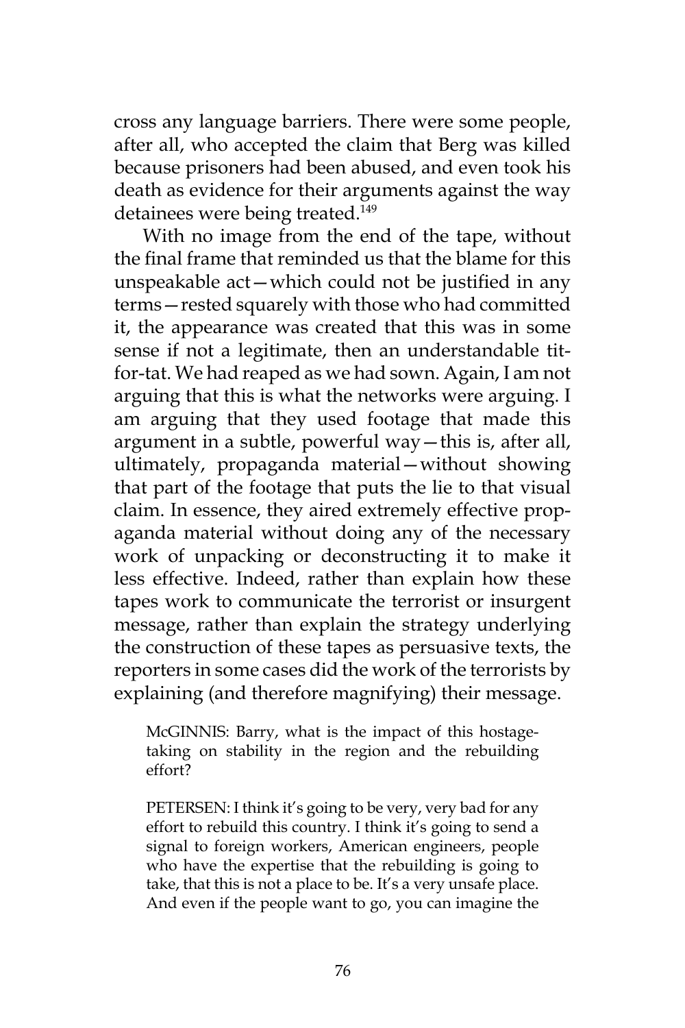cross any language barriers. There were some people, after all, who accepted the claim that Berg was killed because prisoners had been abused, and even took his death as evidence for their arguments against the way detainees were being treated.[149]

With no image from the end of the tape, without the final frame that reminded us that the blame for this unspeakable act—which could not be justified in any terms—rested squarely with those who had committed it, the appearance was created that this was in some sense if not a legitimate, then an understandable tit-for-tat. We had reaped as we had sown. Again, I am not arguing that this is what the networks were arguing. I am arguing that they used footage that made this argument in a subtle, powerful way—this is, after all, ultimately, propaganda material—without showing that part of the footage that puts the lie to that visual claim. In essence, they aired extremely effective propaganda material without doing any of the necessary work of unpacking or deconstructing it to make it less effective. Indeed, rather than explain how these tapes work to communicate the terrorist or insurgent message, rather than explain the strategy underlying the construction of these tapes as persuasive texts, the reporters in some cases did the work of the terrorists by explaining (and therefore magnifying) their message.

> McGINNIS: Barry, what is the impact of this hostage-taking on stability in the region and the rebuilding effort?
>
> PETERSEN: I think it's going to be very, very bad for any effort to rebuild this country. I think it's going to send a signal to foreign workers, American engineers, people who have the expertise that the rebuilding is going to take, that this is not a place to be. It's a very unsafe place. And even if the people want to go, you can imagine the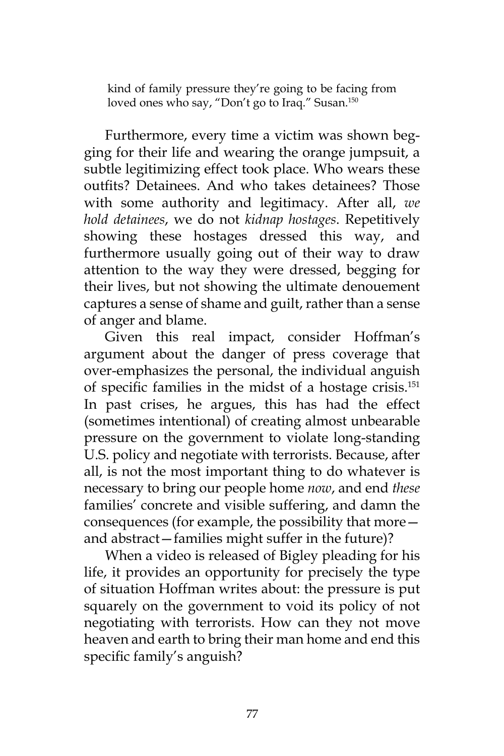> kind of family pressure they're going to be facing from loved ones who say, "Don't go to Iraq." Susan.[150]

Furthermore, every time a victim was shown begging for their life and wearing the orange jumpsuit, a subtle legitimizing effect took place. Who wears these outfits? Detainees. And who takes detainees? Those with some authority and legitimacy. After all, *we hold detainees*, we do not *kidnap hostages*. Repetitively showing these hostages dressed this way, and furthermore usually going out of their way to draw attention to the way they were dressed, begging for their lives, but not showing the ultimate denouement captures a sense of shame and guilt, rather than a sense of anger and blame.

Given this real impact, consider Hoffman's argument about the danger of press coverage that over-emphasizes the personal, the individual anguish of specific families in the midst of a hostage crisis.[151] In past crises, he argues, this has had the effect (sometimes intentional) of creating almost unbearable pressure on the government to violate long-standing U.S. policy and negotiate with terrorists. Because, after all, is not the most important thing to do whatever is necessary to bring our people home *now*, and end *these* families' concrete and visible suffering, and damn the consequences (for example, the possibility that more—and abstract—families might suffer in the future)?

When a video is released of Bigley pleading for his life, it provides an opportunity for precisely the type of situation Hoffman writes about: the pressure is put squarely on the government to void its policy of not negotiating with terrorists. How can they not move heaven and earth to bring their man home and end this specific family's anguish?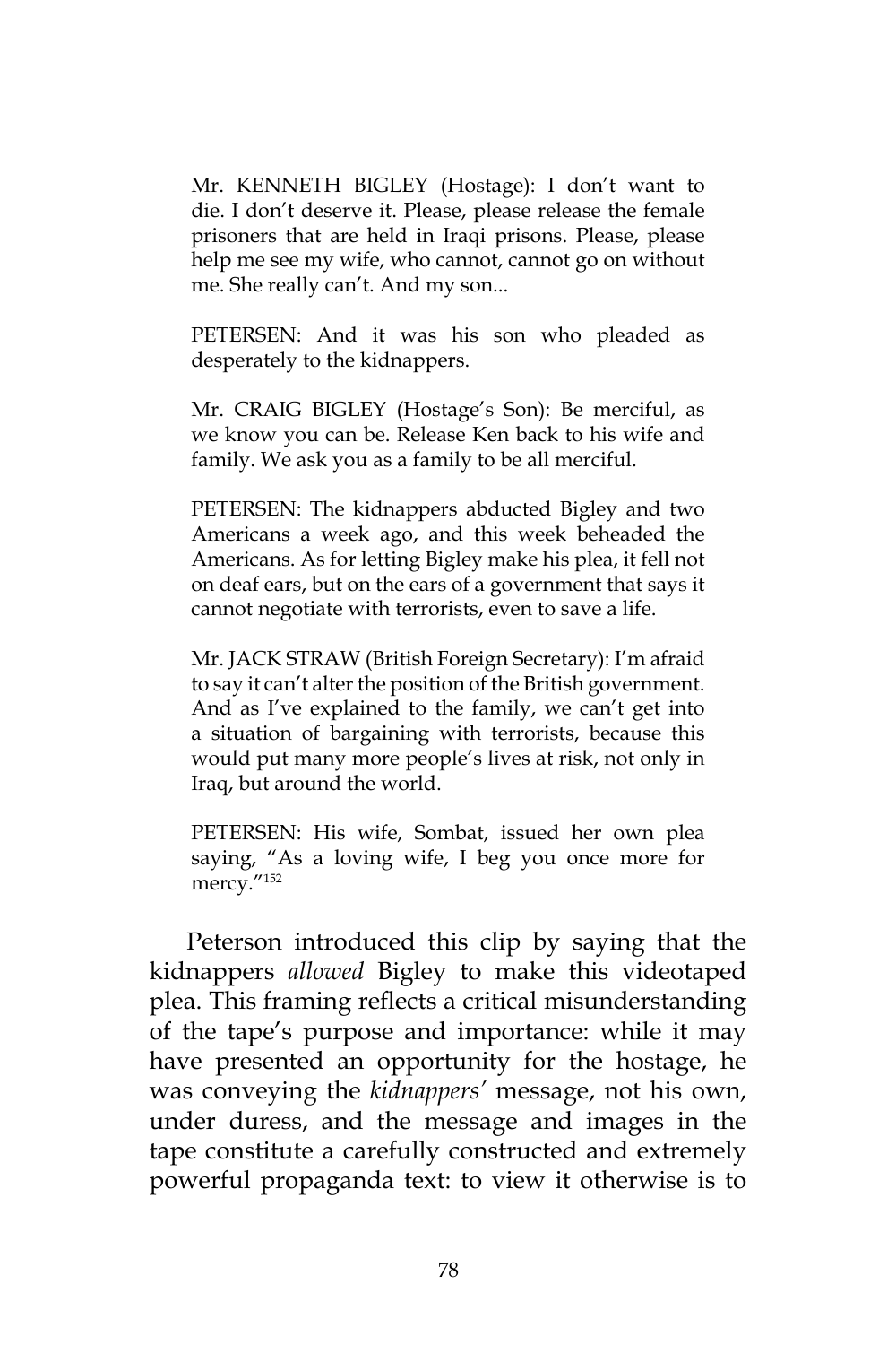> Mr. KENNETH BIGLEY (Hostage): I don't want to die. I don't deserve it. Please, please release the female prisoners that are held in Iraqi prisons. Please, please help me see my wife, who cannot, cannot go on without me. She really can't. And my son...
>
> PETERSEN: And it was his son who pleaded as desperately to the kidnappers.
>
> Mr. CRAIG BIGLEY (Hostage's Son): Be merciful, as we know you can be. Release Ken back to his wife and family. We ask you as a family to be all merciful.
>
> PETERSEN: The kidnappers abducted Bigley and two Americans a week ago, and this week beheaded the Americans. As for letting Bigley make his plea, it fell not on deaf ears, but on the ears of a government that says it cannot negotiate with terrorists, even to save a life.
>
> Mr. JACK STRAW (British Foreign Secretary): I'm afraid to say it can't alter the position of the British government. And as I've explained to the family, we can't get into a situation of bargaining with terrorists, because this would put many more people's lives at risk, not only in Iraq, but around the world.
>
> PETERSEN: His wife, Sombat, issued her own plea saying, "As a loving wife, I beg you once more for mercy."[152]

Peterson introduced this clip by saying that the kidnappers *allowed* Bigley to make this videotaped plea. This framing reflects a critical misunderstanding of the tape's purpose and importance: while it may have presented an opportunity for the hostage, he was conveying the *kidnappers'* message, not his own, under duress, and the message and images in the tape constitute a carefully constructed and extremely powerful propaganda text: to view it otherwise is to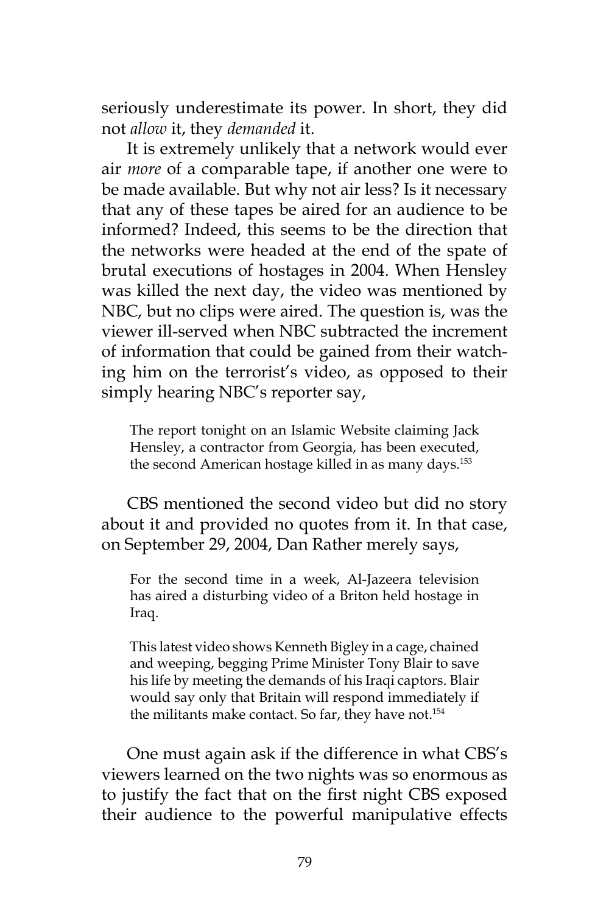seriously underestimate its power. In short, they did not *allow* it, they *demanded* it.

It is extremely unlikely that a network would ever air *more* of a comparable tape, if another one were to be made available. But why not air less? Is it necessary that any of these tapes be aired for an audience to be informed? Indeed, this seems to be the direction that the networks were headed at the end of the spate of brutal executions of hostages in 2004. When Hensley was killed the next day, the video was mentioned by NBC, but no clips were aired. The question is, was the viewer ill-served when NBC subtracted the increment of information that could be gained from their watching him on the terrorist's video, as opposed to their simply hearing NBC's reporter say,

> The report tonight on an Islamic Website claiming Jack Hensley, a contractor from Georgia, has been executed, the second American hostage killed in as many days.[153]

CBS mentioned the second video but did no story about it and provided no quotes from it. In that case, on September 29, 2004, Dan Rather merely says,

> For the second time in a week, Al-Jazeera television has aired a disturbing video of a Briton held hostage in Iraq.
>
> This latest video shows Kenneth Bigley in a cage, chained and weeping, begging Prime Minister Tony Blair to save his life by meeting the demands of his Iraqi captors. Blair would say only that Britain will respond immediately if the militants make contact. So far, they have not.[154]

One must again ask if the difference in what CBS's viewers learned on the two nights was so enormous as to justify the fact that on the first night CBS exposed their audience to the powerful manipulative effects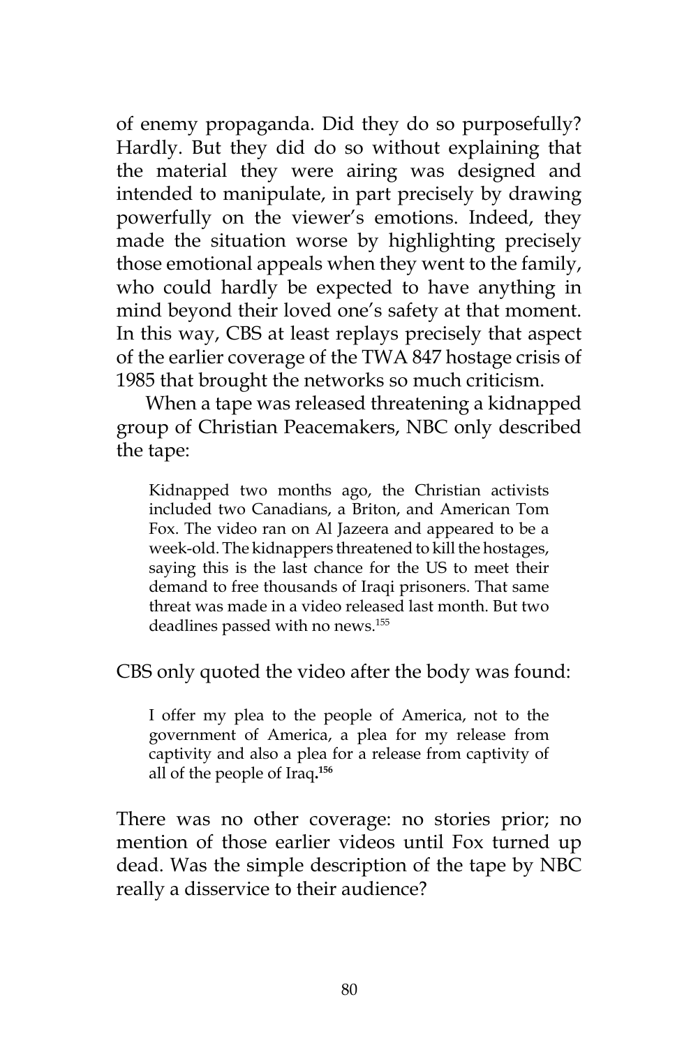of enemy propaganda. Did they do so purposefully? Hardly. But they did do so without explaining that the material they were airing was designed and intended to manipulate, in part precisely by drawing powerfully on the viewer's emotions. Indeed, they made the situation worse by highlighting precisely those emotional appeals when they went to the family, who could hardly be expected to have anything in mind beyond their loved one's safety at that moment. In this way, CBS at least replays precisely that aspect of the earlier coverage of the TWA 847 hostage crisis of 1985 that brought the networks so much criticism.

When a tape was released threatening a kidnapped group of Christian Peacemakers, NBC only described the tape:

> Kidnapped two months ago, the Christian activists included two Canadians, a Briton, and American Tom Fox. The video ran on Al Jazeera and appeared to be a week-old. The kidnappers threatened to kill the hostages, saying this is the last chance for the US to meet their demand to free thousands of Iraqi prisoners. That same threat was made in a video released last month. But two deadlines passed with no news.[155]

CBS only quoted the video after the body was found:

> I offer my plea to the people of America, not to the government of America, a plea for my release from captivity and also a plea for a release from captivity of all of the people of Iraq.[156]

There was no other coverage: no stories prior; no mention of those earlier videos until Fox turned up dead. Was the simple description of the tape by NBC really a disservice to their audience?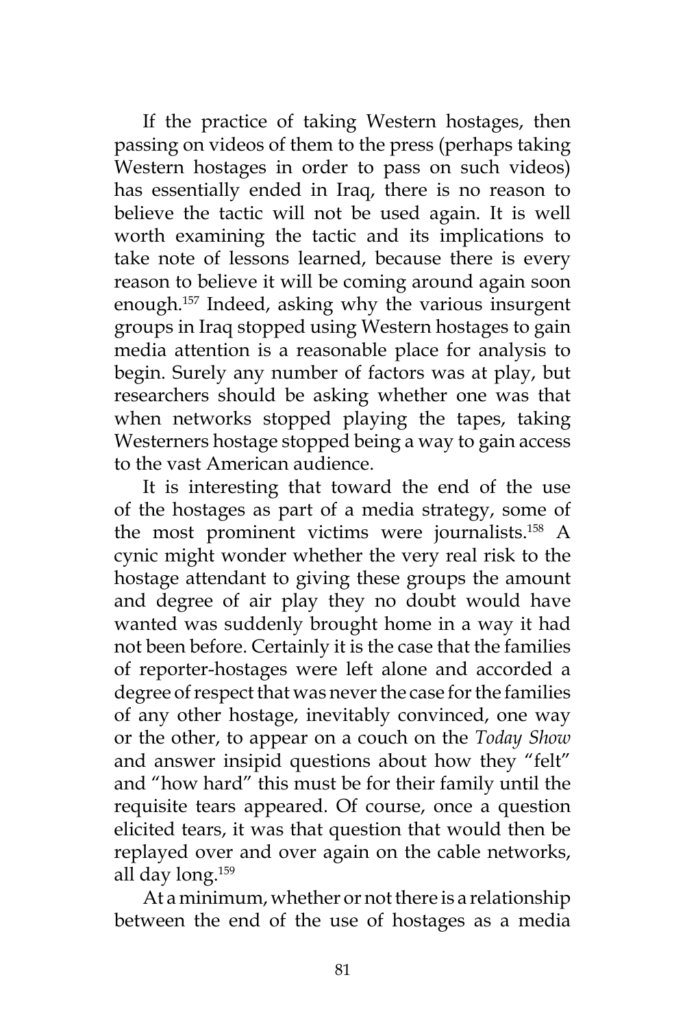If the practice of taking Western hostages, then passing on videos of them to the press (perhaps taking Western hostages in order to pass on such videos) has essentially ended in Iraq, there is no reason to believe the tactic will not be used again. It is well worth examining the tactic and its implications to take note of lessons learned, because there is every reason to believe it will be coming around again soon enough.[157] Indeed, asking why the various insurgent groups in Iraq stopped using Western hostages to gain media attention is a reasonable place for analysis to begin. Surely any number of factors was at play, but researchers should be asking whether one was that when networks stopped playing the tapes, taking Westerners hostage stopped being a way to gain access to the vast American audience.

It is interesting that toward the end of the use of the hostages as part of a media strategy, some of the most prominent victims were journalists.[158] A cynic might wonder whether the very real risk to the hostage attendant to giving these groups the amount and degree of air play they no doubt would have wanted was suddenly brought home in a way it had not been before. Certainly it is the case that the families of reporter-hostages were left alone and accorded a degree of respect that was never the case for the families of any other hostage, inevitably convinced, one way or the other, to appear on a couch on the *Today Show* and answer insipid questions about how they "felt" and "how hard" this must be for their family until the requisite tears appeared. Of course, once a question elicited tears, it was that question that would then be replayed over and over again on the cable networks, all day long.[159]

At a minimum, whether or not there is a relationship between the end of the use of hostages as a media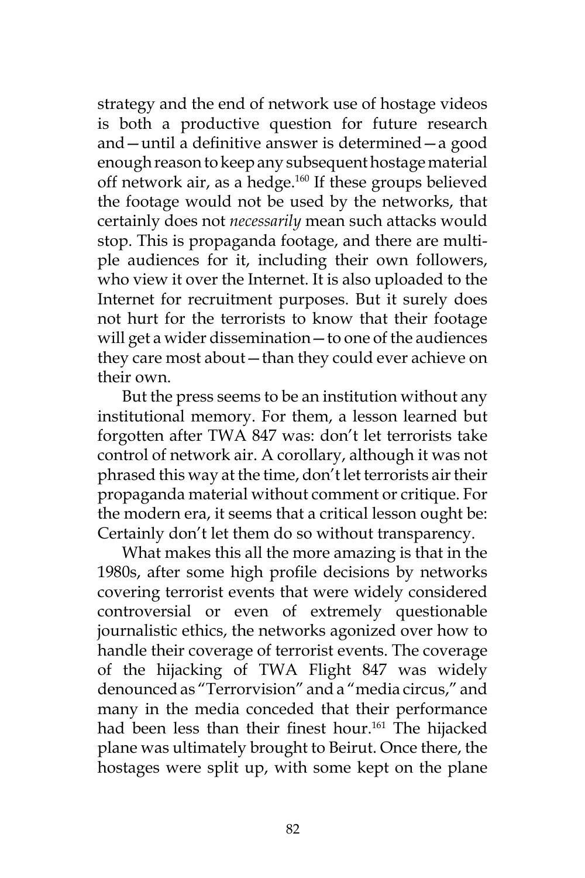strategy and the end of network use of hostage videos is both a productive question for future research and—until a definitive answer is determined—a good enough reason to keep any subsequent hostage material off network air, as a hedge.[160] If these groups believed the footage would not be used by the networks, that certainly does not *necessarily* mean such attacks would stop. This is propaganda footage, and there are multiple audiences for it, including their own followers, who view it over the Internet. It is also uploaded to the Internet for recruitment purposes. But it surely does not hurt for the terrorists to know that their footage will get a wider dissemination—to one of the audiences they care most about—than they could ever achieve on their own.

But the press seems to be an institution without any institutional memory. For them, a lesson learned but forgotten after TWA 847 was: don't let terrorists take control of network air. A corollary, although it was not phrased this way at the time, don't let terrorists air their propaganda material without comment or critique. For the modern era, it seems that a critical lesson ought be: Certainly don't let them do so without transparency.

What makes this all the more amazing is that in the 1980s, after some high profile decisions by networks covering terrorist events that were widely considered controversial or even of extremely questionable journalistic ethics, the networks agonized over how to handle their coverage of terrorist events. The coverage of the hijacking of TWA Flight 847 was widely denounced as "Terrorvision" and a "media circus," and many in the media conceded that their performance had been less than their finest hour.[161] The hijacked plane was ultimately brought to Beirut. Once there, the hostages were split up, with some kept on the plane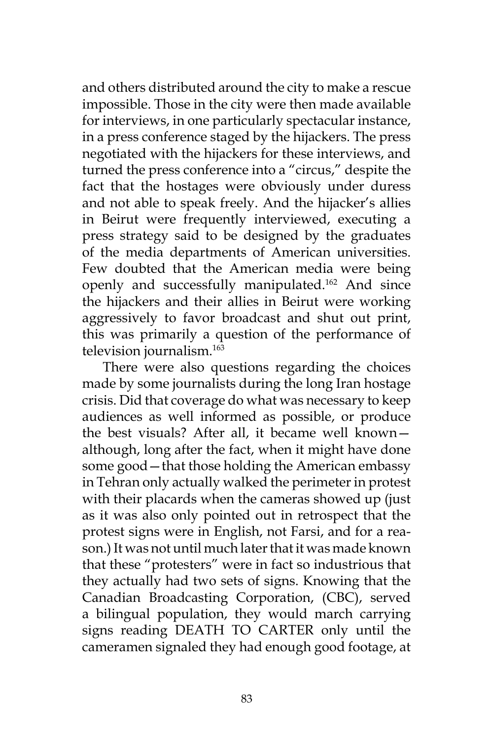and others distributed around the city to make a rescue impossible. Those in the city were then made available for interviews, in one particularly spectacular instance, in a press conference staged by the hijackers. The press negotiated with the hijackers for these interviews, and turned the press conference into a "circus," despite the fact that the hostages were obviously under duress and not able to speak freely. And the hijacker's allies in Beirut were frequently interviewed, executing a press strategy said to be designed by the graduates of the media departments of American universities. Few doubted that the American media were being openly and successfully manipulated.[162] And since the hijackers and their allies in Beirut were working aggressively to favor broadcast and shut out print, this was primarily a question of the performance of television journalism.[163]

There were also questions regarding the choices made by some journalists during the long Iran hostage crisis. Did that coverage do what was necessary to keep audiences as well informed as possible, or produce the best visuals? After all, it became well known—although, long after the fact, when it might have done some good—that those holding the American embassy in Tehran only actually walked the perimeter in protest with their placards when the cameras showed up (just as it was also only pointed out in retrospect that the protest signs were in English, not Farsi, and for a reason.) It was not until much later that it was made known that these "protesters" were in fact so industrious that they actually had two sets of signs. Knowing that the Canadian Broadcasting Corporation, (CBC), served a bilingual population, they would march carrying signs reading DEATH TO CARTER only until the cameramen signaled they had enough good footage, at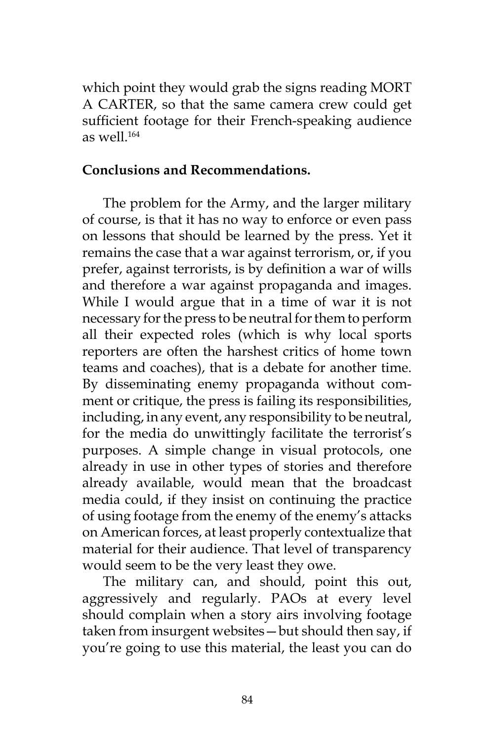which point they would grab the signs reading MORT A CARTER, so that the same camera crew could get sufficient footage for their French-speaking audience as well.[164]

**Conclusions and Recommendations.**

The problem for the Army, and the larger military of course, is that it has no way to enforce or even pass on lessons that should be learned by the press. Yet it remains the case that a war against terrorism, or, if you prefer, against terrorists, is by definition a war of wills and therefore a war against propaganda and images. While I would argue that in a time of war it is not necessary for the press to be neutral for them to perform all their expected roles (which is why local sports reporters are often the harshest critics of home town teams and coaches), that is a debate for another time. By disseminating enemy propaganda without comment or critique, the press is failing its responsibilities, including, in any event, any responsibility to be neutral, for the media do unwittingly facilitate the terrorist's purposes. A simple change in visual protocols, one already in use in other types of stories and therefore already available, would mean that the broadcast media could, if they insist on continuing the practice of using footage from the enemy of the enemy's attacks on American forces, at least properly contextualize that material for their audience. That level of transparency would seem to be the very least they owe.

The military can, and should, point this out, aggressively and regularly. PAOs at every level should complain when a story airs involving footage taken from insurgent websites—but should then say, if you're going to use this material, the least you can do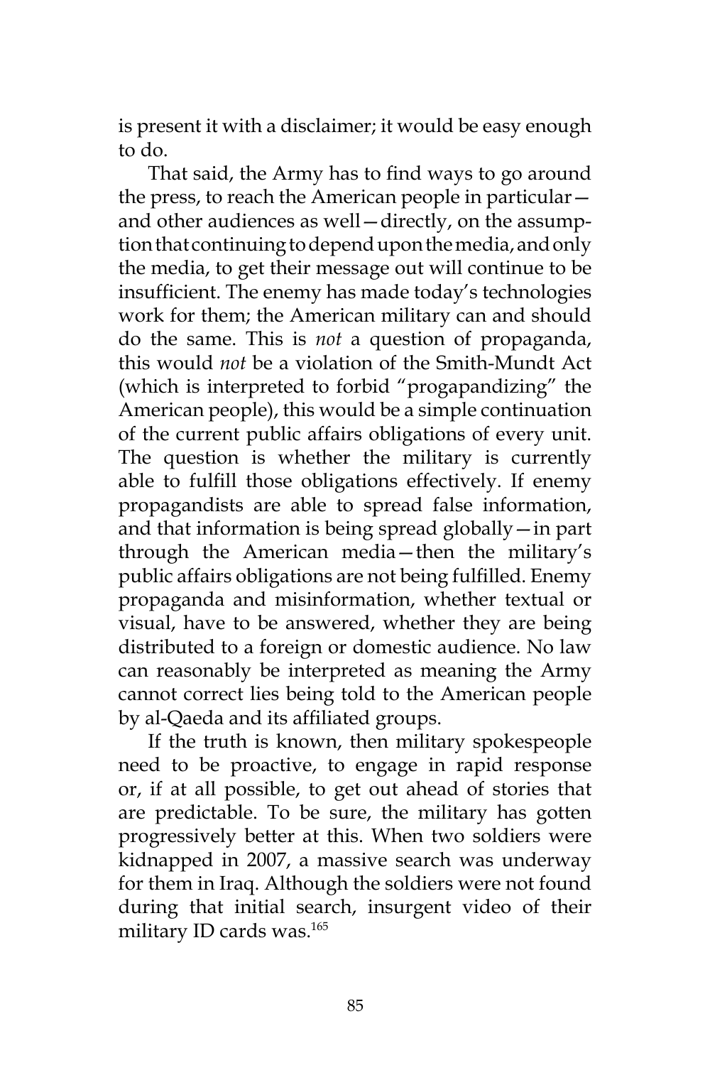is present it with a disclaimer; it would be easy enough to do.

That said, the Army has to find ways to go around the press, to reach the American people in particular—and other audiences as well—directly, on the assumption that continuing to depend upon the media, and only the media, to get their message out will continue to be insufficient. The enemy has made today's technologies work for them; the American military can and should do the same. This is *not* a question of propaganda, this would *not* be a violation of the Smith-Mundt Act (which is interpreted to forbid "progapandizing" the American people), this would be a simple continuation of the current public affairs obligations of every unit. The question is whether the military is currently able to fulfill those obligations effectively. If enemy propagandists are able to spread false information, and that information is being spread globally—in part through the American media—then the military's public affairs obligations are not being fulfilled. Enemy propaganda and misinformation, whether textual or visual, have to be answered, whether they are being distributed to a foreign or domestic audience. No law can reasonably be interpreted as meaning the Army cannot correct lies being told to the American people by al-Qaeda and its affiliated groups.

If the truth is known, then military spokespeople need to be proactive, to engage in rapid response or, if at all possible, to get out ahead of stories that are predictable. To be sure, the military has gotten progressively better at this. When two soldiers were kidnapped in 2007, a massive search was underway for them in Iraq. Although the soldiers were not found during that initial search, insurgent video of their military ID cards was.[165]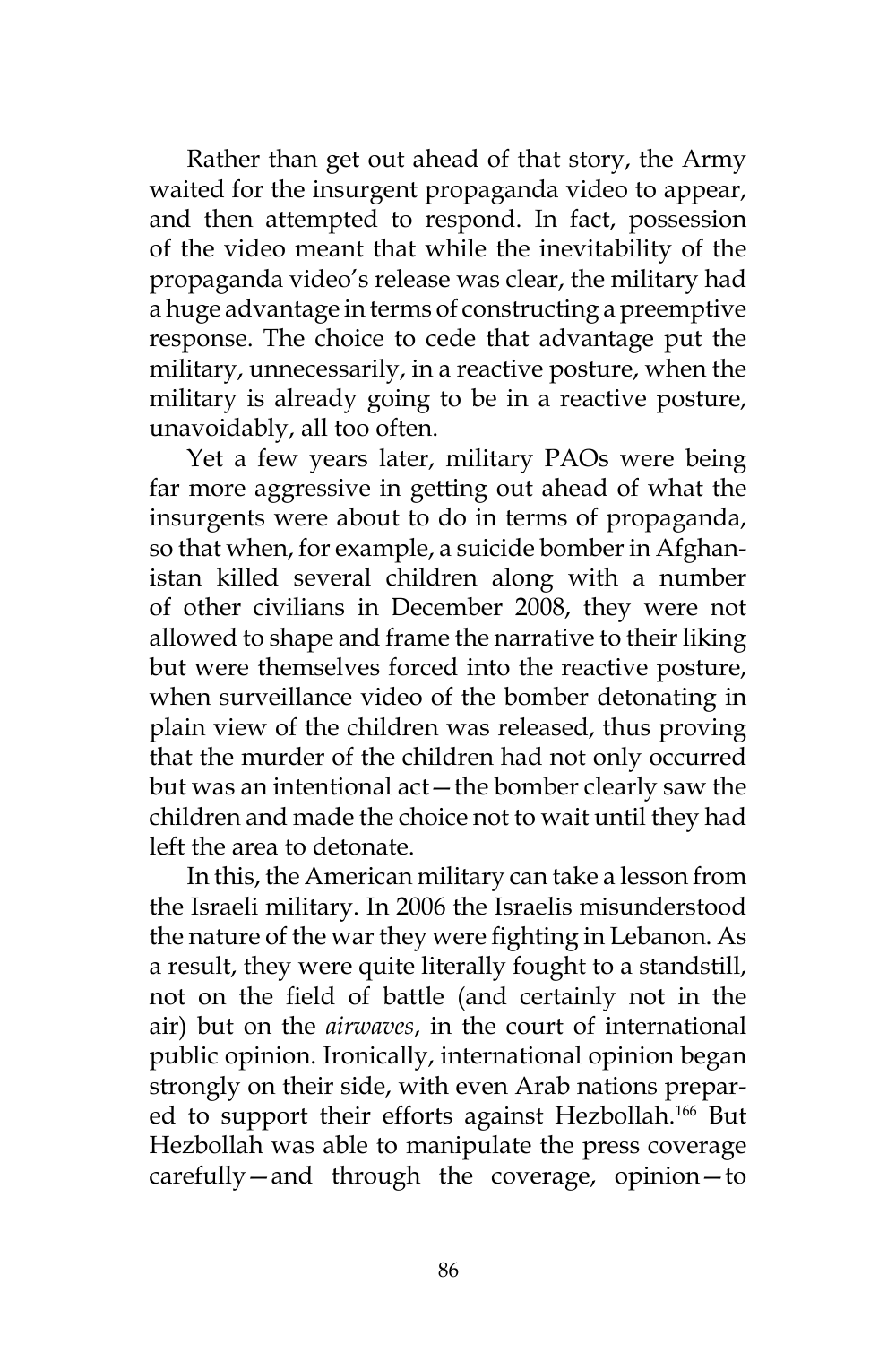Rather than get out ahead of that story, the Army waited for the insurgent propaganda video to appear, and then attempted to respond. In fact, possession of the video meant that while the inevitability of the propaganda video's release was clear, the military had a huge advantage in terms of constructing a preemptive response. The choice to cede that advantage put the military, unnecessarily, in a reactive posture, when the military is already going to be in a reactive posture, unavoidably, all too often.

Yet a few years later, military PAOs were being far more aggressive in getting out ahead of what the insurgents were about to do in terms of propaganda, so that when, for example, a suicide bomber in Afghanistan killed several children along with a number of other civilians in December 2008, they were not allowed to shape and frame the narrative to their liking but were themselves forced into the reactive posture, when surveillance video of the bomber detonating in plain view of the children was released, thus proving that the murder of the children had not only occurred but was an intentional act—the bomber clearly saw the children and made the choice not to wait until they had left the area to detonate.

In this, the American military can take a lesson from the Israeli military. In 2006 the Israelis misunderstood the nature of the war they were fighting in Lebanon. As a result, they were quite literally fought to a standstill, not on the field of battle (and certainly not in the air) but on the *airwaves*, in the court of international public opinion. Ironically, international opinion began strongly on their side, with even Arab nations prepared to support their efforts against Hezbollah.[166] But Hezbollah was able to manipulate the press coverage carefully—and through the coverage, opinion—to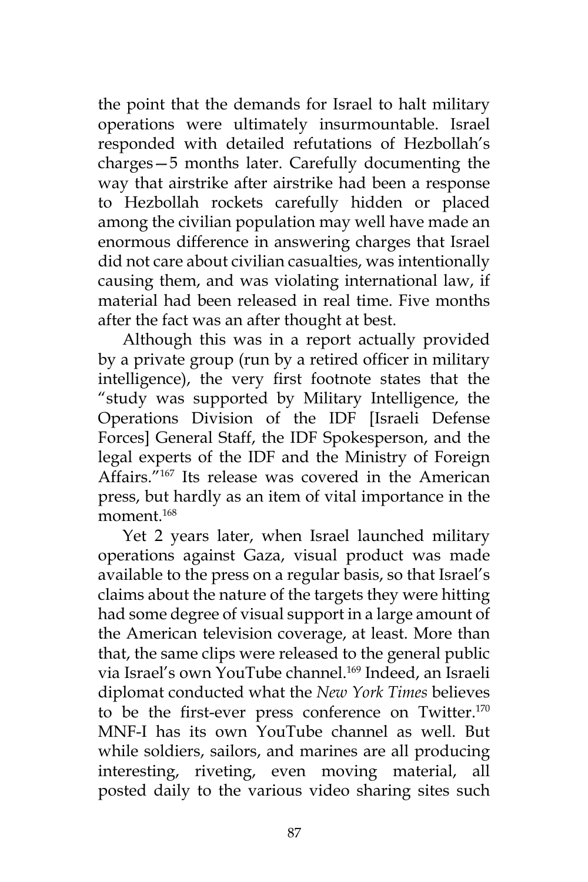the point that the demands for Israel to halt military operations were ultimately insurmountable. Israel responded with detailed refutations of Hezbollah's charges—5 months later. Carefully documenting the way that airstrike after airstrike had been a response to Hezbollah rockets carefully hidden or placed among the civilian population may well have made an enormous difference in answering charges that Israel did not care about civilian casualties, was intentionally causing them, and was violating international law, if material had been released in real time. Five months after the fact was an after thought at best.

Although this was in a report actually provided by a private group (run by a retired officer in military intelligence), the very first footnote states that the "study was supported by Military Intelligence, the Operations Division of the IDF [Israeli Defense Forces] General Staff, the IDF Spokesperson, and the legal experts of the IDF and the Ministry of Foreign Affairs."[167] Its release was covered in the American press, but hardly as an item of vital importance in the moment.[168]

Yet 2 years later, when Israel launched military operations against Gaza, visual product was made available to the press on a regular basis, so that Israel's claims about the nature of the targets they were hitting had some degree of visual support in a large amount of the American television coverage, at least. More than that, the same clips were released to the general public via Israel's own YouTube channel.[169] Indeed, an Israeli diplomat conducted what the *New York Times* believes to be the first-ever press conference on Twitter.[170] MNF-I has its own YouTube channel as well. But while soldiers, sailors, and marines are all producing interesting, riveting, even moving material, all posted daily to the various video sharing sites such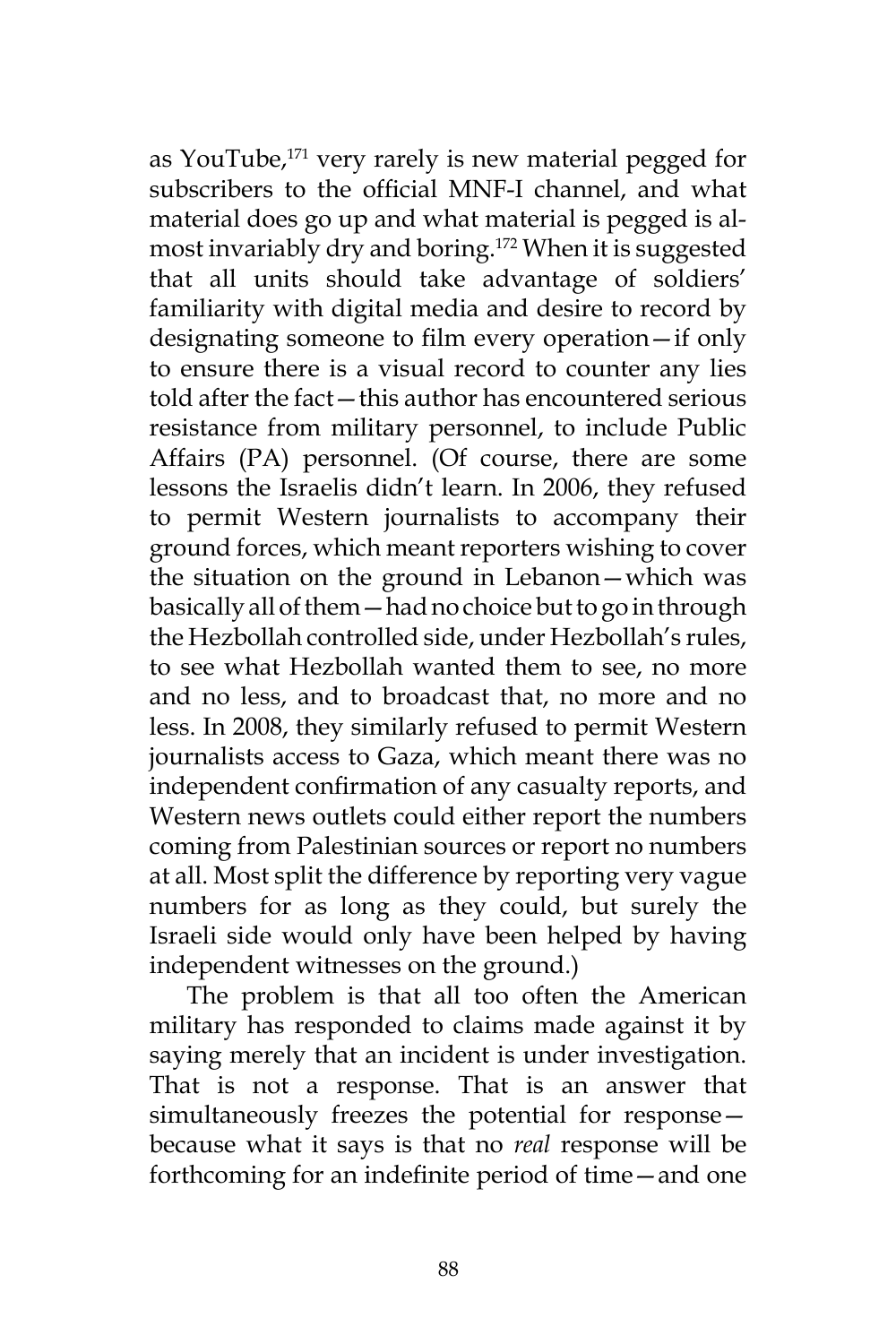as YouTube,[171] very rarely is new material pegged for subscribers to the official MNF-I channel, and what material does go up and what material is pegged is almost invariably dry and boring.[172] When it is suggested that all units should take advantage of soldiers' familiarity with digital media and desire to record by designating someone to film every operation—if only to ensure there is a visual record to counter any lies told after the fact—this author has encountered serious resistance from military personnel, to include Public Affairs (PA) personnel. (Of course, there are some lessons the Israelis didn't learn. In 2006, they refused to permit Western journalists to accompany their ground forces, which meant reporters wishing to cover the situation on the ground in Lebanon—which was basically all of them—had no choice but to go in through the Hezbollah controlled side, under Hezbollah's rules, to see what Hezbollah wanted them to see, no more and no less, and to broadcast that, no more and no less. In 2008, they similarly refused to permit Western journalists access to Gaza, which meant there was no independent confirmation of any casualty reports, and Western news outlets could either report the numbers coming from Palestinian sources or report no numbers at all. Most split the difference by reporting very vague numbers for as long as they could, but surely the Israeli side would only have been helped by having independent witnesses on the ground.)

The problem is that all too often the American military has responded to claims made against it by saying merely that an incident is under investigation. That is not a response. That is an answer that simultaneously freezes the potential for response—because what it says is that no *real* response will be forthcoming for an indefinite period of time—and one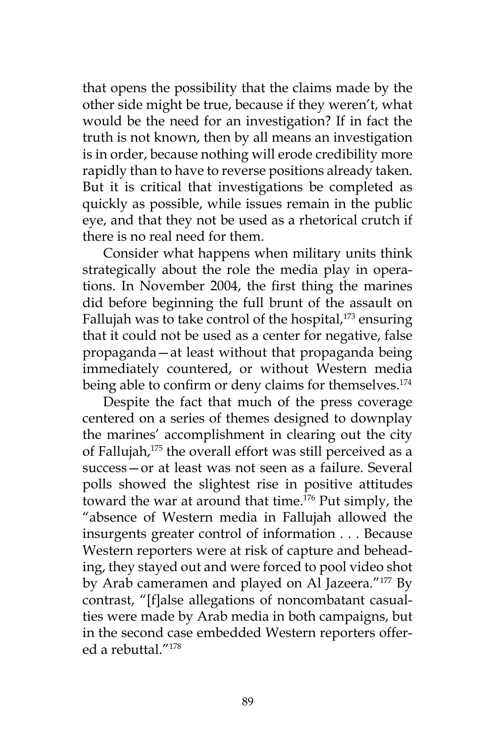that opens the possibility that the claims made by the other side might be true, because if they weren't, what would be the need for an investigation? If in fact the truth is not known, then by all means an investigation is in order, because nothing will erode credibility more rapidly than to have to reverse positions already taken. But it is critical that investigations be completed as quickly as possible, while issues remain in the public eye, and that they not be used as a rhetorical crutch if there is no real need for them.

Consider what happens when military units think strategically about the role the media play in operations. In November 2004, the first thing the marines did before beginning the full brunt of the assault on Fallujah was to take control of the hospital,[173] ensuring that it could not be used as a center for negative, false propaganda—at least without that propaganda being immediately countered, or without Western media being able to confirm or deny claims for themselves.[174]

Despite the fact that much of the press coverage centered on a series of themes designed to downplay the marines' accomplishment in clearing out the city of Fallujah,[175] the overall effort was still perceived as a success—or at least was not seen as a failure. Several polls showed the slightest rise in positive attitudes toward the war at around that time.[176] Put simply, the "absence of Western media in Fallujah allowed the insurgents greater control of information . . . Because Western reporters were at risk of capture and beheading, they stayed out and were forced to pool video shot by Arab cameramen and played on Al Jazeera."[177] By contrast, "[f]alse allegations of noncombatant casualties were made by Arab media in both campaigns, but in the second case embedded Western reporters offered a rebuttal."[178]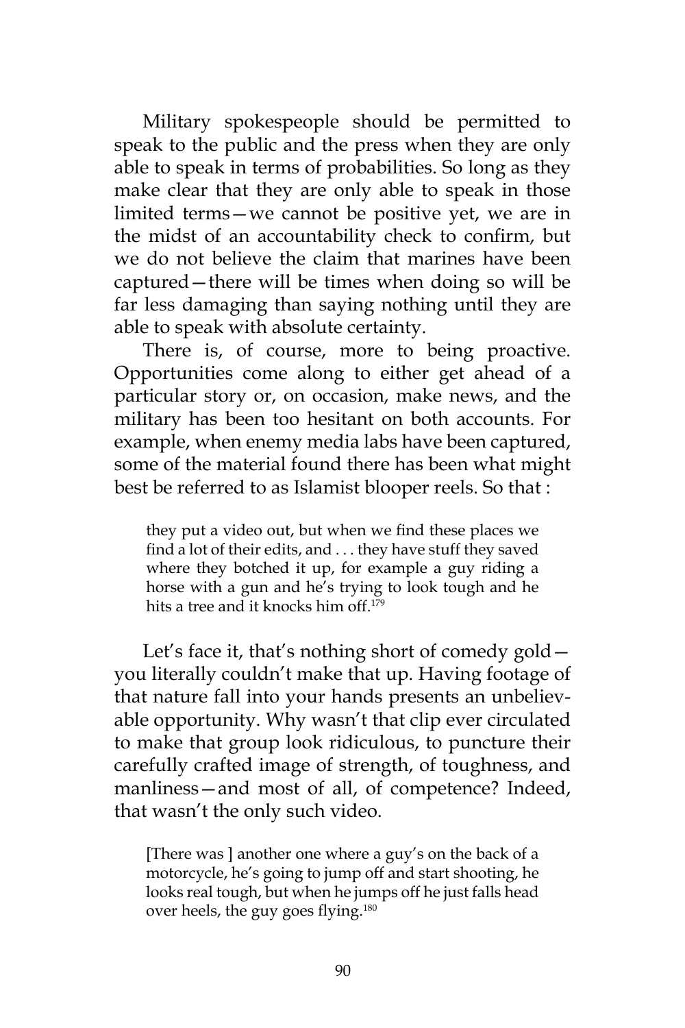Military spokespeople should be permitted to speak to the public and the press when they are only able to speak in terms of probabilities. So long as they make clear that they are only able to speak in those limited terms—we cannot be positive yet, we are in the midst of an accountability check to confirm, but we do not believe the claim that marines have been captured—there will be times when doing so will be far less damaging than saying nothing until they are able to speak with absolute certainty.

There is, of course, more to being proactive. Opportunities come along to either get ahead of a particular story or, on occasion, make news, and the military has been too hesitant on both accounts. For example, when enemy media labs have been captured, some of the material found there has been what might best be referred to as Islamist blooper reels. So that :

> they put a video out, but when we find these places we find a lot of their edits, and . . . they have stuff they saved where they botched it up, for example a guy riding a horse with a gun and he's trying to look tough and he hits a tree and it knocks him off.[179]

Let's face it, that's nothing short of comedy gold—you literally couldn't make that up. Having footage of that nature fall into your hands presents an unbelievable opportunity. Why wasn't that clip ever circulated to make that group look ridiculous, to puncture their carefully crafted image of strength, of toughness, and manliness—and most of all, of competence? Indeed, that wasn't the only such video.

> [There was ] another one where a guy's on the back of a motorcycle, he's going to jump off and start shooting, he looks real tough, but when he jumps off he just falls head over heels, the guy goes flying.[180]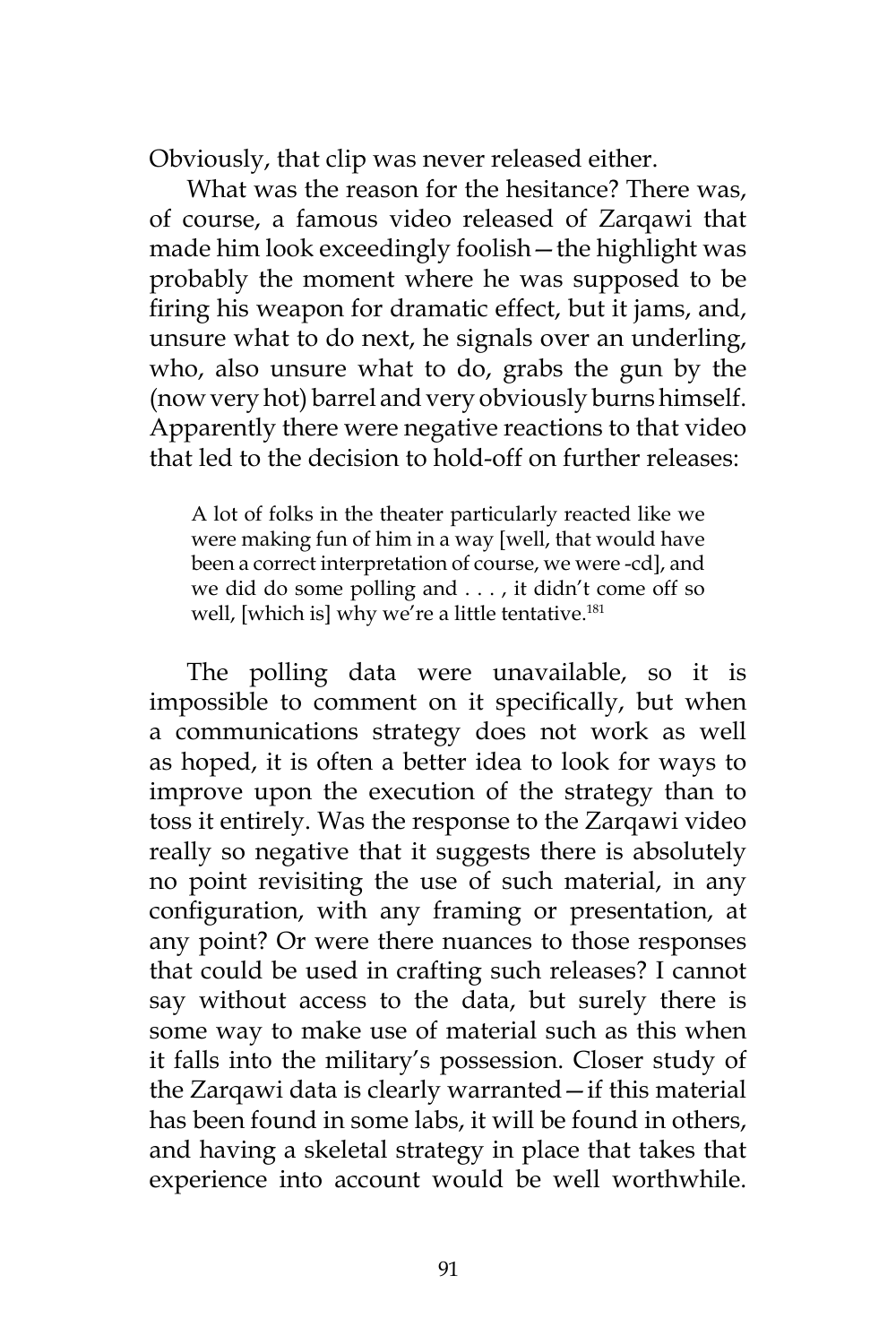Obviously, that clip was never released either.

What was the reason for the hesitance? There was, of course, a famous video released of Zarqawi that made him look exceedingly foolish—the highlight was probably the moment where he was supposed to be firing his weapon for dramatic effect, but it jams, and, unsure what to do next, he signals over an underling, who, also unsure what to do, grabs the gun by the (now very hot) barrel and very obviously burns himself. Apparently there were negative reactions to that video that led to the decision to hold-off on further releases:

> A lot of folks in the theater particularly reacted like we were making fun of him in a way [well, that would have been a correct interpretation of course, we were -cd], and we did do some polling and . . . , it didn't come off so well, [which is] why we're a little tentative.[181]

The polling data were unavailable, so it is impossible to comment on it specifically, but when a communications strategy does not work as well as hoped, it is often a better idea to look for ways to improve upon the execution of the strategy than to toss it entirely. Was the response to the Zarqawi video really so negative that it suggests there is absolutely no point revisiting the use of such material, in any configuration, with any framing or presentation, at any point? Or were there nuances to those responses that could be used in crafting such releases? I cannot say without access to the data, but surely there is some way to make use of material such as this when it falls into the military's possession. Closer study of the Zarqawi data is clearly warranted—if this material has been found in some labs, it will be found in others, and having a skeletal strategy in place that takes that experience into account would be well worthwhile.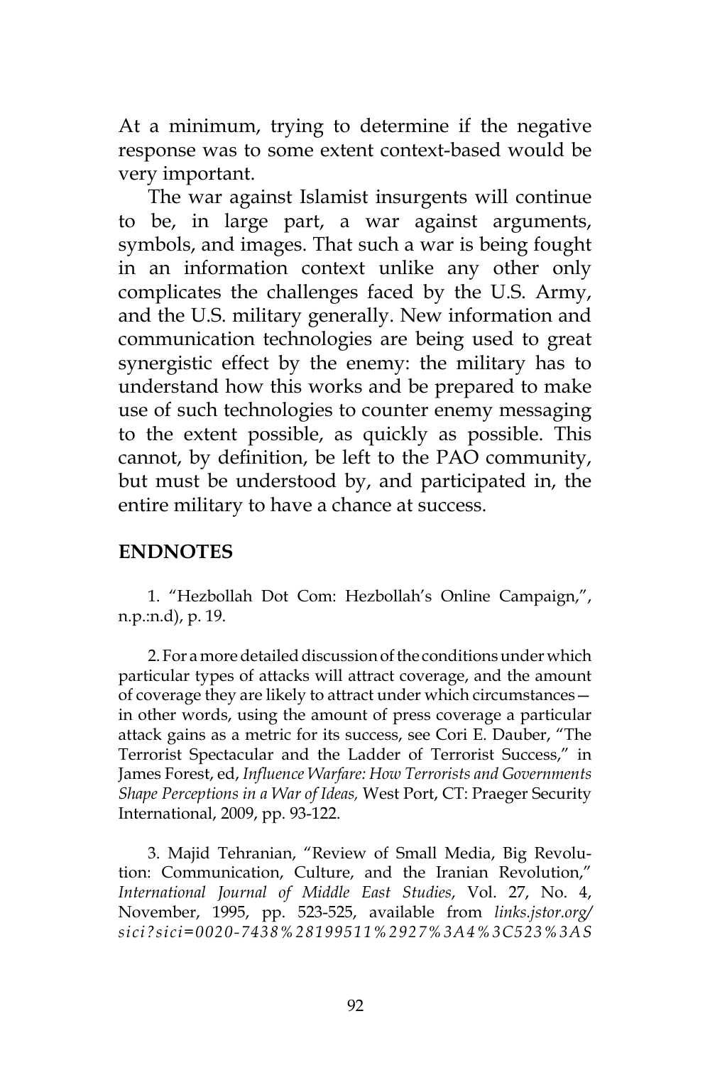At a minimum, trying to determine if the negative response was to some extent context-based would be very important.

The war against Islamist insurgents will continue to be, in large part, a war against arguments, symbols, and images. That such a war is being fought in an information context unlike any other only complicates the challenges faced by the U.S. Army, and the U.S. military generally. New information and communication technologies are being used to great synergistic effect by the enemy: the military has to understand how this works and be prepared to make use of such technologies to counter enemy messaging to the extent possible, as quickly as possible. This cannot, by definition, be left to the PAO community, but must be understood by, and participated in, the entire military to have a chance at success.

## ENDNOTES

1. "Hezbollah Dot Com: Hezbollah's Online Campaign,", n.p.:n.d), p. 19.

2. For a more detailed discussion of the conditions under which particular types of attacks will attract coverage, and the amount of coverage they are likely to attract under which circumstances—in other words, using the amount of press coverage a particular attack gains as a metric for its success, see Cori E. Dauber, "The Terrorist Spectacular and the Ladder of Terrorist Success," in James Forest, ed, *Influence Warfare: How Terrorists and Governments Shape Perceptions in a War of Ideas,* West Port, CT: Praeger Security International, 2009, pp. 93-122.

3. Majid Tehranian, "Review of Small Media, Big Revolution: Communication, Culture, and the Iranian Revolution," *International Journal of Middle East Studies*, Vol. 27, No. 4, November, 1995, pp. 523-525, available from *links.jstor.org/sici?sici=0020-7438%28199511%2927%3A4%3C523%3AS*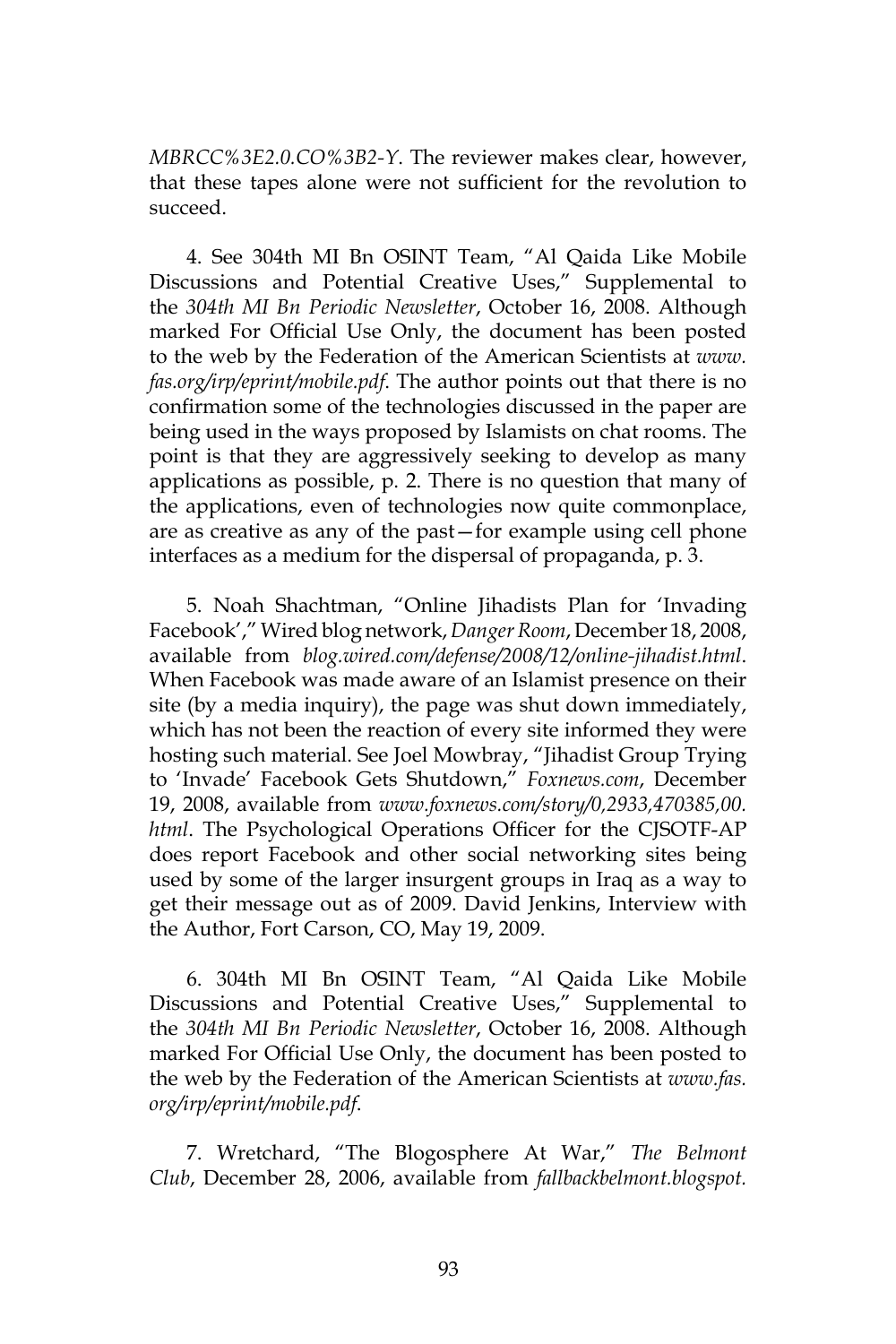*MBRCC%3E2.0.CO%3B2-Y*. The reviewer makes clear, however, that these tapes alone were not sufficient for the revolution to succeed.

4. See 304th MI Bn OSINT Team, "Al Qaida Like Mobile Discussions and Potential Creative Uses," Supplemental to the *304th MI Bn Periodic Newsletter*, October 16, 2008. Although marked For Official Use Only, the document has been posted to the web by the Federation of the American Scientists at *www.fas.org/irp/eprint/mobile.pdf*. The author points out that there is no confirmation some of the technologies discussed in the paper are being used in the ways proposed by Islamists on chat rooms. The point is that they are aggressively seeking to develop as many applications as possible, p. 2. There is no question that many of the applications, even of technologies now quite commonplace, are as creative as any of the past—for example using cell phone interfaces as a medium for the dispersal of propaganda, p. 3.

5. Noah Shachtman, "Online Jihadists Plan for 'Invading Facebook'," Wired blog network, *Danger Room*, December 18, 2008, available from *blog.wired.com/defense/2008/12/online-jihadist.html*. When Facebook was made aware of an Islamist presence on their site (by a media inquiry), the page was shut down immediately, which has not been the reaction of every site informed they were hosting such material. See Joel Mowbray, "Jihadist Group Trying to 'Invade' Facebook Gets Shutdown," *Foxnews.com*, December 19, 2008, available from *www.foxnews.com/story/0,2933,470385,00.html*. The Psychological Operations Officer for the CJSOTF-AP does report Facebook and other social networking sites being used by some of the larger insurgent groups in Iraq as a way to get their message out as of 2009. David Jenkins, Interview with the Author, Fort Carson, CO, May 19, 2009.

6. 304th MI Bn OSINT Team, "Al Qaida Like Mobile Discussions and Potential Creative Uses," Supplemental to the *304th MI Bn Periodic Newsletter*, October 16, 2008. Although marked For Official Use Only, the document has been posted to the web by the Federation of the American Scientists at *www.fas.org/irp/eprint/mobile.pdf*.

7. Wretchard, "The Blogosphere At War," *The Belmont Club*, December 28, 2006, available from *fallbackbelmont.blogspot.*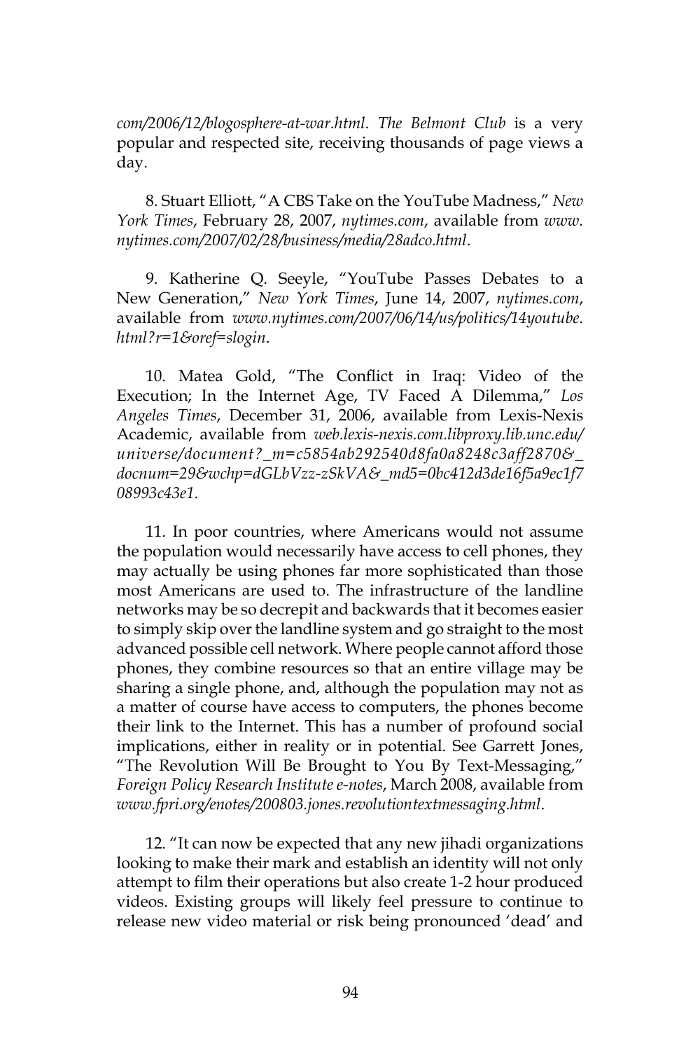*com/2006/12/blogosphere-at-war.html*. *The Belmont Club* is a very popular and respected site, receiving thousands of page views a day.

8. Stuart Elliott, "A CBS Take on the YouTube Madness," *New York Times*, February 28, 2007, *nytimes.com*, available from *www.nytimes.com/2007/02/28/business/media/28adco.html*.

9. Katherine Q. Seeyle, "YouTube Passes Debates to a New Generation," *New York Times*, June 14, 2007, *nytimes.com*, available from *www.nytimes.com/2007/06/14/us/politics/14youtube.html?r=1&oref=slogin*.

10. Matea Gold, "The Conflict in Iraq: Video of the Execution; In the Internet Age, TV Faced A Dilemma," *Los Angeles Times*, December 31, 2006, available from Lexis-Nexis Academic, available from *web.lexis-nexis.com.libproxy.lib.unc.edu/universe/document?_m=c5854ab292540d8fa0a8248c3aff2870&_docnum=29&wchp=dGLbVzz-zSkVA&_md5=0bc412d3de16f5a9ec1f708993c43e1*.

11. In poor countries, where Americans would not assume the population would necessarily have access to cell phones, they may actually be using phones far more sophisticated than those most Americans are used to. The infrastructure of the landline networks may be so decrepit and backwards that it becomes easier to simply skip over the landline system and go straight to the most advanced possible cell network. Where people cannot afford those phones, they combine resources so that an entire village may be sharing a single phone, and, although the population may not as a matter of course have access to computers, the phones become their link to the Internet. This has a number of profound social implications, either in reality or in potential. See Garrett Jones, "The Revolution Will Be Brought to You By Text-Messaging," *Foreign Policy Research Institute e-notes*, March 2008, available from *www.fpri.org/enotes/200803.jones.revolutiontextmessaging.html*.

12. "It can now be expected that any new jihadi organizations looking to make their mark and establish an identity will not only attempt to film their operations but also create 1-2 hour produced videos. Existing groups will likely feel pressure to continue to release new video material or risk being pronounced 'dead' and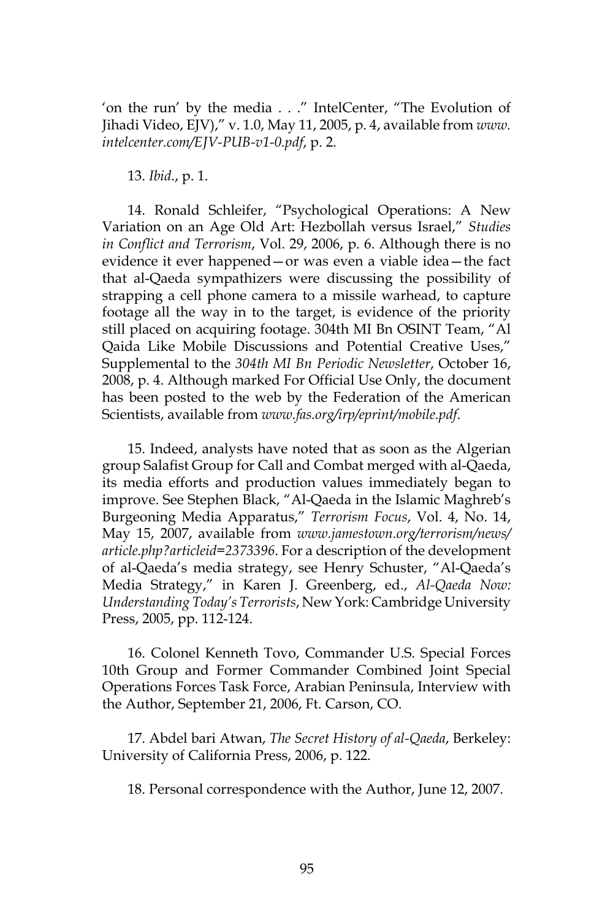'on the run' by the media . . ." IntelCenter, "The Evolution of Jihadi Video, EJV)," v. 1.0, May 11, 2005, p. 4, available from *www.intelcenter.com/EJV-PUB-v1-0.pdf*, p. 2.

13. *Ibid*., p. 1.

14. Ronald Schleifer, "Psychological Operations: A New Variation on an Age Old Art: Hezbollah versus Israel," *Studies in Conflict and Terrorism*, Vol. 29, 2006, p. 6. Although there is no evidence it ever happened—or was even a viable idea—the fact that al-Qaeda sympathizers were discussing the possibility of strapping a cell phone camera to a missile warhead, to capture footage all the way in to the target, is evidence of the priority still placed on acquiring footage. 304th MI Bn OSINT Team, "Al Qaida Like Mobile Discussions and Potential Creative Uses," Supplemental to the *304th MI Bn Periodic Newsletter*, October 16, 2008, p. 4. Although marked For Official Use Only, the document has been posted to the web by the Federation of the American Scientists, available from *www.fas.org/irp/eprint/mobile.pdf*.

15. Indeed, analysts have noted that as soon as the Algerian group Salafist Group for Call and Combat merged with al-Qaeda, its media efforts and production values immediately began to improve. See Stephen Black, "Al-Qaeda in the Islamic Maghreb's Burgeoning Media Apparatus," *Terrorism Focus*, Vol. 4, No. 14, May 15, 2007, available from *www.jamestown.org/terrorism/news/article.php?articleid=2373396*. For a description of the development of al-Qaeda's media strategy, see Henry Schuster, "Al-Qaeda's Media Strategy," in Karen J. Greenberg, ed., *Al-Qaeda Now: Understanding Today's Terrorists*, New York: Cambridge University Press, 2005, pp. 112-124.

16. Colonel Kenneth Tovo, Commander U.S. Special Forces 10th Group and Former Commander Combined Joint Special Operations Forces Task Force, Arabian Peninsula, Interview with the Author, September 21, 2006, Ft. Carson, CO.

17. Abdel bari Atwan, *The Secret History of al-Qaeda*, Berkeley: University of California Press, 2006, p. 122.

18. Personal correspondence with the Author, June 12, 2007.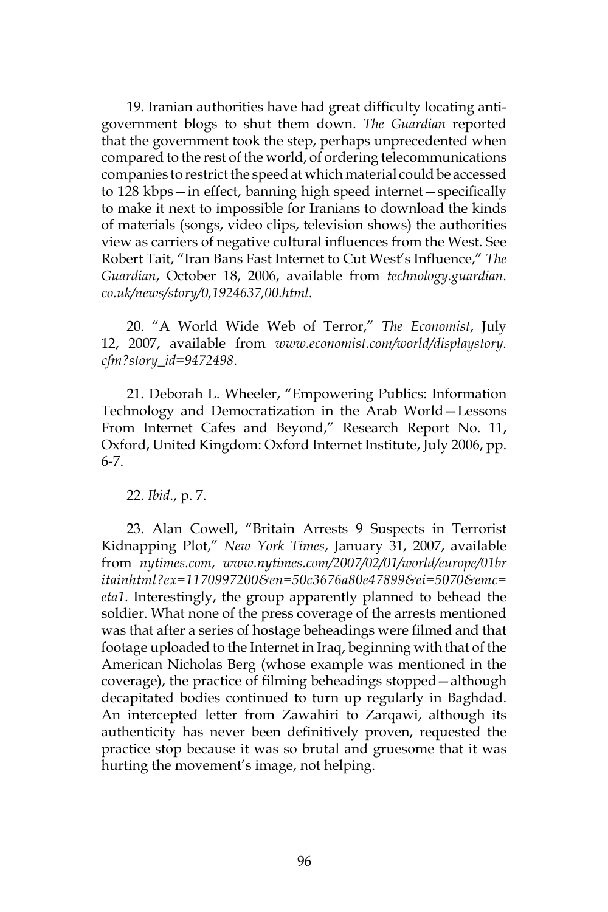19. Iranian authorities have had great difficulty locating anti-government blogs to shut them down. *The Guardian* reported that the government took the step, perhaps unprecedented when compared to the rest of the world, of ordering telecommunications companies to restrict the speed at which material could be accessed to 128 kbps—in effect, banning high speed internet—specifically to make it next to impossible for Iranians to download the kinds of materials (songs, video clips, television shows) the authorities view as carriers of negative cultural influences from the West. See Robert Tait, "Iran Bans Fast Internet to Cut West's Influence," *The Guardian*, October 18, 2006, available from *technology.guardian.co.uk/news/story/0,1924637,00.html*.

20. "A World Wide Web of Terror," *The Economist*, July 12, 2007, available from *www.economist.com/world/displaystory.cfm?story_id=9472498*.

21. Deborah L. Wheeler, "Empowering Publics: Information Technology and Democratization in the Arab World—Lessons From Internet Cafes and Beyond," Research Report No. 11, Oxford, United Kingdom: Oxford Internet Institute, July 2006, pp. 6-7.

22. *Ibid*., p. 7.

23. Alan Cowell, "Britain Arrests 9 Suspects in Terrorist Kidnapping Plot," *New York Times*, January 31, 2007, available from *nytimes.com*, *www.nytimes.com/2007/02/01/world/europe/01britainhtml?ex=1170997200&en=50c3676a80e47899&ei=5070&emc=eta1*. Interestingly, the group apparently planned to behead the soldier. What none of the press coverage of the arrests mentioned was that after a series of hostage beheadings were filmed and that footage uploaded to the Internet in Iraq, beginning with that of the American Nicholas Berg (whose example was mentioned in the coverage), the practice of filming beheadings stopped—although decapitated bodies continued to turn up regularly in Baghdad. An intercepted letter from Zawahiri to Zarqawi, although its authenticity has never been definitively proven, requested the practice stop because it was so brutal and gruesome that it was hurting the movement's image, not helping.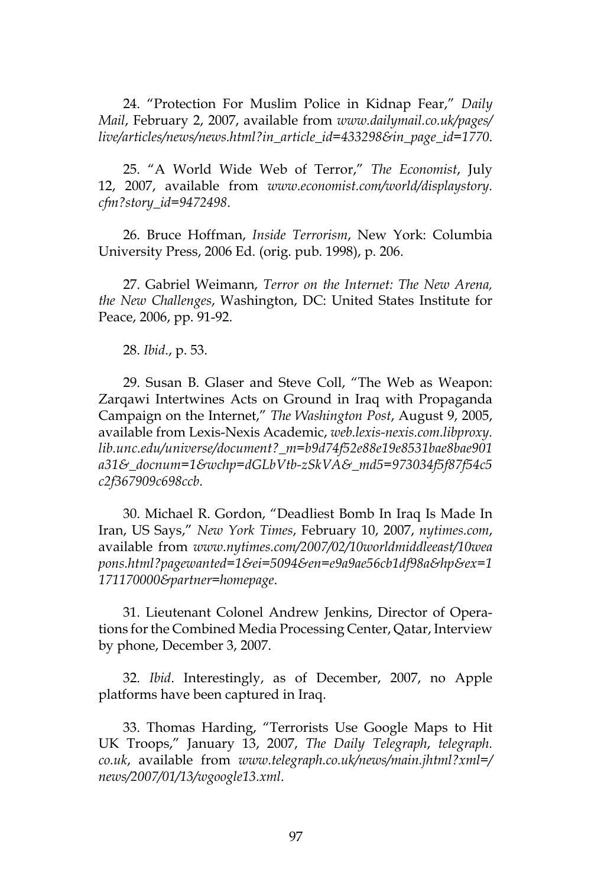24. "Protection For Muslim Police in Kidnap Fear," *Daily Mail*, February 2, 2007, available from *www.dailymail.co.uk/pages/live/articles/news/news.html?in_article_id=433298&in_page_id=1770*.

25. "A World Wide Web of Terror," *The Economist*, July 12, 2007, available from *www.economist.com/world/displaystory.cfm?story_id=9472498*.

26. Bruce Hoffman, *Inside Terrorism*, New York: Columbia University Press, 2006 Ed. (orig. pub. 1998), p. 206.

27. Gabriel Weimann, *Terror on the Internet: The New Arena, the New Challenges*, Washington, DC: United States Institute for Peace, 2006, pp. 91-92.

28. *Ibid*., p. 53.

29. Susan B. Glaser and Steve Coll, "The Web as Weapon: Zarqawi Intertwines Acts on Ground in Iraq with Propaganda Campaign on the Internet," *The Washington Post*, August 9, 2005, available from Lexis-Nexis Academic, *web.lexis-nexis.com.libproxy.lib.unc.edu/universe/document?_m=b9d74f52e88e19e8531bae8bae901a31&_docnum=1&wchp=dGLbVtb-zSkVA&_md5=973034f5f87f54c5c2f367909c698ccb*.

30. Michael R. Gordon, "Deadliest Bomb In Iraq Is Made In Iran, US Says," *New York Times*, February 10, 2007, *nytimes.com*, available from *www.nytimes.com/2007/02/10worldmiddleeast/10weapons.html?pagewanted=1&ei=5094&en=e9a9ae56cb1df98a&hp&ex=1171170000&partner=homepage*.

31. Lieutenant Colonel Andrew Jenkins, Director of Operations for the Combined Media Processing Center, Qatar, Interview by phone, December 3, 2007.

32. *Ibid*. Interestingly, as of December, 2007, no Apple platforms have been captured in Iraq.

33. Thomas Harding, "Terrorists Use Google Maps to Hit UK Troops," January 13, 2007, *The Daily Telegraph*, *telegraph.co.uk*, available from *www.telegraph.co.uk/news/main.jhtml?xml=/news/2007/01/13/wgoogle13.xml*.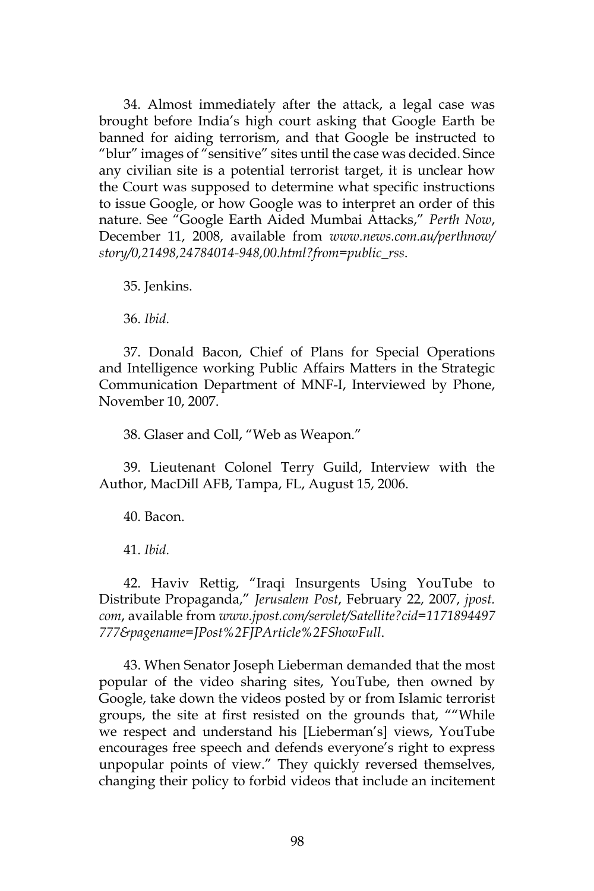34. Almost immediately after the attack, a legal case was brought before India's high court asking that Google Earth be banned for aiding terrorism, and that Google be instructed to "blur" images of "sensitive" sites until the case was decided. Since any civilian site is a potential terrorist target, it is unclear how the Court was supposed to determine what specific instructions to issue Google, or how Google was to interpret an order of this nature. See "Google Earth Aided Mumbai Attacks," *Perth Now*, December 11, 2008, available from *www.news.com.au/perthnow/story/0,21498,24784014-948,00.html?from=public_rss*.

35. Jenkins.

36. *Ibid*.

37. Donald Bacon, Chief of Plans for Special Operations and Intelligence working Public Affairs Matters in the Strategic Communication Department of MNF-I, Interviewed by Phone, November 10, 2007.

38. Glaser and Coll, "Web as Weapon."

39. Lieutenant Colonel Terry Guild, Interview with the Author, MacDill AFB, Tampa, FL, August 15, 2006.

40. Bacon.

41. *Ibid*.

42. Haviv Rettig, "Iraqi Insurgents Using YouTube to Distribute Propaganda," *Jerusalem Post*, February 22, 2007, *jpost.com*, available from *www.jpost.com/servlet/Satellite?cid=1171894497777&pagename=JPost%2FJPArticle%2FShowFull*.

43. When Senator Joseph Lieberman demanded that the most popular of the video sharing sites, YouTube, then owned by Google, take down the videos posted by or from Islamic terrorist groups, the site at first resisted on the grounds that, ""While we respect and understand his [Lieberman's] views, YouTube encourages free speech and defends everyone's right to express unpopular points of view." They quickly reversed themselves, changing their policy to forbid videos that include an incitement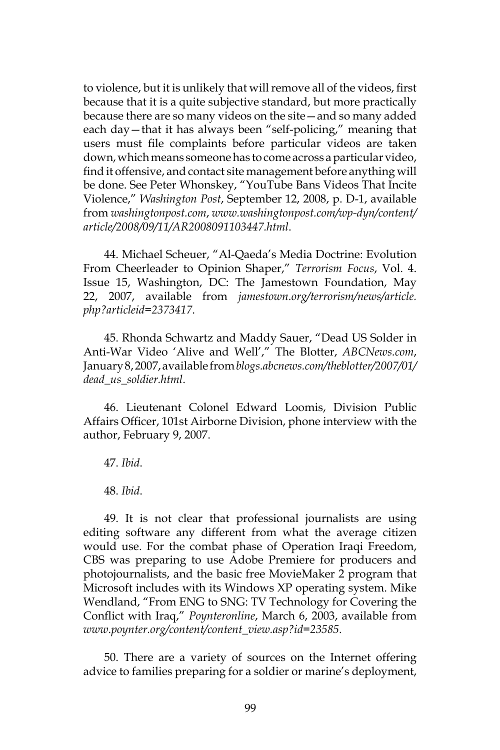to violence, but it is unlikely that will remove all of the videos, first because that it is a quite subjective standard, but more practically because there are so many videos on the site—and so many added each day—that it has always been "self-policing," meaning that users must file complaints before particular videos are taken down, which means someone has to come across a particular video, find it offensive, and contact site management before anything will be done. See Peter Whonskey, "YouTube Bans Videos That Incite Violence," *Washington Post*, September 12, 2008, p. D-1, available from *washingtonpost.com*, *www.washingtonpost.com/wp-dyn/content/article/2008/09/11/AR2008091103447.html*.

44. Michael Scheuer, "Al-Qaeda's Media Doctrine: Evolution From Cheerleader to Opinion Shaper," *Terrorism Focus*, Vol. 4. Issue 15, Washington, DC: The Jamestown Foundation, May 22, 2007, available from *jamestown.org/terrorism/news/article.php?articleid=2373417*.

45. Rhonda Schwartz and Maddy Sauer, "Dead US Solder in Anti-War Video 'Alive and Well'," The Blotter, *ABCNews.com*, January 8, 2007, available from *blogs.abcnews.com/theblotter/2007/01/dead_us_soldier.html*.

46. Lieutenant Colonel Edward Loomis, Division Public Affairs Officer, 101st Airborne Division, phone interview with the author, February 9, 2007.

47. *Ibid*.

48. *Ibid*.

49. It is not clear that professional journalists are using editing software any different from what the average citizen would use. For the combat phase of Operation Iraqi Freedom, CBS was preparing to use Adobe Premiere for producers and photojournalists, and the basic free MovieMaker 2 program that Microsoft includes with its Windows XP operating system. Mike Wendland, "From ENG to SNG: TV Technology for Covering the Conflict with Iraq," *Poynteronline*, March 6, 2003, available from *www.poynter.org/content/content_view.asp?id=23585*.

50. There are a variety of sources on the Internet offering advice to families preparing for a soldier or marine's deployment,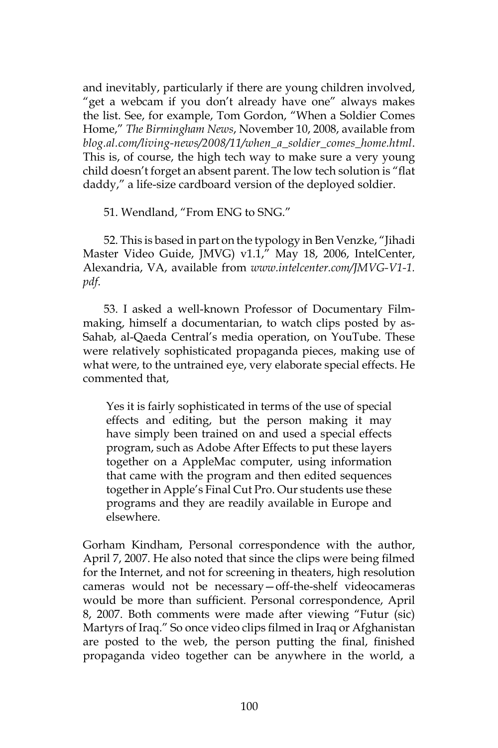and inevitably, particularly if there are young children involved, "get a webcam if you don't already have one" always makes the list. See, for example, Tom Gordon, "When a Soldier Comes Home," *The Birmingham News*, November 10, 2008, available from *blog.al.com/living-news/2008/11/when_a_soldier_comes_home.html*. This is, of course, the high tech way to make sure a very young child doesn't forget an absent parent. The low tech solution is "flat daddy," a life-size cardboard version of the deployed soldier.

51. Wendland, "From ENG to SNG."

52. This is based in part on the typology in Ben Venzke, "Jihadi Master Video Guide, JMVG) v1.1," May 18, 2006, IntelCenter, Alexandria, VA, available from *www.intelcenter.com/JMVG-V1-1.pdf*.

53. I asked a well-known Professor of Documentary Film-making, himself a documentarian, to watch clips posted by as-Sahab, al-Qaeda Central's media operation, on YouTube. These were relatively sophisticated propaganda pieces, making use of what were, to the untrained eye, very elaborate special effects. He commented that,

> Yes it is fairly sophisticated in terms of the use of special effects and editing, but the person making it may have simply been trained on and used a special effects program, such as Adobe After Effects to put these layers together on a AppleMac computer, using information that came with the program and then edited sequences together in Apple's Final Cut Pro. Our students use these programs and they are readily available in Europe and elsewhere.

Gorham Kindham, Personal correspondence with the author, April 7, 2007. He also noted that since the clips were being filmed for the Internet, and not for screening in theaters, high resolution cameras would not be necessary—off-the-shelf videocameras would be more than sufficient. Personal correspondence, April 8, 2007. Both comments were made after viewing "Futur (sic) Martyrs of Iraq." So once video clips filmed in Iraq or Afghanistan are posted to the web, the person putting the final, finished propaganda video together can be anywhere in the world, a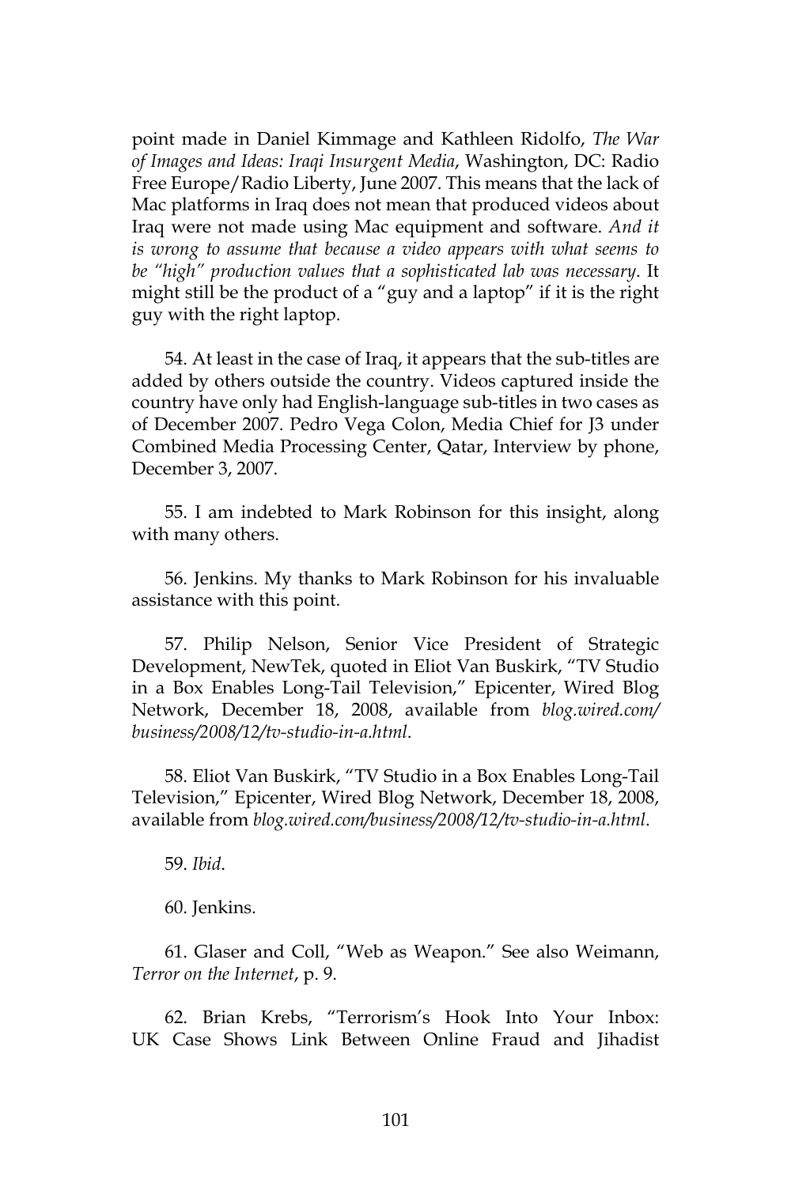point made in Daniel Kimmage and Kathleen Ridolfo, *The War of Images and Ideas: Iraqi Insurgent Media*, Washington, DC: Radio Free Europe/Radio Liberty, June 2007. This means that the lack of Mac platforms in Iraq does not mean that produced videos about Iraq were not made using Mac equipment and software. *And it is wrong to assume that because a video appears with what seems to be "high" production values that a sophisticated lab was necessary*. It might still be the product of a "guy and a laptop" if it is the right guy with the right laptop.

54. At least in the case of Iraq, it appears that the sub-titles are added by others outside the country. Videos captured inside the country have only had English-language sub-titles in two cases as of December 2007. Pedro Vega Colon, Media Chief for J3 under Combined Media Processing Center, Qatar, Interview by phone, December 3, 2007.

55. I am indebted to Mark Robinson for this insight, along with many others.

56. Jenkins. My thanks to Mark Robinson for his invaluable assistance with this point.

57. Philip Nelson, Senior Vice President of Strategic Development, NewTek, quoted in Eliot Van Buskirk, "TV Studio in a Box Enables Long-Tail Television," Epicenter, Wired Blog Network, December 18, 2008, available from *blog.wired.com/business/2008/12/tv-studio-in-a.html*.

58. Eliot Van Buskirk, "TV Studio in a Box Enables Long-Tail Television," Epicenter, Wired Blog Network, December 18, 2008, available from *blog.wired.com/business/2008/12/tv-studio-in-a.html*.

59. *Ibid*.

60. Jenkins.

61. Glaser and Coll, "Web as Weapon." See also Weimann, *Terror on the Internet*, p. 9.

62. Brian Krebs, "Terrorism's Hook Into Your Inbox: UK Case Shows Link Between Online Fraud and Jihadist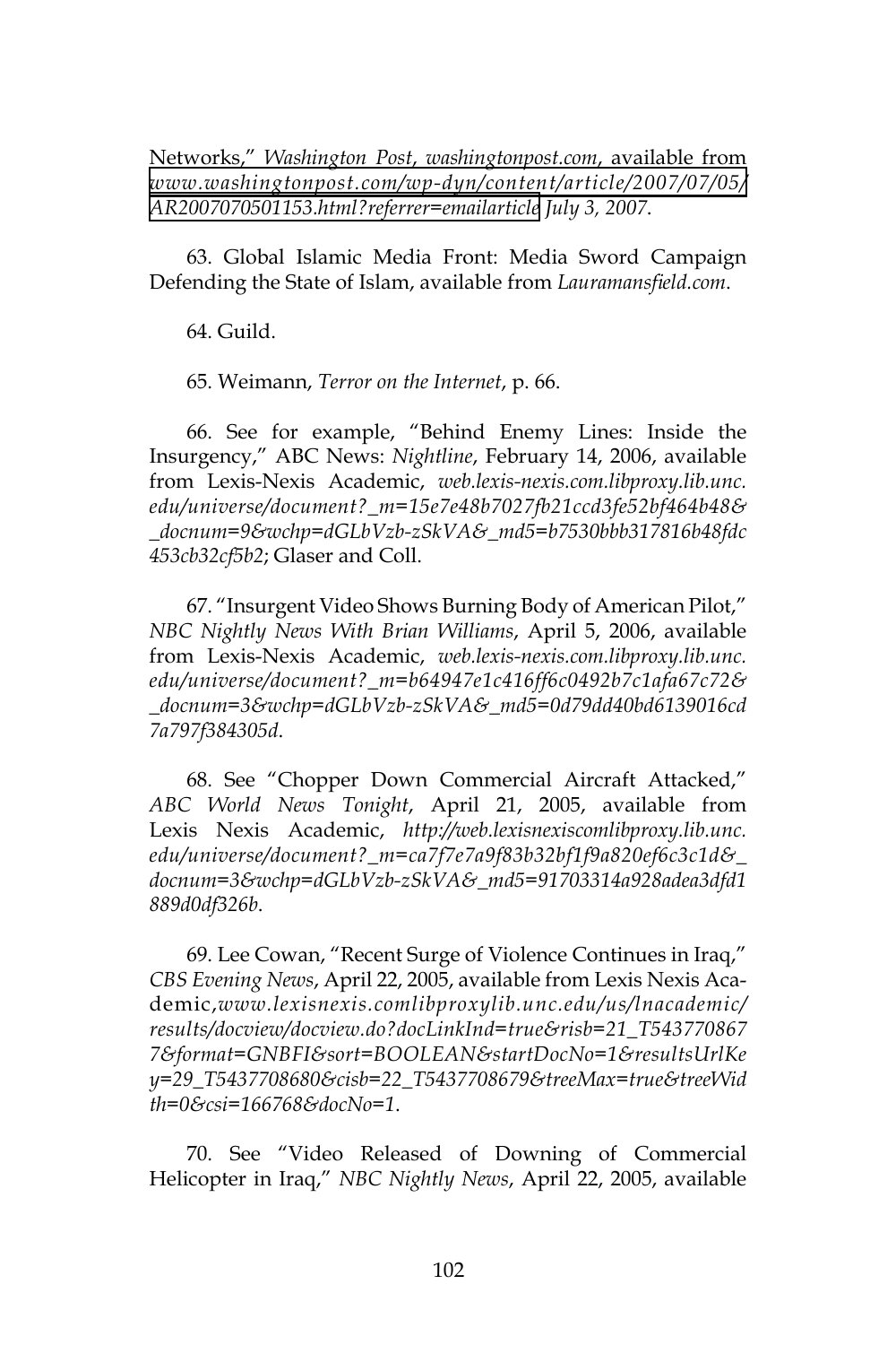Networks," *Washington Post*, *washingtonpost.com*, available from *www.washingtonpost.com/wp-dyn/content/article/2007/07/05/AR2007070501153.html?referrer=emailarticle July 3, 2007.*

63. Global Islamic Media Front: Media Sword Campaign Defending the State of Islam, available from *Lauramansfield.com*.

64. Guild.

65. Weimann, *Terror on the Internet*, p. 66.

66. See for example, "Behind Enemy Lines: Inside the Insurgency," ABC News: *Nightline*, February 14, 2006, available from Lexis-Nexis Academic, *web.lexis-nexis.com.libproxy.lib.unc.edu/universe/document?_m=15e7e48b7027fb21ccd3fe52bf464b48&_docnum=9&wchp=dGLbVzb-zSkVA&_md5=b7530bbb317816b48fdc453cb32cf5b2*; Glaser and Coll.

67. "Insurgent Video Shows Burning Body of American Pilot," *NBC Nightly News With Brian Williams*, April 5, 2006, available from Lexis-Nexis Academic, *web.lexis-nexis.com.libproxy.lib.unc.edu/universe/document?_m=b64947e1c416ff6c0492b7c1afa67c72&_docnum=3&wchp=dGLbVzb-zSkVA&_md5=0d79dd40bd6139016cd7a797f384305d*.

68. See "Chopper Down Commercial Aircraft Attacked," *ABC World News Tonight*, April 21, 2005, available from Lexis Nexis Academic, *http://web.lexisnexiscomlibproxy.lib.unc.edu/universe/document?_m=ca7f7e7a9f83b32bf1f9a820ef6c3c1d&_docnum=3&wchp=dGLbVzb-zSkVA&_md5=91703314a928adea3dfd1889d0df326b*.

69. Lee Cowan, "Recent Surge of Violence Continues in Iraq," *CBS Evening News*, April 22, 2005, available from Lexis Nexis Academic,*www.lexisnexis.comlibproxylib.unc.edu/us/lnacademic/results/docview/docview.do?docLinkInd=true&risb=21_T5437708677&format=GNBFI&sort=BOOLEAN&startDocNo=1&resultsUrlKey=29_T5437708680&cisb=22_T5437708679&treeMax=true&treeWidth=0&csi=166768&docNo=1*.

70. See "Video Released of Downing of Commercial Helicopter in Iraq," *NBC Nightly News*, April 22, 2005, available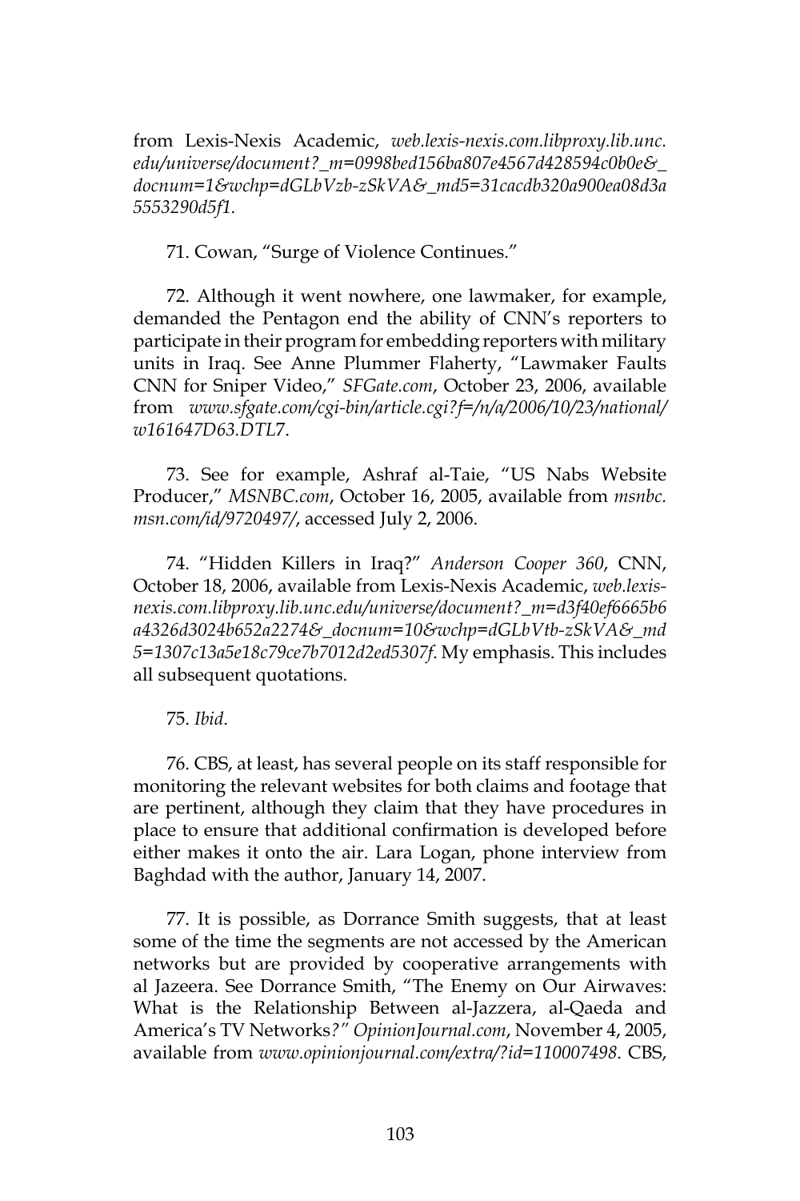from Lexis-Nexis Academic, *web.lexis-nexis.com.libproxy.lib.unc.edu/universe/document?_m=0998bed156ba807e4567d428594c0b0e&_docnum=1&wchp=dGLbVzb-zSkVA&_md5=31cacdb320a900ea08d3a5553290d5f1.*

71. Cowan, "Surge of Violence Continues."

72. Although it went nowhere, one lawmaker, for example, demanded the Pentagon end the ability of CNN's reporters to participate in their program for embedding reporters with military units in Iraq. See Anne Plummer Flaherty, "Lawmaker Faults CNN for Sniper Video," *SFGate.com*, October 23, 2006, available from *www.sfgate.com/cgi-bin/article.cgi?f=/n/a/2006/10/23/national/w161647D63.DTL7*.

73. See for example, Ashraf al-Taie, "US Nabs Website Producer," *MSNBC.com*, October 16, 2005, available from *msnbc.msn.com/id/9720497/*, accessed July 2, 2006.

74. "Hidden Killers in Iraq?" *Anderson Cooper 360*, CNN, October 18, 2006, available from Lexis-Nexis Academic, *web.lexis-nexis.com.libproxy.lib.unc.edu/universe/document?_m=d3f40ef6665b6a4326d3024b652a2274&_docnum=10&wchp=dGLbVtb-zSkVA&_md5=1307c13a5e18c79ce7b7012d2ed5307f*. My emphasis. This includes all subsequent quotations.

75. *Ibid*.

76. CBS, at least, has several people on its staff responsible for monitoring the relevant websites for both claims and footage that are pertinent, although they claim that they have procedures in place to ensure that additional confirmation is developed before either makes it onto the air. Lara Logan, phone interview from Baghdad with the author, January 14, 2007.

77. It is possible, as Dorrance Smith suggests, that at least some of the time the segments are not accessed by the American networks but are provided by cooperative arrangements with al Jazeera. See Dorrance Smith, "The Enemy on Our Airwaves: What is the Relationship Between al-Jazzera, al-Qaeda and America's TV Networks?" *OpinionJournal.com*, November 4, 2005, available from *www.opinionjournal.com/extra/?id=110007498*. CBS,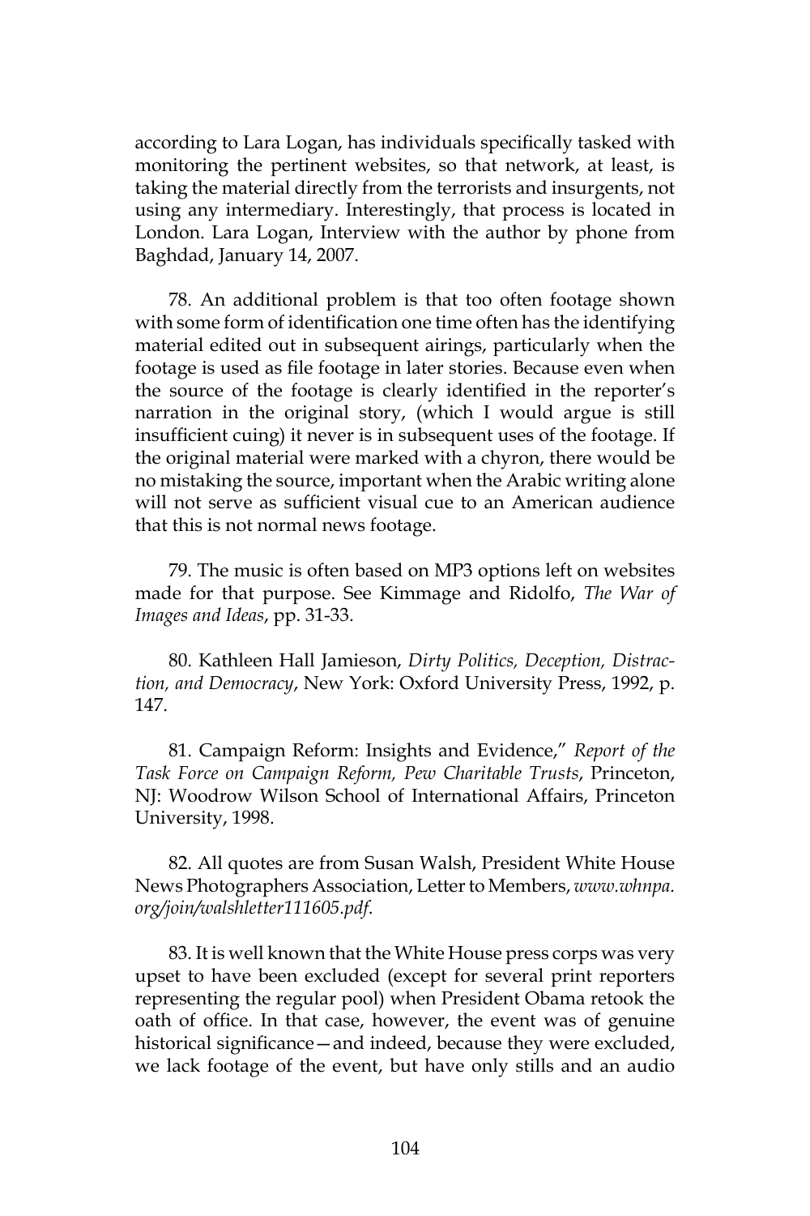according to Lara Logan, has individuals specifically tasked with monitoring the pertinent websites, so that network, at least, is taking the material directly from the terrorists and insurgents, not using any intermediary. Interestingly, that process is located in London. Lara Logan, Interview with the author by phone from Baghdad, January 14, 2007.

78. An additional problem is that too often footage shown with some form of identification one time often has the identifying material edited out in subsequent airings, particularly when the footage is used as file footage in later stories. Because even when the source of the footage is clearly identified in the reporter's narration in the original story, (which I would argue is still insufficient cuing) it never is in subsequent uses of the footage. If the original material were marked with a chyron, there would be no mistaking the source, important when the Arabic writing alone will not serve as sufficient visual cue to an American audience that this is not normal news footage.

79. The music is often based on MP3 options left on websites made for that purpose. See Kimmage and Ridolfo, *The War of Images and Ideas*, pp. 31-33.

80. Kathleen Hall Jamieson, *Dirty Politics, Deception, Distraction, and Democracy*, New York: Oxford University Press, 1992, p. 147.

81. Campaign Reform: Insights and Evidence," *Report of the Task Force on Campaign Reform, Pew Charitable Trusts*, Princeton, NJ: Woodrow Wilson School of International Affairs, Princeton University, 1998.

82. All quotes are from Susan Walsh, President White House News Photographers Association, Letter to Members, *www.whnpa.org/join/walshletter111605.pdf*.

83. It is well known that the White House press corps was very upset to have been excluded (except for several print reporters representing the regular pool) when President Obama retook the oath of office. In that case, however, the event was of genuine historical significance—and indeed, because they were excluded, we lack footage of the event, but have only stills and an audio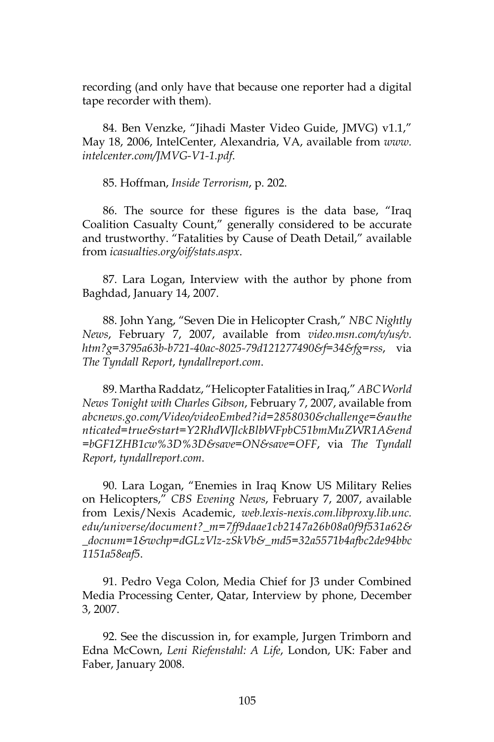recording (and only have that because one reporter had a digital tape recorder with them).

84. Ben Venzke, "Jihadi Master Video Guide, JMVG) v1.1," May 18, 2006, IntelCenter, Alexandria, VA, available from *www.intelcenter.com/JMVG-V1-1.pdf*.

85. Hoffman, *Inside Terrorism*, p. 202.

86. The source for these figures is the data base, "Iraq Coalition Casualty Count," generally considered to be accurate and trustworthy. "Fatalities by Cause of Death Detail," available from *icasualties.org/oif/stats.aspx*.

87. Lara Logan, Interview with the author by phone from Baghdad, January 14, 2007.

88. John Yang, "Seven Die in Helicopter Crash," *NBC Nightly News*, February 7, 2007, available from *video.msn.com/v/us/v.htm?g=3795a63b-b721-40ac-8025-79d121277490&f=34&fg=rss*, via *The Tyndall Report*, *tyndallreport.com*.

89. Martha Raddatz, "Helicopter Fatalities in Iraq," *ABC World News Tonight with Charles Gibson*, February 7, 2007, available from *abcnews.go.com/Video/videoEmbed?id=2858030&challenge=&authenticated=true&start=Y2RhdWJlckBlbWFpbC51bmMuZWR1A&end=bGF1ZHB1cw%3D%3D&save=ON&save=OFF*, via *The Tyndall Report*, *tyndallreport.com*.

90. Lara Logan, "Enemies in Iraq Know US Military Relies on Helicopters," *CBS Evening News*, February 7, 2007, available from Lexis/Nexis Academic, *web.lexis-nexis.com.libproxy.lib.unc.edu/universe/document?_m=7ff9daae1cb2147a26b08a0f9f531a62&_docnum=1&wchp=dGLzVlz-zSkVb&_md5=32a5571b4afbc2de94bbc1151a58eaf5*.

91. Pedro Vega Colon, Media Chief for J3 under Combined Media Processing Center, Qatar, Interview by phone, December 3, 2007.

92. See the discussion in, for example, Jurgen Trimborn and Edna McCown, *Leni Riefenstahl: A Life*, London, UK: Faber and Faber, January 2008.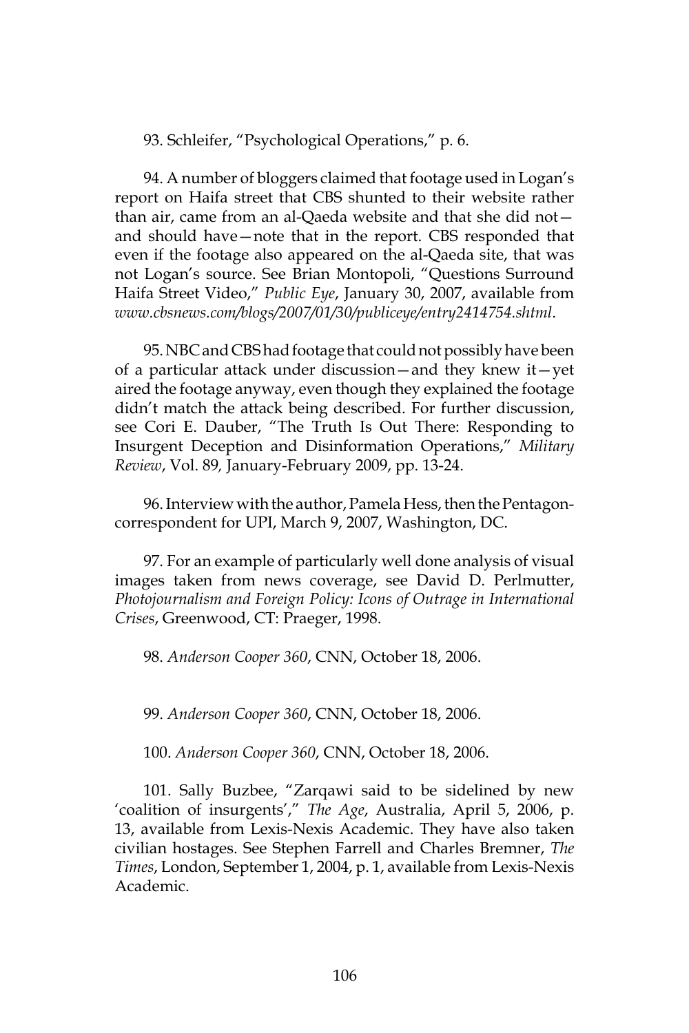93. Schleifer, "Psychological Operations," p. 6.

94. A number of bloggers claimed that footage used in Logan's report on Haifa street that CBS shunted to their website rather than air, came from an al-Qaeda website and that she did not—and should have—note that in the report. CBS responded that even if the footage also appeared on the al-Qaeda site, that was not Logan's source. See Brian Montopoli, "Questions Surround Haifa Street Video," *Public Eye*, January 30, 2007, available from *www.cbsnews.com/blogs/2007/01/30/publiceye/entry2414754.shtml*.

95. NBC and CBS had footage that could not possibly have been of a particular attack under discussion—and they knew it—yet aired the footage anyway, even though they explained the footage didn't match the attack being described. For further discussion, see Cori E. Dauber, "The Truth Is Out There: Responding to Insurgent Deception and Disinformation Operations," *Military Review*, Vol. 89, January-February 2009, pp. 13-24.

96. Interview with the author, Pamela Hess, then the Pentagon-correspondent for UPI, March 9, 2007, Washington, DC.

97. For an example of particularly well done analysis of visual images taken from news coverage, see David D. Perlmutter, *Photojournalism and Foreign Policy: Icons of Outrage in International Crises*, Greenwood, CT: Praeger, 1998.

98. *Anderson Cooper 360*, CNN, October 18, 2006.

99. *Anderson Cooper 360*, CNN, October 18, 2006.

100. *Anderson Cooper 360*, CNN, October 18, 2006.

101. Sally Buzbee, "Zarqawi said to be sidelined by new 'coalition of insurgents'," *The Age*, Australia, April 5, 2006, p. 13, available from Lexis-Nexis Academic. They have also taken civilian hostages. See Stephen Farrell and Charles Bremner, *The Times*, London, September 1, 2004, p. 1, available from Lexis-Nexis Academic.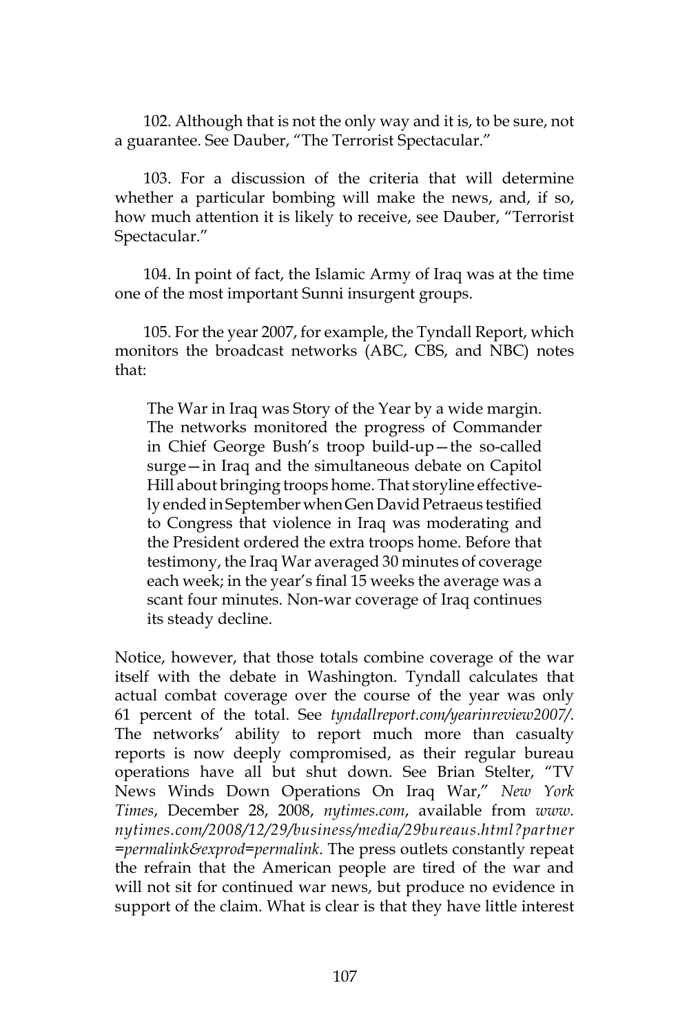102. Although that is not the only way and it is, to be sure, not a guarantee. See Dauber, "The Terrorist Spectacular."

103. For a discussion of the criteria that will determine whether a particular bombing will make the news, and, if so, how much attention it is likely to receive, see Dauber, "Terrorist Spectacular."

104. In point of fact, the Islamic Army of Iraq was at the time one of the most important Sunni insurgent groups.

105. For the year 2007, for example, the Tyndall Report, which monitors the broadcast networks (ABC, CBS, and NBC) notes that:

> The War in Iraq was Story of the Year by a wide margin. The networks monitored the progress of Commander in Chief George Bush's troop build-up—the so-called surge—in Iraq and the simultaneous debate on Capitol Hill about bringing troops home. That storyline effectively ended in September when Gen David Petraeus testified to Congress that violence in Iraq was moderating and the President ordered the extra troops home. Before that testimony, the Iraq War averaged 30 minutes of coverage each week; in the year's final 15 weeks the average was a scant four minutes. Non-war coverage of Iraq continues its steady decline.

Notice, however, that those totals combine coverage of the war itself with the debate in Washington. Tyndall calculates that actual combat coverage over the course of the year was only 61 percent of the total. See *tyndallreport.com/yearinreview2007/*. The networks' ability to report much more than casualty reports is now deeply compromised, as their regular bureau operations have all but shut down. See Brian Stelter, "TV News Winds Down Operations On Iraq War," *New York Times*, December 28, 2008, *nytimes.com*, available from *www.nytimes.com/2008/12/29/business/media/29bureaus.html?partner=permalink&exprod=permalink*. The press outlets constantly repeat the refrain that the American people are tired of the war and will not sit for continued war news, but produce no evidence in support of the claim. What is clear is that they have little interest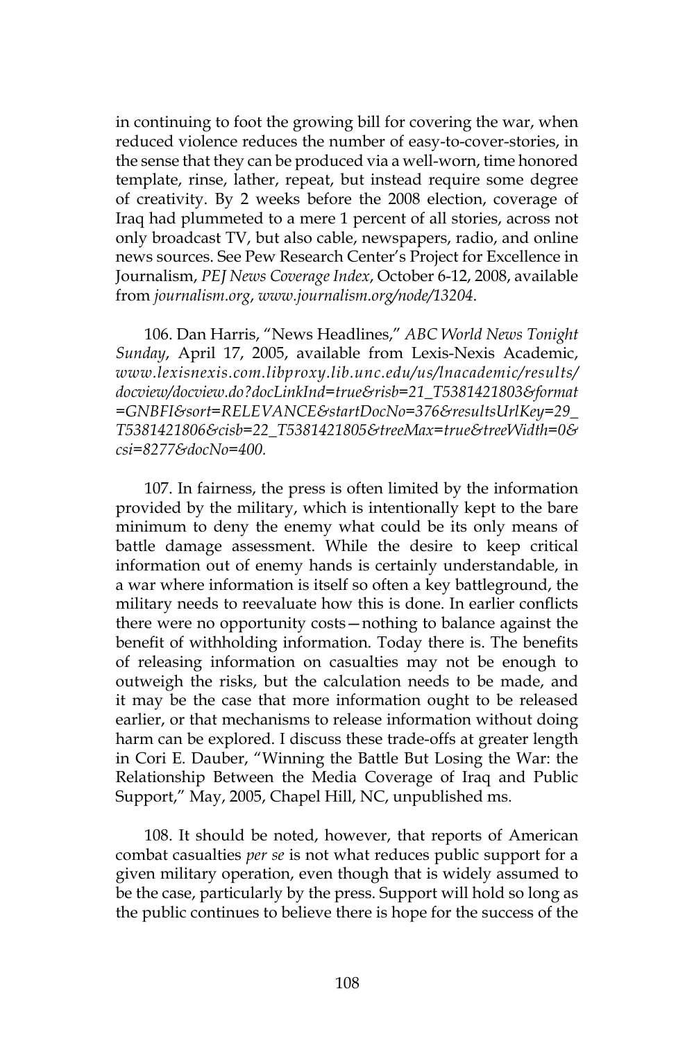in continuing to foot the growing bill for covering the war, when reduced violence reduces the number of easy-to-cover-stories, in the sense that they can be produced via a well-worn, time honored template, rinse, lather, repeat, but instead require some degree of creativity. By 2 weeks before the 2008 election, coverage of Iraq had plummeted to a mere 1 percent of all stories, across not only broadcast TV, but also cable, newspapers, radio, and online news sources. See Pew Research Center's Project for Excellence in Journalism, *PEJ News Coverage Index*, October 6-12, 2008, available from *journalism.org*, *www.journalism.org/node/13204*.

106. Dan Harris, "News Headlines," *ABC World News Tonight Sunday*, April 17, 2005, available from Lexis-Nexis Academic, *www.lexisnexis.com.libproxy.lib.unc.edu/us/lnacademic/results/docview/docview.do?docLinkInd=true&risb=21_T5381421803&format=GNBFI&sort=RELEVANCE&startDocNo=376&resultsUrlKey=29_T5381421806&cisb=22_T5381421805&treeMax=true&treeWidth=0&csi=8277&docNo=400*.

107. In fairness, the press is often limited by the information provided by the military, which is intentionally kept to the bare minimum to deny the enemy what could be its only means of battle damage assessment. While the desire to keep critical information out of enemy hands is certainly understandable, in a war where information is itself so often a key battleground, the military needs to reevaluate how this is done. In earlier conflicts there were no opportunity costs—nothing to balance against the benefit of withholding information. Today there is. The benefits of releasing information on casualties may not be enough to outweigh the risks, but the calculation needs to be made, and it may be the case that more information ought to be released earlier, or that mechanisms to release information without doing harm can be explored. I discuss these trade-offs at greater length in Cori E. Dauber, "Winning the Battle But Losing the War: the Relationship Between the Media Coverage of Iraq and Public Support," May, 2005, Chapel Hill, NC, unpublished ms.

108. It should be noted, however, that reports of American combat casualties *per se* is not what reduces public support for a given military operation, even though that is widely assumed to be the case, particularly by the press. Support will hold so long as the public continues to believe there is hope for the success of the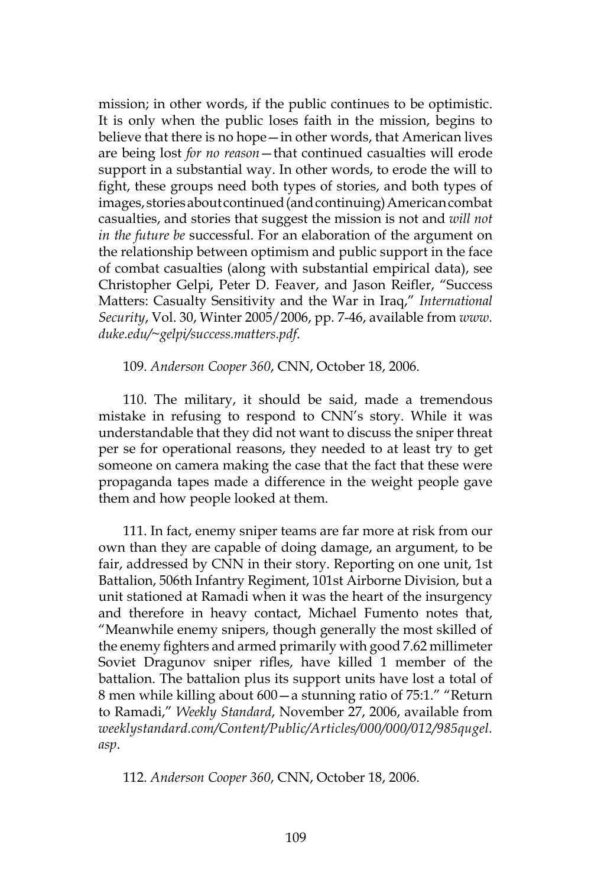mission; in other words, if the public continues to be optimistic. It is only when the public loses faith in the mission, begins to believe that there is no hope—in other words, that American lives are being lost *for no reason*—that continued casualties will erode support in a substantial way. In other words, to erode the will to fight, these groups need both types of stories, and both types of images, stories about continued (and continuing) American combat casualties, and stories that suggest the mission is not and *will not in the future be* successful. For an elaboration of the argument on the relationship between optimism and public support in the face of combat casualties (along with substantial empirical data), see Christopher Gelpi, Peter D. Feaver, and Jason Reifler, "Success Matters: Casualty Sensitivity and the War in Iraq," *International Security*, Vol. 30, Winter 2005/2006, pp. 7-46, available from *www.duke.edu/~gelpi/success.matters.pdf*.

109. *Anderson Cooper 360*, CNN, October 18, 2006.

110. The military, it should be said, made a tremendous mistake in refusing to respond to CNN's story. While it was understandable that they did not want to discuss the sniper threat per se for operational reasons, they needed to at least try to get someone on camera making the case that the fact that these were propaganda tapes made a difference in the weight people gave them and how people looked at them.

111. In fact, enemy sniper teams are far more at risk from our own than they are capable of doing damage, an argument, to be fair, addressed by CNN in their story. Reporting on one unit, 1st Battalion, 506th Infantry Regiment, 101st Airborne Division, but a unit stationed at Ramadi when it was the heart of the insurgency and therefore in heavy contact, Michael Fumento notes that, "Meanwhile enemy snipers, though generally the most skilled of the enemy fighters and armed primarily with good 7.62 millimeter Soviet Dragunov sniper rifles, have killed 1 member of the battalion. The battalion plus its support units have lost a total of 8 men while killing about 600—a stunning ratio of 75:1." "Return to Ramadi," *Weekly Standard*, November 27, 2006, available from *weeklystandard.com/Content/Public/Articles/000/000/012/985qugel.asp*.

112. *Anderson Cooper 360*, CNN, October 18, 2006.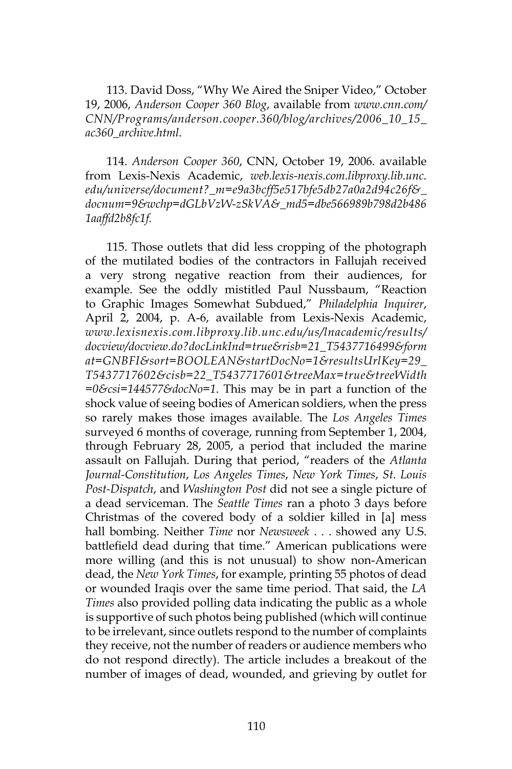113. David Doss, "Why We Aired the Sniper Video," October 19, 2006, *Anderson Cooper 360 Blog*, available from *www.cnn.com/CNN/Programs/anderson.cooper.360/blog/archives/2006_10_15_ac360_archive.html*.

114. *Anderson Cooper 360*, CNN, October 19, 2006. available from Lexis-Nexis Academic, *web.lexis-nexis.com.libproxy.lib.unc.edu/universe/document?_m=e9a3bcff5e517bfe5db27a0a2d94c26f&_docnum=9&wchp=dGLbVzW-zSkVA&_md5=dbe566989b798d2b4861aaffd2b8fc1f*.

115. Those outlets that did less cropping of the photograph of the mutilated bodies of the contractors in Fallujah received a very strong negative reaction from their audiences, for example. See the oddly mistitled Paul Nussbaum, "Reaction to Graphic Images Somewhat Subdued," *Philadelphia Inquirer*, April 2, 2004, p. A-6, available from Lexis-Nexis Academic, *www.lexisnexis.com.libproxy.lib.unc.edu/us/lnacademic/results/docview/docview.do?docLinkInd=true&risb=21_T5437716499&format=GNBFI&sort=BOOLEAN&startDocNo=1&resultsUrlKey=29_T5437717602&cisb=22_T5437717601&treeMax=true&treeWidth=0&csi=144577&docNo=1*. This may be in part a function of the shock value of seeing bodies of American soldiers, when the press so rarely makes those images available. The *Los Angeles Times* surveyed 6 months of coverage, running from September 1, 2004, through February 28, 2005, a period that included the marine assault on Fallujah. During that period, "readers of the *Atlanta Journal-Constitution*, *Los Angeles Times*, *New York Times*, *St. Louis Post-Dispatch*, and *Washington Post* did not see a single picture of a dead serviceman. The *Seattle Times* ran a photo 3 days before Christmas of the covered body of a soldier killed in [a] mess hall bombing. Neither *Time* nor *Newsweek* . . . showed any U.S. battlefield dead during that time." American publications were more willing (and this is not unusual) to show non-American dead, the *New York Times*, for example, printing 55 photos of dead or wounded Iraqis over the same time period. That said, the *LA Times* also provided polling data indicating the public as a whole is supportive of such photos being published (which will continue to be irrelevant, since outlets respond to the number of complaints they receive, not the number of readers or audience members who do not respond directly). The article includes a breakout of the number of images of dead, wounded, and grieving by outlet for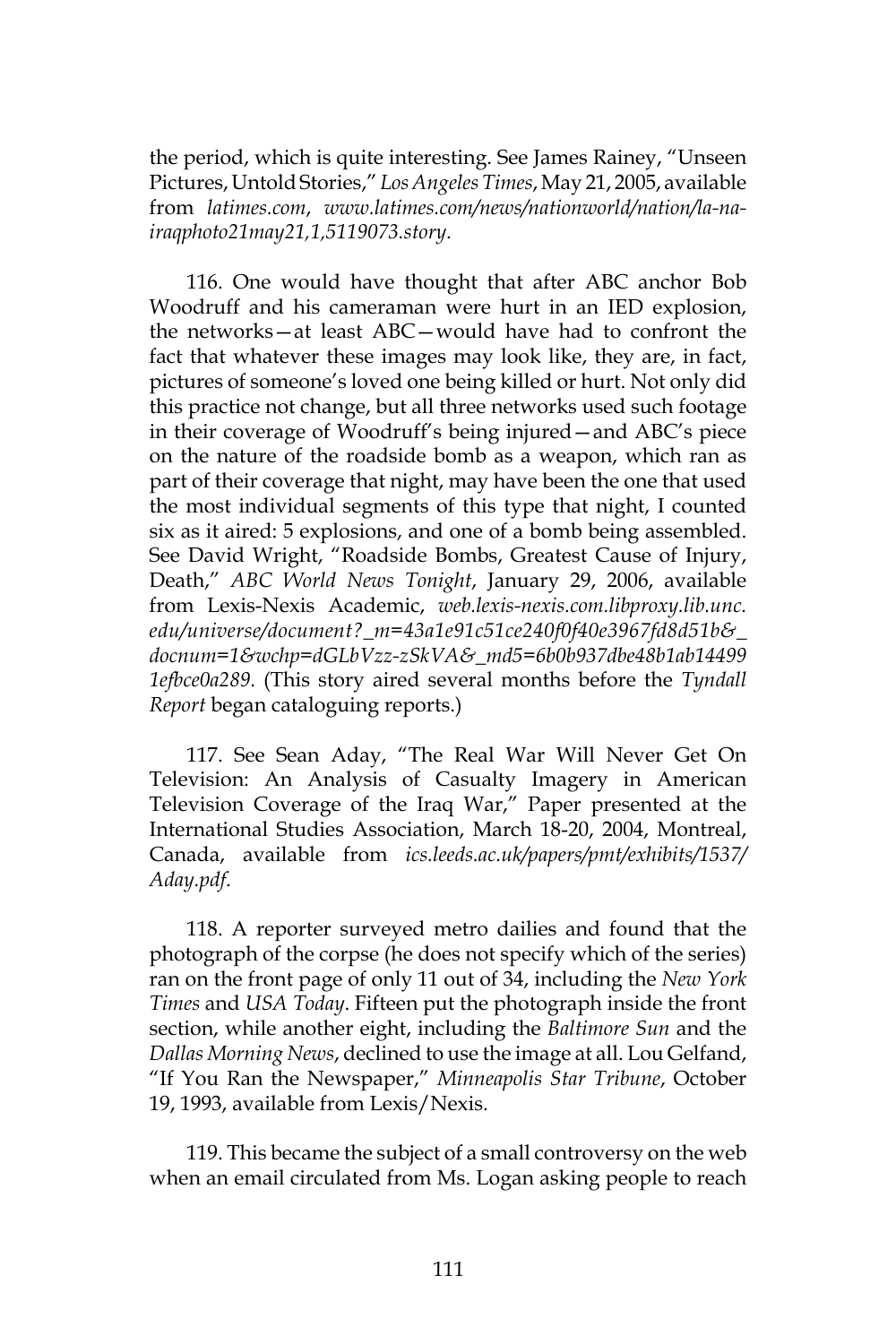the period, which is quite interesting. See James Rainey, "Unseen Pictures, Untold Stories," *Los Angeles Times*, May 21, 2005, available from *latimes.com*, *www.latimes.com/news/nationworld/nation/la-na-iraqphoto21may21,1,5119073.story*.

116. One would have thought that after ABC anchor Bob Woodruff and his cameraman were hurt in an IED explosion, the networks—at least ABC—would have had to confront the fact that whatever these images may look like, they are, in fact, pictures of someone's loved one being killed or hurt. Not only did this practice not change, but all three networks used such footage in their coverage of Woodruff's being injured—and ABC's piece on the nature of the roadside bomb as a weapon, which ran as part of their coverage that night, may have been the one that used the most individual segments of this type that night, I counted six as it aired: 5 explosions, and one of a bomb being assembled. See David Wright, "Roadside Bombs, Greatest Cause of Injury, Death," *ABC World News Tonight*, January 29, 2006, available from Lexis-Nexis Academic, *web.lexis-nexis.com.libproxy.lib.unc.edu/universe/document?_m=43a1e91c51ce240f0f40e3967fd8d51b&_docnum=1&wchp=dGLbVzz-zSkVA&_md5=6b0b937dbe48b1ab144991efbce0a289*. (This story aired several months before the *Tyndall Report* began cataloguing reports.)

117. See Sean Aday, "The Real War Will Never Get On Television: An Analysis of Casualty Imagery in American Television Coverage of the Iraq War," Paper presented at the International Studies Association, March 18-20, 2004, Montreal, Canada, available from *ics.leeds.ac.uk/papers/pmt/exhibits/1537/Aday.pdf*.

118. A reporter surveyed metro dailies and found that the photograph of the corpse (he does not specify which of the series) ran on the front page of only 11 out of 34, including the *New York Times* and *USA Today*. Fifteen put the photograph inside the front section, while another eight, including the *Baltimore Sun* and the *Dallas Morning News*, declined to use the image at all. Lou Gelfand, "If You Ran the Newspaper," *Minneapolis Star Tribune*, October 19, 1993, available from Lexis/Nexis.

119. This became the subject of a small controversy on the web when an email circulated from Ms. Logan asking people to reach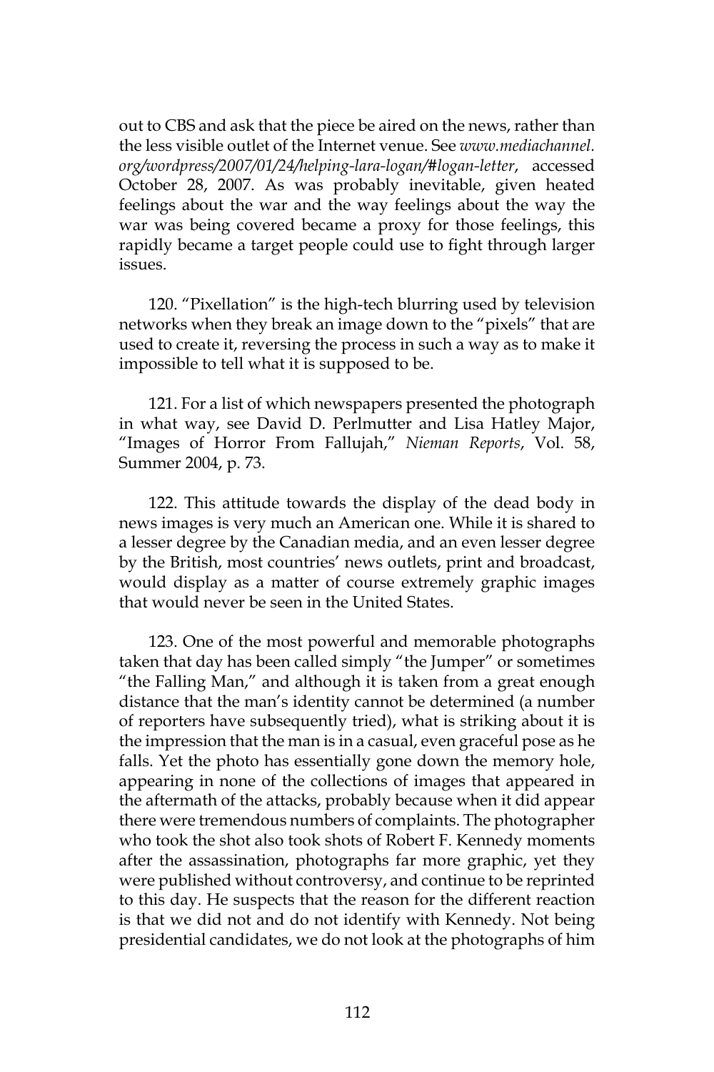out to CBS and ask that the piece be aired on the news, rather than the less visible outlet of the Internet venue. See *www.mediachannel.org/wordpress/2007/01/24/helping-lara-logan/#logan-letter*, accessed October 28, 2007. As was probably inevitable, given heated feelings about the war and the way feelings about the way the war was being covered became a proxy for those feelings, this rapidly became a target people could use to fight through larger issues.

120. "Pixellation" is the high-tech blurring used by television networks when they break an image down to the "pixels" that are used to create it, reversing the process in such a way as to make it impossible to tell what it is supposed to be.

121. For a list of which newspapers presented the photograph in what way, see David D. Perlmutter and Lisa Hatley Major, "Images of Horror From Fallujah," *Nieman Reports*, Vol. 58, Summer 2004, p. 73.

122. This attitude towards the display of the dead body in news images is very much an American one. While it is shared to a lesser degree by the Canadian media, and an even lesser degree by the British, most countries' news outlets, print and broadcast, would display as a matter of course extremely graphic images that would never be seen in the United States.

123. One of the most powerful and memorable photographs taken that day has been called simply "the Jumper" or sometimes "the Falling Man," and although it is taken from a great enough distance that the man's identity cannot be determined (a number of reporters have subsequently tried), what is striking about it is the impression that the man is in a casual, even graceful pose as he falls. Yet the photo has essentially gone down the memory hole, appearing in none of the collections of images that appeared in the aftermath of the attacks, probably because when it did appear there were tremendous numbers of complaints. The photographer who took the shot also took shots of Robert F. Kennedy moments after the assassination, photographs far more graphic, yet they were published without controversy, and continue to be reprinted to this day. He suspects that the reason for the different reaction is that we did not and do not identify with Kennedy. Not being presidential candidates, we do not look at the photographs of him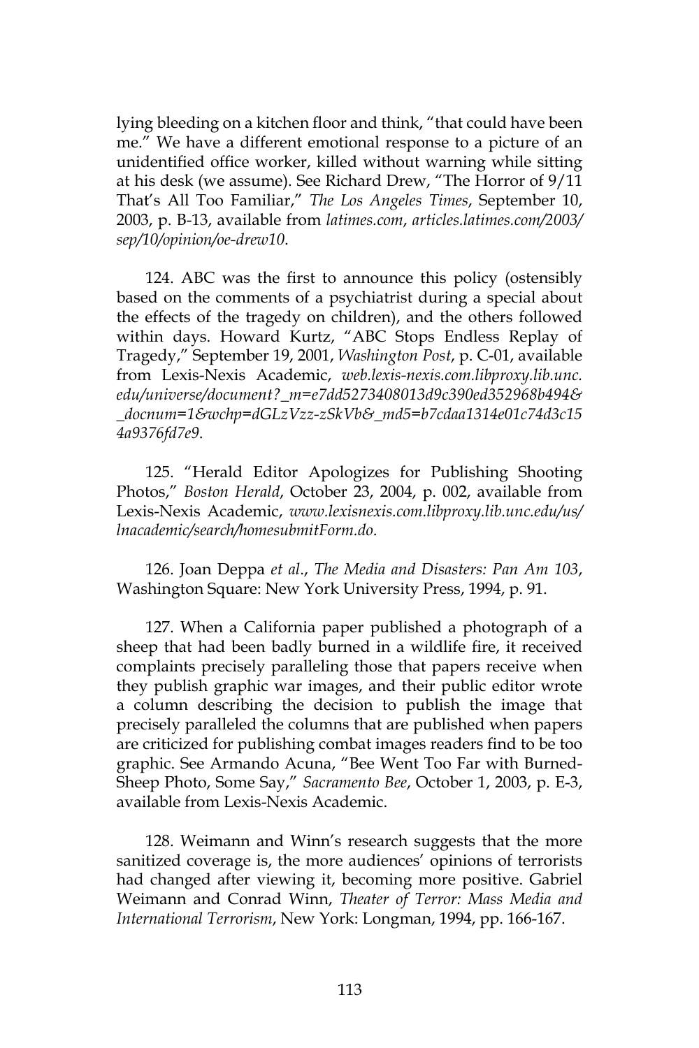lying bleeding on a kitchen floor and think, "that could have been me." We have a different emotional response to a picture of an unidentified office worker, killed without warning while sitting at his desk (we assume). See Richard Drew, "The Horror of 9/11 That's All Too Familiar," *The Los Angeles Times*, September 10, 2003, p. B-13, available from *latimes.com*, *articles.latimes.com/2003/sep/10/opinion/oe-drew10*.

124. ABC was the first to announce this policy (ostensibly based on the comments of a psychiatrist during a special about the effects of the tragedy on children), and the others followed within days. Howard Kurtz, "ABC Stops Endless Replay of Tragedy," September 19, 2001, *Washington Post*, p. C-01, available from Lexis-Nexis Academic, *web.lexis-nexis.com.libproxy.lib.unc.edu/universe/document?_m=e7dd5273408013d9c390ed352968b494&_docnum=1&wchp=dGLzVzz-zSkVb&_md5=b7cdaa1314e01c74d3c154a9376fd7e9*.

125. "Herald Editor Apologizes for Publishing Shooting Photos," *Boston Herald*, October 23, 2004, p. 002, available from Lexis-Nexis Academic, *www.lexisnexis.com.libproxy.lib.unc.edu/us/lnacademic/search/homesubmitForm.do*.

126. Joan Deppa *et al*., *The Media and Disasters: Pan Am 103*, Washington Square: New York University Press, 1994, p. 91.

127. When a California paper published a photograph of a sheep that had been badly burned in a wildlife fire, it received complaints precisely paralleling those that papers receive when they publish graphic war images, and their public editor wrote a column describing the decision to publish the image that precisely paralleled the columns that are published when papers are criticized for publishing combat images readers find to be too graphic. See Armando Acuna, "Bee Went Too Far with Burned-Sheep Photo, Some Say," *Sacramento Bee*, October 1, 2003, p. E-3, available from Lexis-Nexis Academic.

128. Weimann and Winn's research suggests that the more sanitized coverage is, the more audiences' opinions of terrorists had changed after viewing it, becoming more positive. Gabriel Weimann and Conrad Winn, *Theater of Terror: Mass Media and International Terrorism*, New York: Longman, 1994, pp. 166-167.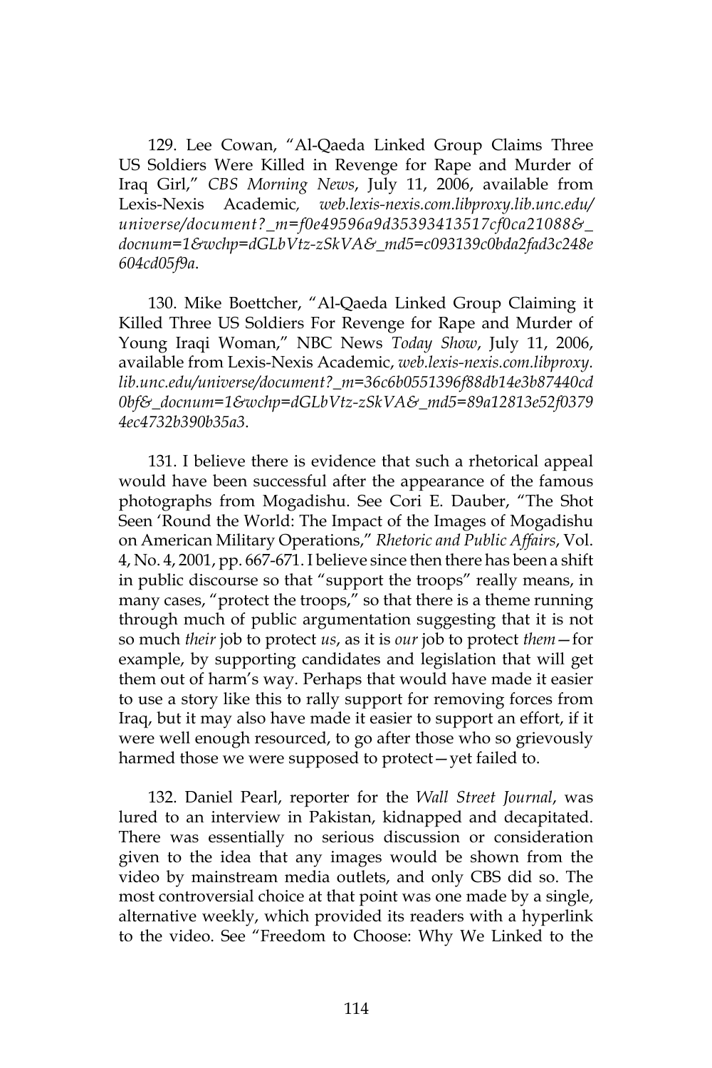129. Lee Cowan, "Al-Qaeda Linked Group Claims Three US Soldiers Were Killed in Revenge for Rape and Murder of Iraq Girl," *CBS Morning News*, July 11, 2006, available from Lexis-Nexis Academic, *web.lexis-nexis.com.libproxy.lib.unc.edu/universe/document?_m=f0e49596a9d35393413517cf0ca21088&_docnum=1&wchp=dGLbVtz-zSkVA&_md5=c093139c0bda2fad3c248e604cd05f9a*.

130. Mike Boettcher, "Al-Qaeda Linked Group Claiming it Killed Three US Soldiers For Revenge for Rape and Murder of Young Iraqi Woman," NBC News *Today Show*, July 11, 2006, available from Lexis-Nexis Academic, *web.lexis-nexis.com.libproxy.lib.unc.edu/universe/document?_m=36c6b0551396f88db14e3b87440cd0bf&_docnum=1&wchp=dGLbVtz-zSkVA&_md5=89a12813e52f03794ec4732b390b35a3*.

131. I believe there is evidence that such a rhetorical appeal would have been successful after the appearance of the famous photographs from Mogadishu. See Cori E. Dauber, "The Shot Seen 'Round the World: The Impact of the Images of Mogadishu on American Military Operations," *Rhetoric and Public Affairs*, Vol. 4, No. 4, 2001, pp. 667-671. I believe since then there has been a shift in public discourse so that "support the troops" really means, in many cases, "protect the troops," so that there is a theme running through much of public argumentation suggesting that it is not so much *their* job to protect *us*, as it is *our* job to protect *them*—for example, by supporting candidates and legislation that will get them out of harm's way. Perhaps that would have made it easier to use a story like this to rally support for removing forces from Iraq, but it may also have made it easier to support an effort, if it were well enough resourced, to go after those who so grievously harmed those we were supposed to protect—yet failed to.

132. Daniel Pearl, reporter for the *Wall Street Journal*, was lured to an interview in Pakistan, kidnapped and decapitated. There was essentially no serious discussion or consideration given to the idea that any images would be shown from the video by mainstream media outlets, and only CBS did so. The most controversial choice at that point was one made by a single, alternative weekly, which provided its readers with a hyperlink to the video. See "Freedom to Choose: Why We Linked to the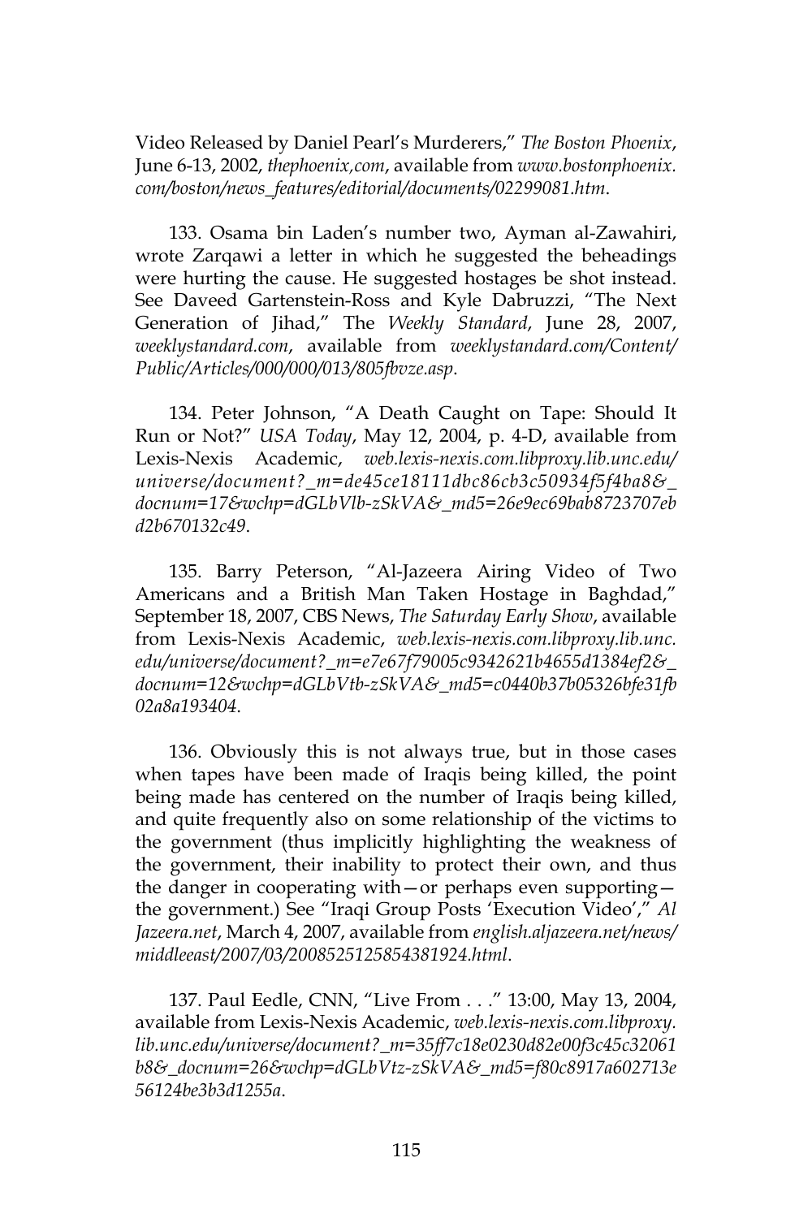Video Released by Daniel Pearl's Murderers," *The Boston Phoenix*, June 6-13, 2002, *thephoenix,com*, available from *www.bostonphoenix.com/boston/news_features/editorial/documents/02299081.htm*.

133. Osama bin Laden's number two, Ayman al-Zawahiri, wrote Zarqawi a letter in which he suggested the beheadings were hurting the cause. He suggested hostages be shot instead. See Daveed Gartenstein-Ross and Kyle Dabruzzi, "The Next Generation of Jihad," The *Weekly Standard*, June 28, 2007, *weeklystandard.com*, available from *weeklystandard.com/Content/Public/Articles/000/000/013/805fbvze.asp*.

134. Peter Johnson, "A Death Caught on Tape: Should It Run or Not?" *USA Today*, May 12, 2004, p. 4-D, available from Lexis-Nexis Academic, *web.lexis-nexis.com.libproxy.lib.unc.edu/universe/document?_m=de45ce18111dbc86cb3c50934f5f4ba8&_docnum=17&wchp=dGLbVlb-zSkVA&_md5=26e9ec69bab8723707ebd2b670132c49*.

135. Barry Peterson, "Al-Jazeera Airing Video of Two Americans and a British Man Taken Hostage in Baghdad," September 18, 2007, CBS News, *The Saturday Early Show*, available from Lexis-Nexis Academic, *web.lexis-nexis.com.libproxy.lib.unc.edu/universe/document?_m=e7e67f79005c9342621b4655d1384ef2&_docnum=12&wchp=dGLbVtb-zSkVA&_md5=c0440b37b05326bfe31fb02a8a193404*.

136. Obviously this is not always true, but in those cases when tapes have been made of Iraqis being killed, the point being made has centered on the number of Iraqis being killed, and quite frequently also on some relationship of the victims to the government (thus implicitly highlighting the weakness of the government, their inability to protect their own, and thus the danger in cooperating with—or perhaps even supporting—the government.) See "Iraqi Group Posts 'Execution Video'," *Al Jazeera.net*, March 4, 2007, available from *english.aljazeera.net/news/middleeast/2007/03/2008525125854381924.html*.

137. Paul Eedle, CNN, "Live From . . ." 13:00, May 13, 2004, available from Lexis-Nexis Academic, *web.lexis-nexis.com.libproxy.lib.unc.edu/universe/document?_m=35ff7c18e0230d82e00f3c45c32061b8&_docnum=26&wchp=dGLbVtz-zSkVA&_md5=f80c8917a602713e56124be3b3d1255a*.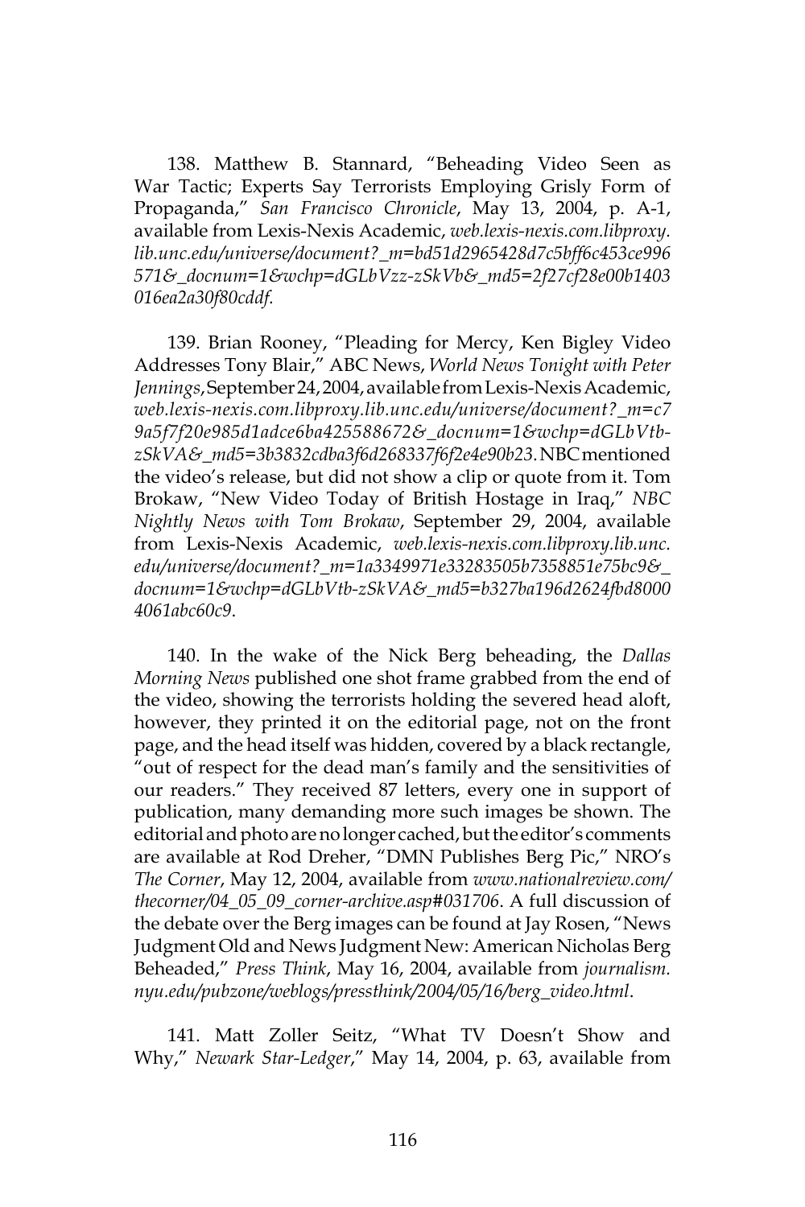138. Matthew B. Stannard, "Beheading Video Seen as War Tactic; Experts Say Terrorists Employing Grisly Form of Propaganda," *San Francisco Chronicle*, May 13, 2004, p. A-1, available from Lexis-Nexis Academic, *web.lexis-nexis.com.libproxy.lib.unc.edu/universe/document?_m=bd51d2965428d7c5bff6c453ce996571&_docnum=1&wchp=dGLbVzz-zSkVb&_md5=2f27cf28e00b1403016ea2a30f80cddf*.

139. Brian Rooney, "Pleading for Mercy, Ken Bigley Video Addresses Tony Blair," ABC News, *World News Tonight with Peter Jennings*, September 24, 2004, available from Lexis-Nexis Academic, *web.lexis-nexis.com.libproxy.lib.unc.edu/universe/document?_m=c79a5f7f20e985d1adce6ba425588672&_docnum=1&wchp=dGLbVtb-zSkVA&_md5=3b3832cdba3f6d268337f6f2e4e90b23*. NBC mentioned the video's release, but did not show a clip or quote from it. Tom Brokaw, "New Video Today of British Hostage in Iraq," *NBC Nightly News with Tom Brokaw*, September 29, 2004, available from Lexis-Nexis Academic, *web.lexis-nexis.com.libproxy.lib.unc.edu/universe/document?_m=1a3349971e33283505b7358851e75bc9&_docnum=1&wchp=dGLbVtb-zSkVA&_md5=b327ba196d2624fbd80004061abc60c9*.

140. In the wake of the Nick Berg beheading, the *Dallas Morning News* published one shot frame grabbed from the end of the video, showing the terrorists holding the severed head aloft, however, they printed it on the editorial page, not on the front page, and the head itself was hidden, covered by a black rectangle, "out of respect for the dead man's family and the sensitivities of our readers." They received 87 letters, every one in support of publication, many demanding more such images be shown. The editorial and photo are no longer cached, but the editor's comments are available at Rod Dreher, "DMN Publishes Berg Pic," NRO's *The Corner*, May 12, 2004, available from *www.nationalreview.com/thecorner/04_05_09_corner-archive.asp#031706*. A full discussion of the debate over the Berg images can be found at Jay Rosen, "News Judgment Old and News Judgment New: American Nicholas Berg Beheaded," *Press Think*, May 16, 2004, available from *journalism.nyu.edu/pubzone/weblogs/pressthink/2004/05/16/berg_video.html*.

141. Matt Zoller Seitz, "What TV Doesn't Show and Why," *Newark Star-Ledger*," May 14, 2004, p. 63, available from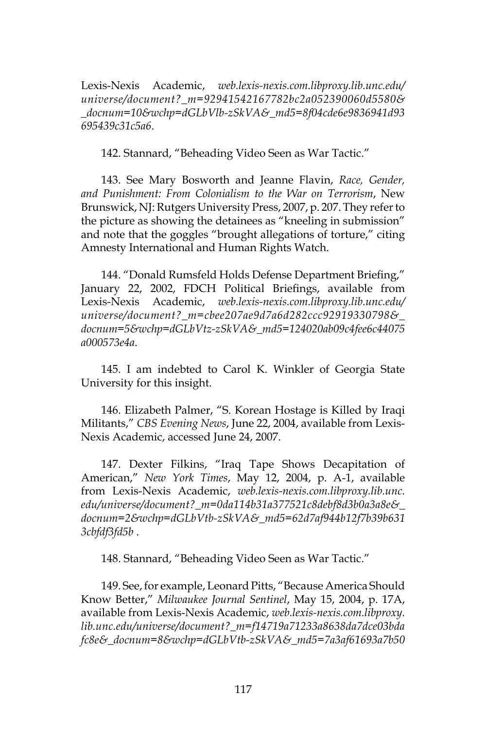Lexis-Nexis Academic, *web.lexis-nexis.com.libproxy.lib.unc.edu/universe/document?_m=92941542167782bc2a052390060d5580&_docnum=10&wchp=dGLbVlb-zSkVA&_md5=8f04cde6e9836941d93695439c31c5a6*.

142. Stannard, "Beheading Video Seen as War Tactic."

143. See Mary Bosworth and Jeanne Flavin, *Race, Gender, and Punishment: From Colonialism to the War on Terrorism*, New Brunswick, NJ: Rutgers University Press, 2007, p. 207. They refer to the picture as showing the detainees as "kneeling in submission" and note that the goggles "brought allegations of torture," citing Amnesty International and Human Rights Watch.

144. "Donald Rumsfeld Holds Defense Department Briefing," January 22, 2002, FDCH Political Briefings, available from Lexis-Nexis Academic, *web.lexis-nexis.com.libproxy.lib.unc.edu/universe/document?_m=cbee207ae9d7a6d282ccc929193330798&_docnum=5&wchp=dGLbVtz-zSkVA&_md5=124020ab09c4fee6c44075a000573e4a*.

145. I am indebted to Carol K. Winkler of Georgia State University for this insight.

146. Elizabeth Palmer, "S. Korean Hostage is Killed by Iraqi Militants," *CBS Evening News*, June 22, 2004, available from Lexis-Nexis Academic, accessed June 24, 2007.

147. Dexter Filkins, "Iraq Tape Shows Decapitation of American," *New York Times*, May 12, 2004, p. A-1, available from Lexis-Nexis Academic, *web.lexis-nexis.com.libproxy.lib.unc.edu/universe/document?_m=0da114b31a377521c8debf8d3b0a3a8e&_docnum=2&wchp=dGLbVtb-zSkVA&_md5=62d7af944b12f7b39b6313cbfdf3fd5b* .

148. Stannard, "Beheading Video Seen as War Tactic."

149. See, for example, Leonard Pitts, "Because America Should Know Better," *Milwaukee Journal Sentinel*, May 15, 2004, p. 17A, available from Lexis-Nexis Academic, *web.lexis-nexis.com.libproxy.lib.unc.edu/universe/document?_m=f14719a71233a8638da7dce03bdafc8e&_docnum=8&wchp=dGLbVtb-zSkVA&_md5=7a3af61693a7b50*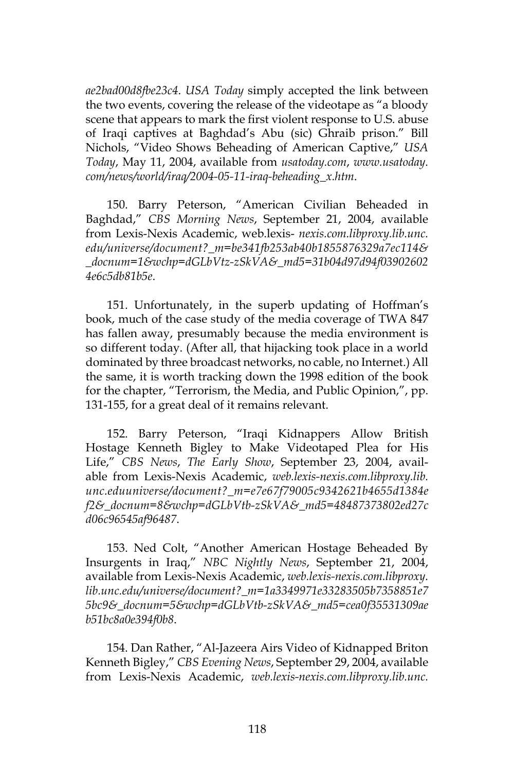*ae2bad00d8fbe23c4*. *USA Today* simply accepted the link between the two events, covering the release of the videotape as "a bloody scene that appears to mark the first violent response to U.S. abuse of Iraqi captives at Baghdad's Abu (sic) Ghraib prison." Bill Nichols, "Video Shows Beheading of American Captive," *USA Today*, May 11, 2004, available from *usatoday.com*, *www.usatoday.com/news/world/iraq/2004-05-11-iraq-beheading_x.htm*.

150. Barry Peterson, "American Civilian Beheaded in Baghdad," *CBS Morning News*, September 21, 2004, available from Lexis-Nexis Academic, web.lexis- *nexis.com.libproxy.lib.unc.edu/universe/document?_m=be341fb253ab40b1855876329a7ec114&_docnum=1&wchp=dGLbVtz-zSkVA&_md5=31b04d97d94f039026024e6c5db81b5e*.

151. Unfortunately, in the superb updating of Hoffman's book, much of the case study of the media coverage of TWA 847 has fallen away, presumably because the media environment is so different today. (After all, that hijacking took place in a world dominated by three broadcast networks, no cable, no Internet.) All the same, it is worth tracking down the 1998 edition of the book for the chapter, "Terrorism, the Media, and Public Opinion,", pp. 131-155, for a great deal of it remains relevant.

152. Barry Peterson, "Iraqi Kidnappers Allow British Hostage Kenneth Bigley to Make Videotaped Plea for His Life," *CBS News*, *The Early Show*, September 23, 2004, available from Lexis-Nexis Academic, *web.lexis-nexis.com.libproxy.lib.unc.eduuniverse/document?_m=e7e67f79005c9342621b4655d1384ef2&_docnum=8&wchp=dGLbVtb-zSkVA&_md5=48487373802ed27cd06c96545af96487*.

153. Ned Colt, "Another American Hostage Beheaded By Insurgents in Iraq," *NBC Nightly News*, September 21, 2004, available from Lexis-Nexis Academic, *web.lexis-nexis.com.libproxy.lib.unc.edu/universe/document?_m=1a3349971e33283505b7358851e75bc9&_docnum=5&wchp=dGLbVtb-zSkVA&_md5=cea0f35531309aeb51bc8a0e394f0b8*.

154. Dan Rather, "Al-Jazeera Airs Video of Kidnapped Briton Kenneth Bigley," *CBS Evening News*, September 29, 2004, available from Lexis-Nexis Academic, *web.lexis-nexis.com.libproxy.lib.unc.*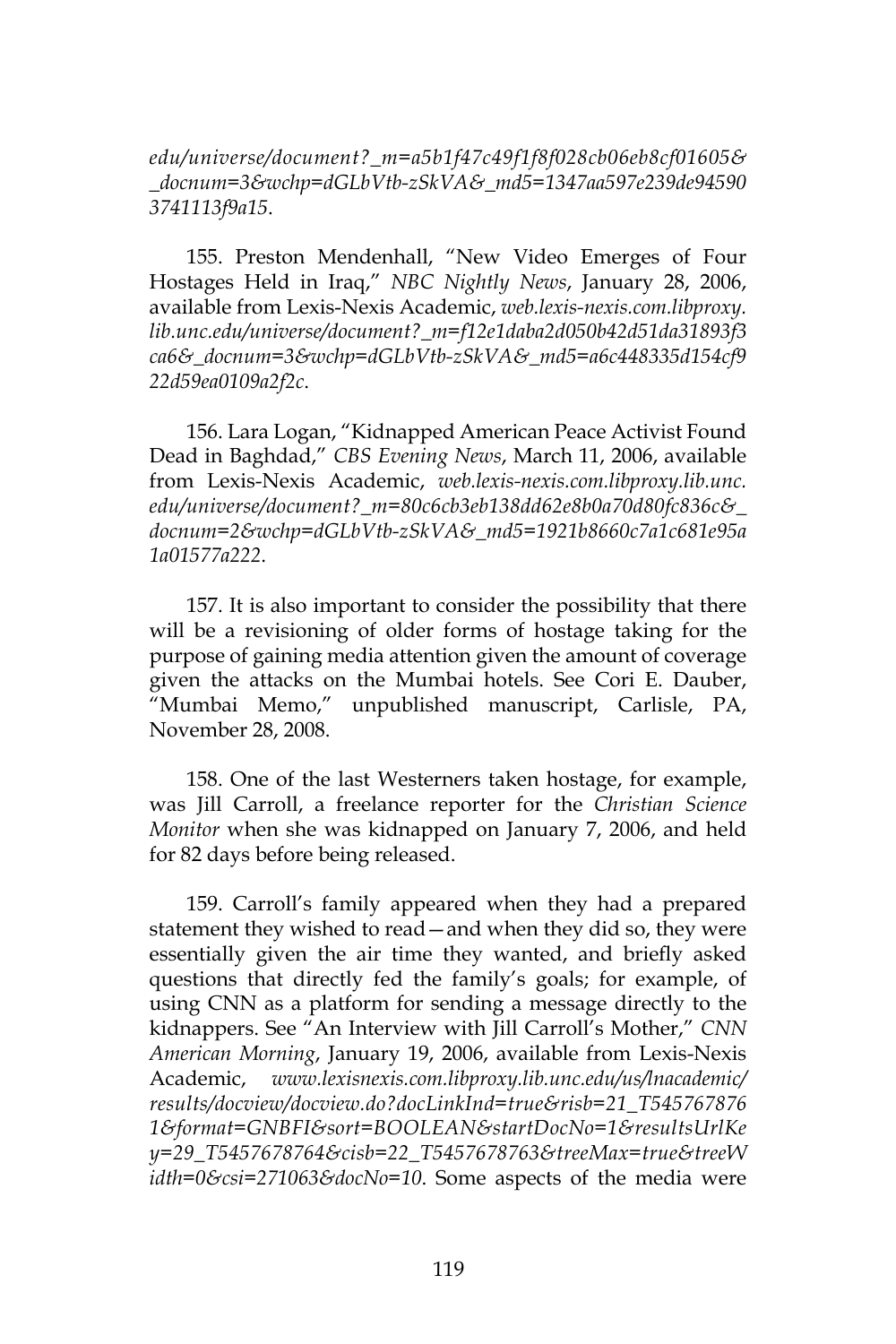*edu/universe/document?_m=a5b1f47c49f1f8f028cb06eb8cf01605&_docnum=3&wchp=dGLbVtb-zSkVA&_md5=1347aa597e239de945903741113f9a15*.

155. Preston Mendenhall, "New Video Emerges of Four Hostages Held in Iraq," *NBC Nightly News*, January 28, 2006, available from Lexis-Nexis Academic, *web.lexis-nexis.com.libproxy.lib.unc.edu/universe/document?_m=f12e1daba2d050b42d51da31893f3ca6&_docnum=3&wchp=dGLbVtb-zSkVA&_md5=a6c448335d154cf922d59ea0109a2f2c*.

156. Lara Logan, "Kidnapped American Peace Activist Found Dead in Baghdad," *CBS Evening News*, March 11, 2006, available from Lexis-Nexis Academic, *web.lexis-nexis.com.libproxy.lib.unc.edu/universe/document?_m=80c6cb3eb138dd62e8b0a70d80fc836c&_docnum=2&wchp=dGLbVtb-zSkVA&_md5=1921b8660c7a1c681e95a1a01577a222*.

157. It is also important to consider the possibility that there will be a revisioning of older forms of hostage taking for the purpose of gaining media attention given the amount of coverage given the attacks on the Mumbai hotels. See Cori E. Dauber, "Mumbai Memo," unpublished manuscript, Carlisle, PA, November 28, 2008.

158. One of the last Westerners taken hostage, for example, was Jill Carroll, a freelance reporter for the *Christian Science Monitor* when she was kidnapped on January 7, 2006, and held for 82 days before being released.

159. Carroll's family appeared when they had a prepared statement they wished to read—and when they did so, they were essentially given the air time they wanted, and briefly asked questions that directly fed the family's goals; for example, of using CNN as a platform for sending a message directly to the kidnappers. See "An Interview with Jill Carroll's Mother," *CNN American Morning*, January 19, 2006, available from Lexis-Nexis Academic, *www.lexisnexis.com.libproxy.lib.unc.edu/us/lnacademic/results/docview/docview.do?docLinkInd=true&risb=21_T5457678761&format=GNBFI&sort=BOOLEAN&startDocNo=1&resultsUrlKey=29_T5457678764&cisb=22_T5457678763&treeMax=true&treeWidth=0&csi=271063&docNo=10*. Some aspects of the media were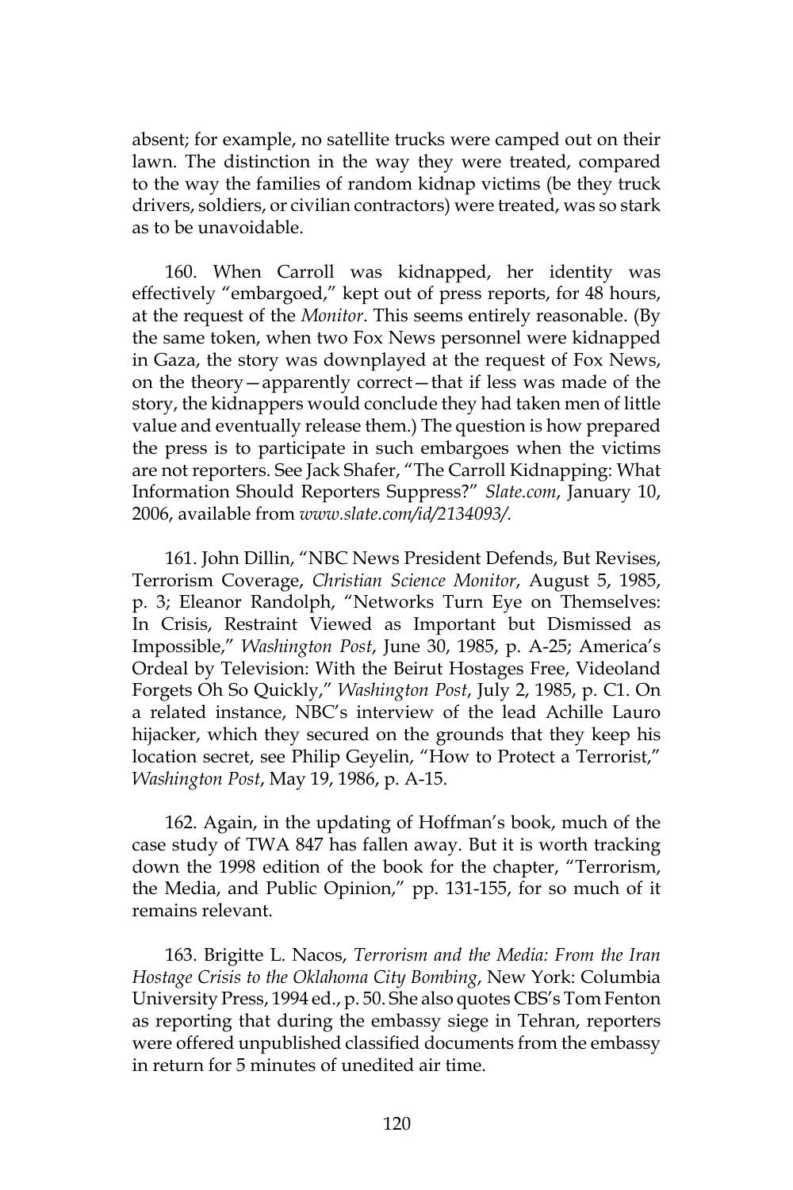absent; for example, no satellite trucks were camped out on their lawn. The distinction in the way they were treated, compared to the way the families of random kidnap victims (be they truck drivers, soldiers, or civilian contractors) were treated, was so stark as to be unavoidable.

160. When Carroll was kidnapped, her identity was effectively "embargoed," kept out of press reports, for 48 hours, at the request of the *Monitor*. This seems entirely reasonable. (By the same token, when two Fox News personnel were kidnapped in Gaza, the story was downplayed at the request of Fox News, on the theory—apparently correct—that if less was made of the story, the kidnappers would conclude they had taken men of little value and eventually release them.) The question is how prepared the press is to participate in such embargoes when the victims are not reporters. See Jack Shafer, "The Carroll Kidnapping: What Information Should Reporters Suppress?" *Slate.com*, January 10, 2006, available from *www.slate.com/id/2134093/*.

161. John Dillin, "NBC News President Defends, But Revises, Terrorism Coverage, *Christian Science Monitor*, August 5, 1985, p. 3; Eleanor Randolph, "Networks Turn Eye on Themselves: In Crisis, Restraint Viewed as Important but Dismissed as Impossible," *Washington Post*, June 30, 1985, p. A-25; America's Ordeal by Television: With the Beirut Hostages Free, Videoland Forgets Oh So Quickly," *Washington Post*, July 2, 1985, p. C1. On a related instance, NBC's interview of the lead Achille Lauro hijacker, which they secured on the grounds that they keep his location secret, see Philip Geyelin, "How to Protect a Terrorist," *Washington Post*, May 19, 1986, p. A-15.

162. Again, in the updating of Hoffman's book, much of the case study of TWA 847 has fallen away. But it is worth tracking down the 1998 edition of the book for the chapter, "Terrorism, the Media, and Public Opinion," pp. 131-155, for so much of it remains relevant.

163. Brigitte L. Nacos, *Terrorism and the Media: From the Iran Hostage Crisis to the Oklahoma City Bombing*, New York: Columbia University Press, 1994 ed., p. 50. She also quotes CBS's Tom Fenton as reporting that during the embassy siege in Tehran, reporters were offered unpublished classified documents from the embassy in return for 5 minutes of unedited air time.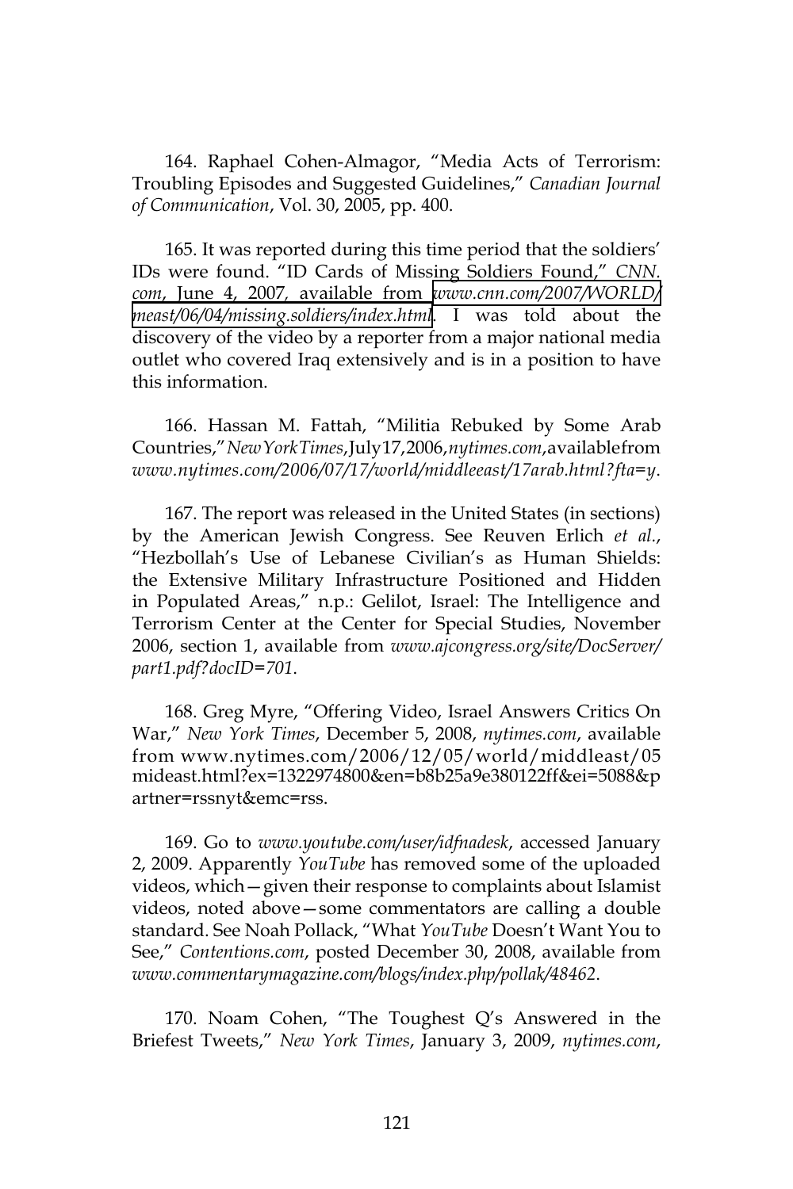164. Raphael Cohen-Almagor, “Media Acts of Terrorism: Troubling Episodes and Suggested Guidelines,” *Canadian Journal of Communication*, Vol. 30, 2005, pp. 400.

165. It was reported during this time period that the soldiers’ IDs were found. “ID Cards of Missing Soldiers Found,” *CNN.com*, June 4, 2007, available from *www.cnn.com/2007/WORLD/meast/06/04/missing.soldiers/index.html*. I was told about the discovery of the video by a reporter from a major national media outlet who covered Iraq extensively and is in a position to have this information.

166. Hassan M. Fattah, “Militia Rebuked by Some Arab Countries,” *New York Times*, July 17, 2006, *nytimes.com*, available from *www.nytimes.com/2006/07/17/world/middleeast/17arab.html?fta=y*.

167. The report was released in the United States (in sections) by the American Jewish Congress. See Reuven Erlich *et al.*, “Hezbollah’s Use of Lebanese Civilian’s as Human Shields: the Extensive Military Infrastructure Positioned and Hidden in Populated Areas,” n.p.: Gelilot, Israel: The Intelligence and Terrorism Center at the Center for Special Studies, November 2006, section 1, available from *www.ajcongress.org/site/DocServer/part1.pdf?docID=701*.

168. Greg Myre, “Offering Video, Israel Answers Critics On War,” *New York Times*, December 5, 2008, *nytimes.com*, available from www.nytimes.com/2006/12/05/world/middleast/05mideast.html?ex=1322974800&en=b8b25a9e380122ff&ei=5088&partner=rssnyt&emc=rss.

169. Go to *www.youtube.com/user/idfnadesk*, accessed January 2, 2009. Apparently *YouTube* has removed some of the uploaded videos, which—given their response to complaints about Islamist videos, noted above—some commentators are calling a double standard. See Noah Pollack, “What *YouTube* Doesn’t Want You to See,” *Contentions.com*, posted December 30, 2008, available from *www.commentarymagazine.com/blogs/index.php/pollak/48462*.

170. Noam Cohen, “The Toughest Q’s Answered in the Briefest Tweets,” *New York Times*, January 3, 2009, *nytimes.com*,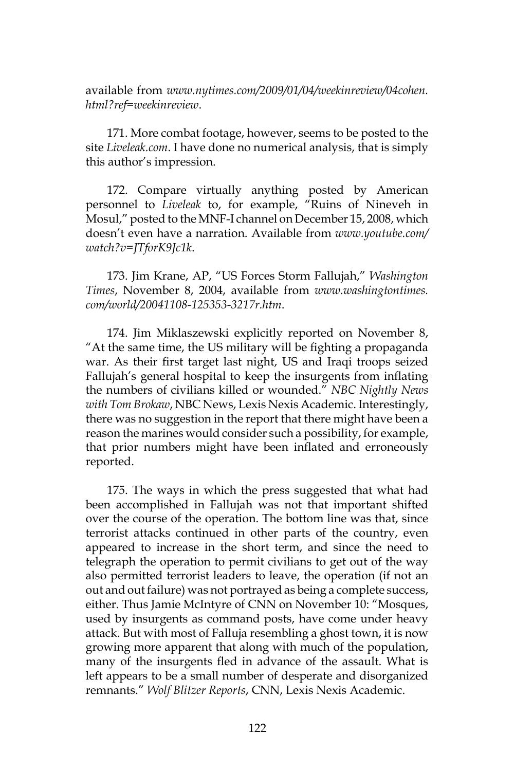available from *www.nytimes.com/2009/01/04/weekinreview/04cohen.html?ref=weekinreview*.

171. More combat footage, however, seems to be posted to the site *Liveleak.com*. I have done no numerical analysis, that is simply this author's impression.

172. Compare virtually anything posted by American personnel to *Liveleak* to, for example, "Ruins of Nineveh in Mosul," posted to the MNF-I channel on December 15, 2008, which doesn't even have a narration. Available from *www.youtube.com/watch?v=JTforK9Jc1k*.

173. Jim Krane, AP, "US Forces Storm Fallujah," *Washington Times*, November 8, 2004, available from *www.washingtontimes.com/world/20041108-125353-3217r.htm*.

174. Jim Miklaszewski explicitly reported on November 8, "At the same time, the US military will be fighting a propaganda war. As their first target last night, US and Iraqi troops seized Fallujah's general hospital to keep the insurgents from inflating the numbers of civilians killed or wounded." *NBC Nightly News with Tom Brokaw*, NBC News, Lexis Nexis Academic. Interestingly, there was no suggestion in the report that there might have been a reason the marines would consider such a possibility, for example, that prior numbers might have been inflated and erroneously reported.

175. The ways in which the press suggested that what had been accomplished in Fallujah was not that important shifted over the course of the operation. The bottom line was that, since terrorist attacks continued in other parts of the country, even appeared to increase in the short term, and since the need to telegraph the operation to permit civilians to get out of the way also permitted terrorist leaders to leave, the operation (if not an out and out failure) was not portrayed as being a complete success, either. Thus Jamie McIntyre of CNN on November 10: "Mosques, used by insurgents as command posts, have come under heavy attack. But with most of Falluja resembling a ghost town, it is now growing more apparent that along with much of the population, many of the insurgents fled in advance of the assault. What is left appears to be a small number of desperate and disorganized remnants." *Wolf Blitzer Reports*, CNN, Lexis Nexis Academic.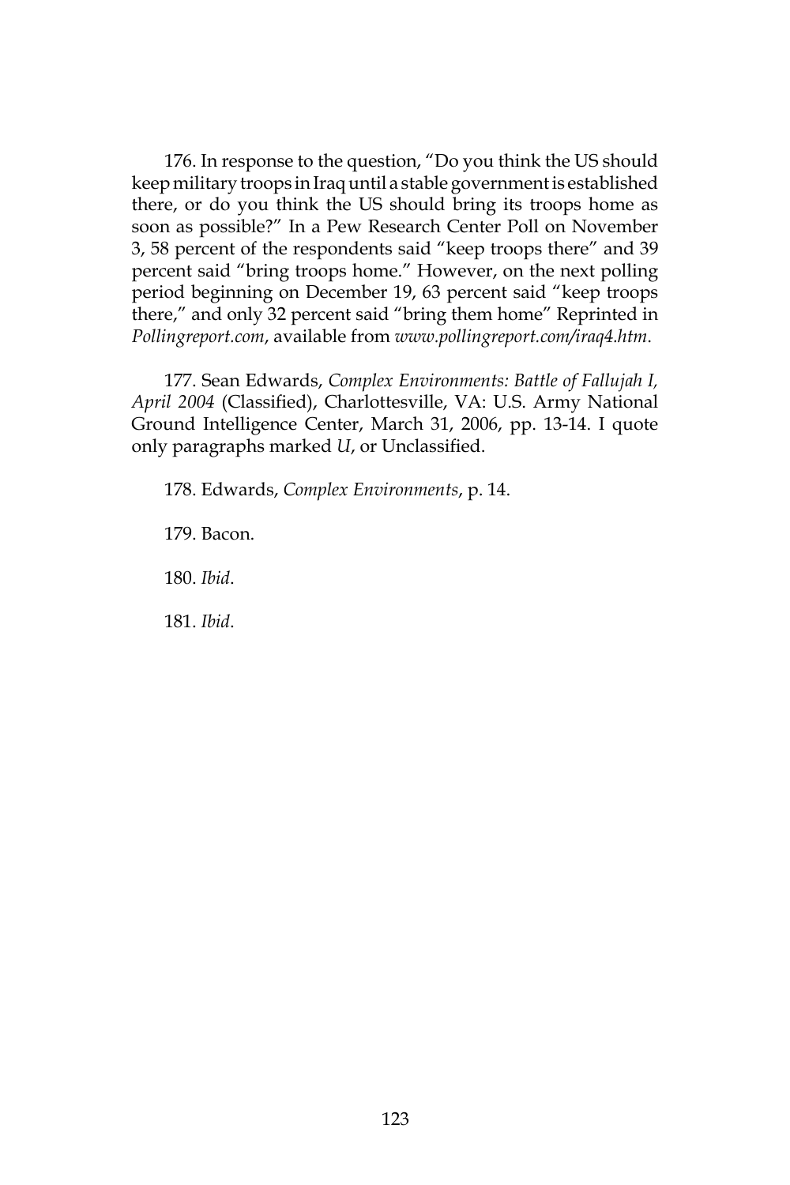176. In response to the question, "Do you think the US should keep military troops in Iraq until a stable government is established there, or do you think the US should bring its troops home as soon as possible?" In a Pew Research Center Poll on November 3, 58 percent of the respondents said "keep troops there" and 39 percent said "bring troops home." However, on the next polling period beginning on December 19, 63 percent said "keep troops there," and only 32 percent said "bring them home" Reprinted in *Pollingreport.com*, available from *www.pollingreport.com/iraq4.htm*.

177. Sean Edwards, *Complex Environments: Battle of Fallujah I, April 2004* (Classified), Charlottesville, VA: U.S. Army National Ground Intelligence Center, March 31, 2006, pp. 13-14. I quote only paragraphs marked *U*, or Unclassified.

178. Edwards, *Complex Environments*, p. 14.

179. Bacon.

180. *Ibid*.

181. *Ibid*.